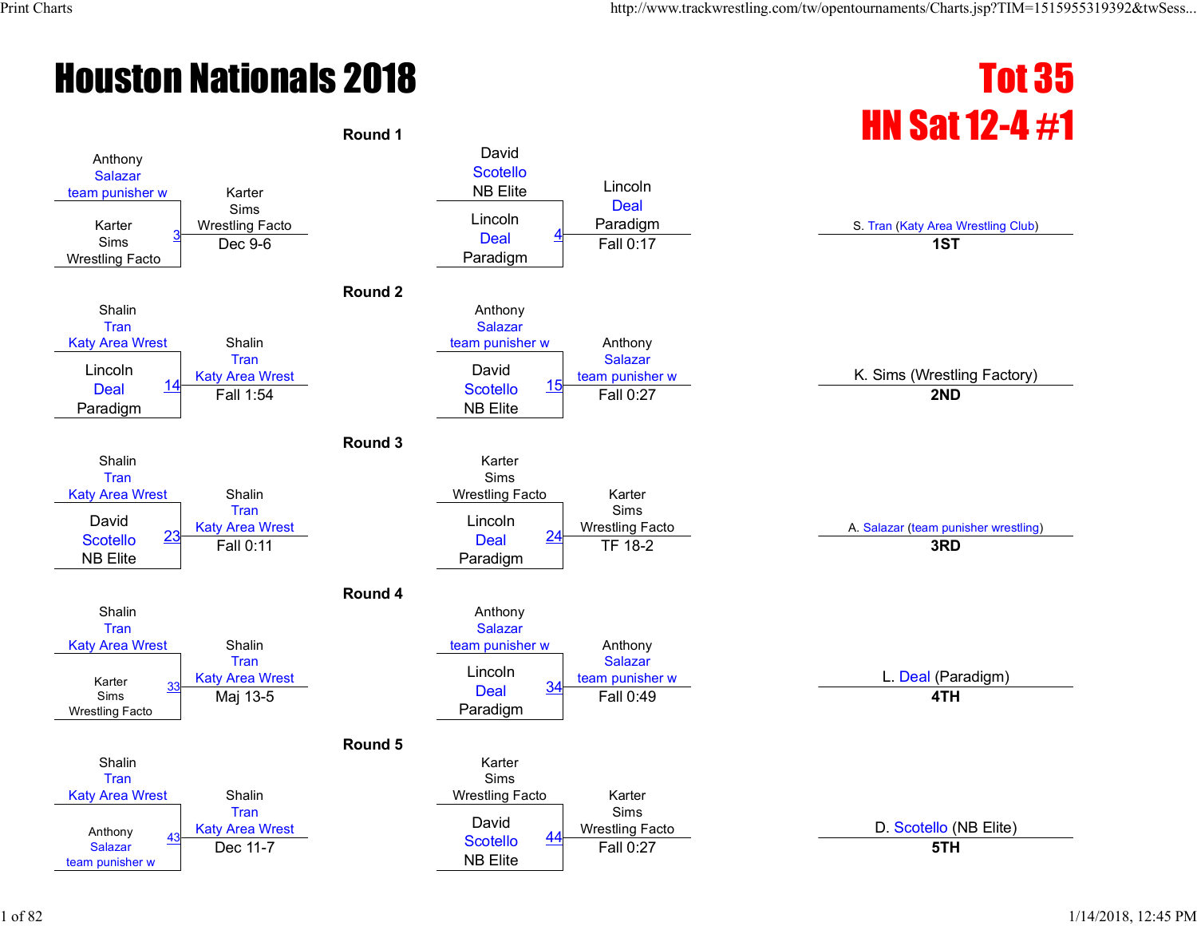# Houston Nationals 2018

## Tot 35
## HN Sat 12-4 #1

### Round 1

| Match | Wrestler 1 | Wrestler 2 | Winner | Result |
|---|---|---|---|---|
| 3 | Anthony Salazar (team punisher w) | Karter Sims (Wrestling Facto) | Karter Sims (Wrestling Facto) | Dec 9-6 |
| 4 | David Scotello (NB Elite) | Lincoln Deal (Paradigm) | Lincoln Deal (Paradigm) | Fall 0:17 |

### Round 2

| Match | Wrestler 1 | Wrestler 2 | Winner | Result |
|---|---|---|---|---|
| 14 | Shalin Tran (Katy Area Wrest) | Lincoln Deal (Paradigm) | Shalin Tran (Katy Area Wrest) | Fall 1:54 |
| 15 | Anthony Salazar (team punisher w) | David Scotello (NB Elite) | Anthony Salazar (team punisher w) | Fall 0:27 |

### Round 3

| Match | Wrestler 1 | Wrestler 2 | Winner | Result |
|---|---|---|---|---|
| 23 | Shalin Tran (Katy Area Wrest) | David Scotello (NB Elite) | Shalin Tran (Katy Area Wrest) | Fall 0:11 |
| 24 | Karter Sims (Wrestling Facto) | Lincoln Deal (Paradigm) | Karter Sims (Wrestling Facto) | TF 18-2 |

### Round 4

| Match | Wrestler 1 | Wrestler 2 | Winner | Result |
|---|---|---|---|---|
| 33 | Shalin Tran (Katy Area Wrest) | Karter Sims (Wrestling Facto) | Shalin Tran (Katy Area Wrest) | Maj 13-5 |
| 34 | Anthony Salazar (team punisher w) | Lincoln Deal (Paradigm) | Anthony Salazar (team punisher w) | Fall 0:49 |

### Round 5

| Match | Wrestler 1 | Wrestler 2 | Winner | Result |
|---|---|---|---|---|
| 43 | Shalin Tran (Katy Area Wrest) | Anthony Salazar (team punisher w) | Shalin Tran (Katy Area Wrest) | Dec 11-7 |
| 44 | Karter Sims (Wrestling Facto) | David Scotello (NB Elite) | Karter Sims (Wrestling Facto) | Fall 0:27 |

### Placements

| Place | Wrestler |
|---|---|
| 1ST | S. Tran (Katy Area Wrestling Club) |
| 2ND | K. Sims (Wrestling Factory) |
| 3RD | A. Salazar (team punisher wrestling) |
| 4TH | L. Deal (Paradigm) |
| 5TH | D. Scotello (NB Elite) |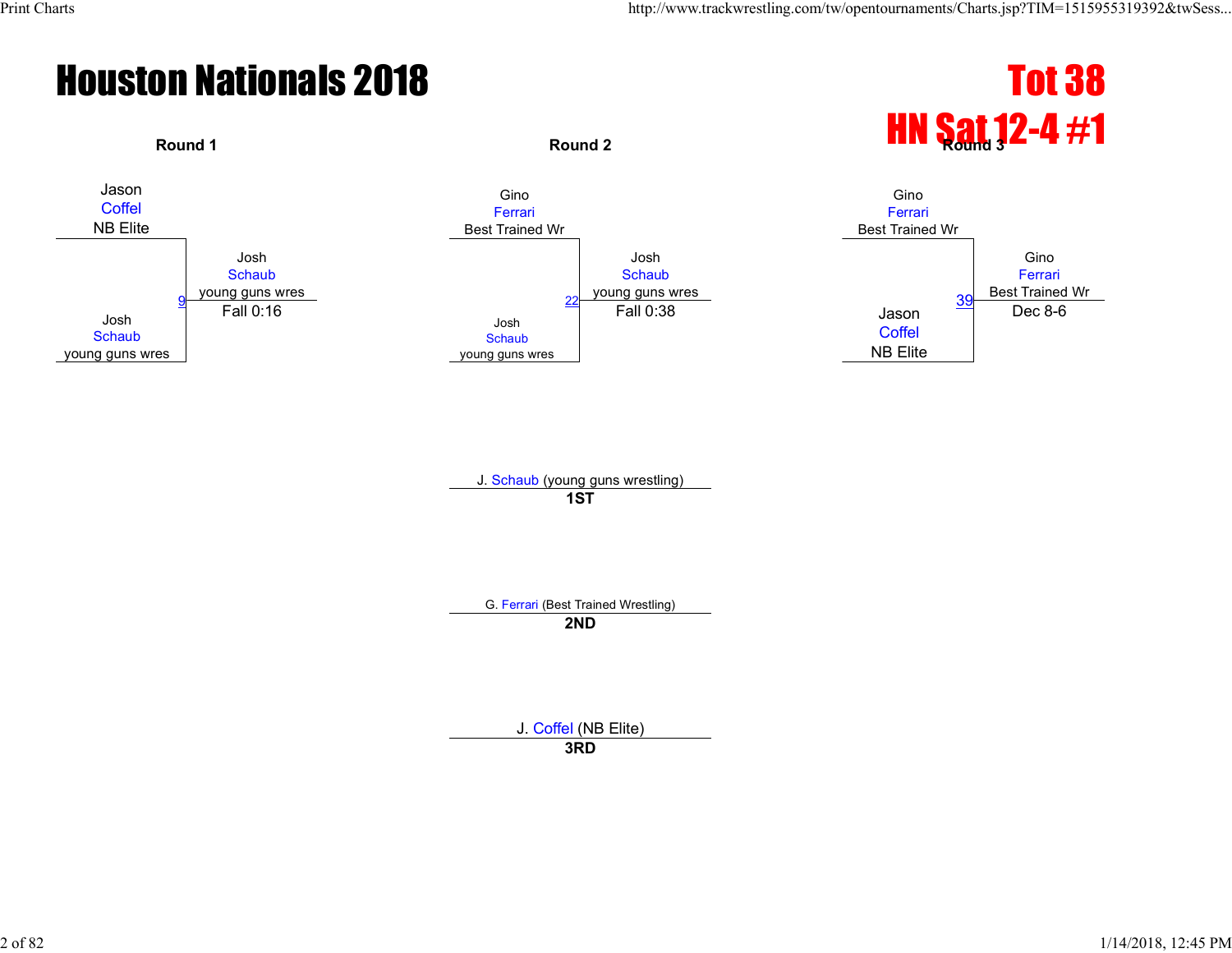# Houston Nationals 2018

**Tot 38**

**HN Sat 12-4 #1**

### Round 1

Jason Coffel (NB Elite) vs. Josh Schaub (young guns wres)

Bout 9 — Winner: Josh Schaub (young guns wres), Fall 0:16

### Round 2

Gino Ferrari (Best Trained Wr) vs. Josh Schaub (young guns wres)

Bout 22 — Winner: Josh Schaub (young guns wres), Fall 0:38

### Round 3

Gino Ferrari (Best Trained Wr) vs. Jason Coffel (NB Elite)

Bout 39 — Winner: Gino Ferrari (Best Trained Wr), Dec 8-6

### Placements

**1ST** — J. Schaub (young guns wrestling)

**2ND** — G. Ferrari (Best Trained Wrestling)

**3RD** — J. Coffel (NB Elite)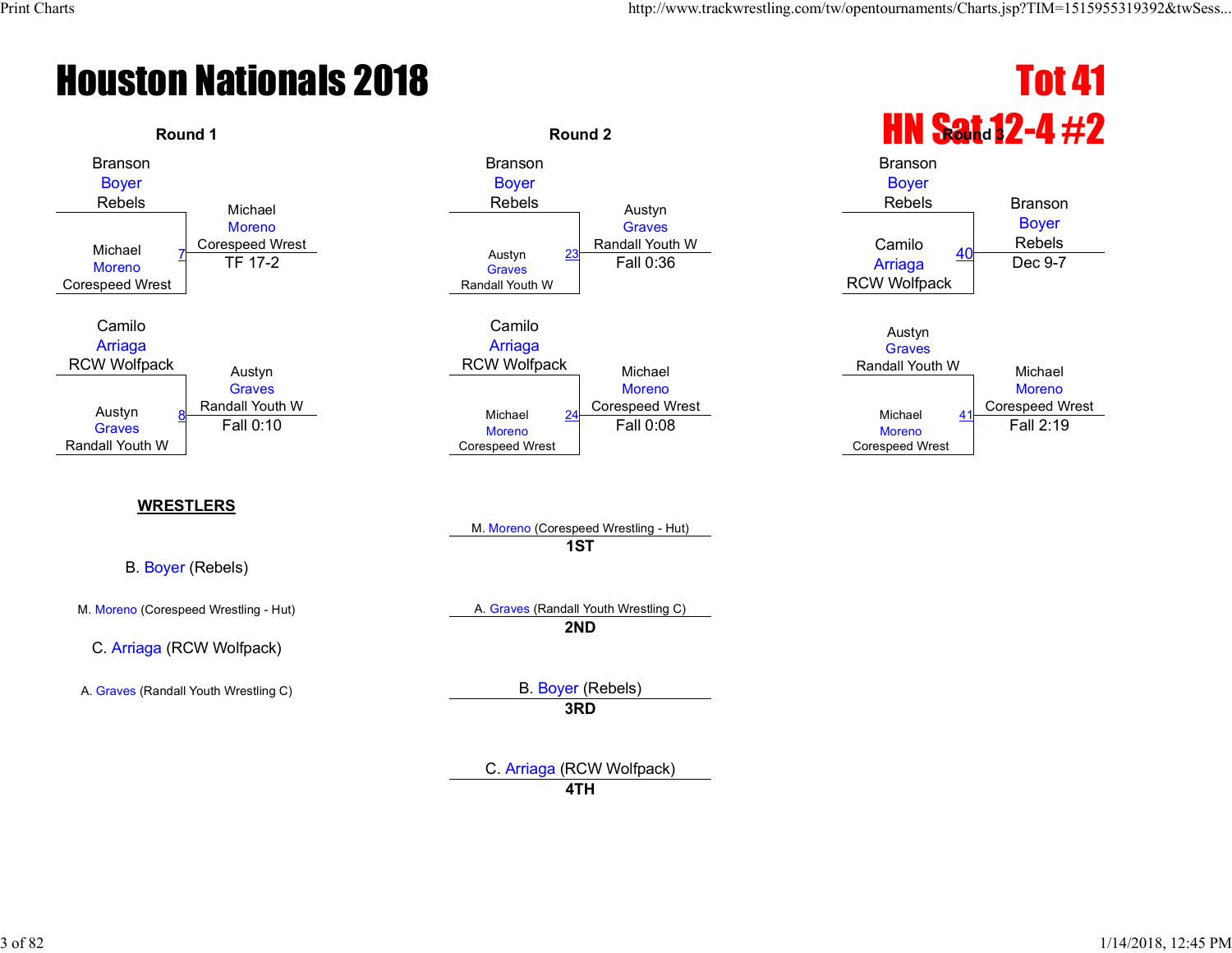# Houston Nationals 2018

**Tot 41**

**HN Sat 12-4 #2**

## Round 1

| Bout | Wrestler 1 | Wrestler 2 | Winner | Result |
|---|---|---|---|---|
| 7 | Branson Boyer (Rebels) | Michael Moreno (Corespeed Wrest) | Michael Moreno (Corespeed Wrest) | TF 17-2 |
| 8 | Camilo Arriaga (RCW Wolfpack) | Austyn Graves (Randall Youth W) | Austyn Graves (Randall Youth W) | Fall 0:10 |

## Round 2

| Bout | Wrestler 1 | Wrestler 2 | Winner | Result |
|---|---|---|---|---|
| 23 | Branson Boyer (Rebels) | Austyn Graves (Randall Youth W) | Austyn Graves (Randall Youth W) | Fall 0:36 |
| 24 | Camilo Arriaga (RCW Wolfpack) | Michael Moreno (Corespeed Wrest) | Michael Moreno (Corespeed Wrest) | Fall 0:08 |

## Round 3

| Bout | Wrestler 1 | Wrestler 2 | Winner | Result |
|---|---|---|---|---|
| 40 | Branson Boyer (Rebels) | Camilo Arriaga (RCW Wolfpack) | Branson Boyer (Rebels) | Dec 9-7 |
| 41 | Austyn Graves (Randall Youth W) | Michael Moreno (Corespeed Wrest) | Michael Moreno (Corespeed Wrest) | Fall 2:19 |

**WRESTLERS**

- B. Boyer (Rebels)
- M. Moreno (Corespeed Wrestling - Hut)
- C. Arriaga (RCW Wolfpack)
- A. Graves (Randall Youth Wrestling C)

**Placements**

- **1ST**: M. Moreno (Corespeed Wrestling - Hut)
- **2ND**: A. Graves (Randall Youth Wrestling C)
- **3RD**: B. Boyer (Rebels)
- **4TH**: C. Arriaga (RCW Wolfpack)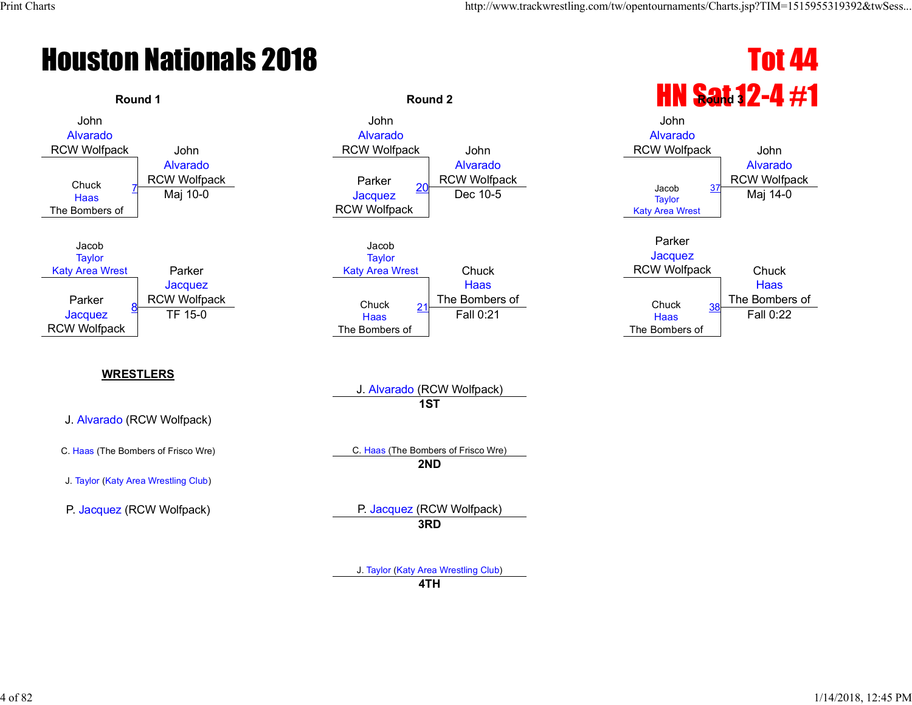# Houston Nationals 2018

## Tot 44
## HN Sat 12-4 #1

### Round 1

| Bout | Wrestler 1 | Wrestler 2 | Winner | Result |
|---|---|---|---|---|
| 7 | John Alvarado (RCW Wolfpack) | Chuck Haas (The Bombers of) | John Alvarado (RCW Wolfpack) | Maj 10-0 |
| 8 | Jacob Taylor (Katy Area Wrest) | Parker Jacquez (RCW Wolfpack) | Parker Jacquez (RCW Wolfpack) | TF 15-0 |

### Round 2

| Bout | Wrestler 1 | Wrestler 2 | Winner | Result |
|---|---|---|---|---|
| 20 | John Alvarado (RCW Wolfpack) | Parker Jacquez (RCW Wolfpack) | John Alvarado (RCW Wolfpack) | Dec 10-5 |
| 21 | Jacob Taylor (Katy Area Wrest) | Chuck Haas (The Bombers of) | Chuck Haas (The Bombers of) | Fall 0:21 |

### Round 3

| Bout | Wrestler 1 | Wrestler 2 | Winner | Result |
|---|---|---|---|---|
| 37 | John Alvarado (RCW Wolfpack) | Jacob Taylor (Katy Area Wrest) | John Alvarado (RCW Wolfpack) | Maj 14-0 |
| 38 | Parker Jacquez (RCW Wolfpack) | Chuck Haas (The Bombers of) | Chuck Haas (The Bombers of) | Fall 0:22 |

**WRESTLERS**

- J. Alvarado (RCW Wolfpack)
- C. Haas (The Bombers of Frisco Wre)
- J. Taylor (Katy Area Wrestling Club)
- P. Jacquez (RCW Wolfpack)

**Placings**

- **1ST**: J. Alvarado (RCW Wolfpack)
- **2ND**: C. Haas (The Bombers of Frisco Wre)
- **3RD**: P. Jacquez (RCW Wolfpack)
- **4TH**: J. Taylor (Katy Area Wrestling Club)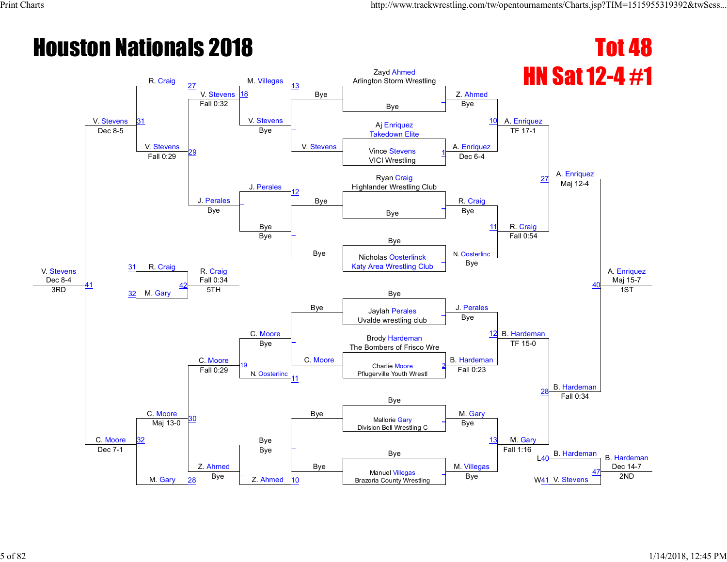# Houston Nationals 2018

## Tot 48
## HN Sat 12-4 #1

### Championship Bracket

**First Round**

- Zayd Ahmed (Arlington Storm Wrestling) vs. Bye — Z. Ahmed, Bye
- Aj Enriquez (Takedown Elite) vs. Vince Stevens (VICI Wrestling) — A. Enriquez, Dec 6-4 (Bout 1)
- Ryan Craig (Highlander Wrestling Club) vs. Bye — R. Craig, Bye
- Bye vs. Nicholas Oosterlinck (Katy Area Wrestling Club) — N. Oosterlinc, Bye
- Bye vs. Jaylah Perales (Uvalde wrestling club) — J. Perales, Bye
- Brody Hardeman (The Bombers of Frisco Wre) vs. Charlie Moore (Pflugerville Youth Wrestl) — B. Hardeman, Fall 0:23 (Bout 2)
- Bye vs. Mallorie Gary (Division Bell Wrestling C) — M. Gary, Bye
- Bye vs. Manuel Villegas (Brazoria County Wrestling) — M. Villegas, Bye

**Quarterfinals**

- Bout 10: Z. Ahmed vs. A. Enriquez — A. Enriquez, TF 17-1
- Bout 11: R. Craig vs. N. Oosterlinc — R. Craig, Fall 0:54
- Bout 12: J. Perales vs. B. Hardeman — B. Hardeman, TF 15-0
- Bout 13: M. Gary vs. M. Villegas — M. Gary, Fall 1:16

**Semifinals**

- Bout 27: A. Enriquez vs. R. Craig — A. Enriquez, Maj 12-4
- Bout 28: B. Hardeman vs. M. Gary — B. Hardeman, Fall 0:34

**Final**

- Bout 40: A. Enriquez vs. B. Hardeman — A. Enriquez, Maj 15-7 — 1ST

**2nd Place Match**

- Bout 47: B. Hardeman (L40) vs. V. Stevens (W41) — B. Hardeman, Dec 14-7 — 2ND

### Consolation Bracket

**First Round**

- Bye vs. V. Stevens — V. Stevens
- Bye vs. Bye — Bye
- Bye vs. C. Moore — C. Moore
- Bye vs. Bye — Bye

**Second Round**

- Bout 13: M. Villegas vs. V. Stevens — V. Stevens, Bye
- Bout 12: J. Perales vs. Bye — Bye
- Bout 11: C. Moore vs. N. Oosterlinc — C. Moore, Bye
- Bout 10: Bye vs. Z. Ahmed — Z. Ahmed, Bye

**Third Round**

- Bout 18: V. Stevens — V. Stevens, Fall 0:32
- J. Perales, Bye
- Bout 19: C. Moore, Fall 0:29
- Z. Ahmed, Bye

**Fourth Round**

- Bout 29: V. Stevens vs. J. Perales — V. Stevens, Fall 0:29
- Bout 30: C. Moore vs. Z. Ahmed — C. Moore, Maj 13-0

**Fifth Round**

- Bout 31: R. Craig (27) vs. V. Stevens — V. Stevens, Dec 8-5
- Bout 32: C. Moore vs. M. Gary (28) — C. Moore, Dec 7-1

**3rd Place Match**

- Bout 41: V. Stevens vs. C. Moore — V. Stevens, Dec 8-4 — 3RD

**5th Place Match**

- Bout 42: R. Craig (L31) vs. M. Gary (L32) — R. Craig, Fall 0:34 — 5TH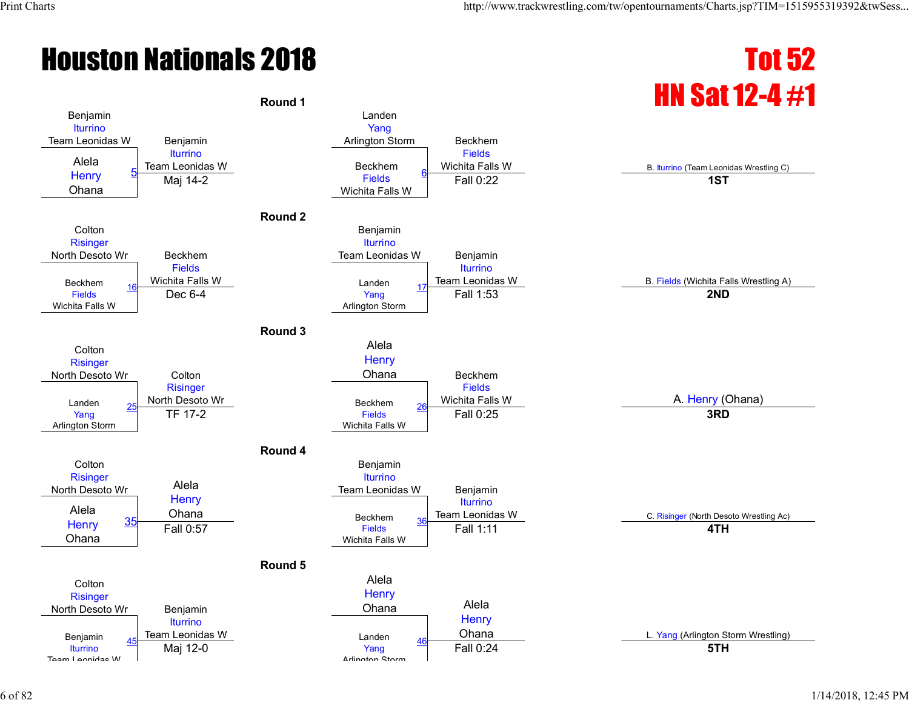# Houston Nationals 2018

## Tot 52
## HN Sat 12-4 #1

### Round 1

| Bout | Wrestler 1 | Wrestler 2 | Winner | Result |
|---|---|---|---|---|
| 5 | Benjamin Iturrino (Team Leonidas W) | Alela Henry (Ohana) | Benjamin Iturrino (Team Leonidas W) | Maj 14-2 |
| 6 | Landen Yang (Arlington Storm) | Beckhem Fields (Wichita Falls W) | Beckhem Fields (Wichita Falls W) | Fall 0:22 |

### Round 2

| Bout | Wrestler 1 | Wrestler 2 | Winner | Result |
|---|---|---|---|---|
| 16 | Colton Risinger (North Desoto Wr) | Beckhem Fields (Wichita Falls W) | Beckhem Fields (Wichita Falls W) | Dec 6-4 |
| 17 | Benjamin Iturrino (Team Leonidas W) | Landen Yang (Arlington Storm) | Benjamin Iturrino (Team Leonidas W) | Fall 1:53 |

### Round 3

| Bout | Wrestler 1 | Wrestler 2 | Winner | Result |
|---|---|---|---|---|
| 25 | Colton Risinger (North Desoto Wr) | Landen Yang (Arlington Storm) | Colton Risinger (North Desoto Wr) | TF 17-2 |
| 26 | Alela Henry (Ohana) | Beckhem Fields (Wichita Falls W) | Beckhem Fields (Wichita Falls W) | Fall 0:25 |

### Round 4

| Bout | Wrestler 1 | Wrestler 2 | Winner | Result |
|---|---|---|---|---|
| 35 | Colton Risinger (North Desoto Wr) | Alela Henry (Ohana) | Alela Henry (Ohana) | Fall 0:57 |
| 36 | Benjamin Iturrino (Team Leonidas W) | Beckhem Fields (Wichita Falls W) | Benjamin Iturrino (Team Leonidas W) | Fall 1:11 |

### Round 5

| Bout | Wrestler 1 | Wrestler 2 | Winner | Result |
|---|---|---|---|---|
| 45 | Colton Risinger (North Desoto Wr) | Benjamin Iturrino (Team Leonidas W) | Benjamin Iturrino (Team Leonidas W) | Maj 12-0 |
| 46 | Alela Henry (Ohana) | Landen Yang (Arlington Storm) | Alela Henry (Ohana) | Fall 0:24 |

### Placements

| Place | Wrestler |
|---|---|
| 1ST | B. Iturrino (Team Leonidas Wrestling C) |
| 2ND | B. Fields (Wichita Falls Wrestling A) |
| 3RD | A. Henry (Ohana) |
| 4TH | C. Risinger (North Desoto Wrestling Ac) |
| 5TH | L. Yang (Arlington Storm Wrestling) |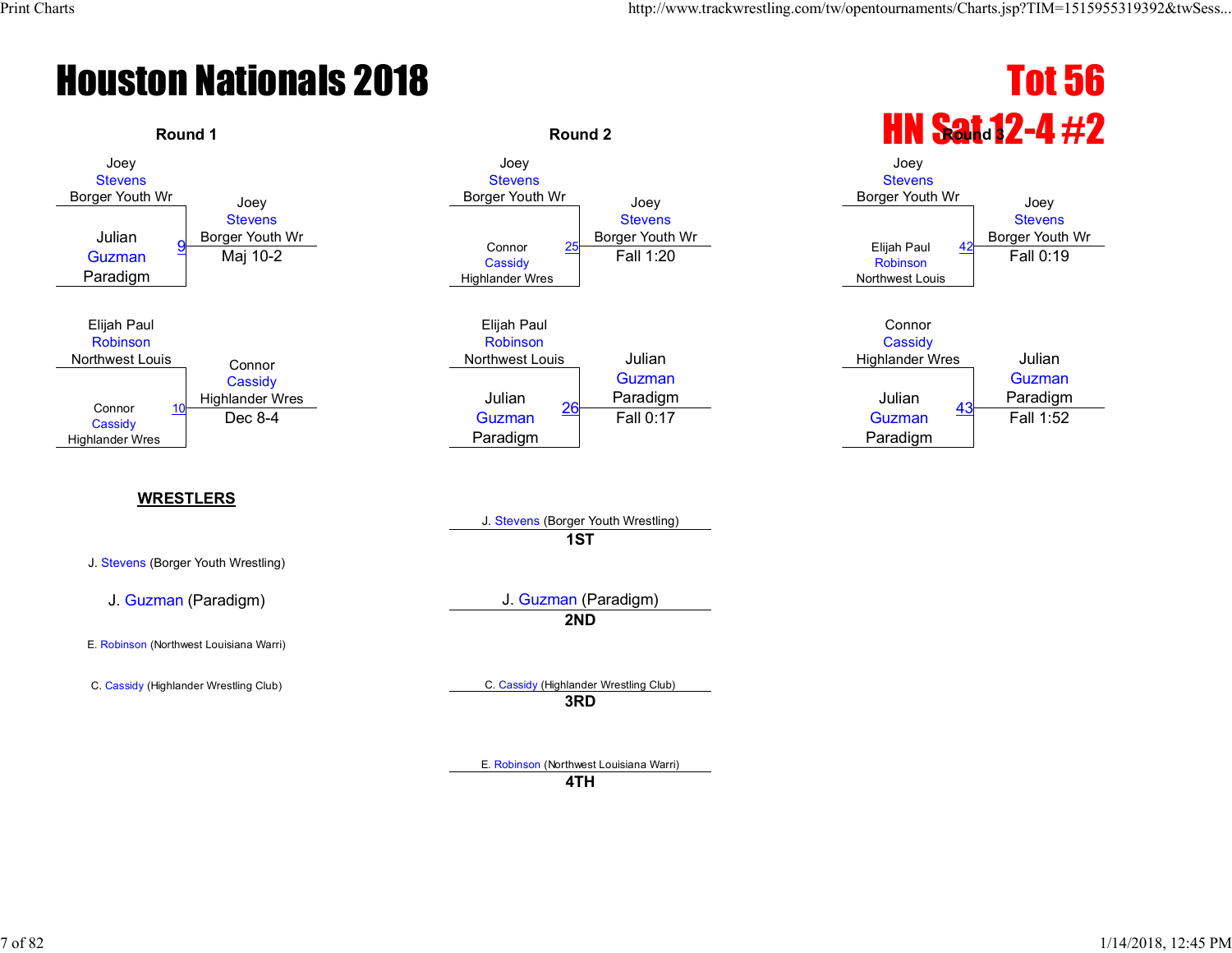# Houston Nationals 2018

## Tot 56
## HN Sat 12-4 #2

### Round 1

| Wrestler 1 | Wrestler 2 | Bout | Winner | Result |
|---|---|---|---|---|
| Joey Stevens, Borger Youth Wr | Julian Guzman, Paradigm | 9 | Joey Stevens, Borger Youth Wr | Maj 10-2 |
| Elijah Paul Robinson, Northwest Louis | Connor Cassidy, Highlander Wres | 10 | Connor Cassidy, Highlander Wres | Dec 8-4 |

### Round 2

| Wrestler 1 | Wrestler 2 | Bout | Winner | Result |
|---|---|---|---|---|
| Joey Stevens, Borger Youth Wr | Connor Cassidy, Highlander Wres | 25 | Joey Stevens, Borger Youth Wr | Fall 1:20 |
| Elijah Paul Robinson, Northwest Louis | Julian Guzman, Paradigm | 26 | Julian Guzman, Paradigm | Fall 0:17 |

### Round 3

| Wrestler 1 | Wrestler 2 | Bout | Winner | Result |
|---|---|---|---|---|
| Joey Stevens, Borger Youth Wr | Elijah Paul Robinson, Northwest Louis | 42 | Joey Stevens, Borger Youth Wr | Fall 0:19 |
| Connor Cassidy, Highlander Wres | Julian Guzman, Paradigm | 43 | Julian Guzman, Paradigm | Fall 1:52 |

### WRESTLERS

- J. Stevens (Borger Youth Wrestling)
- J. Guzman (Paradigm)
- E. Robinson (Northwest Louisiana Warri)
- C. Cassidy (Highlander Wrestling Club)

### Placements

| Place | Wrestler |
|---|---|
| 1ST | J. Stevens (Borger Youth Wrestling) |
| 2ND | J. Guzman (Paradigm) |
| 3RD | C. Cassidy (Highlander Wrestling Club) |
| 4TH | E. Robinson (Northwest Louisiana Warri) |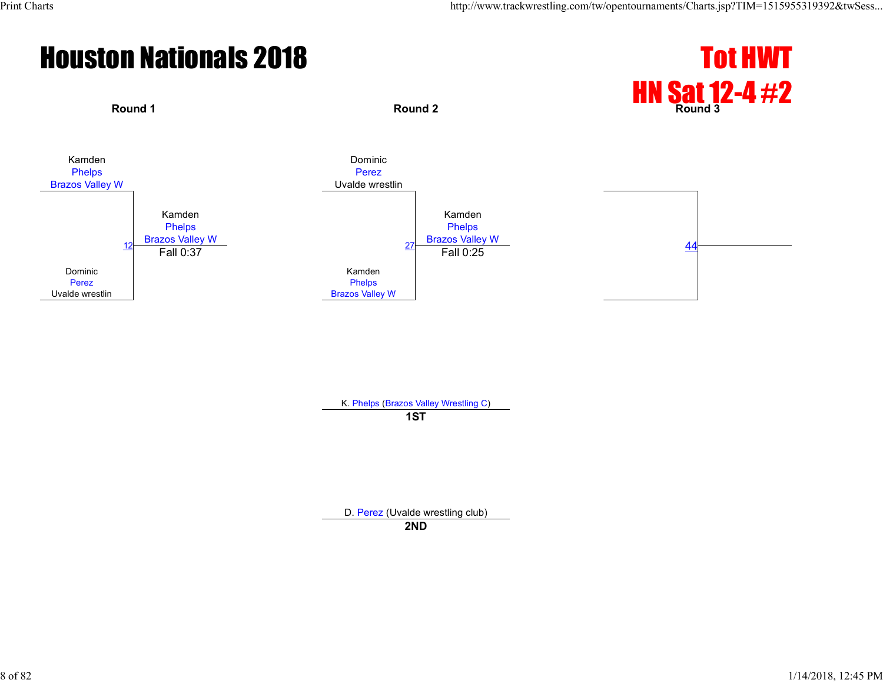# Houston Nationals 2018

## Tot HWT
## HN Sat 12-4 #2

### Round 1

Kamden
Phelps
Brazos Valley W

12

Dominic
Perez
Uvalde wrestlin

Winner: Kamden Phelps, Brazos Valley W — Fall 0:37

### Round 2

Dominic
Perez
Uvalde wrestlin

27

Kamden
Phelps
Brazos Valley W

Winner: Kamden Phelps, Brazos Valley W — Fall 0:25

### Round 3

44

---

K. Phelps (Brazos Valley Wrestling C)
**1ST**

D. Perez (Uvalde wrestling club)
**2ND**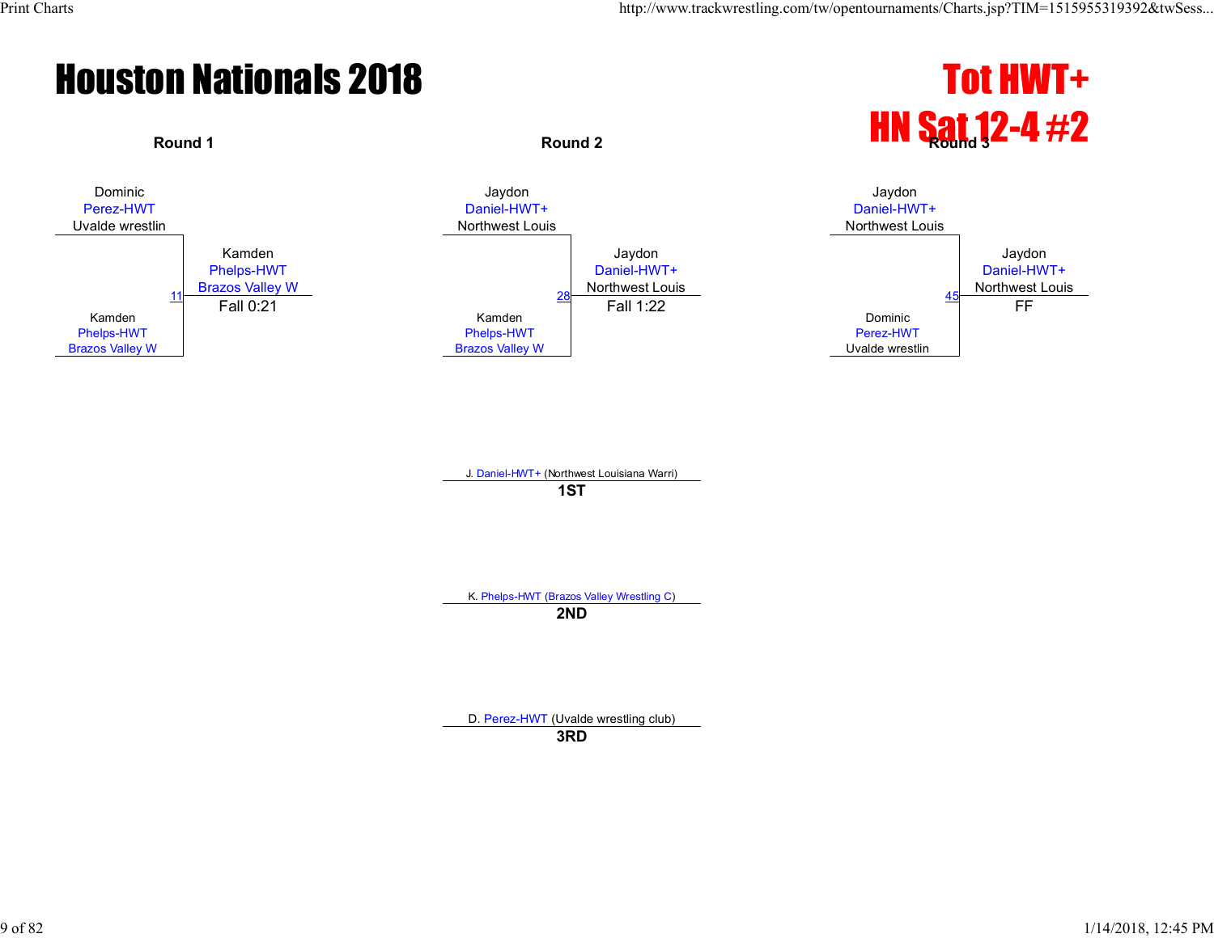# Houston Nationals 2018

## Tot HWT+
## HN Sat 12-4 #2

### Round 1

Dominic Perez-HWT, Uvalde wrestlin

Kamden Phelps-HWT, Brazos Valley W

Bout 11 — Winner: Kamden Phelps-HWT, Brazos Valley W — Fall 0:21

### Round 2

Jaydon Daniel-HWT+, Northwest Louis

Kamden Phelps-HWT, Brazos Valley W

Bout 28 — Winner: Jaydon Daniel-HWT+, Northwest Louis — Fall 1:22

### Round 3

Jaydon Daniel-HWT+, Northwest Louis

Dominic Perez-HWT, Uvalde wrestlin

Bout 45 — Winner: Jaydon Daniel-HWT+, Northwest Louis — FF

### Placements

**1ST**: J. Daniel-HWT+ (Northwest Louisiana Warri)

**2ND**: K. Phelps-HWT (Brazos Valley Wrestling C)

**3RD**: D. Perez-HWT (Uvalde wrestling club)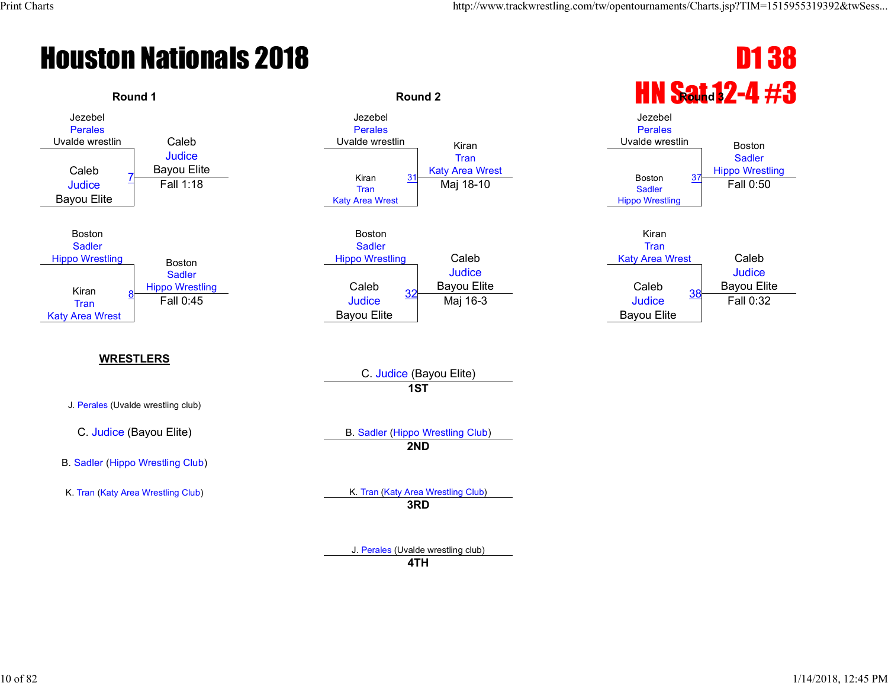# Houston Nationals 2018

## D1 38
## HN Sat 12-4 #3

### Round 1

| Match | Wrestler 1 | Wrestler 2 | Winner | Result |
|---|---|---|---|---|
| 7 | Jezebel Perales (Uvalde wrestlin) | Caleb Judice (Bayou Elite) | Caleb Judice (Bayou Elite) | Fall 1:18 |
| 8 | Boston Sadler (Hippo Wrestling) | Kiran Tran (Katy Area Wrest) | Boston Sadler (Hippo Wrestling) | Fall 0:45 |

### Round 2

| Match | Wrestler 1 | Wrestler 2 | Winner | Result |
|---|---|---|---|---|
| 31 | Jezebel Perales (Uvalde wrestlin) | Kiran Tran (Katy Area Wrest) | Kiran Tran (Katy Area Wrest) | Maj 18-10 |
| 32 | Boston Sadler (Hippo Wrestling) | Caleb Judice (Bayou Elite) | Caleb Judice (Bayou Elite) | Maj 16-3 |

### Round 3

| Match | Wrestler 1 | Wrestler 2 | Winner | Result |
|---|---|---|---|---|
| 37 | Jezebel Perales (Uvalde wrestlin) | Boston Sadler (Hippo Wrestling) | Boston Sadler (Hippo Wrestling) | Fall 0:50 |
| 38 | Kiran Tran (Katy Area Wrest) | Caleb Judice (Bayou Elite) | Caleb Judice (Bayou Elite) | Fall 0:32 |

### WRESTLERS

- J. Perales (Uvalde wrestling club)
- C. Judice (Bayou Elite)
- B. Sadler (Hippo Wrestling Club)
- K. Tran (Katy Area Wrestling Club)

### Placings

- **1ST**: C. Judice (Bayou Elite)
- **2ND**: B. Sadler (Hippo Wrestling Club)
- **3RD**: K. Tran (Katy Area Wrestling Club)
- **4TH**: J. Perales (Uvalde wrestling club)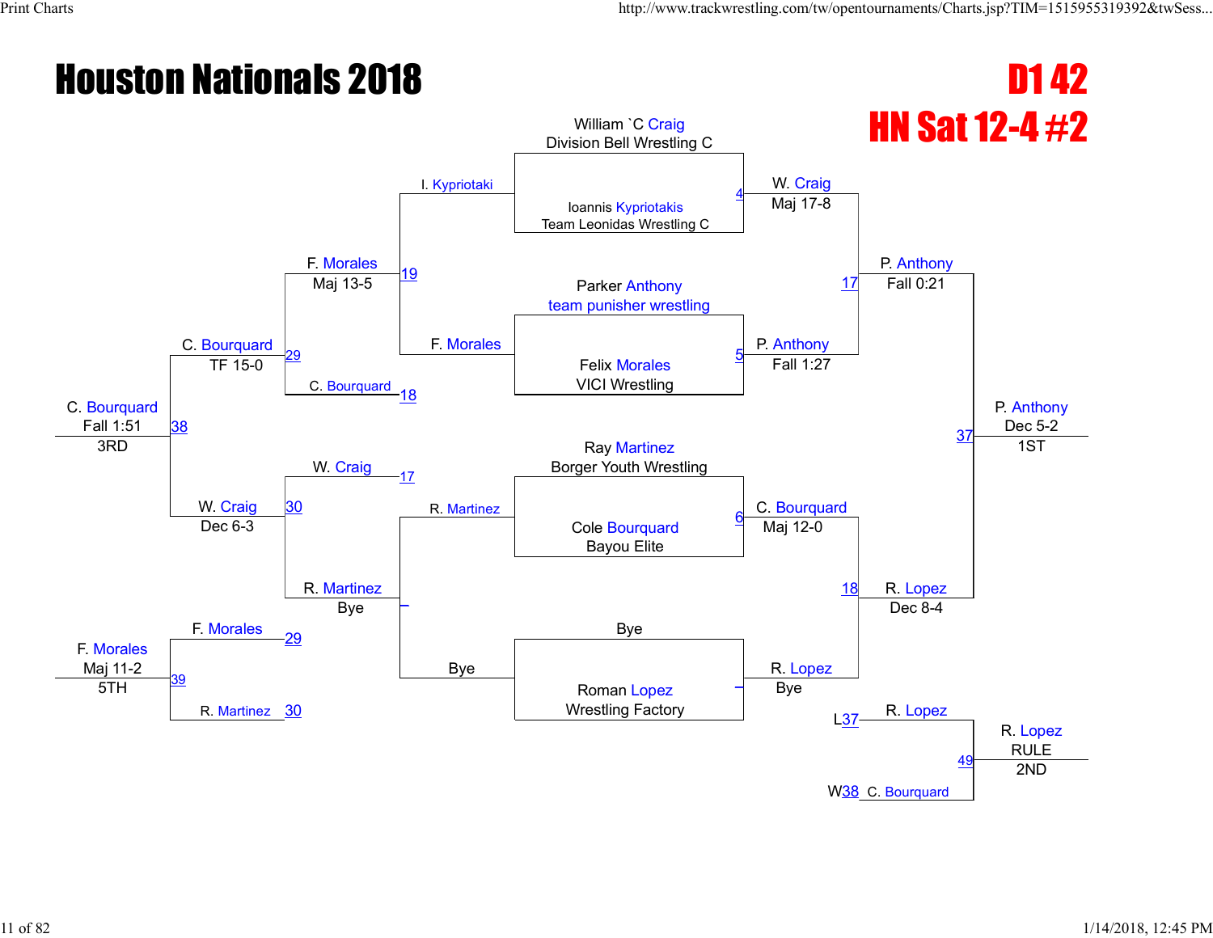# Houston Nationals 2018

## D1 42
## HN Sat 12-4 #2

### Championship Bracket

**Round 1**

- William `C Craig (Division Bell Wrestling C) vs. Ioannis Kypriotakis (Team Leonidas Wrestling C) — Bout 4 — Winner: W. Craig, Maj 17-8
- Parker Anthony (team punisher wrestling) vs. Felix Morales (VICI Wrestling) — Bout 5 — Winner: P. Anthony, Fall 1:27
- Ray Martinez (Borger Youth Wrestling) vs. Cole Bourquard (Bayou Elite) — Bout 6 — Winner: C. Bourquard, Maj 12-0
- Bye vs. Roman Lopez (Wrestling Factory) — Winner: R. Lopez, Bye

**Semifinals**

- W. Craig vs. P. Anthony — Bout 17 — Winner: P. Anthony, Fall 0:21
- C. Bourquard vs. R. Lopez — Bout 18 — Winner: R. Lopez, Dec 8-4

**Final**

- P. Anthony vs. R. Lopez — Bout 37 — Winner: P. Anthony, Dec 5-2 — 1ST

### Consolation Bracket

**Consolation Round 1**

- I. Kypriotaki vs. F. Morales — Bout 19 — Winner: F. Morales, Maj 13-5
- R. Martinez vs. Bye — Winner: R. Martinez, Bye

**Consolation Round 2**

- F. Morales vs. C. Bourquard (L18) — Bout 29 — Winner: C. Bourquard, TF 15-0
- W. Craig (L17) vs. R. Martinez — Bout 30 — Winner: W. Craig, Dec 6-3

**3rd Place**

- C. Bourquard vs. W. Craig — Bout 38 — Winner: C. Bourquard, Fall 1:51 — 3RD

**5th Place**

- F. Morales (L29) vs. R. Martinez (L30) — Bout 39 — Winner: F. Morales, Maj 11-2 — 5TH

**2nd Place**

- R. Lopez (L37) vs. C. Bourquard (W38) — Bout 49 — Winner: R. Lopez, RULE — 2ND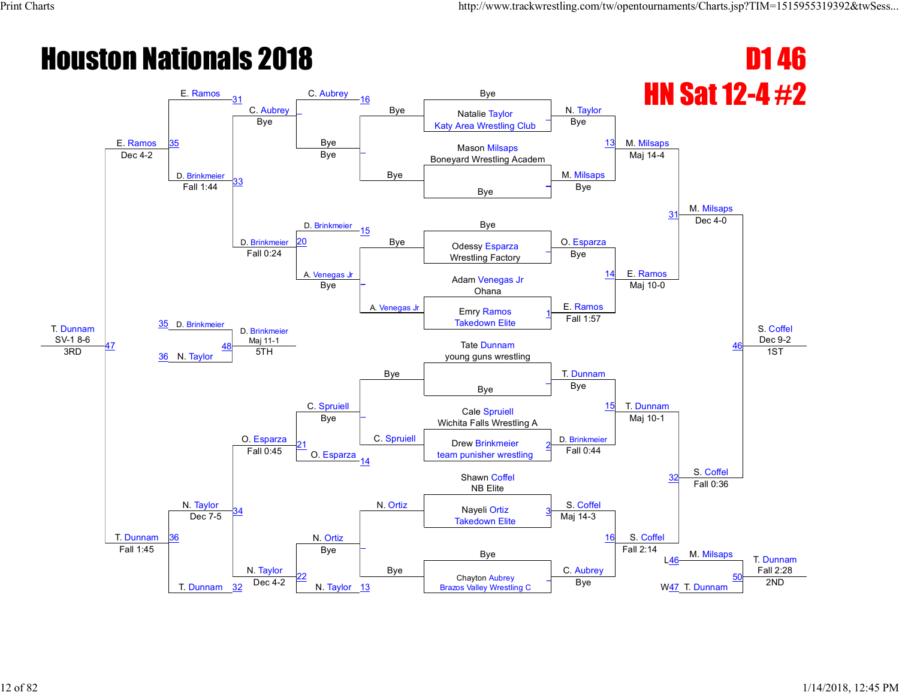# Houston Nationals 2018

## D1 46

## HN Sat 12-4 #2

### Championship Bracket

**Round 1**
- Natalie Taylor (Katy Area Wrestling Club) vs Bye — N. Taylor, Bye
- Mason Milsaps (Boneyard Wrestling Academ) vs Bye — M. Milsaps, Bye
- Odessy Esparza (Wrestling Factory) vs Bye — O. Esparza, Bye
- Adam Venegas Jr (Ohana) vs Emry Ramos (Takedown Elite) — E. Ramos, Fall 1:57
- Tate Dunnam (young guns wrestling) vs Bye — T. Dunnam, Bye
- Cale Spruiell (Wichita Falls Wrestling A) vs Drew Brinkmeier (team punisher wrestling) — D. Brinkmeier, Fall 0:44
- Shawn Coffel (NB Elite) vs Nayeli Ortiz (Takedown Elite) — S. Coffel, Maj 14-3
- Bye vs Chayton Aubrey (Brazos Valley Wrestling C) — C. Aubrey, Bye

**Quarterfinals**
- N. Taylor vs M. Milsaps — M. Milsaps, Maj 14-4
- O. Esparza vs E. Ramos — E. Ramos, Maj 10-0
- T. Dunnam vs D. Brinkmeier — T. Dunnam, Maj 10-1
- S. Coffel vs C. Aubrey — S. Coffel, Fall 2:14

**Semifinals**
- M. Milsaps vs E. Ramos — M. Milsaps, Dec 4-0
- T. Dunnam vs S. Coffel — S. Coffel, Fall 0:36

**Final**
- M. Milsaps vs S. Coffel — S. Coffel, Dec 9-2, 1ST

**2nd Place Match**
- L46 M. Milsaps vs W47 T. Dunnam — T. Dunnam, Fall 2:28, 2ND

### Consolation Bracket

**Consolation Round 1**
- Bye vs Bye — Bye, Bye
- A. Venegas Jr vs Bye — A. Venegas Jr
- Bye vs C. Spruiell — C. Spruiell
- N. Ortiz vs Bye — N. Ortiz

**Consolation Round 2**
- C. Aubrey vs Bye — C. Aubrey, Bye
- D. Brinkmeier vs A. Venegas Jr — D. Brinkmeier
- C. Spruiell vs O. Esparza — C. Spruiell, Bye
- N. Ortiz vs N. Taylor — N. Ortiz, Bye

**Consolation Round 3**
- C. Aubrey vs D. Brinkmeier — D. Brinkmeier, Fall 0:24
- C. Spruiell vs O. Esparza — O. Esparza, Fall 0:45
- N. Ortiz vs N. Taylor — N. Taylor, Dec 4-2

**Consolation Round 4**
- E. Ramos vs D. Brinkmeier — D. Brinkmeier, Fall 1:44
- O. Esparza vs N. Taylor — N. Taylor, Dec 7-5
- N. Taylor vs T. Dunnam — T. Dunnam, Fall 1:45

**Consolation Semifinals**
- E. Ramos vs D. Brinkmeier — E. Ramos, Dec 4-2

**3rd Place Match**
- E. Ramos vs T. Dunnam — T. Dunnam, SV-1 8-6, 3RD

**5th Place Match**
- 35 D. Brinkmeier vs 36 N. Taylor — D. Brinkmeier, Maj 11-1, 5TH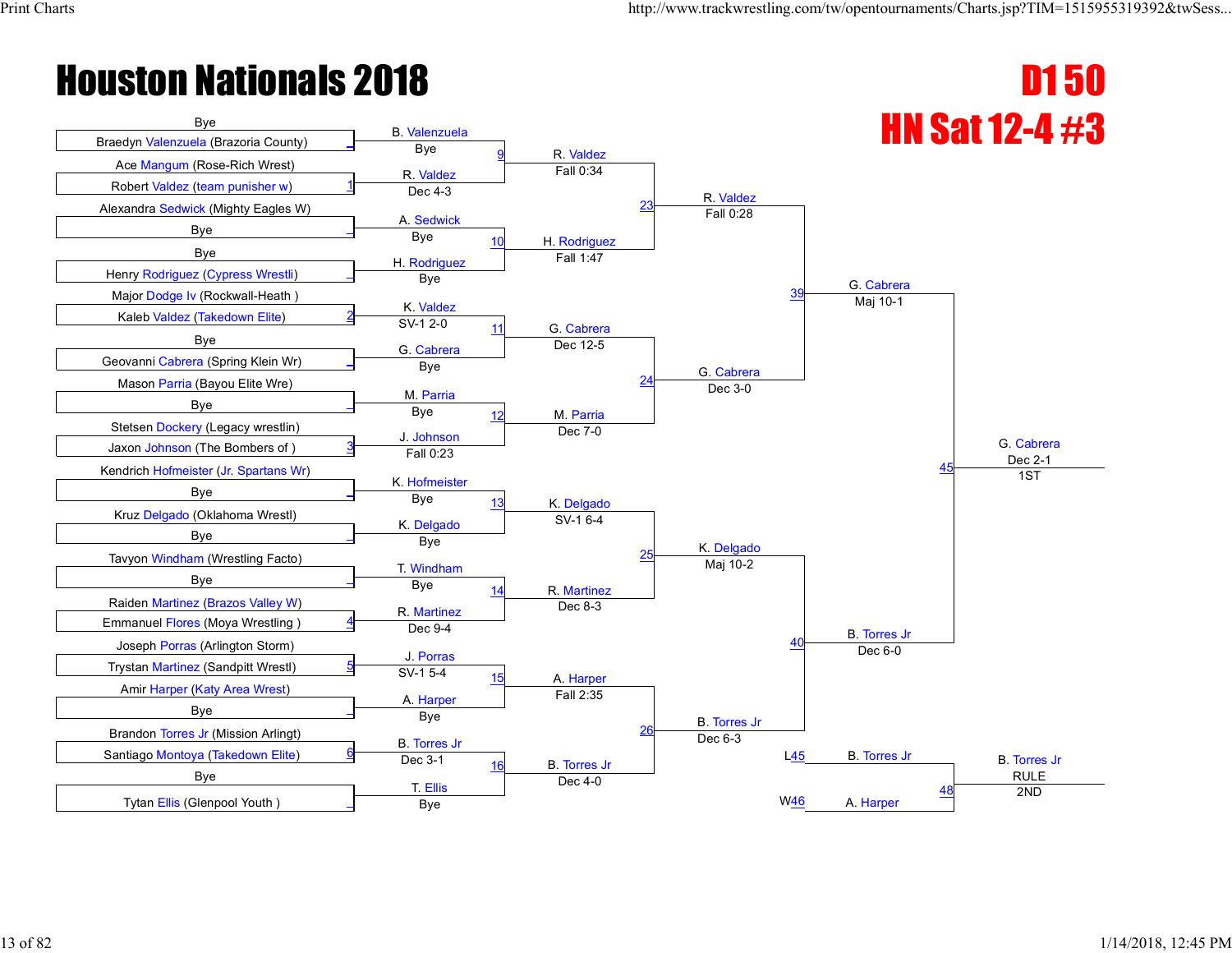# Houston Nationals 2018

## D1 50

## HN Sat 12-4 #3

### First Round

| Wrestler 1 | Wrestler 2 | Bout | Winner | Result |
|---|---|---|---|---|
| Bye | Braedyn Valenzuela (Brazoria County) | _ | B. Valenzuela | Bye |
| Ace Mangum (Rose-Rich Wrest) | Robert Valdez (team punisher w) | 1 | R. Valdez | Dec 4-3 |
| Alexandra Sedwick (Mighty Eagles W) | Bye | _ | A. Sedwick | Bye |
| Bye | Henry Rodriguez (Cypress Wrestli) | _ | H. Rodriguez | Bye |
| Major Dodge Iv (Rockwall-Heath ) | Kaleb Valdez (Takedown Elite) | 2 | K. Valdez | SV-1 2-0 |
| Bye | Geovanni Cabrera (Spring Klein Wr) | _ | G. Cabrera | Bye |
| Mason Parria (Bayou Elite Wre) | Bye | _ | M. Parria | Bye |
| Stetsen Dockery (Legacy wrestlin) | Jaxon Johnson (The Bombers of ) | 3 | J. Johnson | Fall 0:23 |
| Kendrich Hofmeister (Jr. Spartans Wr) | Bye | _ | K. Hofmeister | Bye |
| Kruz Delgado (Oklahoma Wrestl) | Bye | _ | K. Delgado | Bye |
| Tavyon Windham (Wrestling Facto) | Bye | _ | T. Windham | Bye |
| Raiden Martinez (Brazos Valley W) | Emmanuel Flores (Moya Wrestling ) | 4 | R. Martinez | Dec 9-4 |
| Joseph Porras (Arlington Storm) | Trystan Martinez (Sandpitt Wrestl) | 5 | J. Porras | SV-1 5-4 |
| Amir Harper (Katy Area Wrest) | Bye | _ | A. Harper | Bye |
| Brandon Torres Jr (Mission Arlingt) | Santiago Montoya (Takedown Elite) | 6 | B. Torres Jr | Dec 3-1 |
| Bye | Tytan Ellis (Glenpool Youth ) | _ | T. Ellis | Bye |

### Second Round

| Bout | Winner | Result |
|---|---|---|
| 9 | R. Valdez | Fall 0:34 |
| 10 | H. Rodriguez | Fall 1:47 |
| 11 | G. Cabrera | Dec 12-5 |
| 12 | M. Parria | Dec 7-0 |
| 13 | K. Delgado | SV-1 6-4 |
| 14 | R. Martinez | Dec 8-3 |
| 15 | A. Harper | Fall 2:35 |
| 16 | B. Torres Jr | Dec 4-0 |

### Quarterfinals

| Bout | Winner | Result |
|---|---|---|
| 23 | R. Valdez | Fall 0:28 |
| 24 | G. Cabrera | Dec 3-0 |
| 25 | K. Delgado | Maj 10-2 |
| 26 | B. Torres Jr | Dec 6-3 |

### Semifinals

| Bout | Winner | Result |
|---|---|---|
| 39 | G. Cabrera | Maj 10-1 |
| 40 | B. Torres Jr | Dec 6-0 |

### Final

| Bout | Winner | Result | Place |
|---|---|---|---|
| 45 | G. Cabrera | Dec 2-1 | 1ST |

### 2nd Place Match

| Bout | Wrestler | | |
|---|---|---|---|
| L45 | B. Torres Jr | | |
| W46 | A. Harper | | |
| 48 | B. Torres Jr | RULE | 2ND |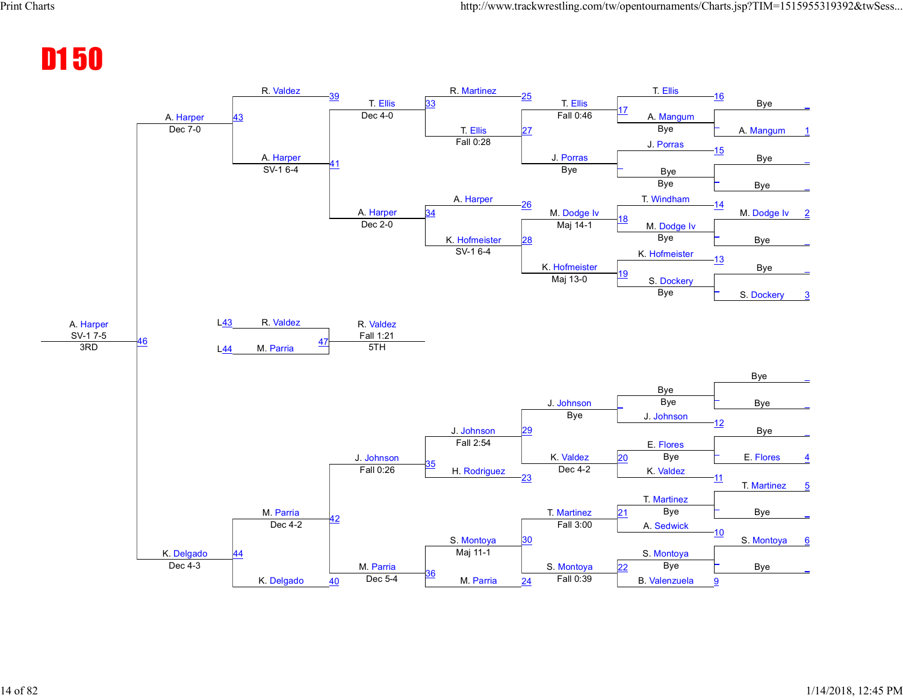# D1 50

## Championship Bracket (Top Half)

| Seed | First Round | Match | Result |
|---|---|---|---|
| 1 | A. Mangum | 16 | A. Mangum, Bye |
| | Bye | | |
| | Bye | 15 | J. Porras, Bye |
| | Bye | | |
| 2 | M. Dodge Iv | 14 | M. Dodge Iv, Bye |
| | Bye | | |
| | Bye | 13 | S. Dockery, Bye |
| 3 | S. Dockery | | |

| Match | Wrestlers | Winner |
|---|---|---|
| 17 | T. Ellis vs. A. Mangum | T. Ellis, Fall 0:46 |
| – | J. Porras vs. Bye | J. Porras, Bye |
| 18 | T. Windham vs. M. Dodge Iv | M. Dodge Iv, Maj 14-1 |
| 19 | K. Hofmeister vs. S. Dockery | K. Hofmeister, Maj 13-0 |
| 27 | T. Ellis vs. J. Porras | T. Ellis, Fall 0:28 |
| 28 | M. Dodge Iv vs. K. Hofmeister | K. Hofmeister, SV-1 6-4 |
| 33 | R. Martinez (25) vs. T. Ellis | T. Ellis, Dec 4-0 |
| 34 | A. Harper (26) vs. K. Hofmeister | A. Harper, Dec 2-0 |
| 41 | T. Ellis vs. A. Harper | A. Harper, SV-1 6-4 |
| 43 | R. Valdez (39) vs. A. Harper | A. Harper, Dec 7-0 |

## Championship Bracket (Bottom Half)

| Seed | First Round | Match | Result |
|---|---|---|---|
| | Bye | – | Bye, Bye |
| | Bye | | |
| | Bye | 12 | J. Johnson |
| 4 | E. Flores | – | E. Flores, Bye |
| 5 | T. Martinez | – | T. Martinez, Bye |
| | Bye | | |
| 6 | S. Montoya | – | S. Montoya, Bye |
| | Bye | | |

| Match | Wrestlers | Winner |
|---|---|---|
| – | Bye vs. J. Johnson | J. Johnson, Bye |
| 20 | E. Flores vs. K. Valdez (11) | K. Valdez, Dec 4-2 |
| 21 | T. Martinez vs. A. Sedwick (10) | T. Martinez, Fall 3:00 |
| 22 | S. Montoya vs. B. Valenzuela (9) | S. Montoya, Fall 0:39 |
| 29 | J. Johnson vs. K. Valdez | J. Johnson, Fall 2:54 |
| 30 | T. Martinez vs. S. Montoya | S. Montoya, Maj 11-1 |
| 35 | J. Johnson vs. H. Rodriguez (23) | J. Johnson, Fall 0:26 |
| 36 | S. Montoya vs. M. Parria (24) | M. Parria, Dec 5-4 |
| 42 | J. Johnson vs. M. Parria | M. Parria, Dec 4-2 |
| 44 | M. Parria vs. K. Delgado (40) | K. Delgado, Dec 4-3 |

## 3rd Place

| Match | Wrestlers | Winner |
|---|---|---|
| 46 | A. Harper vs. K. Delgado | A. Harper, SV-1 7-5, 3RD |

## 5th Place

| Match | Wrestlers | Winner |
|---|---|---|
| 47 | R. Valdez (L43) vs. M. Parria (L44) | R. Valdez, Fall 1:21, 5TH |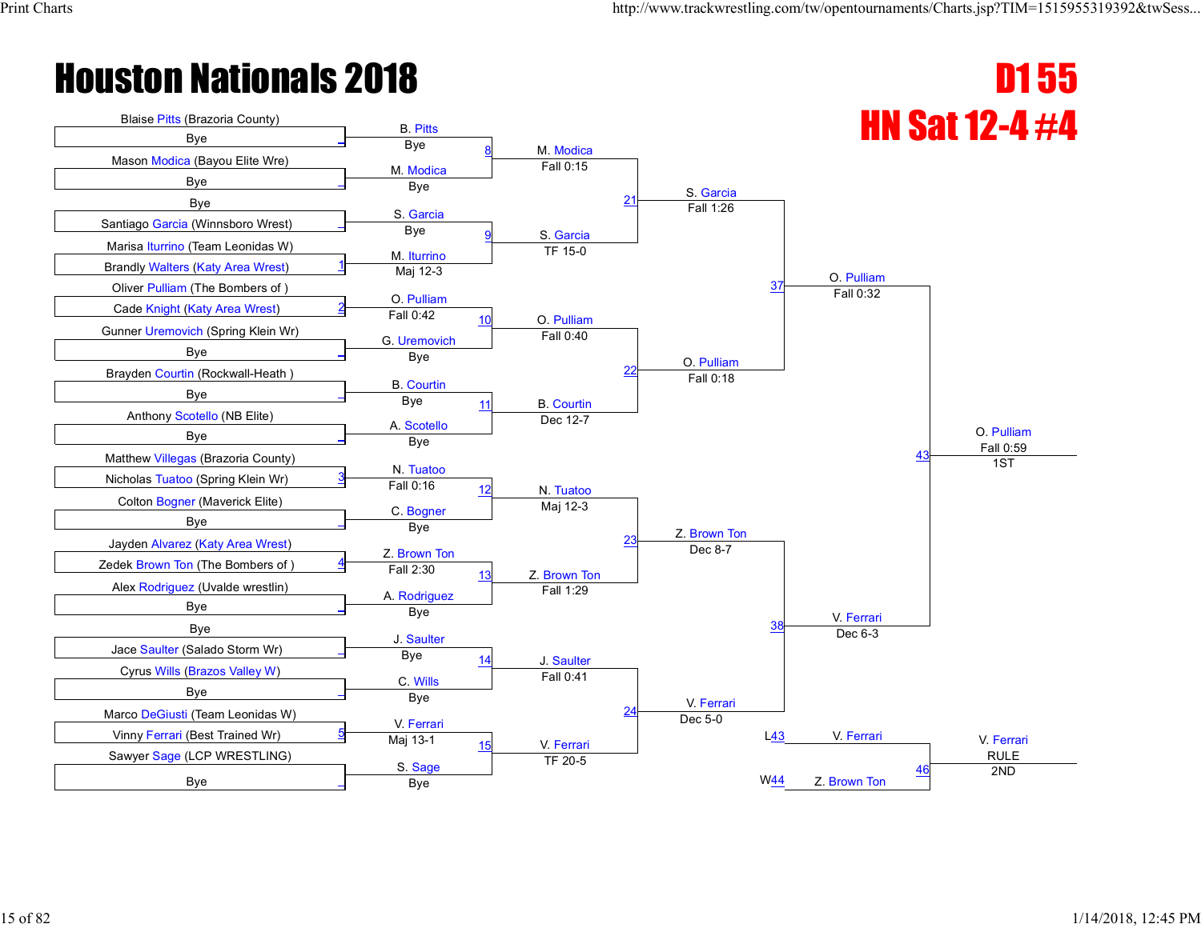# Houston Nationals 2018

## D1 55

## HN Sat 12-4 #4

### First Round

| Match | Wrestler 1 | Wrestler 2 | Winner | Result |
|---|---|---|---|---|
| | Blaise Pitts (Brazoria County) | Bye | B. Pitts | Bye |
| | Mason Modica (Bayou Elite Wre) | Bye | M. Modica | Bye |
| | Bye | Santiago Garcia (Winnsboro Wrest) | S. Garcia | Bye |
| 1 | Marisa Iturrino (Team Leonidas W) | Brandly Walters (Katy Area Wrest) | M. Iturrino | Maj 12-3 |
| 2 | Oliver Pulliam (The Bombers of ) | Cade Knight (Katy Area Wrest) | O. Pulliam | Fall 0:42 |
| | Gunner Uremovich (Spring Klein Wr) | Bye | G. Uremovich | Bye |
| | Brayden Courtin (Rockwall-Heath ) | Bye | B. Courtin | Bye |
| | Anthony Scotello (NB Elite) | Bye | A. Scotello | Bye |
| 3 | Matthew Villegas (Brazoria County) | Nicholas Tuatoo (Spring Klein Wr) | N. Tuatoo | Fall 0:16 |
| | Colton Bogner (Maverick Elite) | Bye | C. Bogner | Bye |
| 4 | Jayden Alvarez (Katy Area Wrest) | Zedek Brown Ton (The Bombers of ) | Z. Brown Ton | Fall 2:30 |
| | Alex Rodriguez (Uvalde wrestlin) | Bye | A. Rodriguez | Bye |
| | Bye | Jace Saulter (Salado Storm Wr) | J. Saulter | Bye |
| | Cyrus Wills (Brazos Valley W) | Bye | C. Wills | Bye |
| 5 | Marco DeGiusti (Team Leonidas W) | Vinny Ferrari (Best Trained Wr) | V. Ferrari | Maj 13-1 |
| | Sawyer Sage (LCP WRESTLING) | Bye | S. Sage | Bye |

### Second Round

| Match | Winner | Result |
|---|---|---|
| 8 | M. Modica | Fall 0:15 |
| 9 | S. Garcia | TF 15-0 |
| 10 | O. Pulliam | Fall 0:40 |
| 11 | B. Courtin | Dec 12-7 |
| 12 | N. Tuatoo | Maj 12-3 |
| 13 | Z. Brown Ton | Fall 1:29 |
| 14 | J. Saulter | Fall 0:41 |
| 15 | V. Ferrari | TF 20-5 |

### Quarterfinals

| Match | Winner | Result |
|---|---|---|
| 21 | S. Garcia | Fall 1:26 |
| 22 | O. Pulliam | Fall 0:18 |
| 23 | Z. Brown Ton | Dec 8-7 |
| 24 | V. Ferrari | Dec 5-0 |

### Semifinals

| Match | Winner | Result |
|---|---|---|
| 37 | O. Pulliam | Fall 0:32 |
| 38 | V. Ferrari | Dec 6-3 |

### Final

| Match | Winner | Result | Place |
|---|---|---|---|
| 43 | O. Pulliam | Fall 0:59 | 1ST |

### 2nd Place Match

| Match | Wrestler 1 | Wrestler 2 | Winner | Result | Place |
|---|---|---|---|---|---|
| 46 | L43 V. Ferrari | W44 Z. Brown Ton | V. Ferrari | RULE | 2ND |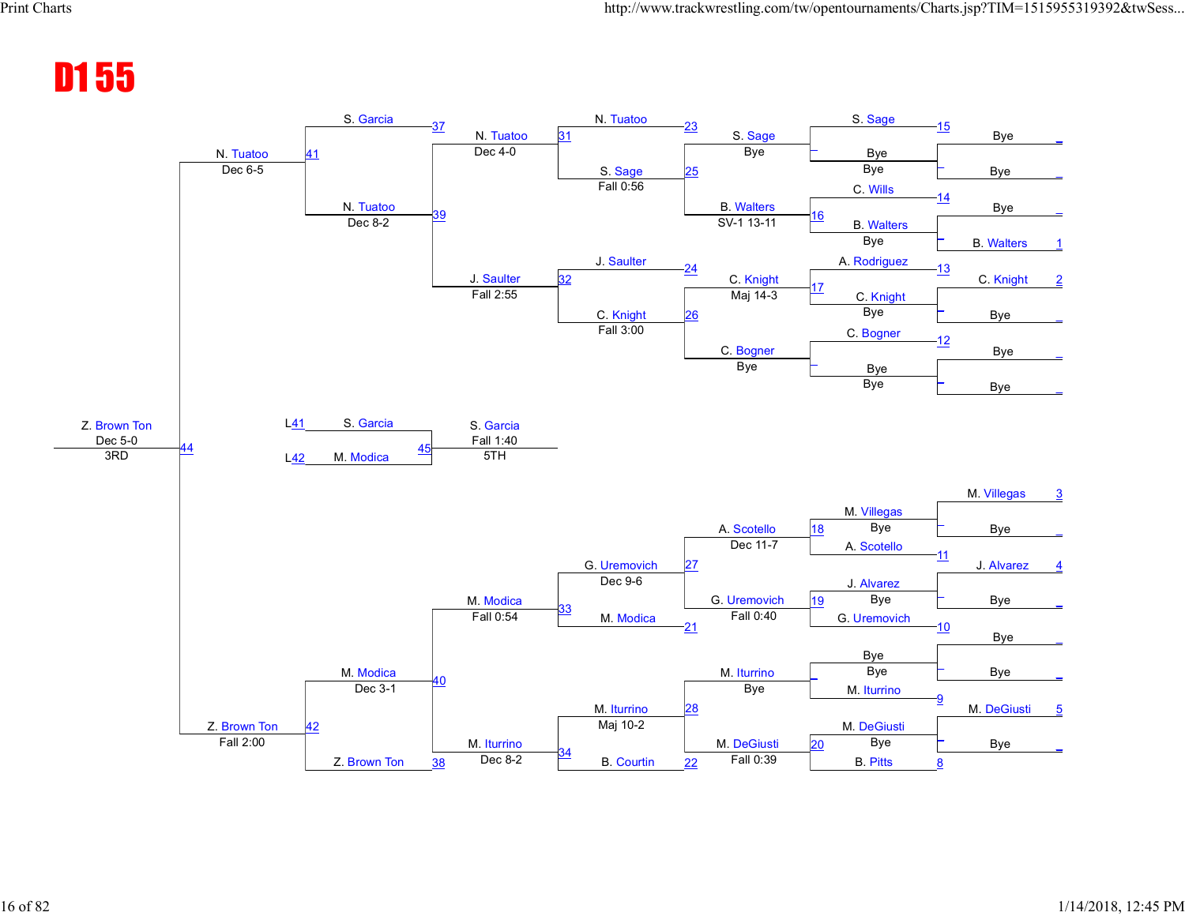# D1 55

## Wrestleback Bracket

| Bout | Winner | Result |
|---|---|---|
| 15 | S. Sage | Bye |
| 14 | C. Wills | Bye vs B. Walters |
| 13 | A. Rodriguez | vs C. Knight |
| 12 | C. Bogner | Bye |
| 11 | A. Scotello | vs M. Villegas |
| 10 | G. Uremovich | vs J. Alvarez |
| 9 | M. Iturrino | Bye |
| 8 | B. Pitts | vs M. DeGiusti |

Seeds: 1 B. Walters, 2 C. Knight, 3 M. Villegas, 4 J. Alvarez, 5 M. DeGiusti

| Bout | Match | Winner | Result |
|---|---|---|---|
| — | S. Sage vs Bye | S. Sage | Bye |
| 16 | C. Wills vs B. Walters | B. Walters | Bye |
| 17 | A. Rodriguez vs C. Knight | C. Knight | Bye |
| — | C. Bogner vs Bye | C. Bogner | Bye |
| 18 | M. Villegas vs A. Scotello | A. Scotello | Bye |
| 19 | J. Alvarez vs G. Uremovich | G. Uremovich | Bye |
| — | Bye vs M. Iturrino | M. Iturrino | Bye |
| 20 | M. DeGiusti vs B. Pitts | M. DeGiusti | Bye |
| 23 | S. Sage vs S. Sage | S. Sage | Bye |
| 25 | S. Sage vs B. Walters | B. Walters | SV-1 13-11 |
| 24 | J. Saulter vs C. Knight | C. Knight | Maj 14-3 |
| 26 | C. Knight vs C. Bogner | C. Bogner | Bye |
| 27 | G. Uremovich vs A. Scotello | A. Scotello | Dec 11-7 |
| 21 | M. Modica vs G. Uremovich | G. Uremovich | Fall 0:40 |
| 28 | M. Iturrino vs M. Iturrino | M. Iturrino | Bye |
| 22 | B. Courtin vs M. DeGiusti | M. DeGiusti | Fall 0:39 |
| 31 | N. Tuatoo vs S. Sage | N. Tuatoo / S. Sage | Dec 4-0 / Fall 0:56 |
| 32 | J. Saulter vs C. Knight | J. Saulter / C. Knight | Fall 2:55 / Fall 3:00 |
| 33 | G. Uremovich vs M. Modica | G. Uremovich / M. Modica | Dec 9-6 / Fall 0:54 |
| 34 | M. Iturrino vs B. Courtin | M. Iturrino | Maj 10-2 / Dec 8-2 |
| 37 | S. Garcia vs N. Tuatoo | N. Tuatoo | Dec 4-0 |
| 39 | N. Tuatoo vs J. Saulter | N. Tuatoo | Dec 8-2 |
| 40 | M. Modica vs M. Iturrino | M. Modica | Dec 3-1 |
| 38 | Z. Brown Ton vs M. Iturrino | Z. Brown Ton | |
| 41 | S. Garcia vs N. Tuatoo | N. Tuatoo | Dec 6-5 |
| 42 | M. Modica vs Z. Brown Ton | Z. Brown Ton | Fall 2:00 |
| 44 | N. Tuatoo vs Z. Brown Ton | Z. Brown Ton | Dec 5-0 (3RD) |
| 45 | L41 S. Garcia vs L42 M. Modica | S. Garcia | Fall 1:40 (5TH) |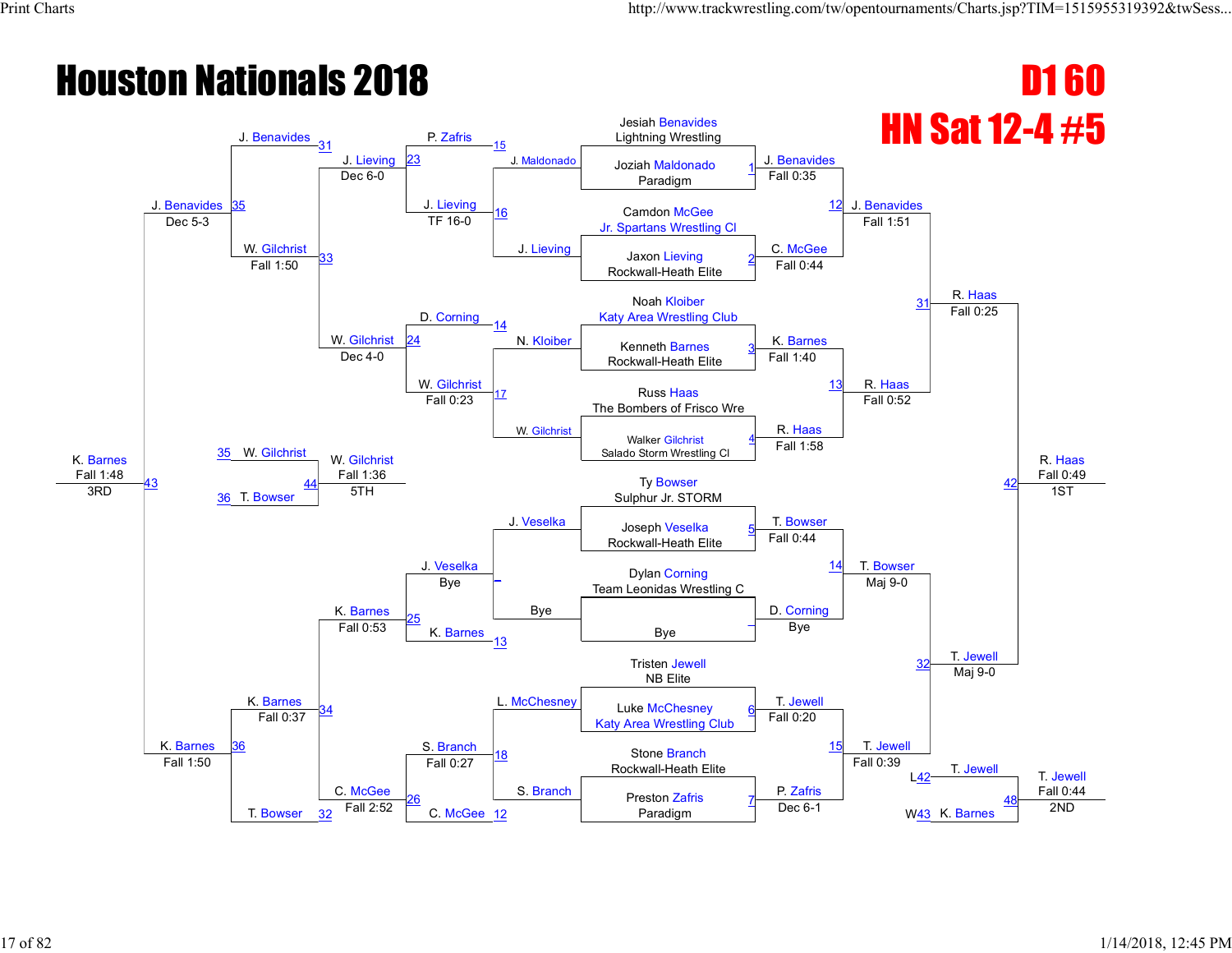# Houston Nationals 2018

## D1 60

## HN Sat 12-4 #5

### Championship Bracket

**First Round**

| Bout | Wrestler | Team | Result |
|---|---|---|---|
| 1 | Jesiah Benavides | Lightning Wrestling | J. Benavides Fall 0:35 |
| | Joziah Maldonado | Paradigm | |
| 2 | Camdon McGee | Jr. Spartans Wrestling Cl | C. McGee Fall 0:44 |
| | Jaxon Lieving | Rockwall-Heath Elite | |
| 3 | Noah Kloiber | Katy Area Wrestling Club | K. Barnes Fall 1:40 |
| | Kenneth Barnes | Rockwall-Heath Elite | |
| 4 | Russ Haas | The Bombers of Frisco Wre | R. Haas Fall 1:58 |
| | Walker Gilchrist | Salado Storm Wrestling Cl | |
| 5 | Ty Bowser | Sulphur Jr. STORM | T. Bowser Fall 0:44 |
| | Joseph Veselka | Rockwall-Heath Elite | |
| – | Dylan Corning | Team Leonidas Wrestling C | D. Corning Bye |
| | Bye | | |
| 6 | Tristen Jewell | NB Elite | T. Jewell Fall 0:20 |
| | Luke McChesney | Katy Area Wrestling Club | |
| 7 | Stone Branch | Rockwall-Heath Elite | P. Zafris Dec 6-1 |
| | Preston Zafris | Paradigm | |

**Quarterfinals**

- 12: J. Benavides vs C. McGee — J. Benavides Fall 1:51
- 13: K. Barnes vs R. Haas — R. Haas Fall 0:52
- 14: T. Bowser vs D. Corning — T. Bowser Maj 9-0
- 15: T. Jewell vs P. Zafris — T. Jewell Fall 0:39

**Semifinals**

- 31: J. Benavides vs R. Haas — R. Haas Fall 0:25
- 32: T. Bowser vs T. Jewell — T. Jewell Maj 9-0

**Final**

- 42: R. Haas vs T. Jewell — R. Haas Fall 0:49 — **1ST**

**2nd Place**

- 48: T. Jewell (L42) vs K. Barnes (W43) — T. Jewell Fall 0:44 — **2ND**

### Consolation Bracket

- 15: P. Zafris vs 16: J. Lieving (J. Maldonado / J. Lieving) — bout 23: J. Lieving TF 16-0
- 14: D. Corning vs 17: W. Gilchrist (N. Kloiber / W. Gilchrist) — bout 24: W. Gilchrist Fall 0:23
- – : J. Veselka vs 13: K. Barnes (J. Veselka / Bye) — bout 25: K. Barnes Bye
- 18: S. Branch vs 12: C. McGee (L. McChesney / S. Branch) — bout 26: S. Branch Fall 0:27
- 31: J. Benavides vs 23: J. Lieving — bout 33: J. Lieving Dec 6-0
- 33: W. Gilchrist vs 24: W. Gilchrist — bout 33 result: W. Gilchrist Dec 4-0
- 25: K. Barnes vs 34 — K. Barnes Fall 0:53
- 26: C. McGee vs 32: T. Bowser — C. McGee Fall 2:52
- 35: J. Benavides vs W. Gilchrist — J. Benavides Fall 1:50 / W. Gilchrist Fall 1:50
- 36: K. Barnes vs T. Bowser — K. Barnes Fall 0:37
- 35: J. Benavides vs W. Gilchrist — J. Benavides Dec 5-3
- 36: K. Barnes vs T. Bowser — K. Barnes Fall 1:50
- 43: J. Benavides vs K. Barnes — K. Barnes Fall 1:48 — **3RD**
- 44: W. Gilchrist (35) vs T. Bowser (36) — W. Gilchrist Fall 1:36 — **5TH**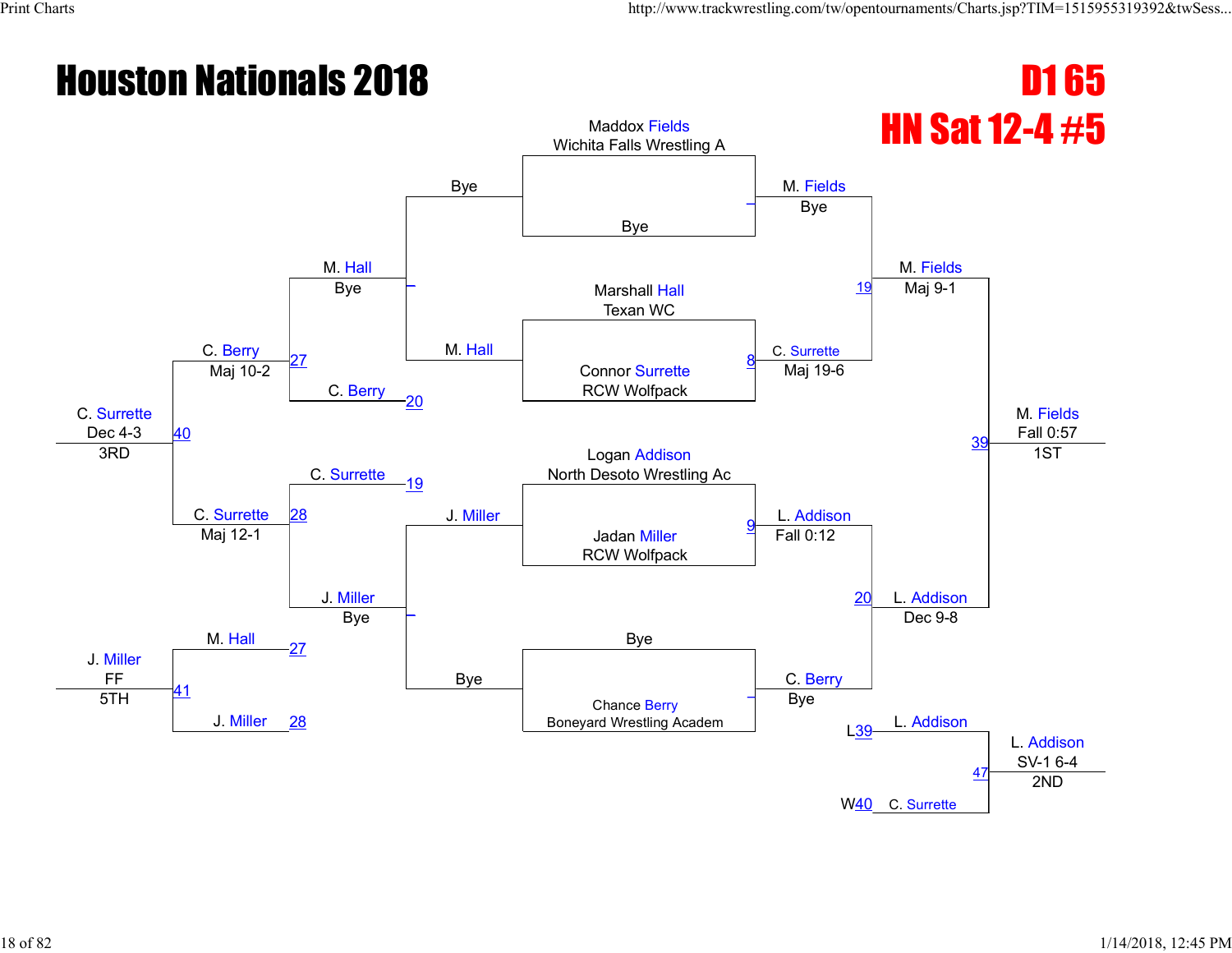# Houston Nationals 2018

## D1 65

## HN Sat 12-4 #5

### Championship Bracket

**First Round**
- Maddox Fields, Wichita Falls Wrestling A vs. Bye — M. Fields, Bye
- Marshall Hall, Texan WC vs. Connor Surrette, RCW Wolfpack — (8) C. Surrette, Maj 19-6
- Logan Addison, North Desoto Wrestling Ac vs. Jadan Miller, RCW Wolfpack — (9) L. Addison, Fall 0:12
- Bye vs. Chance Berry, Boneyard Wrestling Academ — C. Berry, Bye

**Semifinals**
- (19) M. Fields, Maj 9-1
- (20) L. Addison, Dec 9-8

**Final**
- (39) M. Fields, Fall 0:57 — 1ST

### Consolation Bracket

**Consolation Round 1**
- Bye vs. M. Hall — M. Hall, Bye
- J. Miller vs. Bye — J. Miller, Bye

**Consolation Round 2**
- M. Hall vs. C. Berry (20) — (27) C. Berry, Maj 10-2
- C. Surrette (19) vs. J. Miller — (28) C. Surrette, Maj 12-1

**3rd Place**
- (40) C. Surrette, Dec 4-3 — 3RD

**5th Place**
- M. Hall (27) vs. J. Miller (28) — (41) J. Miller, FF — 5TH

**2nd Place (True Second)**
- L39 L. Addison vs. W40 C. Surrette — (47) L. Addison, SV-1 6-4 — 2ND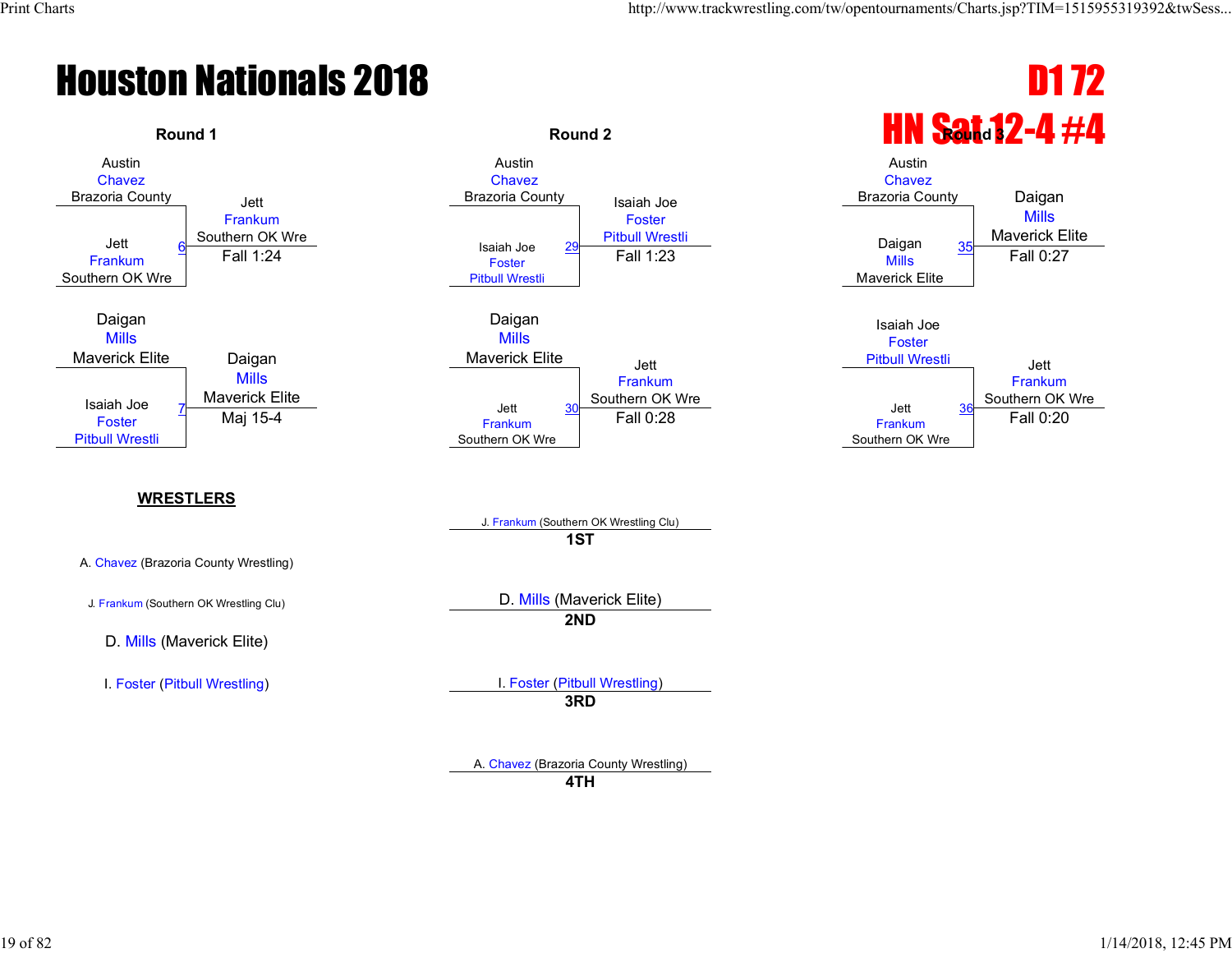# Houston Nationals 2018

## D1 72

## HN Sat 12-4 #4

### Round 1

| Match | Wrestler 1 | Wrestler 2 | Winner | Result |
|---|---|---|---|---|
| 6 | Austin Chavez (Brazoria County) | Jett Frankum (Southern OK Wre) | Jett Frankum (Southern OK Wre) | Fall 1:24 |
| 7 | Daigan Mills (Maverick Elite) | Isaiah Joe Foster (Pitbull Wrestli) | Daigan Mills (Maverick Elite) | Maj 15-4 |

### Round 2

| Match | Wrestler 1 | Wrestler 2 | Winner | Result |
|---|---|---|---|---|
| 29 | Austin Chavez (Brazoria County) | Isaiah Joe Foster (Pitbull Wrestli) | Isaiah Joe Foster (Pitbull Wrestli) | Fall 1:23 |
| 30 | Daigan Mills (Maverick Elite) | Jett Frankum (Southern OK Wre) | Jett Frankum (Southern OK Wre) | Fall 0:28 |

### Round 3

| Match | Wrestler 1 | Wrestler 2 | Winner | Result |
|---|---|---|---|---|
| 35 | Austin Chavez (Brazoria County) | Daigan Mills (Maverick Elite) | Daigan Mills (Maverick Elite) | Fall 0:27 |
| 36 | Isaiah Joe Foster (Pitbull Wrestli) | Jett Frankum (Southern OK Wre) | Jett Frankum (Southern OK Wre) | Fall 0:20 |

### WRESTLERS

- A. Chavez (Brazoria County Wrestling)
- J. Frankum (Southern OK Wrestling Clu)
- D. Mills (Maverick Elite)
- I. Foster (Pitbull Wrestling)

### Placements

- **1ST**: J. Frankum (Southern OK Wrestling Clu)
- **2ND**: D. Mills (Maverick Elite)
- **3RD**: I. Foster (Pitbull Wrestling)
- **4TH**: A. Chavez (Brazoria County Wrestling)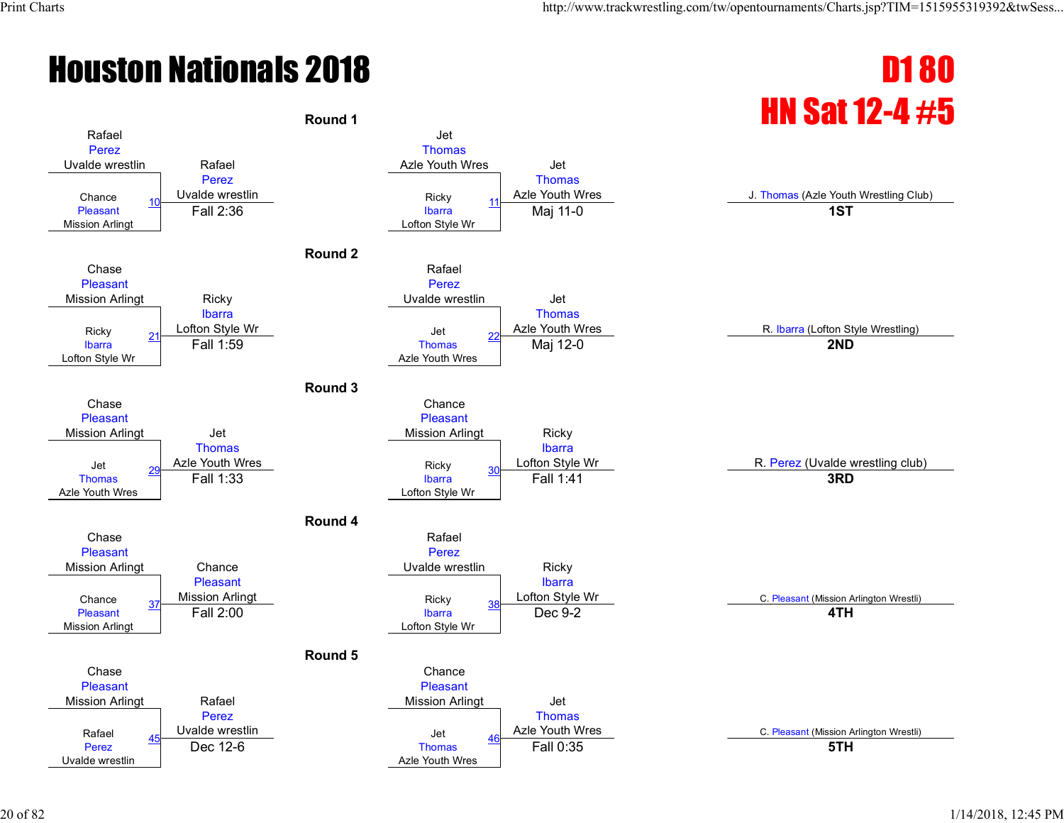# Houston Nationals 2018

## D1 80

## HN Sat 12-4 #5

### Round 1

| Bout | Wrestler 1 | Wrestler 2 | Winner | Result |
|---|---|---|---|---|
| 10 | Rafael Perez, Uvalde wrestlin | Chance Pleasant, Mission Arlingt | Rafael Perez, Uvalde wrestlin | Fall 2:36 |
| 11 | Jet Thomas, Azle Youth Wres | Ricky Ibarra, Lofton Style Wr | Jet Thomas, Azle Youth Wres | Maj 11-0 |

### Round 2

| Bout | Wrestler 1 | Wrestler 2 | Winner | Result |
|---|---|---|---|---|
| 21 | Chase Pleasant, Mission Arlingt | Ricky Ibarra, Lofton Style Wr | Ricky Ibarra, Lofton Style Wr | Fall 1:59 |
| 22 | Rafael Perez, Uvalde wrestlin | Jet Thomas, Azle Youth Wres | Jet Thomas, Azle Youth Wres | Maj 12-0 |

### Round 3

| Bout | Wrestler 1 | Wrestler 2 | Winner | Result |
|---|---|---|---|---|
| 29 | Chase Pleasant, Mission Arlingt | Jet Thomas, Azle Youth Wres | Jet Thomas, Azle Youth Wres | Fall 1:33 |
| 30 | Chance Pleasant, Mission Arlingt | Ricky Ibarra, Lofton Style Wr | Ricky Ibarra, Lofton Style Wr | Fall 1:41 |

### Round 4

| Bout | Wrestler 1 | Wrestler 2 | Winner | Result |
|---|---|---|---|---|
| 37 | Chase Pleasant, Mission Arlingt | Chance Pleasant, Mission Arlingt | Chance Pleasant, Mission Arlingt | Fall 2:00 |
| 38 | Rafael Perez, Uvalde wrestlin | Ricky Ibarra, Lofton Style Wr | Ricky Ibarra, Lofton Style Wr | Dec 9-2 |

### Round 5

| Bout | Wrestler 1 | Wrestler 2 | Winner | Result |
|---|---|---|---|---|
| 45 | Chase Pleasant, Mission Arlingt | Rafael Perez, Uvalde wrestlin | Rafael Perez, Uvalde wrestlin | Dec 12-6 |
| 46 | Chance Pleasant, Mission Arlingt | Jet Thomas, Azle Youth Wres | Jet Thomas, Azle Youth Wres | Fall 0:35 |

### Placements

| Place | Wrestler |
|---|---|
| 1ST | J. Thomas (Azle Youth Wrestling Club) |
| 2ND | R. Ibarra (Lofton Style Wrestling) |
| 3RD | R. Perez (Uvalde wrestling club) |
| 4TH | C. Pleasant (Mission Arlington Wrestli) |
| 5TH | C. Pleasant (Mission Arlington Wrestli) |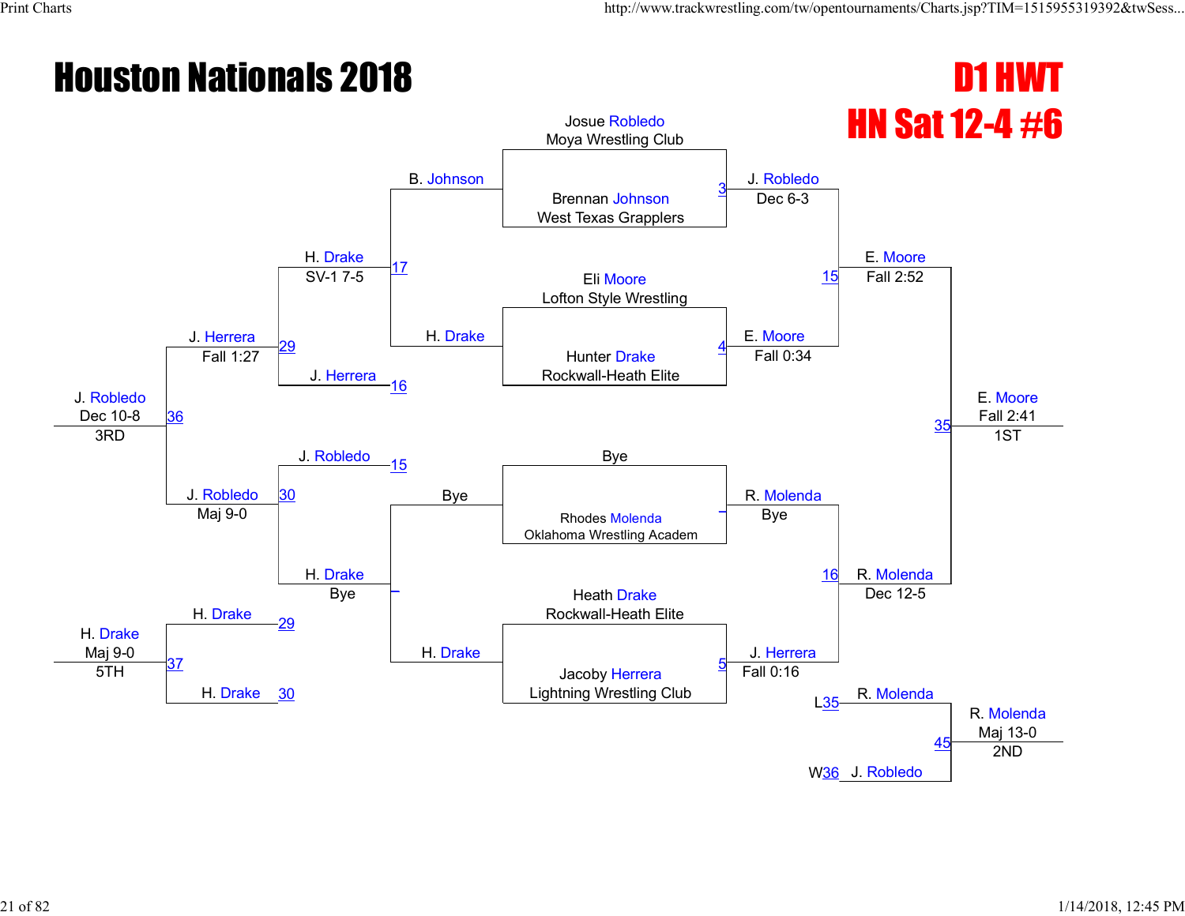# Houston Nationals 2018

## D1 HWT
## HN Sat 12-4 #6

### Championship Bracket

| Wrestler | Club | Match | Result |
|---|---|---|---|
| Josue Robledo | Moya Wrestling Club | 3 | J. Robledo, Dec 6-3 |
| Brennan Johnson | West Texas Grapplers | | |
| Eli Moore | Lofton Style Wrestling | 4 | E. Moore, Fall 0:34 |
| Hunter Drake | Rockwall-Heath Elite | | |
| Bye | | _ | R. Molenda, Bye |
| Rhodes Molenda | Oklahoma Wrestling Academ | | |
| Heath Drake | Rockwall-Heath Elite | 5 | J. Herrera, Fall 0:16 |
| Jacoby Herrera | Lightning Wrestling Club | | |

- Match 15: J. Robledo vs E. Moore — E. Moore, Fall 2:52
- Match 16: R. Molenda vs J. Herrera — R. Molenda, Dec 12-5
- Match 35: E. Moore vs R. Molenda — E. Moore, Fall 2:41 — **1ST**

### Second Place

- Match 45: R. Molenda (L35) vs J. Robledo (W36) — R. Molenda, Maj 13-0 — **2ND**

### Consolation Bracket

- Match 17: B. Johnson vs H. Drake — H. Drake, SV-1 7-5
- Match _: Bye vs H. Drake — H. Drake, Bye
- Match 29: H. Drake vs J. Herrera (16) — J. Herrera, Fall 1:27
- Match 30: J. Robledo (15) vs H. Drake — J. Robledo, Maj 9-0
- Match 36: J. Herrera vs J. Robledo — J. Robledo, Dec 10-8 — **3RD**
- Match 37: H. Drake (29) vs H. Drake (30) — H. Drake, Maj 9-0 — **5TH**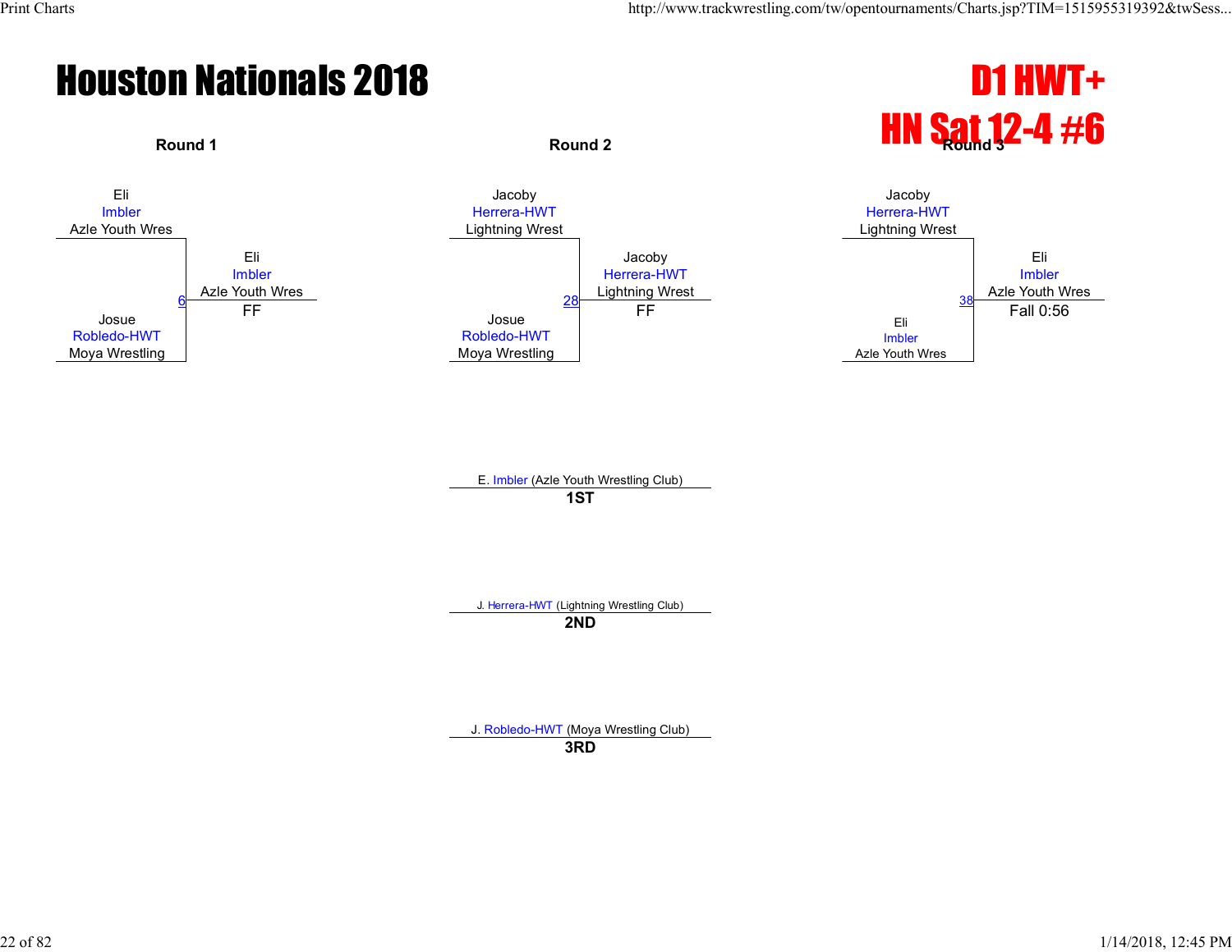# Houston Nationals 2018

## D1 HWT+
## HN Sat 12-4 #6

### Round 1

Eli Imbler — Azle Youth Wres
Josue Robledo-HWT — Moya Wrestling

Bout 6: Eli Imbler (Azle Youth Wres) — FF

### Round 2

Jacoby Herrera-HWT — Lightning Wrest
Josue Robledo-HWT — Moya Wrestling

Bout 28: Jacoby Herrera-HWT (Lightning Wrest) — FF

### Round 3

Jacoby Herrera-HWT — Lightning Wrest
Eli Imbler — Azle Youth Wres

Bout 38: Eli Imbler (Azle Youth Wres) — Fall 0:56

---

E. Imbler (Azle Youth Wrestling Club)
**1ST**

J. Herrera-HWT (Lightning Wrestling Club)
**2ND**

J. Robledo-HWT (Moya Wrestling Club)
**3RD**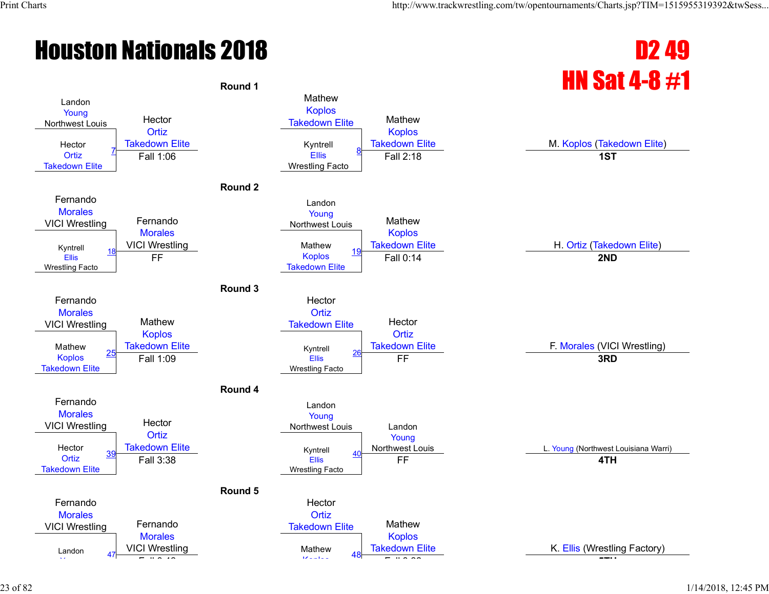# Houston Nationals 2018

## D2 49
## HN Sat 4-8 #1

### Round 1

| Wrestler 1 | Wrestler 2 | Bout | Winner | Result |
|---|---|---|---|---|
| Landon Young (Northwest Louis) | Hector Ortiz (Takedown Elite) | 7 | Hector Ortiz (Takedown Elite) | Fall 1:06 |
| Mathew Koplos (Takedown Elite) | Kyntrell Ellis (Wrestling Facto) | 8 | Mathew Koplos (Takedown Elite) | Fall 2:18 |

### Round 2

| Wrestler 1 | Wrestler 2 | Bout | Winner | Result |
|---|---|---|---|---|
| Fernando Morales (VICI Wrestling) | Kyntrell Ellis (Wrestling Facto) | 18 | Fernando Morales (VICI Wrestling) | FF |
| Landon Young (Northwest Louis) | Mathew Koplos (Takedown Elite) | 19 | Mathew Koplos (Takedown Elite) | Fall 0:14 |

### Round 3

| Wrestler 1 | Wrestler 2 | Bout | Winner | Result |
|---|---|---|---|---|
| Fernando Morales (VICI Wrestling) | Mathew Koplos (Takedown Elite) | 25 | Mathew Koplos (Takedown Elite) | Fall 1:09 |
| Hector Ortiz (Takedown Elite) | Kyntrell Ellis (Wrestling Facto) | 26 | Hector Ortiz (Takedown Elite) | FF |

### Round 4

| Wrestler 1 | Wrestler 2 | Bout | Winner | Result |
|---|---|---|---|---|
| Fernando Morales (VICI Wrestling) | Hector Ortiz (Takedown Elite) | 39 | Hector Ortiz (Takedown Elite) | Fall 3:38 |
| Landon Young (Northwest Louis) | Kyntrell Ellis (Wrestling Facto) | 40 | Landon Young (Northwest Louis) | FF |

### Round 5

| Wrestler 1 | Wrestler 2 | Bout | Winner | Result |
|---|---|---|---|---|
| Fernando Morales (VICI Wrestling) | Landon | 47 | Fernando Morales (VICI Wrestling) | |
| Hector Ortiz (Takedown Elite) | Mathew | 48 | Mathew Koplos (Takedown Elite) | |

### Placements

| Place | Wrestler |
|---|---|
| 1ST | M. Koplos (Takedown Elite) |
| 2ND | H. Ortiz (Takedown Elite) |
| 3RD | F. Morales (VICI Wrestling) |
| 4TH | L. Young (Northwest Louisiana Warri) |
| | K. Ellis (Wrestling Factory) |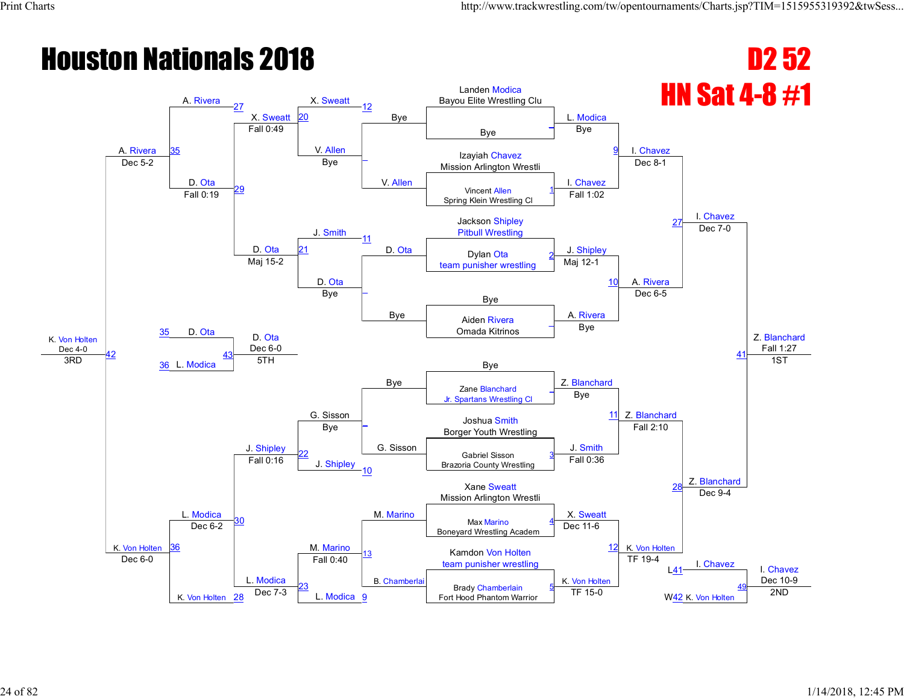# Houston Nationals 2018

## D2 52

## HN Sat 4-8 #1

### Championship Bracket

**Round 1**

- Landen Modica (Bayou Elite Wrestling Clu) vs Bye — L. Modica, Bye
- Izayiah Chavez (Mission Arlington Wrestli) vs Vincent Allen (Spring Klein Wrestling Cl) — I. Chavez, Fall 1:02 (Bout 1)
- Jackson Shipley (Pitbull Wrestling) vs Dylan Ota (team punisher wrestling) — J. Shipley, Maj 12-1 (Bout 2)
- Bye vs Aiden Rivera (Omada Kitrinos) — A. Rivera, Bye
- Bye vs Zane Blanchard (Jr. Spartans Wrestling Cl) — Z. Blanchard, Bye
- Joshua Smith (Borger Youth Wrestling) vs Gabriel Sisson (Brazoria County Wrestling) — J. Smith, Fall 0:36 (Bout 3)
- Xane Sweatt (Mission Arlington Wrestli) vs Max Marino (Boneyard Wrestling Academ) — X. Sweatt, Dec 11-6 (Bout 4)
- Kamdon Von Holten (team punisher wrestling) vs Brady Chamberlain (Fort Hood Phantom Warrior) — K. Von Holten, TF 15-0 (Bout 5)

**Quarterfinals**

- Bout 9: L. Modica vs I. Chavez — I. Chavez, Dec 8-1
- Bout 10: J. Shipley vs A. Rivera — A. Rivera, Dec 6-5
- Bout 11: Z. Blanchard vs J. Smith — Z. Blanchard, Fall 2:10
- Bout 12: X. Sweatt vs K. Von Holten — K. Von Holten, TF 19-4

**Semifinals**

- Bout 27: I. Chavez vs A. Rivera — I. Chavez, Dec 7-0
- Bout 28: Z. Blanchard vs K. Von Holten — Z. Blanchard, Dec 9-4

**Final**

- Bout 41: I. Chavez vs Z. Blanchard — Z. Blanchard, Fall 1:27 — 1ST

### Consolation Bracket

**Consolation Round 1**

- Bye vs V. Allen — V. Allen, Bye
- D. Ota vs Bye — D. Ota, Bye
- Bye vs G. Sisson — G. Sisson, Bye
- Bout 9: M. Marino vs B. Chamberlai — M. Marino, Fall 0:40

**Consolation Round 2**

- Bout 12: X. Sweatt vs V. Allen — X. Sweatt, Bye
- Bout 11: J. Smith vs D. Ota — D. Ota, Bye
- Bout 10: G. Sisson vs J. Shipley — J. Shipley, Bye
- Bout 9: M. Marino vs L. Modica — L. Modica, Dec 7-3 (Bout 23)

**Consolation Round 3**

- Bout 20: X. Sweatt vs D. Ota (Bout 21) — D. Ota, Maj 15-2
- Bout 22: J. Shipley vs L. Modica (Bout 23) — L. Modica, Dec 6-2

**Consolation Round 4**

- Bout 27: A. Rivera vs X. Sweatt (Bout 20) — X. Sweatt, Fall 0:49
- Bout 29: X. Sweatt vs D. Ota — D. Ota, Fall 0:19
- Bout 30: L. Modica vs K. Von Holten (Bout 28) — K. Von Holten, Dec 6-0

**Consolation Semifinals**

- Bout 35: A. Rivera vs D. Ota — A. Rivera, Dec 5-2
- Bout 36: K. Von Holten

**3rd Place**

- Bout 42: A. Rivera vs K. Von Holten — K. Von Holten, Dec 4-0 — 3RD

**5th Place**

- Bout 43: D. Ota (L35) vs L. Modica (L36) — D. Ota, Dec 6-0 — 5TH

**2nd Place**

- Bout 49: I. Chavez (L41) vs K. Von Holten (W42) — I. Chavez, Dec 10-9 — 2ND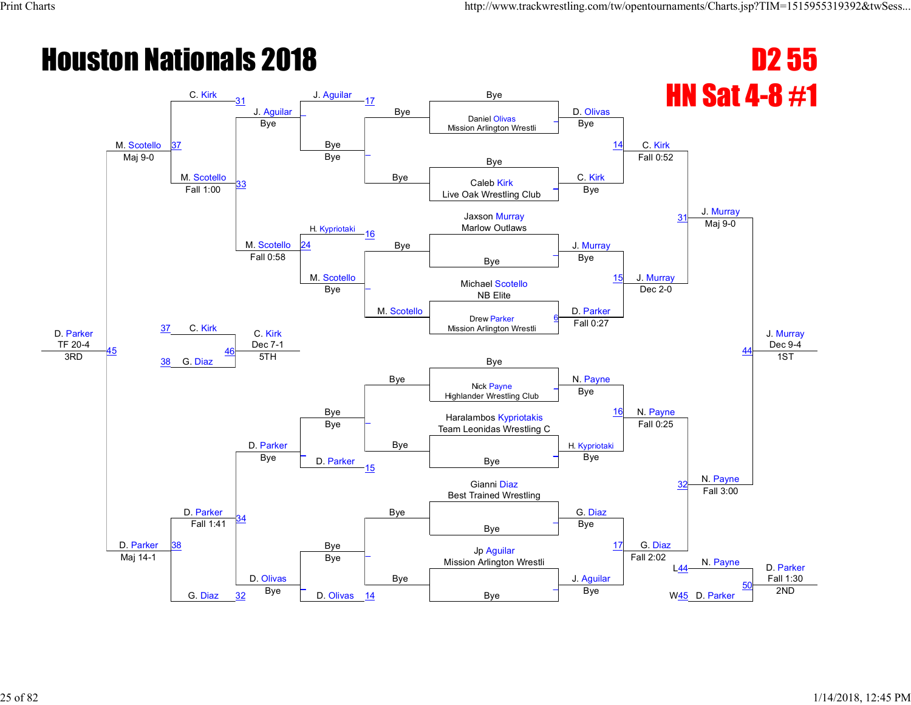# Houston Nationals 2018

## D2 55

## HN Sat 4-8 #1

### Championship Bracket

**Round 1 (Byes)**

- Daniel Olivas (Mission Arlington Wrestli) – Bye
- Caleb Kirk (Live Oak Wrestling Club) – Bye
- Jaxson Murray (Marlow Outlaws) – Bye
- Michael Scotello (NB Elite) – Bye
- Drew Parker (Mission Arlington Wrestli) – Bye
- Nick Payne (Highlander Wrestling Club) – Bye
- Haralambos Kypriotakis (Team Leonidas Wrestling C) – Bye
- Gianni Diaz (Best Trained Wrestling) – Bye
- Jp Aguilar (Mission Arlington Wrestli) – Bye

**Match 6:** M. Scotello vs. D. Parker – D. Parker, Fall 0:27

**Match 14:** D. Olivas vs. C. Kirk – C. Kirk, Fall 0:52

**Match 15:** J. Murray vs. D. Parker – J. Murray, Dec 2-0

**Match 16:** N. Payne vs. H. Kypriotaki – N. Payne, Fall 0:25

**Match 17:** G. Diaz vs. J. Aguilar – G. Diaz, Fall 2:02

**Match 31:** C. Kirk vs. J. Murray – J. Murray, Maj 9-0

**Match 32:** N. Payne vs. G. Diaz – N. Payne, Fall 3:00

**Match 44:** J. Murray vs. N. Payne – J. Murray, Dec 9-4 – **1ST**

### Consolation Bracket

**Match 14:** D. Olivas – Bye

**Match 15:** D. Parker – Bye

**Match 16:** H. Kypriotaki vs. M. Scotello (Bye)

**Match 17:** J. Aguilar – Bye

**Match 24:** H. Kypriotaki vs. M. Scotello – M. Scotello, Fall 0:58

**Match 31:** C. Kirk vs. J. Aguilar – J. Aguilar, Bye

**Match 32:** G. Diaz vs. D. Olivas – D. Olivas, Bye

**Match 33:** J. Aguilar vs. M. Scotello – M. Scotello, Fall 1:00

**Match 34:** D. Parker vs. D. Olivas – D. Parker, Fall 1:41

**Match 37:** C. Kirk vs. M. Scotello – M. Scotello, Maj 9-0

**Match 38:** D. Parker vs. G. Diaz – D. Parker, Maj 14-1

**Match 45:** M. Scotello vs. D. Parker – D. Parker, TF 20-4 – **3RD**

**Match 46 (5th place):** C. Kirk (L37) vs. G. Diaz (L38) – C. Kirk, Dec 7-1 – **5TH**

**Match 50 (2nd place):** N. Payne (L44) vs. D. Parker (W45) – D. Parker, Fall 1:30 – **2ND**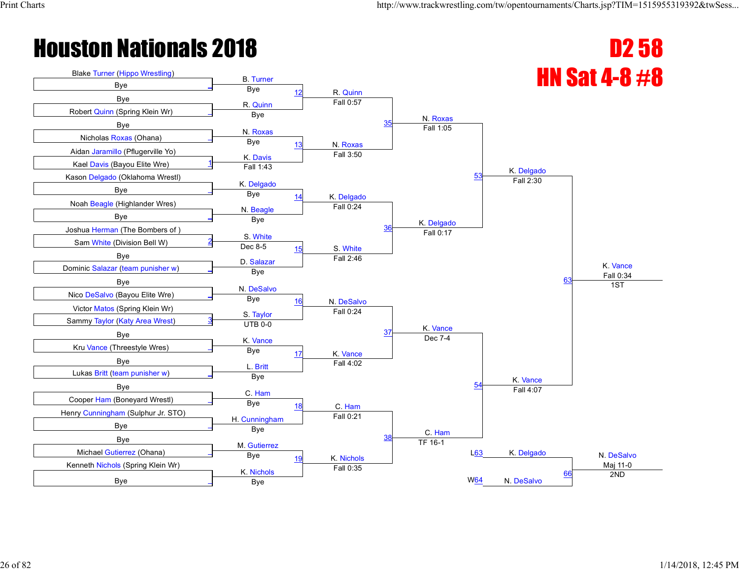# Houston Nationals 2018

## D2 58
## HN Sat 4-8 #8

### Round 1

| Match | Wrestler 1 | Wrestler 2 | Winner | Result |
|---|---|---|---|---|
| | Blake Turner (Hippo Wrestling) | Bye | B. Turner | Bye |
| | Bye | Robert Quinn (Spring Klein Wr) | R. Quinn | Bye |
| | Bye | Nicholas Roxas (Ohana) | N. Roxas | Bye |
| 1 | Aidan Jaramillo (Pflugerville Yo) | Kael Davis (Bayou Elite Wre) | K. Davis | Fall 1:43 |
| | Kason Delgado (Oklahoma Wrestl) | Bye | K. Delgado | Bye |
| | Noah Beagle (Highlander Wres) | Bye | N. Beagle | Bye |
| 2 | Joshua Herman (The Bombers of ) | Sam White (Division Bell W) | S. White | Dec 8-5 |
| | Bye | Dominic Salazar (team punisher w) | D. Salazar | Bye |
| | Bye | Nico DeSalvo (Bayou Elite Wre) | N. DeSalvo | Bye |
| 3 | Victor Matos (Spring Klein Wr) | Sammy Taylor (Katy Area Wrest) | S. Taylor | UTB 0-0 |
| | Bye | Kru Vance (Threestyle Wres) | K. Vance | Bye |
| | Bye | Lukas Britt (team punisher w) | L. Britt | Bye |
| | Bye | Cooper Ham (Boneyard Wrestl) | C. Ham | Bye |
| | Henry Cunningham (Sulphur Jr. STO) | Bye | H. Cunningham | Bye |
| | Bye | Michael Gutierrez (Ohana) | M. Gutierrez | Bye |
| | Kenneth Nichols (Spring Klein Wr) | Bye | K. Nichols | Bye |

### Round 2

| Match | Winner | Result |
|---|---|---|
| 12 | R. Quinn | Fall 0:57 |
| 13 | N. Roxas | Fall 3:50 |
| 14 | K. Delgado | Fall 0:24 |
| 15 | S. White | Fall 2:46 |
| 16 | N. DeSalvo | Fall 0:24 |
| 17 | K. Vance | Fall 4:02 |
| 18 | C. Ham | Fall 0:21 |
| 19 | K. Nichols | Fall 0:35 |

### Quarterfinals

| Match | Winner | Result |
|---|---|---|
| 35 | N. Roxas | Fall 1:05 |
| 36 | K. Delgado | Fall 0:17 |
| 37 | K. Vance | Dec 7-4 |
| 38 | C. Ham | TF 16-1 |

### Semifinals

| Match | Winner | Result |
|---|---|---|
| 53 | K. Delgado | Fall 2:30 |
| 54 | K. Vance | Fall 4:07 |

### Final

| Match | Winner | Result | Place |
|---|---|---|---|
| 63 | K. Vance | Fall 0:34 | 1ST |

### 2nd Place Match

| Match | Wrestler 1 | Wrestler 2 | Winner | Result | Place |
|---|---|---|---|---|---|
| 66 | K. Delgado (L63) | N. DeSalvo (W64) | N. DeSalvo | Maj 11-0 | 2ND |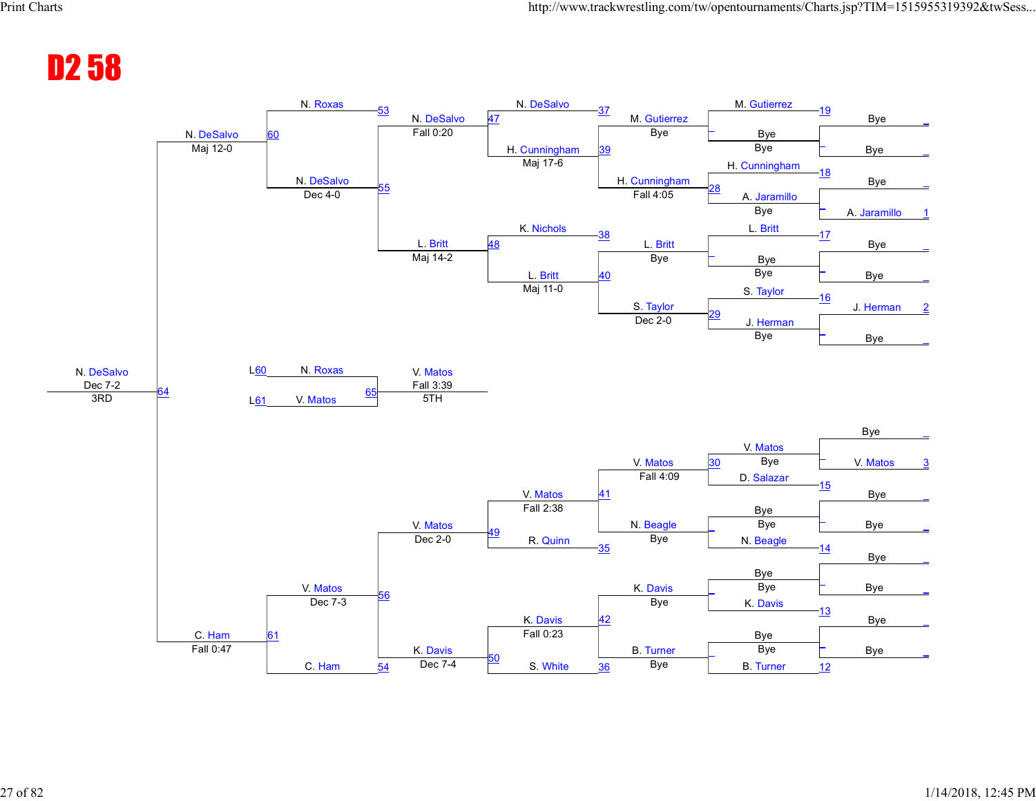# D2 58

**Top half**

| Round 1 | | Round 2 | | Round 3 | | Quarterfinal | | Semifinal | | Final |
|---|---|---|---|---|---|---|---|---|---|---|
| Bye | | M. Gutierrez / Bye | 19 | M. Gutierrez (Bye) | 37 | N. DeSalvo (Fall 0:20) | 47 | N. DeSalvo (Dec 4-0) | 55 | N. DeSalvo (Maj 12-0) | 60 |
| Bye | | | | | | | | | | | |
| Bye | | H. Cunningham / A. Jaramillo | 18 | H. Cunningham (Fall 4:05) | 28 | H. Cunningham (Maj 17-6) | 39 | | | | |
| A. Jaramillo | 1 | | | | | | | | | | |
| Bye | | L. Britt / Bye | 17 | L. Britt (Bye) | 38 | K. Nichols | 38 | L. Britt (Maj 14-2) | 48 | | |
| Bye | | | | | | | | | | | |
| J. Herman | 2 | S. Taylor / J. Herman | 16 | S. Taylor (Dec 2-0) | 29 | L. Britt (Maj 11-0) | 40 | | | | |
| Bye | | | | | | | | | | | |

Semifinal: N. Roxas (53)

**Bottom half**

| Round 1 | | Round 2 | | Round 3 | | Quarterfinal | | Semifinal | | Final |
|---|---|---|---|---|---|---|---|---|---|---|
| Bye | | V. Matos / D. Salazar | 15 | V. Matos (Fall 4:09) | 30 | V. Matos (Fall 2:38) | 41 | V. Matos (Dec 2-0) | 49 | V. Matos (Dec 7-3) | 56 |
| V. Matos | 3 | | | | | | | | | | |
| Bye | | Bye / N. Beagle | 14 | N. Beagle (Bye) | | R. Quinn | 35 | | | | |
| Bye | | | | | | | | | | | |
| Bye | | Bye / K. Davis | 13 | K. Davis (Bye) | | K. Davis (Fall 0:23) | 42 | K. Davis (Dec 7-4) | 50 | | |
| Bye | | | | | | | | | | | |
| Bye | | Bye / B. Turner | 12 | B. Turner (Bye) | | S. White | 36 | | | | |
| Bye | | | | | | | | | | | |

Semifinal: C. Ham (54)

**Finals**

- N. DeSalvo, Maj 12-0 (60) vs. C. Ham, Fall 0:47 (61) → 64: N. DeSalvo, Dec 7-2, 3RD

**5th place**

- L60 N. Roxas vs. L61 V. Matos → 65: V. Matos, Fall 3:39, 5TH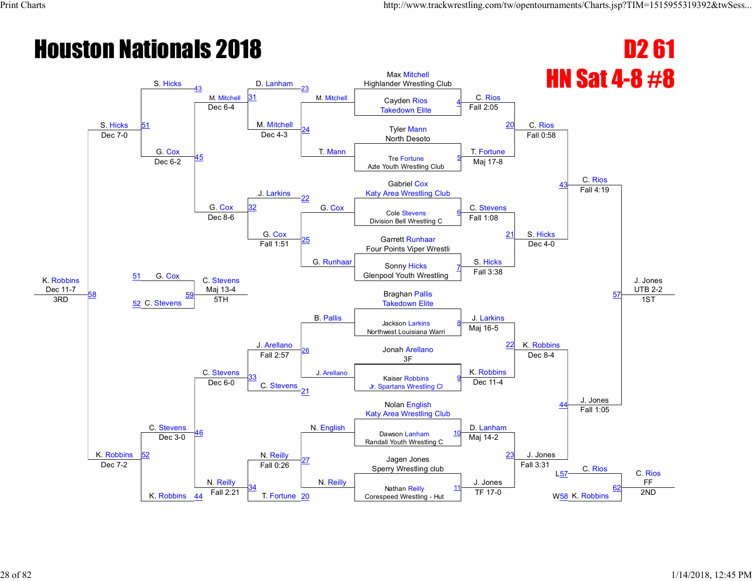# Houston Nationals 2018

## D2 61

## HN Sat 4-8 #8

### Championship Bracket

**First Round**

| Bout | Wrestler 1 | Wrestler 2 | Winner | Result |
| --- | --- | --- | --- | --- |
| 4 | Max Mitchell (Highlander Wrestling Club) | Cayden Rios (Takedown Elite) | C. Rios | Fall 2:05 |
| 5 | Tyler Mann (North Desoto) | Tre Fortune (Azle Youth Wrestling Club) | T. Fortune | Maj 17-8 |
| 6 | Gabriel Cox (Katy Area Wrestling Club) | Cole Stevens (Division Bell Wrestling C) | C. Stevens | Fall 1:08 |
| 7 | Garrett Runhaar (Four Points Viper Wrestli) | Sonny Hicks (Glenpool Youth Wrestling) | S. Hicks | Fall 3:38 |
| 8 | Braghan Pallis (Takedown Elite) | Jackson Larkins (Northwest Louisiana Warri) | J. Larkins | Maj 16-5 |
| 9 | Jonah Arellano (3F) | Kaiser Robbins (Jr. Spartans Wrestling Cl) | K. Robbins | Dec 11-4 |
| 10 | Nolan English (Katy Area Wrestling Club) | Dawson Lanham (Randall Youth Wrestling C) | D. Lanham | Maj 14-2 |
| 11 | Jagen Jones (Sperry Wrestling club) | Nathan Reilly (Corespeed Wrestling - Hut) | J. Jones | TF 17-0 |

**Quarterfinals**

| Bout | Wrestler 1 | Wrestler 2 | Winner | Result |
| --- | --- | --- | --- | --- |
| 20 | C. Rios | T. Fortune | C. Rios | Fall 0:58 |
| 21 | C. Stevens | S. Hicks | S. Hicks | Dec 4-0 |
| 22 | J. Larkins | K. Robbins | K. Robbins | Dec 8-4 |
| 23 | D. Lanham | J. Jones | J. Jones | Fall 3:31 |

**Semifinals**

| Bout | Wrestler 1 | Wrestler 2 | Winner | Result |
| --- | --- | --- | --- | --- |
| 43 | C. Rios | S. Hicks | C. Rios | Fall 4:19 |
| 44 | K. Robbins | J. Jones | J. Jones | Fall 1:05 |

**Final (1ST)**

| Bout | Wrestler 1 | Wrestler 2 | Winner | Result |
| --- | --- | --- | --- | --- |
| 57 | C. Rios | J. Jones | J. Jones | UTB 2-2 |

### Consolation Bracket

| Bout | Wrestler 1 | Wrestler 2 | Winner | Result |
| --- | --- | --- | --- | --- |
| 24 | M. Mitchell | T. Mann | M. Mitchell | Dec 4-3 |
| 25 | G. Cox | G. Runhaar | G. Cox | Fall 1:51 |
| 26 | B. Pallis | J. Arellano | J. Arellano | Fall 2:57 |
| 27 | N. English | N. Reilly | N. Reilly | Fall 0:26 |
| 31 | D. Lanham | M. Mitchell | M. Mitchell | Dec 6-4 |
| 32 | J. Larkins | G. Cox | G. Cox | Dec 8-6 |
| 33 | J. Arellano | C. Stevens | C. Stevens | Dec 6-0 |
| 34 | N. Reilly | T. Fortune | N. Reilly | Fall 2:21 |
| 45 | M. Mitchell | G. Cox | G. Cox | Dec 6-2 |
| 46 | C. Stevens | N. Reilly | C. Stevens | Dec 3-0 |
| 51 | S. Hicks | G. Cox | S. Hicks | Dec 7-0 |
| 52 | C. Stevens | K. Robbins | K. Robbins | Dec 7-2 |

**5th Place**

| Bout | Wrestler 1 | Wrestler 2 | Winner | Result |
| --- | --- | --- | --- | --- |
| 59 | G. Cox (L51) | C. Stevens (L52) | C. Stevens | Maj 13-4 |

**3rd Place**

| Bout | Wrestler 1 | Wrestler 2 | Winner | Result |
| --- | --- | --- | --- | --- |
| 58 | S. Hicks | K. Robbins | K. Robbins | Dec 11-7 |

**2nd Place**

| Bout | Wrestler 1 | Wrestler 2 | Winner | Result |
| --- | --- | --- | --- | --- |
| 62 | C. Rios (L57) | K. Robbins (W58) | C. Rios | FF |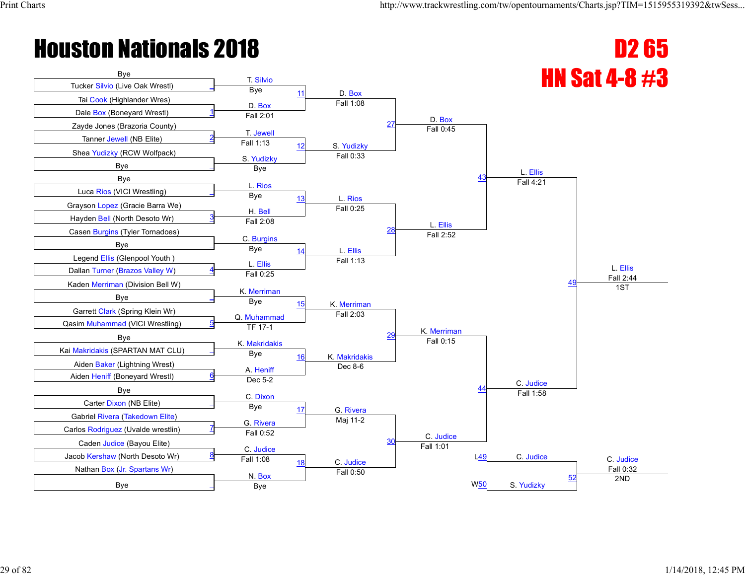# Houston Nationals 2018

## D2 65
## HN Sat 4-8 #3

### Round 1

| Bout | Wrestler 1 | Wrestler 2 | Winner | Result |
|---|---|---|---|---|
| | Bye | Tucker Silvio (Live Oak Wrestl) | T. Silvio | Bye |
| 1 | Tai Cook (Highlander Wres) | Dale Box (Boneyard Wrestl) | D. Box | Fall 2:01 |
| 2 | Zayde Jones (Brazoria County) | Tanner Jewell (NB Elite) | T. Jewell | Fall 1:13 |
| | Shea Yudizky (RCW Wolfpack) | Bye | S. Yudizky | Bye |
| | Bye | Luca Rios (VICI Wrestling) | L. Rios | Bye |
| 3 | Grayson Lopez (Gracie Barra We) | Hayden Bell (North Desoto Wr) | H. Bell | Fall 2:08 |
| | Casen Burgins (Tyler Tornadoes) | Bye | C. Burgins | Bye |
| 4 | Legend Ellis (Glenpool Youth ) | Dallan Turner (Brazos Valley W) | L. Ellis | Fall 0:25 |
| | Kaden Merriman (Division Bell W) | Bye | K. Merriman | Bye |
| 5 | Garrett Clark (Spring Klein Wr) | Qasim Muhammad (VICI Wrestling) | Q. Muhammad | TF 17-1 |
| | Bye | Kai Makridakis (SPARTAN MAT CLU) | K. Makridakis | Bye |
| 6 | Aiden Baker (Lightning Wrest) | Aiden Heniff (Boneyard Wrestl) | A. Heniff | Dec 5-2 |
| | Bye | Carter Dixon (NB Elite) | C. Dixon | Bye |
| 7 | Gabriel Rivera (Takedown Elite) | Carlos Rodriguez (Uvalde wrestlin) | G. Rivera | Fall 0:52 |
| 8 | Caden Judice (Bayou Elite) | Jacob Kershaw (North Desoto Wr) | C. Judice | Fall 1:08 |
| | Nathan Box (Jr. Spartans Wr) | Bye | N. Box | Bye |

### Round 2

| Bout | Winner | Result |
|---|---|---|
| 11 | D. Box | Fall 1:08 |
| 12 | S. Yudizky | Fall 0:33 |
| 13 | L. Rios | Fall 0:25 |
| 14 | L. Ellis | Fall 1:13 |
| 15 | K. Merriman | Fall 2:03 |
| 16 | K. Makridakis | Dec 8-6 |
| 17 | G. Rivera | Maj 11-2 |
| 18 | C. Judice | Fall 0:50 |

### Quarterfinals

| Bout | Winner | Result |
|---|---|---|
| 27 | D. Box | Fall 0:45 |
| 28 | L. Ellis | Fall 2:52 |
| 29 | K. Merriman | Fall 0:15 |
| 30 | C. Judice | Fall 1:01 |

### Semifinals

| Bout | Winner | Result |
|---|---|---|
| 43 | L. Ellis | Fall 4:21 |
| 44 | C. Judice | Fall 1:58 |

### Final

| Bout | Winner | Result | Place |
|---|---|---|---|
| 49 | L. Ellis | Fall 2:44 | 1ST |

### 2nd Place Match

| Bout | Wrestler 1 | Wrestler 2 | Winner | Result | Place |
|---|---|---|---|---|---|
| 52 | C. Judice (L49) | S. Yudizky (W50) | C. Judice | Fall 0:32 | 2ND |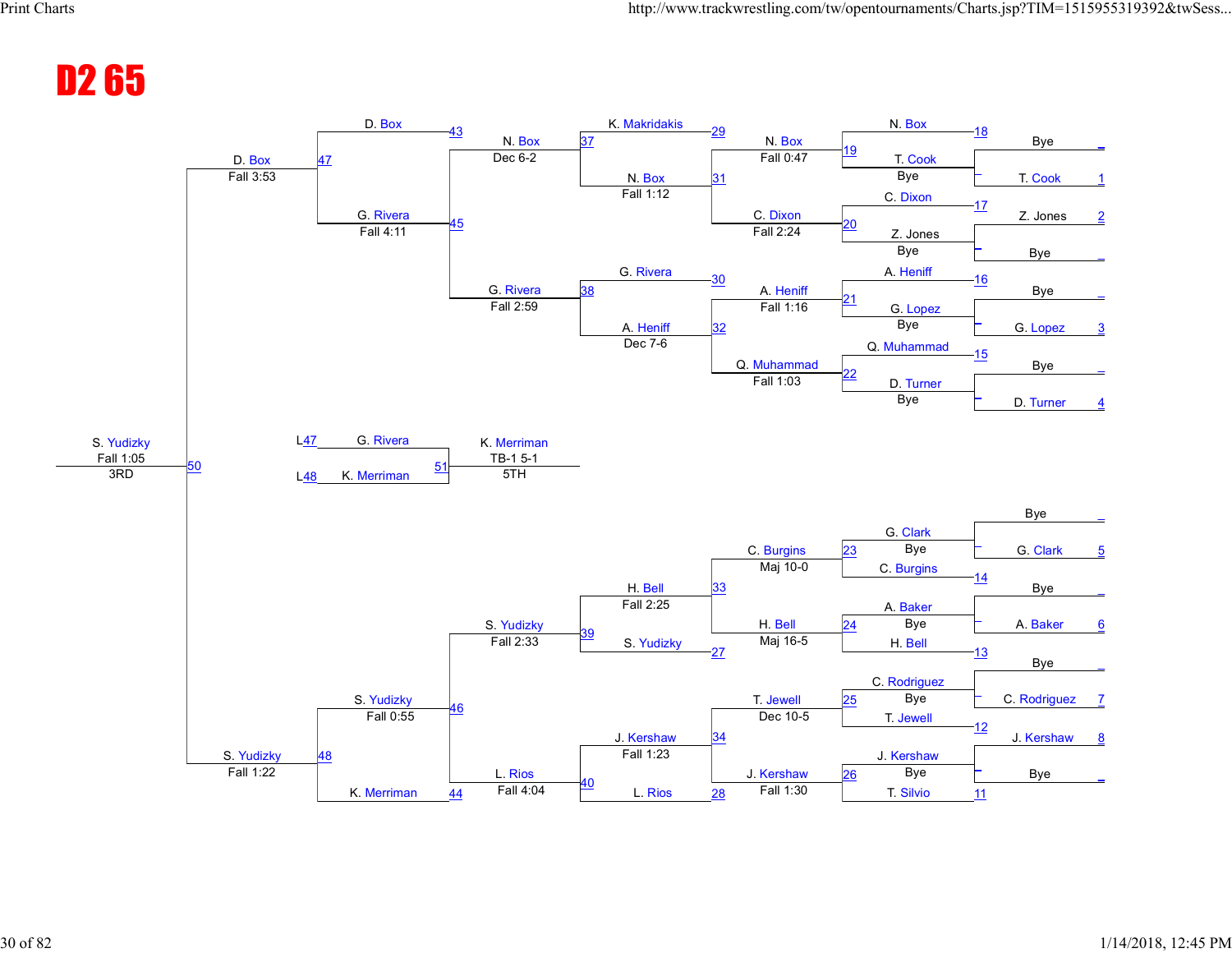# D2 65

## Championship Bracket

### Preliminary Round

| Bout | Wrestler 1 | Wrestler 2 | Winner |
| --- | --- | --- | --- |
| | Bye | T. Cook (1) | T. Cook |
| | Z. Jones (2) | Bye | Z. Jones |
| | Bye | G. Lopez (3) | G. Lopez |
| | Bye | D. Turner (4) | D. Turner |
| | Bye | G. Clark (5) | G. Clark |
| | Bye | A. Baker (6) | A. Baker |
| | Bye | C. Rodriguez (7) | C. Rodriguez |
| | J. Kershaw (8) | Bye | J. Kershaw |

### Round 1

| Bout | Wrestler 1 | Wrestler 2 | Winner | Result |
| --- | --- | --- | --- | --- |
| 19 | N. Box (18) | T. Cook | N. Box | Fall 0:47 |
| 20 | C. Dixon (17) | Z. Jones | C. Dixon | Fall 2:24 |
| 21 | A. Heniff (16) | G. Lopez | A. Heniff | Fall 1:16 |
| 22 | Q. Muhammad (15) | D. Turner | Q. Muhammad | Fall 1:03 |
| 23 | G. Clark | C. Burgins (14) | C. Burgins | Maj 10-0 |
| 24 | A. Baker | H. Bell (13) | H. Bell | Maj 16-5 |
| 25 | C. Rodriguez | T. Jewell (12) | T. Jewell | Dec 10-5 |
| 26 | J. Kershaw | T. Silvio (11) | J. Kershaw | Fall 1:30 |

### Round 2

| Bout | Wrestler 1 | Wrestler 2 | Winner | Result |
| --- | --- | --- | --- | --- |
| 37 | K. Makridakis (29) | N. Box | N. Box | Fall 1:12 |
| 38 | G. Rivera (30) | A. Heniff | A. Heniff | Dec 7-6 |
| 39 | C. Burgins (33) | H. Bell | H. Bell | Fall 2:25 |
| 40 | S. Yudizky (27) | — | S. Yudizky | |
| | T. Jewell (34) | J. Kershaw | J. Kershaw | Fall 1:23 |
| | L. Rios (28) | — | L. Rios | |

### Quarterfinals

| Bout | Wrestler 1 | Wrestler 2 | Winner | Result |
| --- | --- | --- | --- | --- |
| 45 | K. Makridakis | N. Box | N. Box | Dec 6-2 |
| | G. Rivera | A. Heniff | G. Rivera | Fall 2:59 |
| 46 | H. Bell | S. Yudizky | S. Yudizky | Fall 2:33 |
| 44 | J. Kershaw | L. Rios | L. Rios | Fall 4:04 |

### Semifinals

| Bout | Wrestler 1 | Wrestler 2 | Winner | Result |
| --- | --- | --- | --- | --- |
| 47 | D. Box (43) | N. Box | D. Box | |
| | N. Box | G. Rivera | G. Rivera | Fall 4:11 |
| 48 | S. Yudizky | L. Rios | S. Yudizky | Fall 0:55 |
| | K. Merriman (44) | | | |

### Finals

| Bout | Wrestler 1 | Wrestler 2 | Winner | Result |
| --- | --- | --- | --- | --- |
| 50 | D. Box | S. Yudizky | S. Yudizky | Fall 1:05 (3RD) |

D. Box — Fall 3:53

S. Yudizky — Fall 1:22

### 5th Place

| Bout | Wrestler 1 | Wrestler 2 | Winner | Result |
| --- | --- | --- | --- | --- |
| 51 | G. Rivera (L47) | K. Merriman (L48) | K. Merriman | TB-1 5-1 (5TH) |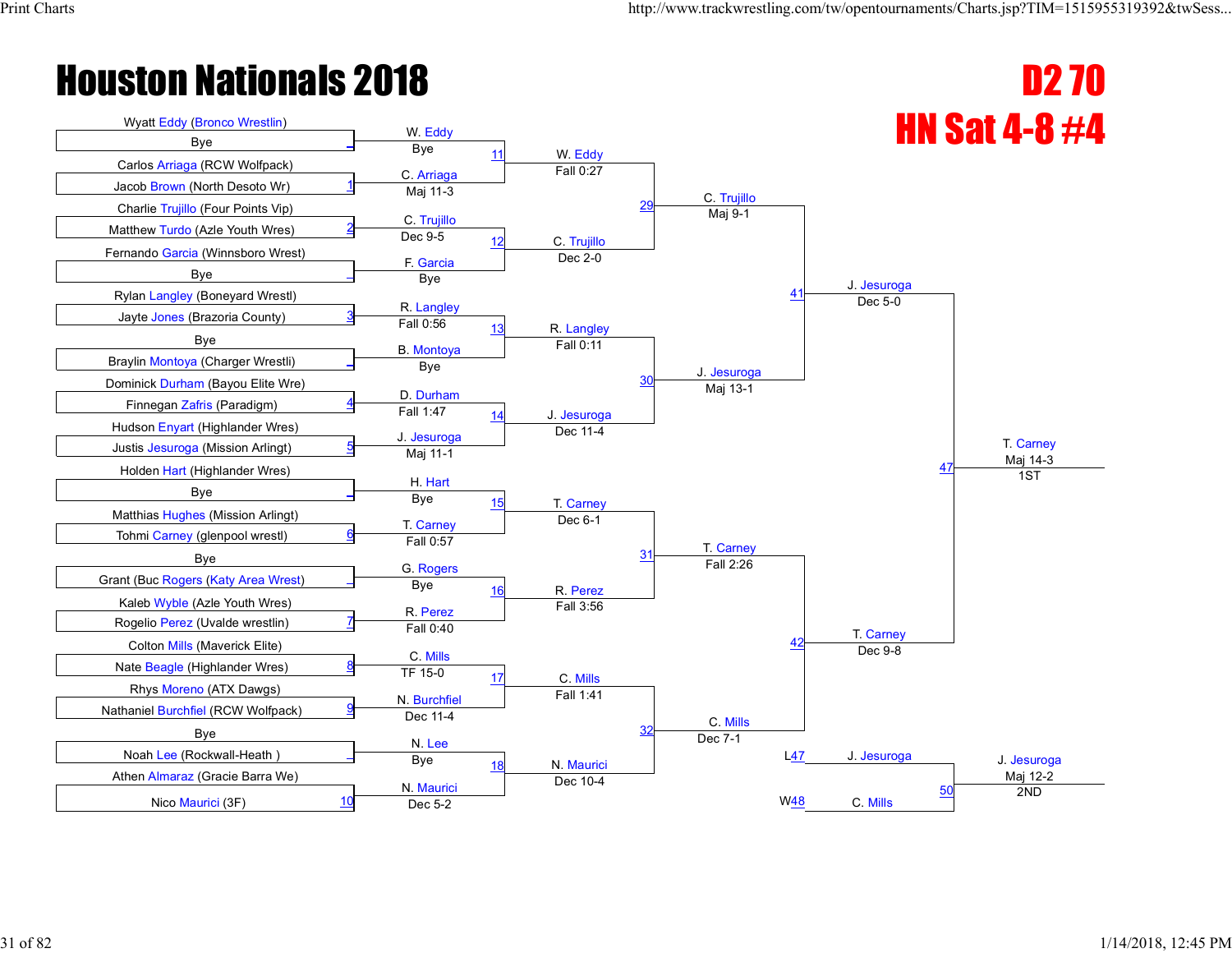# Houston Nationals 2018

## D2 70

## HN Sat 4-8 #4

### First Round

| Bout | Wrestler 1 | Wrestler 2 | Winner | Result |
|---|---|---|---|---|
| | Wyatt Eddy (Bronco Wrestlin) | Bye | W. Eddy | Bye |
| 1 | Carlos Arriaga (RCW Wolfpack) | Jacob Brown (North Desoto Wr) | C. Arriaga | Maj 11-3 |
| 2 | Charlie Trujillo (Four Points Vip) | Matthew Turdo (Azle Youth Wres) | C. Trujillo | Dec 9-5 |
| | Fernando Garcia (Winnsboro Wrest) | Bye | F. Garcia | Bye |
| 3 | Rylan Langley (Boneyard Wrestl) | Jayte Jones (Brazoria County) | R. Langley | Fall 0:56 |
| | Bye | Braylin Montoya (Charger Wrestli) | B. Montoya | Bye |
| 4 | Dominick Durham (Bayou Elite Wre) | Finnegan Zafris (Paradigm) | D. Durham | Fall 1:47 |
| 5 | Hudson Enyart (Highlander Wres) | Justis Jesuroga (Mission Arlingt) | J. Jesuroga | Maj 11-1 |
| | Holden Hart (Highlander Wres) | Bye | H. Hart | Bye |
| 6 | Matthias Hughes (Mission Arlingt) | Tohmi Carney (glenpool wrestl) | T. Carney | Fall 0:57 |
| | Bye | Grant (Buc Rogers (Katy Area Wrest) | G. Rogers | Bye |
| 7 | Kaleb Wyble (Azle Youth Wres) | Rogelio Perez (Uvalde wrestlin) | R. Perez | Fall 0:40 |
| 8 | Colton Mills (Maverick Elite) | Nate Beagle (Highlander Wres) | C. Mills | TF 15-0 |
| 9 | Rhys Moreno (ATX Dawgs) | Nathaniel Burchfiel (RCW Wolfpack) | N. Burchfiel | Dec 11-4 |
| | Bye | Noah Lee (Rockwall-Heath ) | N. Lee | Bye |
| 10 | Athen Almaraz (Gracie Barra We) | Nico Maurici (3F) | N. Maurici | Dec 5-2 |

### Second Round

| Bout | Winner | Result |
|---|---|---|
| 11 | W. Eddy | Fall 0:27 |
| 12 | C. Trujillo | Dec 2-0 |
| 13 | R. Langley | Fall 0:11 |
| 14 | J. Jesuroga | Dec 11-4 |
| 15 | T. Carney | Dec 6-1 |
| 16 | R. Perez | Fall 3:56 |
| 17 | C. Mills | Fall 1:41 |
| 18 | N. Maurici | Dec 10-4 |

### Quarterfinals

| Bout | Winner | Result |
|---|---|---|
| 29 | C. Trujillo | Maj 9-1 |
| 30 | J. Jesuroga | Maj 13-1 |
| 31 | T. Carney | Fall 2:26 |
| 32 | C. Mills | Dec 7-1 |

### Semifinals

| Bout | Winner | Result |
|---|---|---|
| 41 | J. Jesuroga | Dec 5-0 |
| 42 | T. Carney | Dec 9-8 |

### Finals

| Bout | Winner | Result | Place |
|---|---|---|---|
| 47 | T. Carney | Maj 14-3 | 1ST |

### Second Place

| Bout | Wrestler 1 | Wrestler 2 | Winner | Result | Place |
|---|---|---|---|---|---|
| 50 | J. Jesuroga (L47) | C. Mills (W48) | J. Jesuroga | Maj 12-2 | 2ND |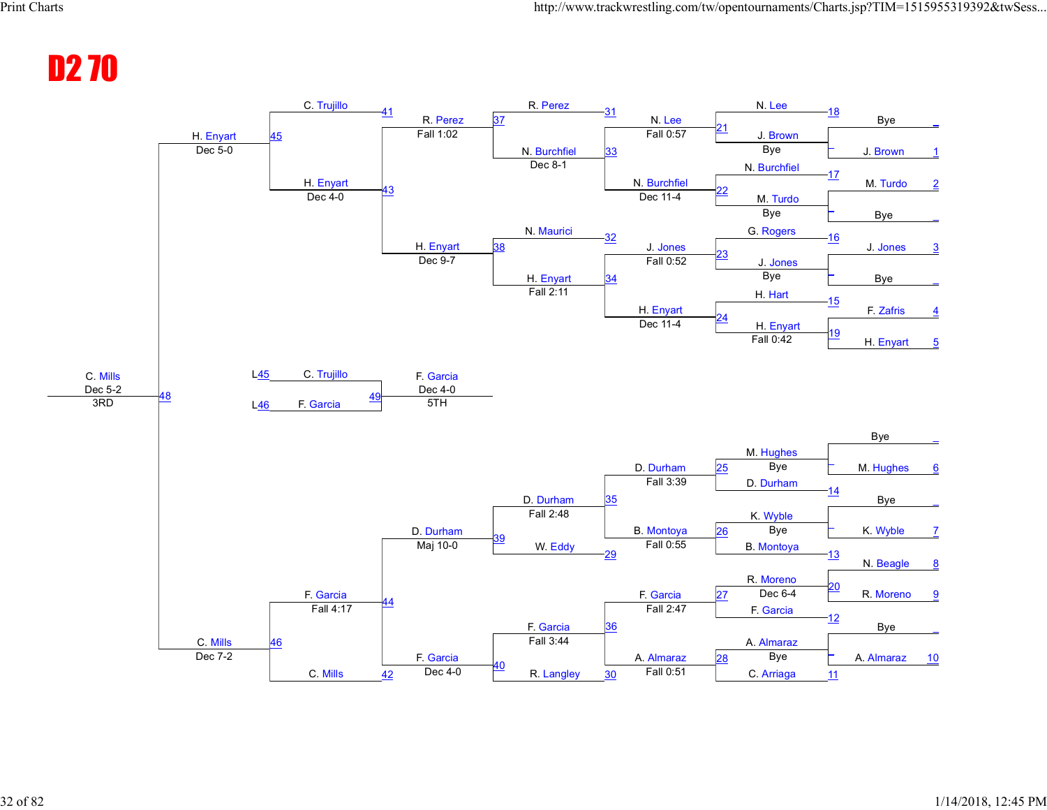# D2 70

## Championship Bracket

| Seed | Wrestler |
|---|---|
| 1 | J. Brown |
| 2 | M. Turdo |
| 3 | J. Jones |
| 4 | F. Zafris |
| 5 | H. Enyart |
| 6 | M. Hughes |
| 7 | K. Wyble |
| 8 | N. Beagle |
| 9 | R. Moreno |
| 10 | A. Almaraz |

### First Round

| Bout | Wrestlers | Winner | Result |
|---|---|---|---|
| — | Bye vs J. Brown | J. Brown | Bye |
| — | M. Turdo vs Bye | M. Turdo | Bye |
| — | J. Jones vs Bye | J. Jones | Bye |
| 19 | F. Zafris vs H. Enyart | H. Enyart | Fall 0:42 |
| — | Bye vs M. Hughes | M. Hughes | Bye |
| — | Bye vs K. Wyble | K. Wyble | Bye |
| 20 | N. Beagle vs R. Moreno | R. Moreno | |
| — | Bye vs A. Almaraz | A. Almaraz | Bye |

### Second Round

| Bout | Wrestlers | Winner | Result |
|---|---|---|---|
| 21 | N. Lee vs J. Brown | N. Lee | Fall 0:57 |
| 22 | N. Burchfiel vs M. Turdo | N. Burchfiel | Dec 11-4 |
| 23 | G. Rogers vs J. Jones | J. Jones | Fall 0:52 |
| 24 | H. Hart vs H. Enyart | H. Enyart | Dec 11-4 |
| 25 | M. Hughes vs D. Durham | D. Durham | Fall 3:39 |
| 26 | K. Wyble vs B. Montoya | B. Montoya | Fall 0:55 |
| 27 | R. Moreno vs F. Garcia | F. Garcia | Fall 2:47 |
| 28 | A. Almaraz vs C. Arriaga | A. Almaraz | Fall 0:51 |

Earlier results shown: N. Lee (18), N. Burchfiel (17), G. Rogers (16), H. Hart (15), D. Durham (14), B. Montoya (13), R. Moreno Dec 6-4 (20), F. Garcia (12), C. Arriaga (11).

### Quarterfinals

| Bout | Wrestlers | Winner | Result |
|---|---|---|---|
| 33 | N. Lee vs N. Burchfiel | N. Burchfiel | Dec 8-1 |
| 34 | J. Jones vs H. Enyart | H. Enyart | Fall 2:11 |
| 35 | D. Durham vs B. Montoya | D. Durham | Fall 2:48 |
| 36 | F. Garcia vs A. Almaraz | F. Garcia | Fall 3:44 |

Consolation bouts: R. Perez (31), N. Maurici (32), W. Eddy (29), R. Langley (30).

### Further Rounds

| Bout | Wrestlers | Winner | Result |
|---|---|---|---|
| 37 | R. Perez vs N. Burchfiel | R. Perez | Fall 1:02 |
| 38 | N. Maurici vs H. Enyart | H. Enyart | Dec 9-7 |
| 39 | D. Durham vs W. Eddy | D. Durham | Maj 10-0 |
| 40 | F. Garcia vs R. Langley | F. Garcia | Dec 4-0 |
| 43 | R. Perez vs H. Enyart | H. Enyart | Dec 4-0 |
| 44 | D. Durham vs F. Garcia | F. Garcia | Fall 4:17 |
| 45 | C. Trujillo (41) vs H. Enyart | H. Enyart | Dec 5-0 |
| 46 | F. Garcia vs C. Mills (42) | C. Mills | Dec 7-2 |
| 48 | H. Enyart vs C. Mills | C. Mills | Dec 5-2 (3RD) |
| 49 | C. Trujillo (L45) vs F. Garcia (L46) | F. Garcia | Dec 4-0 (5TH) |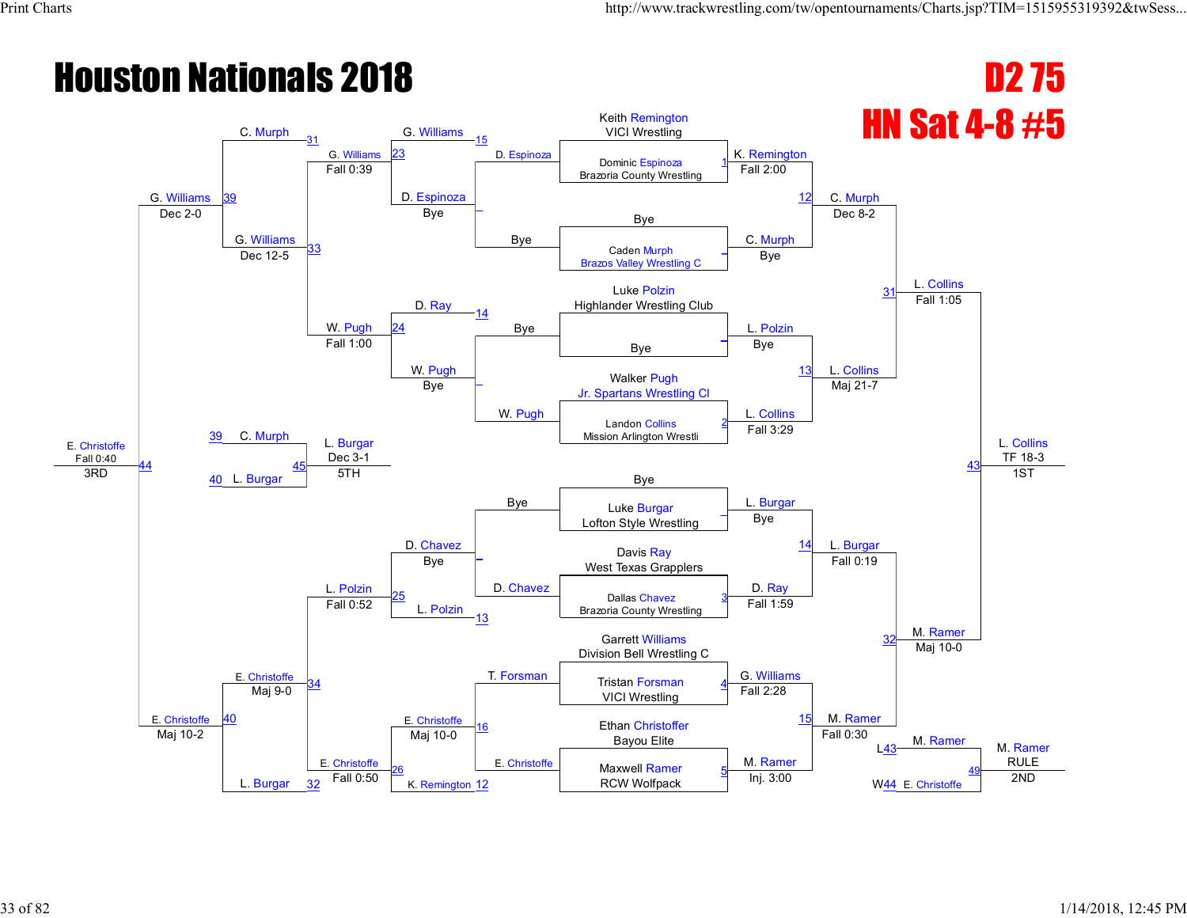# Houston Nationals 2018

## D2 75

## HN Sat 4-8 #5

### Championship Bracket

| Bout | Wrestler 1 | Wrestler 2 | Winner | Result |
|---|---|---|---|---|
| 1 | Keith Remington, VICI Wrestling | Dominic Espinoza, Brazoria County Wrestling | K. Remington | Fall 2:00 |
| – | Bye | Caden Murph, Brazos Valley Wrestling C | C. Murph | Bye |
| – | Luke Polzin, Highlander Wrestling Club | Bye | L. Polzin | Bye |
| 2 | Walker Pugh, Jr. Spartans Wrestling Cl | Landon Collins, Mission Arlington Wrestli | L. Collins | Fall 3:29 |
| – | Bye | Luke Burgar, Lofton Style Wrestling | L. Burgar | Bye |
| 3 | Davis Ray, West Texas Grapplers | Dallas Chavez, Brazoria County Wrestling | D. Ray | Fall 1:59 |
| 4 | Garrett Williams, Division Bell Wrestling C | Tristan Forsman, VICI Wrestling | G. Williams | Fall 2:28 |
| 5 | Ethan Christoffer, Bayou Elite | Maxwell Ramer, RCW Wolfpack | M. Ramer | Inj. 3:00 |
| 12 | K. Remington | C. Murph | C. Murph | Dec 8-2 |
| 13 | L. Polzin | L. Collins | L. Collins | Maj 21-7 |
| 14 | L. Burgar | D. Ray | L. Burgar | Fall 0:19 |
| 15 | G. Williams | M. Ramer | M. Ramer | Fall 0:30 |
| 31 | C. Murph | L. Collins | L. Collins | Fall 1:05 |
| 32 | L. Burgar | M. Ramer | M. Ramer | Maj 10-0 |
| 43 | L. Collins | M. Ramer | L. Collins | TF 18-3 (1ST) |

### Consolation Bracket

| Bout | Wrestler 1 | Wrestler 2 | Winner | Result |
|---|---|---|---|---|
| – | D. Espinoza | Bye | D. Espinoza | Bye |
| – | Bye | W. Pugh | W. Pugh | Bye |
| – | D. Chavez | Bye | D. Chavez | Bye |
| 16 | T. Forsman | E. Christoffe | E. Christoffe | |
| 23 | G. Williams (L15) | D. Espinoza | G. Williams | Fall 0:39 |
| 24 | D. Ray (L14) | W. Pugh | W. Pugh | Fall 1:00 |
| 25 | D. Chavez | L. Polzin (L13) | L. Polzin | Fall 0:52 |
| 26 | E. Christoffe | K. Remington (L12) | E. Christoffe | Fall 0:50 |
| 33 | G. Williams | W. Pugh | G. Williams | Dec 12-5 |
| 34 | L. Polzin | E. Christoffe | E. Christoffe | Maj 9-0 |
| 39 | C. Murph (L31) | G. Williams | G. Williams | Dec 2-0 |
| 40 | E. Christoffe | L. Burgar (L32) | E. Christoffe | Maj 10-2 |
| 44 | G. Williams | E. Christoffe | E. Christoffe | Fall 0:40 (3RD) |
| 45 | C. Murph (L39) | L. Burgar (L40) | L. Burgar | Dec 3-1 (5TH) |
| 49 | M. Ramer (L43) | E. Christoffe (W44) | M. Ramer | RULE (2ND) |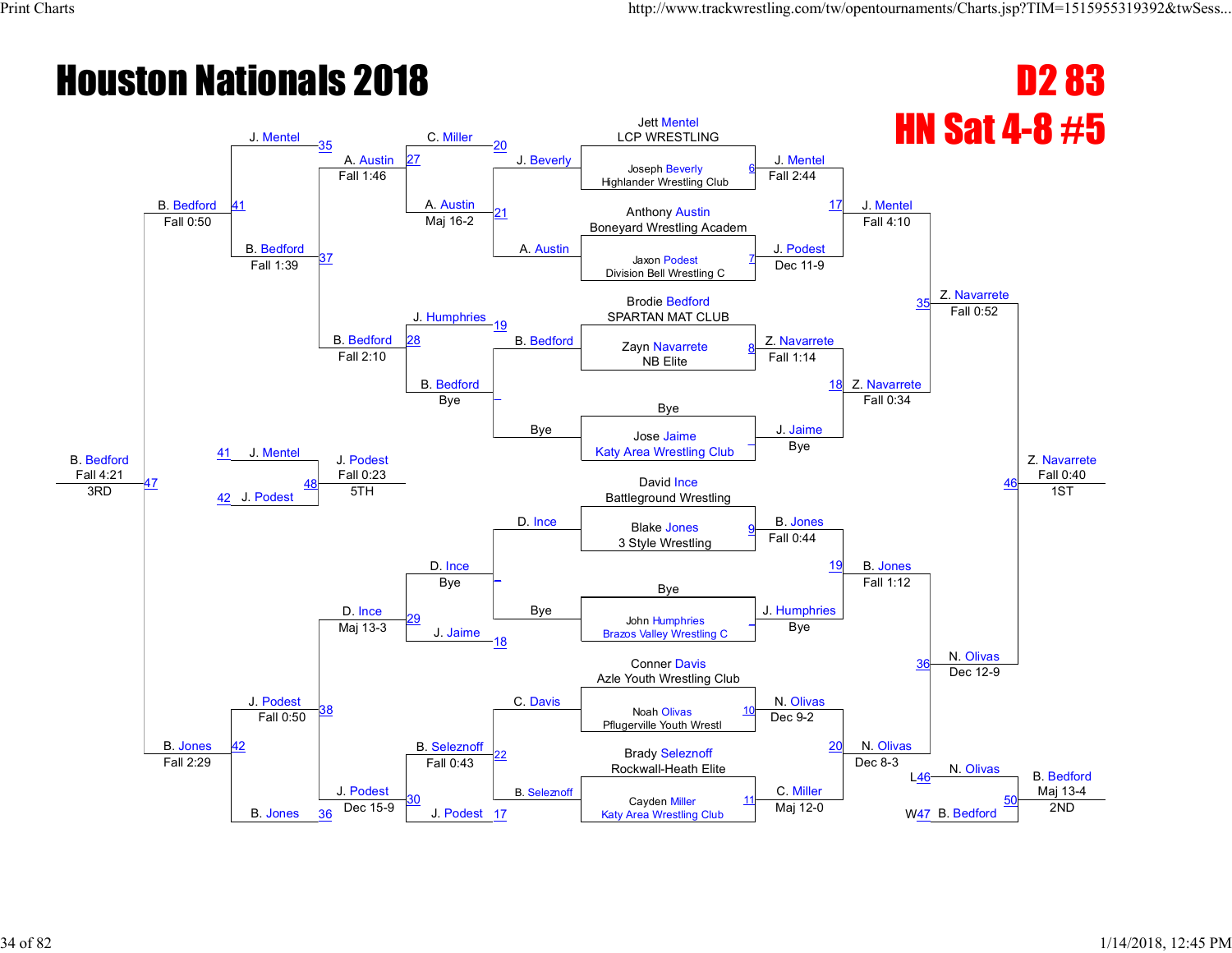# Houston Nationals 2018

## D2 83

## HN Sat 4-8 #5

### Championship Bracket

**First Round / Byes**

| Match | Wrestler | Team | Winner | Result |
|---|---|---|---|---|
| 6 | Jett Mentel | LCP WRESTLING | J. Mentel | Fall 2:44 |
| | Joseph Beverly | Highlander Wrestling Club | | |
| 7 | Anthony Austin | Boneyard Wrestling Academ | J. Podest | Dec 11-9 |
| | Jaxon Podest | Division Bell Wrestling C | | |
| 8 | Brodie Bedford | SPARTAN MAT CLUB | Z. Navarrete | Fall 1:14 |
| | Zayn Navarrete | NB Elite | | |
| – | Bye | | J. Jaime | Bye |
| | Jose Jaime | Katy Area Wrestling Club | | |
| 9 | David Ince | Battleground Wrestling | B. Jones | Fall 0:44 |
| | Blake Jones | 3 Style Wrestling | | |
| – | Bye | | J. Humphries | Bye |
| | John Humphries | Brazos Valley Wrestling C | | |
| 10 | Conner Davis | Azle Youth Wrestling Club | N. Olivas | Dec 9-2 |
| | Noah Olivas | Pflugerville Youth Wrestl | | |
| 11 | Brady Seleznoff | Rockwall-Heath Elite | C. Miller | Maj 12-0 |
| | Cayden Miller | Katy Area Wrestling Club | | |

**Quarterfinals**

| Match | Wrestlers | Winner | Result |
|---|---|---|---|
| 17 | J. Mentel vs J. Podest | J. Mentel | Fall 4:10 |
| 18 | Z. Navarrete vs J. Jaime | Z. Navarrete | Fall 0:34 |
| 19 | B. Jones vs J. Humphries | B. Jones | Fall 1:12 |
| 20 | N. Olivas vs C. Miller | N. Olivas | Dec 8-3 |

**Semifinals**

| Match | Wrestlers | Winner | Result |
|---|---|---|---|
| 35 | J. Mentel vs Z. Navarrete | Z. Navarrete | Fall 0:52 |
| 36 | B. Jones vs N. Olivas | N. Olivas | Dec 12-9 |

**Final**

| Match | Wrestlers | Winner | Result |
|---|---|---|---|
| 46 | Z. Navarrete vs N. Olivas | Z. Navarrete | Fall 0:40 — 1ST |

**2nd Place Match**

| Match | Wrestlers | Winner | Result |
|---|---|---|---|
| 50 | N. Olivas (L46) vs B. Bedford (W47) | B. Bedford | Maj 13-4 — 2ND |

### Consolation Bracket

| Match | Wrestlers | Winner | Result |
|---|---|---|---|
| 20 (cons.) | J. Beverly vs A. Austin | A. Austin | |
| 21 | C. Miller vs A. Austin | A. Austin | Maj 16-2 |
| – | B. Bedford vs Bye | B. Bedford | Bye |
| – | D. Ince vs Bye | D. Ince | Bye |
| 22 | C. Davis vs B. Seleznoff | B. Seleznoff | Fall 0:43 |
| 27 | C. Miller vs A. Austin | A. Austin | Fall 1:46 |
| 28 | J. Humphries vs B. Bedford | B. Bedford | Fall 2:10 |
| 29 | D. Ince vs J. Jaime | D. Ince | Maj 13-3 |
| 30 | B. Seleznoff vs J. Podest | J. Podest | Dec 15-9 |
| 37 | A. Austin vs B. Bedford | B. Bedford | Fall 1:39 |
| 38 | D. Ince vs J. Podest | J. Podest | Fall 0:50 |
| 41 | J. Mentel vs B. Bedford | B. Bedford | Fall 0:50 |
| 42 | J. Podest vs B. Jones | B. Jones | Fall 2:29 |
| 47 | B. Bedford vs B. Jones | B. Bedford | Fall 4:21 — 3RD |
| 48 | J. Mentel (41) vs J. Podest (42) | J. Podest | Fall 0:23 — 5TH |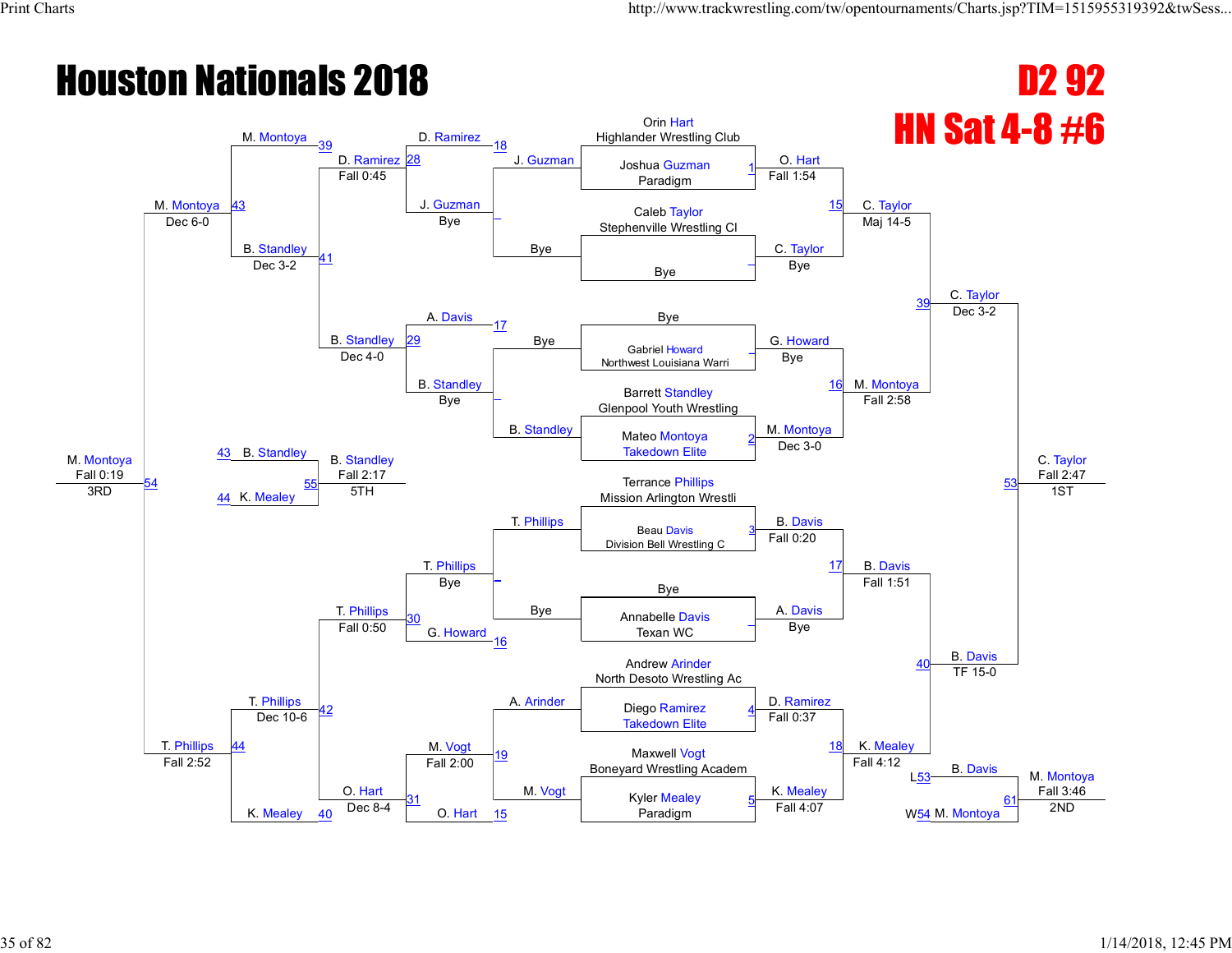# Houston Nationals 2018

## D2 92

## HN Sat 4-8 #6

### Championship Bracket

| Bout | Wrestler 1 | Wrestler 2 | Winner | Result |
|---|---|---|---|---|
| 1 | Orin Hart, Highlander Wrestling Club | Joshua Guzman, Paradigm | O. Hart | Fall 1:54 |
| – | Caleb Taylor, Stephenville Wrestling Cl | Bye | C. Taylor | Bye |
| – | Bye | Gabriel Howard, Northwest Louisiana Warri | G. Howard | Bye |
| 2 | Barrett Standley, Glenpool Youth Wrestling | Mateo Montoya, Takedown Elite | M. Montoya | Dec 3-0 |
| 3 | Terrance Phillips, Mission Arlington Wrestli | Beau Davis, Division Bell Wrestling C | B. Davis | Fall 0:20 |
| – | Bye | Annabelle Davis, Texan WC | A. Davis | Bye |
| 4 | Andrew Arinder, North Desoto Wrestling Ac | Diego Ramirez, Takedown Elite | D. Ramirez | Fall 0:37 |
| 5 | Maxwell Vogt, Boneyard Wrestling Academ | Kyler Mealey, Paradigm | K. Mealey | Fall 4:07 |
| 15 | O. Hart | C. Taylor | C. Taylor | Maj 14-5 |
| 16 | G. Howard | M. Montoya | M. Montoya | Fall 2:58 |
| 17 | B. Davis | A. Davis | B. Davis | Fall 1:51 |
| 18 | D. Ramirez | K. Mealey | K. Mealey | Fall 4:12 |
| 39 | C. Taylor | M. Montoya | C. Taylor | Dec 3-2 |
| 40 | B. Davis | K. Mealey | B. Davis | TF 15-0 |
| 53 | C. Taylor | B. Davis | C. Taylor | Fall 2:47 — 1ST |

### Consolation Bracket

| Bout | Wrestler 1 | Wrestler 2 | Winner | Result |
|---|---|---|---|---|
| – | J. Guzman | Bye | J. Guzman | Bye |
| – | Bye | B. Standley | B. Standley | Bye |
| – | T. Phillips | Bye | T. Phillips | Bye |
| 19 | A. Arinder | M. Vogt | M. Vogt | Fall 2:00 |
| 28 | D. Ramirez | J. Guzman | D. Ramirez | Fall 0:45 |
| 29 | A. Davis | B. Standley | B. Standley | Dec 4-0 |
| 30 | T. Phillips | G. Howard | T. Phillips | Fall 0:50 |
| 31 | M. Vogt | O. Hart | O. Hart | Dec 8-4 |
| 41 | D. Ramirez | B. Standley | B. Standley | Dec 3-2 |
| 42 | T. Phillips | O. Hart | T. Phillips | Dec 10-6 |
| 43 | M. Montoya | B. Standley | M. Montoya | Dec 6-0 |
| 44 | T. Phillips | K. Mealey | T. Phillips | Fall 2:52 |
| 54 | M. Montoya | T. Phillips | M. Montoya | Fall 0:19 — 3RD |
| 55 | B. Standley (L43) | K. Mealey (L44) | B. Standley | Fall 2:17 — 5TH |
| 61 | B. Davis (L53) | M. Montoya (W54) | M. Montoya | Fall 3:46 — 2ND |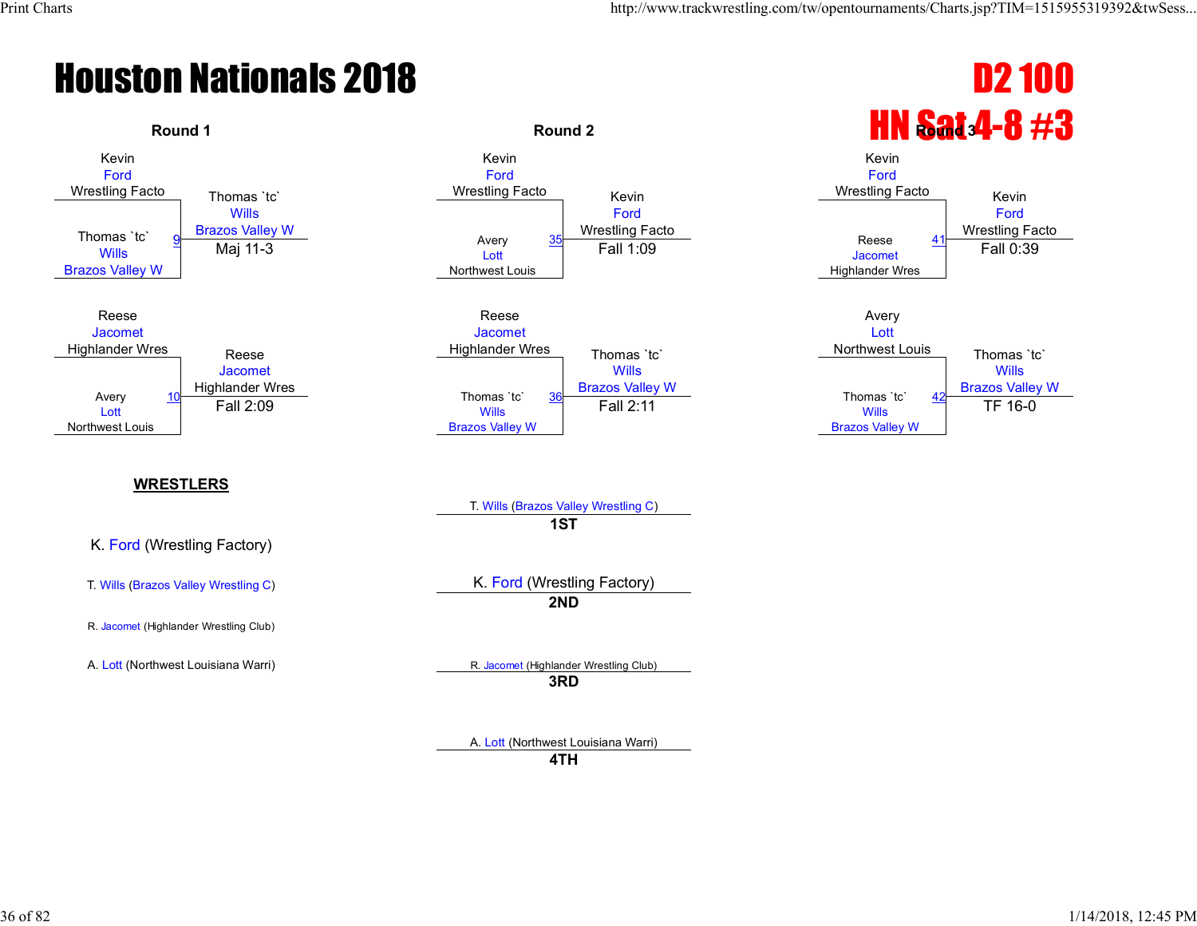# Houston Nationals 2018

## D2 100

## HN Sat 4-8 #3

### Round 1

| Bout | Wrestler 1 | Wrestler 2 | Winner | Result |
|---|---|---|---|---|
| 9 | Kevin Ford, Wrestling Facto | Thomas `tc` Wills, Brazos Valley W | Thomas `tc` Wills, Brazos Valley W | Maj 11-3 |
| 10 | Reese Jacomet, Highlander Wres | Avery Lott, Northwest Louis | Reese Jacomet, Highlander Wres | Fall 2:09 |

### Round 2

| Bout | Wrestler 1 | Wrestler 2 | Winner | Result |
|---|---|---|---|---|
| 35 | Kevin Ford, Wrestling Facto | Avery Lott, Northwest Louis | Kevin Ford, Wrestling Facto | Fall 1:09 |
| 36 | Reese Jacomet, Highlander Wres | Thomas `tc` Wills, Brazos Valley W | Thomas `tc` Wills, Brazos Valley W | Fall 2:11 |

### Round 3

| Bout | Wrestler 1 | Wrestler 2 | Winner | Result |
|---|---|---|---|---|
| 41 | Kevin Ford, Wrestling Facto | Reese Jacomet, Highlander Wres | Kevin Ford, Wrestling Facto | Fall 0:39 |
| 42 | Avery Lott, Northwest Louis | Thomas `tc` Wills, Brazos Valley W | Thomas `tc` Wills, Brazos Valley W | TF 16-0 |

### WRESTLERS

- K. Ford (Wrestling Factory)
- T. Wills (Brazos Valley Wrestling C)
- R. Jacomet (Highlander Wrestling Club)
- A. Lott (Northwest Louisiana Warri)

### Placement

| Place | Wrestler |
|---|---|
| 1ST | T. Wills (Brazos Valley Wrestling C) |
| 2ND | K. Ford (Wrestling Factory) |
| 3RD | R. Jacomet (Highlander Wrestling Club) |
| 4TH | A. Lott (Northwest Louisiana Warri) |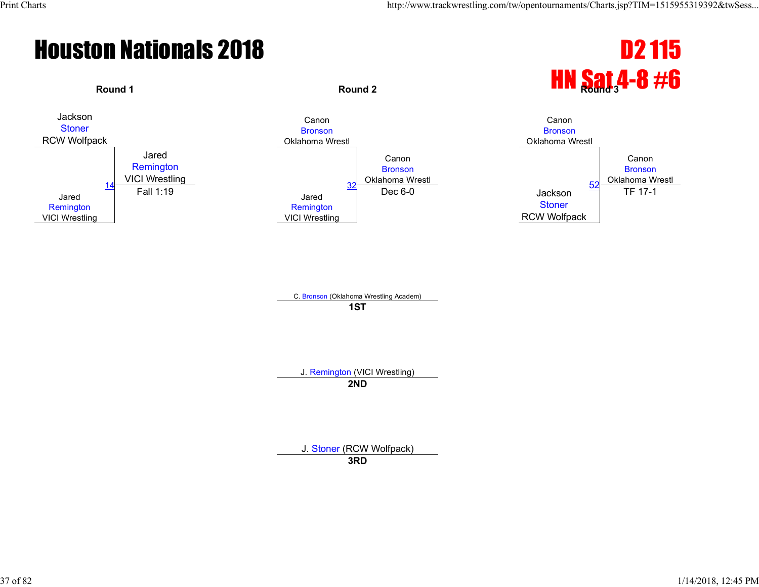# Houston Nationals 2018

# D2 115
# HN Sat 4-8 #6

### Round 1

Jackson Stoner, RCW Wolfpack
vs.
Jared Remington, VICI Wrestling

Bout 14 — Winner: Jared Remington, VICI Wrestling — Fall 1:19

### Round 2

Canon Bronson, Oklahoma Wrestl
vs.
Jared Remington, VICI Wrestling

Bout 32 — Winner: Canon Bronson, Oklahoma Wrestl — Dec 6-0

### Round 3

Canon Bronson, Oklahoma Wrestl
vs.
Jackson Stoner, RCW Wolfpack

Bout 52 — Winner: Canon Bronson, Oklahoma Wrestl — TF 17-1

---

C. Bronson (Oklahoma Wrestling Academ)
**1ST**

J. Remington (VICI Wrestling)
**2ND**

J. Stoner (RCW Wolfpack)
**3RD**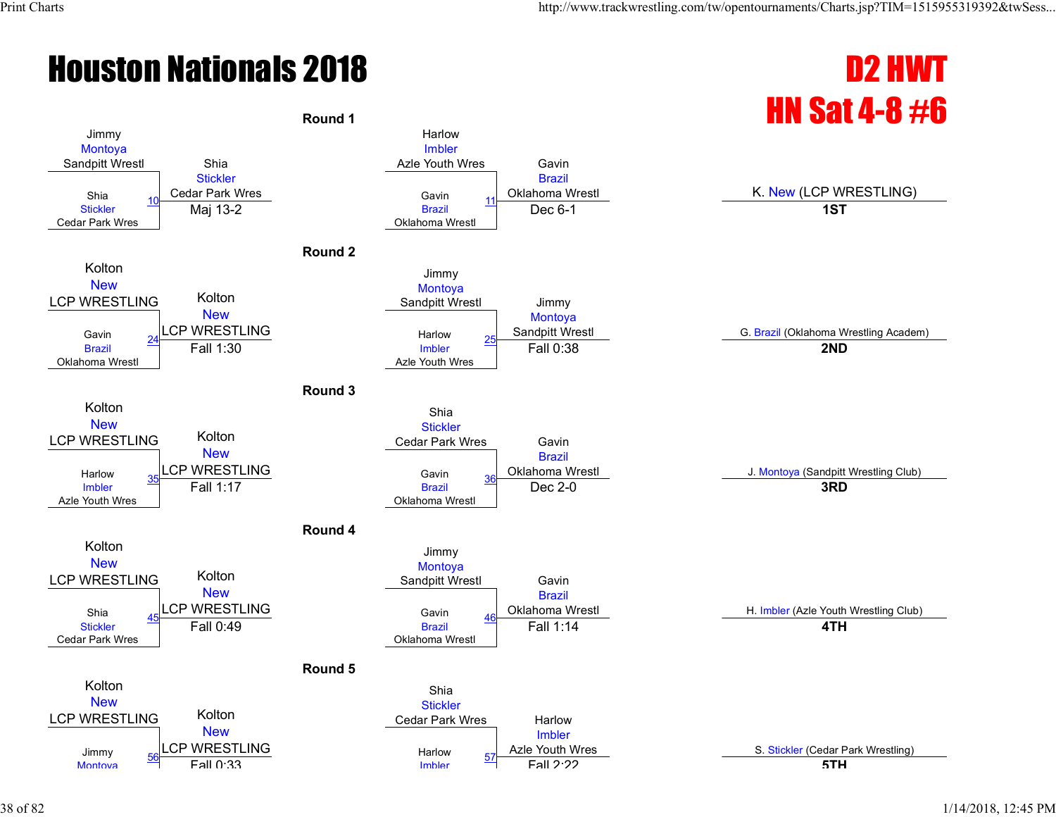# Houston Nationals 2018

## D2 HWT
## HN Sat 4-8 #6

### Round 1

| Bout | Wrestler 1 | Wrestler 2 | Winner | Result |
|---|---|---|---|---|
| 10 | Jimmy Montoya (Sandpitt Wrestl) | Shia Stickler (Cedar Park Wres) | Shia Stickler (Cedar Park Wres) | Maj 13-2 |
| 11 | Harlow Imbler (Azle Youth Wres) | Gavin Brazil (Oklahoma Wrestl) | Gavin Brazil (Oklahoma Wrestl) | Dec 6-1 |

### Round 2

| Bout | Wrestler 1 | Wrestler 2 | Winner | Result |
|---|---|---|---|---|
| 24 | Kolton New (LCP WRESTLING) | Gavin Brazil (Oklahoma Wrestl) | Kolton New (LCP WRESTLING) | Fall 1:30 |
| 25 | Jimmy Montoya (Sandpitt Wrestl) | Harlow Imbler (Azle Youth Wres) | Jimmy Montoya (Sandpitt Wrestl) | Fall 0:38 |

### Round 3

| Bout | Wrestler 1 | Wrestler 2 | Winner | Result |
|---|---|---|---|---|
| 35 | Kolton New (LCP WRESTLING) | Harlow Imbler (Azle Youth Wres) | Kolton New (LCP WRESTLING) | Fall 1:17 |
| 36 | Shia Stickler (Cedar Park Wres) | Gavin Brazil (Oklahoma Wrestl) | Gavin Brazil (Oklahoma Wrestl) | Dec 2-0 |

### Round 4

| Bout | Wrestler 1 | Wrestler 2 | Winner | Result |
|---|---|---|---|---|
| 45 | Kolton New (LCP WRESTLING) | Shia Stickler (Cedar Park Wres) | Kolton New (LCP WRESTLING) | Fall 0:49 |
| 46 | Jimmy Montoya (Sandpitt Wrestl) | Gavin Brazil (Oklahoma Wrestl) | Gavin Brazil (Oklahoma Wrestl) | Fall 1:14 |

### Round 5

| Bout | Wrestler 1 | Wrestler 2 | Winner | Result |
|---|---|---|---|---|
| 56 | Kolton New (LCP WRESTLING) | Jimmy Montoya | Kolton New (LCP WRESTLING) | Fall 0:33 |
| 57 | Shia Stickler (Cedar Park Wres) | Harlow Imbler | Harlow Imbler (Azle Youth Wres) | Fall 2:22 |

### Placements

| Place | Wrestler |
|---|---|
| 1ST | K. New (LCP WRESTLING) |
| 2ND | G. Brazil (Oklahoma Wrestling Academ) |
| 3RD | J. Montoya (Sandpitt Wrestling Club) |
| 4TH | H. Imbler (Azle Youth Wrestling Club) |
| 5TH | S. Stickler (Cedar Park Wrestling) |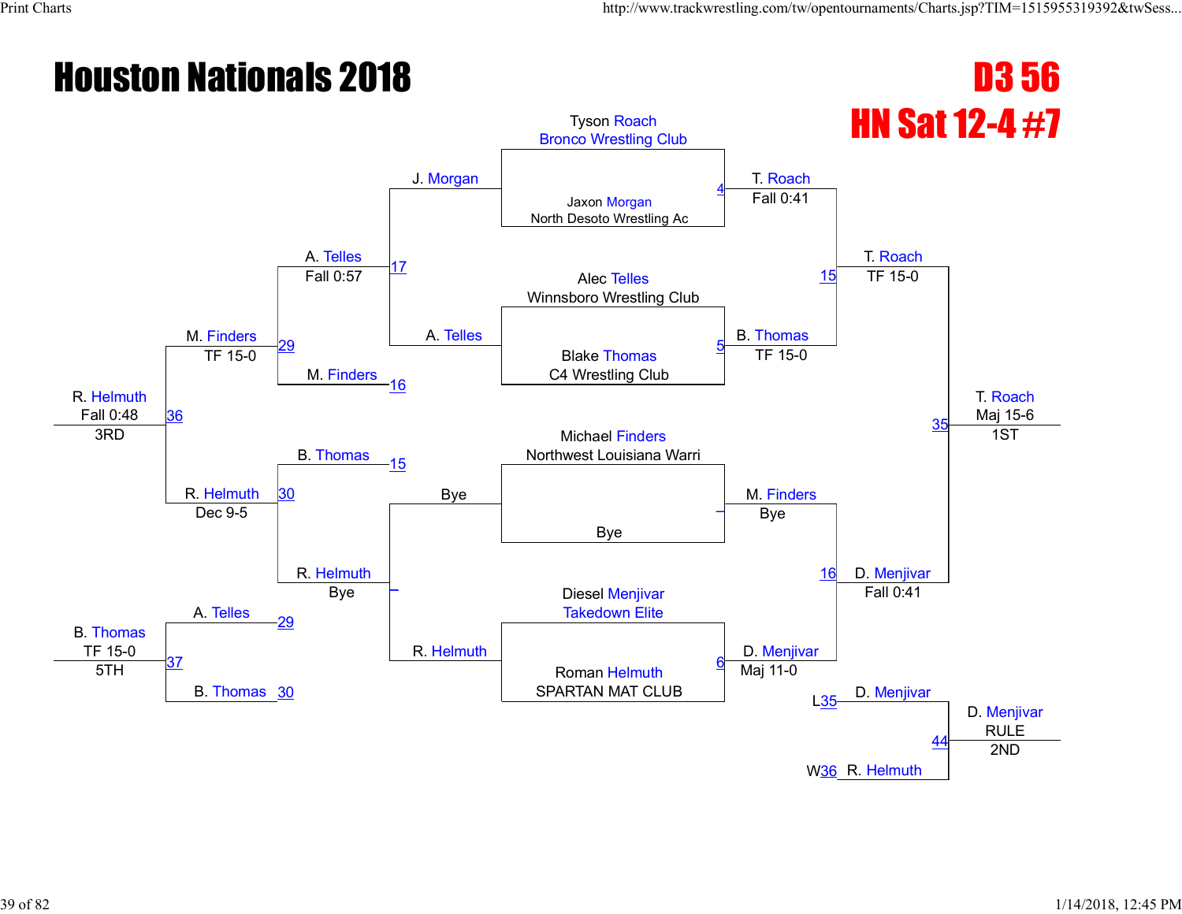# Houston Nationals 2018

## D3 56

## HN Sat 12-4 #7

### Championship Bracket

**First Round**

- Tyson Roach (Bronco Wrestling Club) vs. Jaxon Morgan (North Desoto Wrestling Ac) — Match 4
- Alec Telles (Winnsboro Wrestling Club) vs. Blake Thomas (C4 Wrestling Club) — Match 5
- Michael Finders (Northwest Louisiana Warri) vs. Bye
- Diesel Menjivar (Takedown Elite) vs. Roman Helmuth (SPARTAN MAT CLUB) — Match 6

**Second Round**

- Match 4: T. Roach — Fall 0:41
- Match 5: B. Thomas — TF 15-0
- M. Finders — Bye
- Match 6: D. Menjivar — Maj 11-0

**Semifinals**

- Match 15: T. Roach — TF 15-0
- Match 16: D. Menjivar — Fall 0:41

**Final**

- Match 35: T. Roach — Maj 15-6 — 1ST

### Consolation Bracket

- Match 17: J. Morgan vs. A. Telles → A. Telles — Fall 0:57
- M. Finders (16)
- Match 29: A. Telles vs. M. Finders → M. Finders — TF 15-0
- B. Thomas (15)
- Bye vs. R. Helmuth → R. Helmuth — Bye
- Match 30: B. Thomas vs. R. Helmuth → R. Helmuth — Dec 9-5
- Match 36: M. Finders vs. R. Helmuth → R. Helmuth — Fall 0:48 — 3RD
- Match 37: A. Telles (29) vs. B. Thomas (30) → B. Thomas — TF 15-0 — 5TH
- Match 44: D. Menjivar (L35) vs. R. Helmuth (W36) → D. Menjivar — RULE — 2ND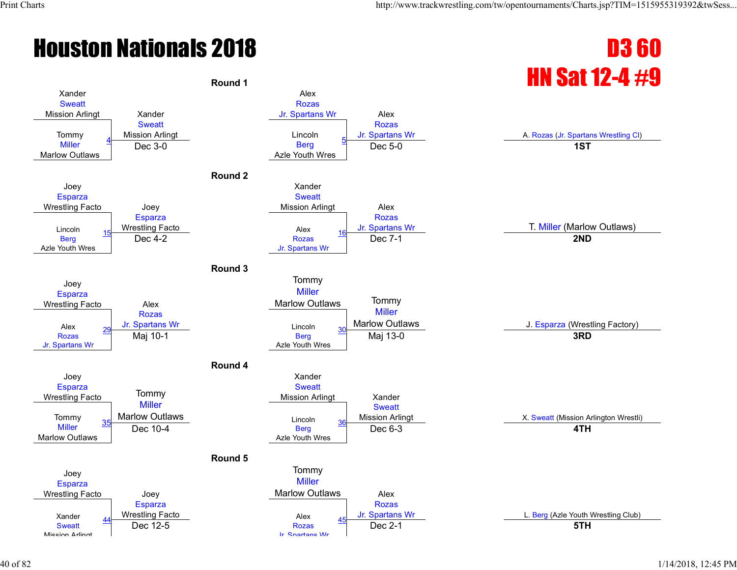# Houston Nationals 2018

## D3 60
## HN Sat 12-4 #9

### Round 1

| Bout | Wrestler 1 | Wrestler 2 | Winner | Result |
|---|---|---|---|---|
| 4 | Xander Sweatt (Mission Arlingt) | Tommy Miller (Marlow Outlaws) | Xander Sweatt (Mission Arlingt) | Dec 3-0 |
| 5 | Alex Rozas (Jr. Spartans Wr) | Lincoln Berg (Azle Youth Wres) | Alex Rozas (Jr. Spartans Wr) | Dec 5-0 |

### Round 2

| Bout | Wrestler 1 | Wrestler 2 | Winner | Result |
|---|---|---|---|---|
| 15 | Joey Esparza (Wrestling Facto) | Lincoln Berg (Azle Youth Wres) | Joey Esparza (Wrestling Facto) | Dec 4-2 |
| 16 | Xander Sweatt (Mission Arlingt) | Alex Rozas (Jr. Spartans Wr) | Alex Rozas (Jr. Spartans Wr) | Dec 7-1 |

### Round 3

| Bout | Wrestler 1 | Wrestler 2 | Winner | Result |
|---|---|---|---|---|
| 29 | Joey Esparza (Wrestling Facto) | Alex Rozas (Jr. Spartans Wr) | Alex Rozas (Jr. Spartans Wr) | Maj 10-1 |
| 30 | Tommy Miller (Marlow Outlaws) | Lincoln Berg (Azle Youth Wres) | Tommy Miller (Marlow Outlaws) | Maj 13-0 |

### Round 4

| Bout | Wrestler 1 | Wrestler 2 | Winner | Result |
|---|---|---|---|---|
| 35 | Joey Esparza (Wrestling Facto) | Tommy Miller (Marlow Outlaws) | Tommy Miller (Marlow Outlaws) | Dec 10-4 |
| 36 | Xander Sweatt (Mission Arlingt) | Lincoln Berg (Azle Youth Wres) | Xander Sweatt (Mission Arlingt) | Dec 6-3 |

### Round 5

| Bout | Wrestler 1 | Wrestler 2 | Winner | Result |
|---|---|---|---|---|
| 44 | Joey Esparza (Wrestling Facto) | Xander Sweatt (Mission Arlingt) | Joey Esparza (Wrestling Facto) | Dec 12-5 |
| 45 | Tommy Miller (Marlow Outlaws) | Alex Rozas (Jr. Spartans Wr) | Alex Rozas (Jr. Spartans Wr) | Dec 2-1 |

### Placements

| Place | Wrestler |
|---|---|
| 1ST | A. Rozas (Jr. Spartans Wrestling Cl) |
| 2ND | T. Miller (Marlow Outlaws) |
| 3RD | J. Esparza (Wrestling Factory) |
| 4TH | X. Sweatt (Mission Arlington Wrestli) |
| 5TH | L. Berg (Azle Youth Wrestling Club) |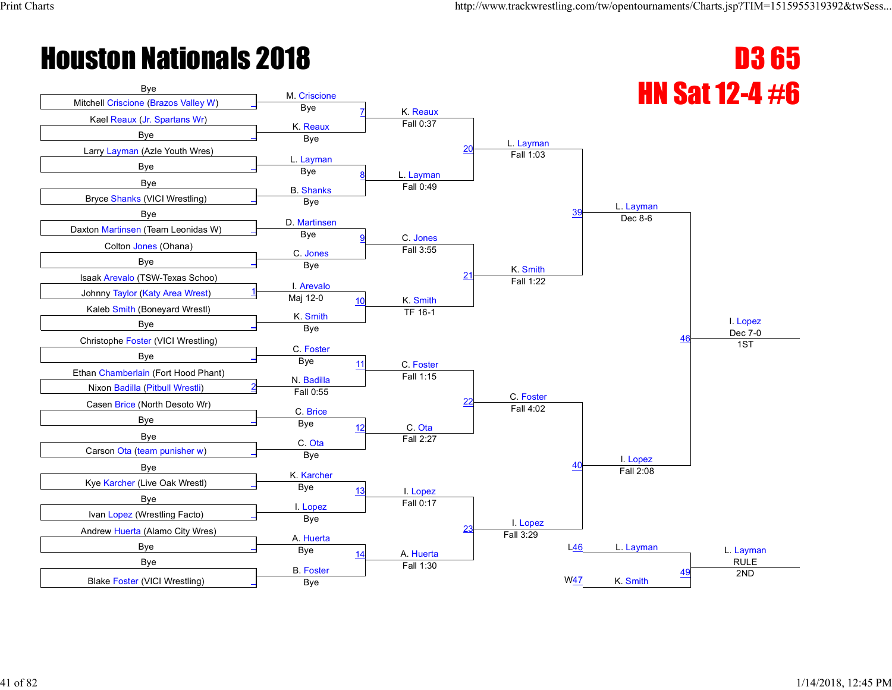# Houston Nationals 2018

## D3 65

## HN Sat 12-4 #6

### Round 1

| Match | Wrestler 1 | Wrestler 2 | Winner | Result |
|---|---|---|---|---|
| | Bye | Mitchell Criscione (Brazos Valley W) | M. Criscione | Bye |
| | Kael Reaux (Jr. Spartans Wr) | Bye | K. Reaux | Bye |
| | Larry Layman (Azle Youth Wres) | Bye | L. Layman | Bye |
| | Bye | Bryce Shanks (VICI Wrestling) | B. Shanks | Bye |
| | Bye | Daxton Martinsen (Team Leonidas W) | D. Martinsen | Bye |
| | Colton Jones (Ohana) | Bye | C. Jones | Bye |
| 1 | Isaak Arevalo (TSW-Texas Schoo) | Johnny Taylor (Katy Area Wrest) | I. Arevalo | Maj 12-0 |
| | Kaleb Smith (Boneyard Wrestl) | Bye | K. Smith | Bye |
| | Christophe Foster (VICI Wrestling) | Bye | C. Foster | Bye |
| 2 | Ethan Chamberlain (Fort Hood Phant) | Nixon Badilla (Pitbull Wrestli) | N. Badilla | Fall 0:55 |
| | Casen Brice (North Desoto Wr) | Bye | C. Brice | Bye |
| | Bye | Carson Ota (team punisher w) | C. Ota | Bye |
| | Bye | Kye Karcher (Live Oak Wrestl) | K. Karcher | Bye |
| | Bye | Ivan Lopez (Wrestling Facto) | I. Lopez | Bye |
| | Andrew Huerta (Alamo City Wres) | Bye | A. Huerta | Bye |
| | Bye | Blake Foster (VICI Wrestling) | B. Foster | Bye |

### Round 2

| Match | Winner | Result |
|---|---|---|
| 7 | K. Reaux | Fall 0:37 |
| 8 | L. Layman | Fall 0:49 |
| 9 | C. Jones | Fall 3:55 |
| 10 | K. Smith | TF 16-1 |
| 11 | C. Foster | Fall 1:15 |
| 12 | C. Ota | Fall 2:27 |
| 13 | I. Lopez | Fall 0:17 |
| 14 | A. Huerta | Fall 1:30 |

### Quarterfinals

| Match | Winner | Result |
|---|---|---|
| 20 | L. Layman | Fall 1:03 |
| 21 | K. Smith | Fall 1:22 |
| 22 | C. Foster | Fall 4:02 |
| 23 | I. Lopez | Fall 3:29 |

### Semifinals

| Match | Winner | Result |
|---|---|---|
| 39 | L. Layman | Dec 8-6 |
| 40 | I. Lopez | Fall 2:08 |

### Final

| Match | Winner | Result | Place |
|---|---|---|---|
| 46 | I. Lopez | Dec 7-0 | 1ST |

### 2nd Place Match

| Match | Wrestler 1 | Wrestler 2 | Winner | Result | Place |
|---|---|---|---|---|---|
| 49 | L46 L. Layman | W47 K. Smith | L. Layman | RULE | 2ND |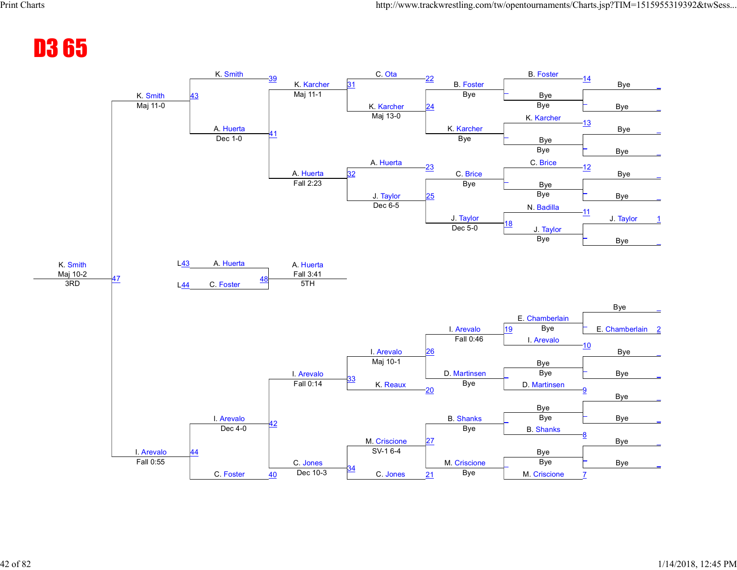# D3 65

## Championship Bracket – Top Half

| Match | Wrestler | Result |
|---|---|---|
| 1 | J. Taylor | Bye |
| 11 | N. Badilla vs J. Taylor | J. Taylor, Bye |
| 12 | C. Brice | Bye |
| 13 | K. Karcher | Bye |
| 14 | B. Foster | Bye |
| 18 | J. Taylor | Dec 5-0 |
| 22 | C. Ota vs B. Foster | B. Foster, Bye |
| 23 | A. Huerta vs C. Brice | C. Brice, Bye |
| 24 | K. Karcher | K. Karcher, Bye |
| 25 | J. Taylor | Dec 6-5 |
| 31 | K. Karcher | Maj 13-0 |
| 32 | A. Huerta vs J. Taylor | A. Huerta, Fall 2:23 |
| 39 | K. Smith vs K. Karcher | K. Karcher, Maj 11-1 |
| 41 | A. Huerta | Dec 1-0 |
| 43 | K. Smith vs A. Huerta | K. Smith, Maj 11-0 |

## Championship Bracket – Bottom Half

| Match | Wrestler | Result |
|---|---|---|
| 2 | E. Chamberlain | Bye |
| 10 | I. Arevalo | Bye |
| 9 | D. Martinsen | Bye |
| 8 | B. Shanks | Bye |
| 7 | M. Criscione | Bye |
| 19 | E. Chamberlain vs I. Arevalo | I. Arevalo, Fall 0:46 |
| 20 | D. Martinsen vs K. Reaux | D. Martinsen, Bye |
| 27 | B. Shanks | Bye |
| 21 | M. Criscione vs C. Jones | M. Criscione, Bye |
| 26 | I. Arevalo vs D. Martinsen | I. Arevalo, Maj 10-1 |
| 34 | M. Criscione vs C. Jones | M. Criscione, SV-1 6-4 |
| 33 | I. Arevalo vs K. Reaux | I. Arevalo, Fall 0:14 |
| 40 | C. Jones vs C. Foster | C. Jones, Dec 10-3 |
| 42 | I. Arevalo vs C. Jones | I. Arevalo, Dec 4-0 |
| 44 | I. Arevalo vs C. Foster | I. Arevalo, Fall 0:55 |

## Placement Matches

| Match | Wrestlers | Result |
|---|---|---|
| 47 | K. Smith vs I. Arevalo | K. Smith, Maj 10-2, 3RD |
| 48 | L43 A. Huerta vs L44 C. Foster | A. Huerta, Fall 3:41, 5TH |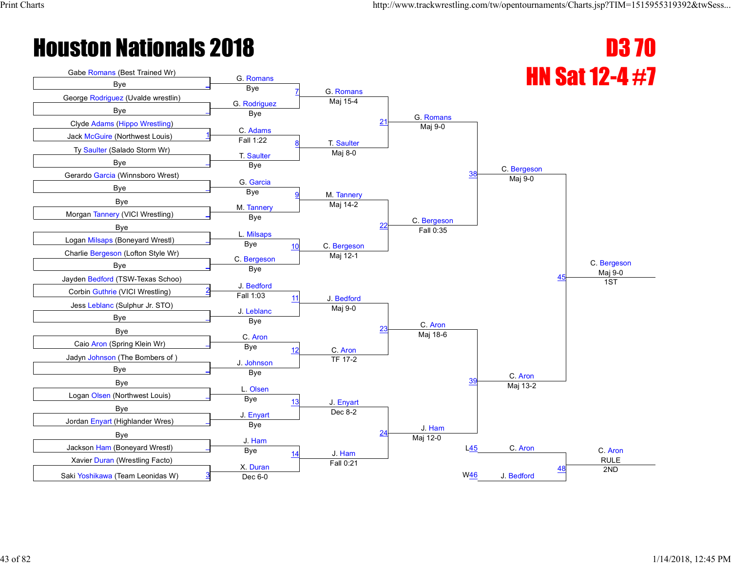# Houston Nationals 2018

## D3 70
## HN Sat 12-4 #7

### Round 1

| Match | Wrestler 1 | Wrestler 2 | Winner | Result |
|---|---|---|---|---|
| | Gabe Romans (Best Trained Wr) | Bye | G. Romans | Bye |
| | George Rodriguez (Uvalde wrestlin) | Bye | G. Rodriguez | Bye |
| 1 | Clyde Adams (Hippo Wrestling) | Jack McGuire (Northwest Louis) | C. Adams | Fall 1:22 |
| | Ty Saulter (Salado Storm Wr) | Bye | T. Saulter | Bye |
| | Gerardo Garcia (Winnsboro Wrest) | Bye | G. Garcia | Bye |
| | Bye | Morgan Tannery (VICI Wrestling) | M. Tannery | Bye |
| | Bye | Logan Milsaps (Boneyard Wrestl) | L. Milsaps | Bye |
| | Charlie Bergeson (Lofton Style Wr) | Bye | C. Bergeson | Bye |
| 2 | Jayden Bedford (TSW-Texas Schoo) | Corbin Guthrie (VICI Wrestling) | J. Bedford | Fall 1:03 |
| | Jess Leblanc (Sulphur Jr. STO) | Bye | J. Leblanc | Bye |
| | Bye | Caio Aron (Spring Klein Wr) | C. Aron | Bye |
| | Jadyn Johnson (The Bombers of ) | Bye | J. Johnson | Bye |
| | Bye | Logan Olsen (Northwest Louis) | L. Olsen | Bye |
| | Bye | Jordan Enyart (Highlander Wres) | J. Enyart | Bye |
| | Bye | Jackson Ham (Boneyard Wrestl) | J. Ham | Bye |
| 3 | Xavier Duran (Wrestling Facto) | Saki Yoshikawa (Team Leonidas W) | X. Duran | Dec 6-0 |

### Round 2

| Match | Winner | Result |
|---|---|---|
| 7 | G. Romans | Maj 15-4 |
| 8 | T. Saulter | Maj 8-0 |
| 9 | M. Tannery | Maj 14-2 |
| 10 | C. Bergeson | Maj 12-1 |
| 11 | J. Bedford | Maj 9-0 |
| 12 | C. Aron | TF 17-2 |
| 13 | J. Enyart | Dec 8-2 |
| 14 | J. Ham | Fall 0:21 |

### Quarterfinals

| Match | Winner | Result |
|---|---|---|
| 21 | G. Romans | Maj 9-0 |
| 22 | C. Bergeson | Fall 0:35 |
| 23 | C. Aron | Maj 18-6 |
| 24 | J. Ham | Maj 12-0 |

### Semifinals

| Match | Winner | Result |
|---|---|---|
| 38 | C. Bergeson | Maj 9-0 |
| 39 | C. Aron | Maj 13-2 |

### Final

| Match | Winner | Result | Place |
|---|---|---|---|
| 45 | C. Bergeson | Maj 9-0 | 1ST |

### 2nd Place Match

| Match | Wrestler 1 | Wrestler 2 | Winner | Result | Place |
|---|---|---|---|---|---|
| 48 | C. Aron (L45) | J. Bedford (W46) | C. Aron | RULE | 2ND |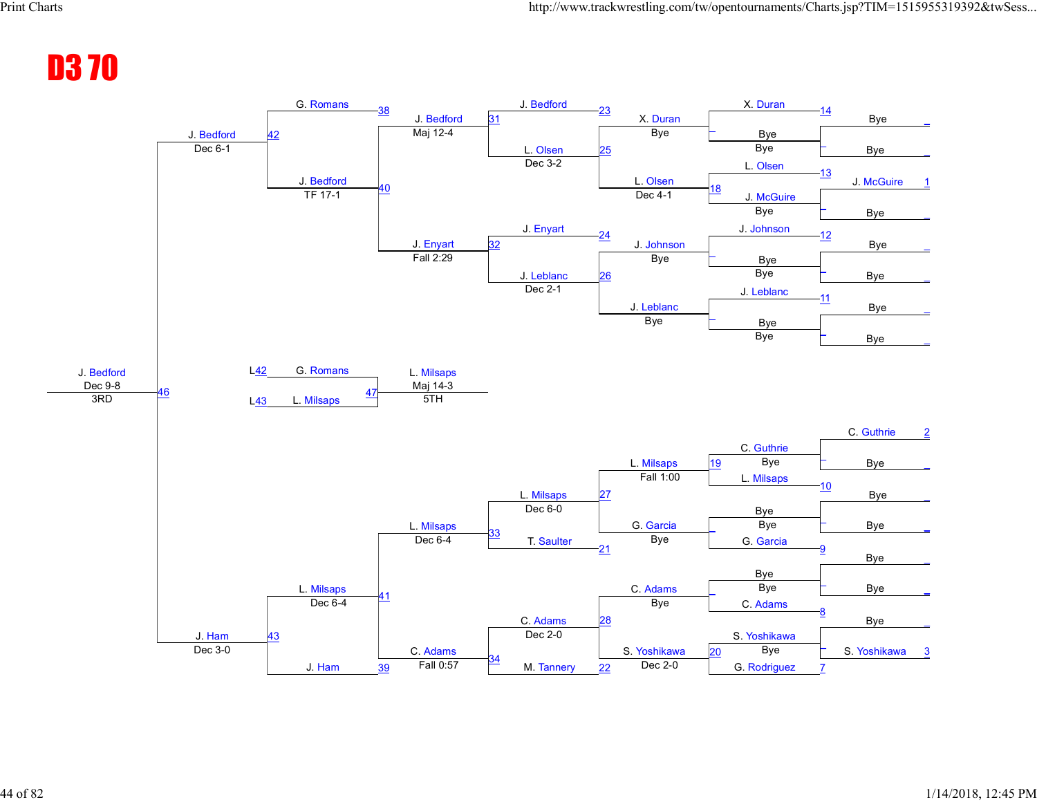# D3 70

## Championship Bracket (Top Half)

| Seed | First Round | Match | Second Round | Match | Quarterfinals | Match | Semifinals | Match |
|---|---|---|---|---|---|---|---|---|
| 1 | J. McGuire | 18 | L. Olsen (Dec 4-1) | 25 | L. Olsen (Dec 3-2) | 31 | J. Bedford (Maj 12-4) | |
| | Bye | | | | | | | |
| | L. Olsen | 13 | | | | | | |
| | Bye | | X. Duran (Bye) | 23 | J. Bedford | | | |
| | Bye | | | | | | | |
| | X. Duran | 14 | | | | | | |
| | J. Leblanc | 11 | J. Leblanc (Bye) | 26 | J. Leblanc (Dec 2-1) | 32 | J. Enyart (Fall 2:29) | |
| | Bye | | | | | | | |
| | Bye | | J. Johnson (Bye) | 24 | J. Enyart | | | |
| | J. Johnson | 12 | | | | | | |

## Championship Bracket (Bottom Half)

| Seed | First Round | Match | Second Round | Match | Quarterfinals | Match | Semifinals | Match |
|---|---|---|---|---|---|---|---|---|
| 2 | C. Guthrie | 19 | L. Milsaps (Fall 1:00) | 27 | L. Milsaps (Dec 6-0) | 33 | L. Milsaps (Dec 6-4) | |
| | L. Milsaps | 10 | | | | | | |
| | Bye | | G. Garcia (Bye) | 21 | T. Saulter | | | |
| | G. Garcia | 9 | | | | | | |
| | Bye | | C. Adams (Bye) | 28 | C. Adams (Dec 2-0) | 34 | C. Adams (Fall 0:57) | |
| | C. Adams | 8 | | | | | | |
| | S. Yoshikawa | 20 | S. Yoshikawa (Dec 2-0) | 22 | M. Tannery | | | |
| | G. Rodriguez | 7 | | | | | | |
| 3 | S. Yoshikawa | | | | | | | |

## Consolation Bracket

- Match 38: G. Romans
- Match 40: J. Bedford — TF 17-1
- Match 42: J. Bedford — Dec 6-1
- Match 39: J. Ham
- Match 41: L. Milsaps — Dec 6-4
- Match 43: J. Ham — Dec 3-0
- Match 46: J. Bedford — Dec 9-8 — 3RD

## 5th Place

- L42: G. Romans
- L43: L. Milsaps
- Match 47: L. Milsaps — Maj 14-3 — 5TH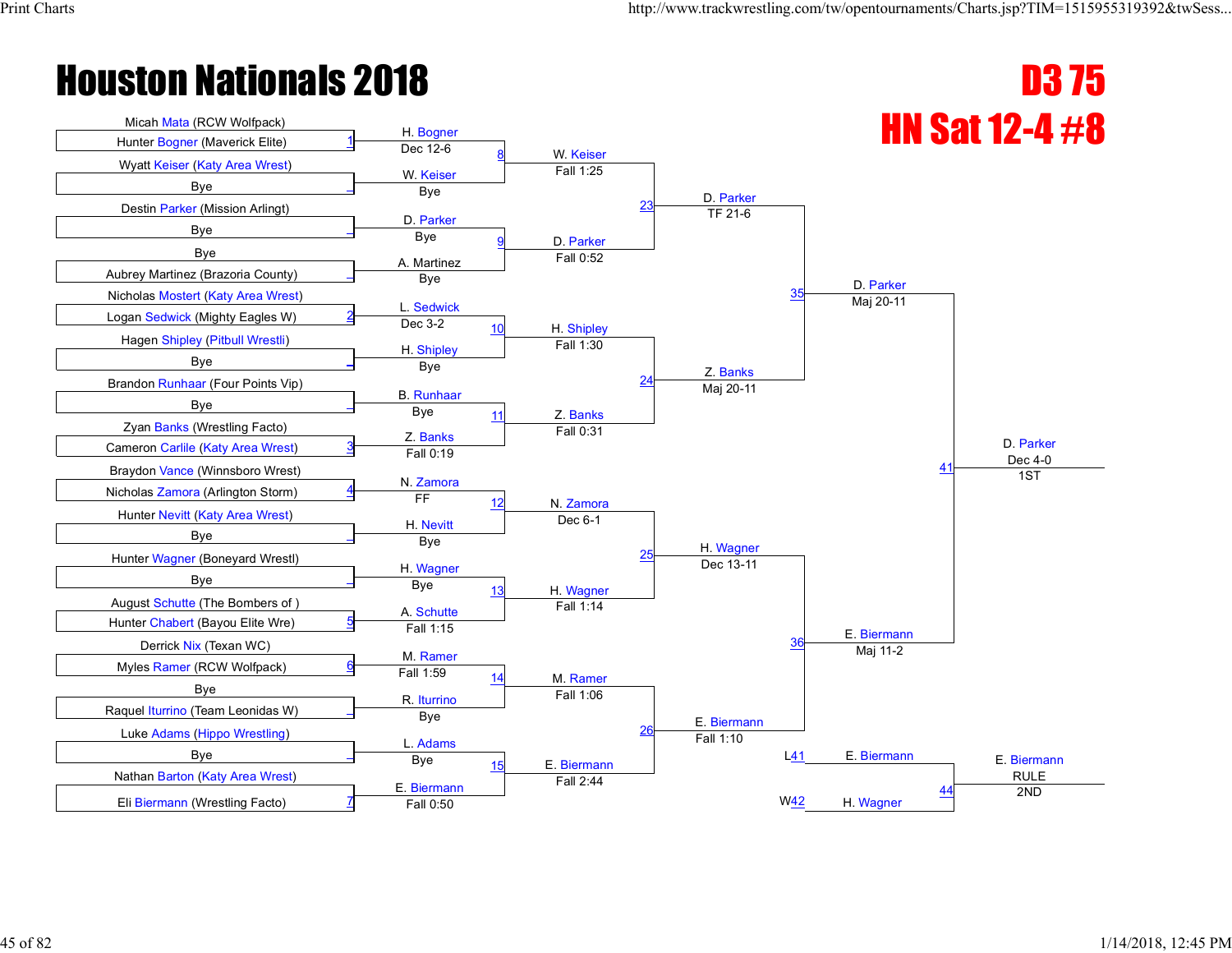# Houston Nationals 2018

## D3 75

## HN Sat 12-4 #8

### Round 1 (First Round)

| Bout | Wrestler 1 | Wrestler 2 | Winner | Result |
|---|---|---|---|---|
| 1 | Micah Mata (RCW Wolfpack) | Hunter Bogner (Maverick Elite) | H. Bogner | Dec 12-6 |
| _ | Wyatt Keiser (Katy Area Wrest) | Bye | W. Keiser | Bye |
| _ | Destin Parker (Mission Arlingt) | Bye | D. Parker | Bye |
| _ | Bye | Aubrey Martinez (Brazoria County) | A. Martinez | Bye |
| 2 | Nicholas Mostert (Katy Area Wrest) | Logan Sedwick (Mighty Eagles W) | L. Sedwick | Dec 3-2 |
| _ | Hagen Shipley (Pitbull Wrestli) | Bye | H. Shipley | Bye |
| _ | Brandon Runhaar (Four Points Vip) | Bye | B. Runhaar | Bye |
| 3 | Zyan Banks (Wrestling Facto) | Cameron Carlile (Katy Area Wrest) | Z. Banks | Fall 0:19 |
| 4 | Braydon Vance (Winnsboro Wrest) | Nicholas Zamora (Arlington Storm) | N. Zamora | FF |
| _ | Hunter Nevitt (Katy Area Wrest) | Bye | H. Nevitt | Bye |
| _ | Hunter Wagner (Boneyard Wrestl) | Bye | H. Wagner | Bye |
| 5 | August Schutte (The Bombers of ) | Hunter Chabert (Bayou Elite Wre) | A. Schutte | Fall 1:15 |
| 6 | Derrick Nix (Texan WC) | Myles Ramer (RCW Wolfpack) | M. Ramer | Fall 1:59 |
| _ | Bye | Raquel Iturrino (Team Leonidas W) | R. Iturrino | Bye |
| _ | Luke Adams (Hippo Wrestling) | Bye | L. Adams | Bye |
| 7 | Nathan Barton (Katy Area Wrest) | Eli Biermann (Wrestling Facto) | E. Biermann | Fall 0:50 |

### Round 2

| Bout | Winner | Result |
|---|---|---|
| 8 | W. Keiser | Fall 1:25 |
| 9 | D. Parker | Fall 0:52 |
| 10 | H. Shipley | Fall 1:30 |
| 11 | Z. Banks | Fall 0:31 |
| 12 | N. Zamora | Dec 6-1 |
| 13 | H. Wagner | Fall 1:14 |
| 14 | M. Ramer | Fall 1:06 |
| 15 | E. Biermann | Fall 2:44 |

### Quarterfinals

| Bout | Winner | Result |
|---|---|---|
| 23 | D. Parker | TF 21-6 |
| 24 | Z. Banks | Maj 20-11 |
| 25 | H. Wagner | Dec 13-11 |
| 26 | E. Biermann | Fall 1:10 |

### Semifinals

| Bout | Winner | Result |
|---|---|---|
| 35 | D. Parker | Maj 20-11 |
| 36 | E. Biermann | Maj 11-2 |

### Final

| Bout | Winner | Result | Place |
|---|---|---|---|
| 41 | D. Parker | Dec 4-0 | 1ST |

### 2nd Place Match

| Bout | Wrestler 1 | Wrestler 2 | Winner | Result | Place |
|---|---|---|---|---|---|
| 44 | E. Biermann (L41) | H. Wagner (W42) | E. Biermann | RULE | 2ND |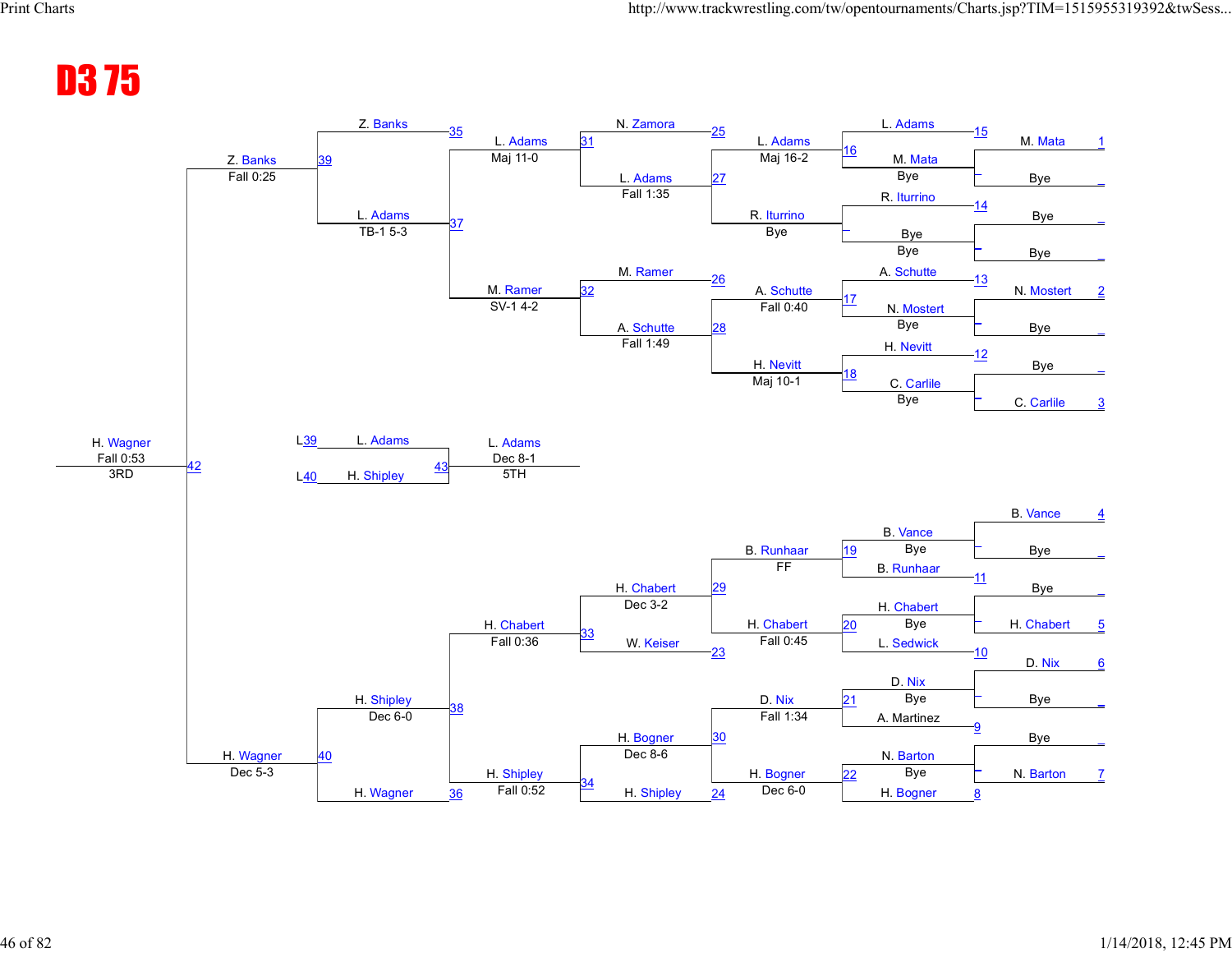# D3 75

## Championship Bracket

| Bout | Wrestler 1 | Wrestler 2 | Winner | Result |
|---|---|---|---|---|
| 1 | M. Mata | Bye | M. Mata | Bye |
| 2 | N. Mostert | Bye | N. Mostert | Bye |
| 3 | Bye | C. Carlile | C. Carlile | Bye |
| 4 | B. Vance | Bye | B. Vance | Bye |
| 5 | Bye | H. Chabert | H. Chabert | Bye |
| 6 | D. Nix | Bye | D. Nix | Bye |
| 7 | Bye | N. Barton | N. Barton | Bye |
| 8 | | | H. Bogner | |
| 9 | | | A. Martinez | |
| 10 | | | L. Sedwick | |
| 11 | | | B. Runhaar | |
| 12 | | | H. Nevitt | |
| 13 | | | A. Schutte | |
| 14 | | | R. Iturrino | |
| 15 | | | L. Adams | |
| 16 | L. Adams | M. Mata | L. Adams | Maj 16-2 |
| 17 | A. Schutte | N. Mostert | A. Schutte | Fall 0:40 |
| 18 | H. Nevitt | C. Carlile | H. Nevitt | Maj 10-1 |
| 19 | B. Vance | B. Runhaar | B. Runhaar | FF |
| 20 | H. Chabert | L. Sedwick | H. Chabert | Fall 0:45 |
| 21 | D. Nix | A. Martinez | D. Nix | Fall 1:34 |
| 22 | N. Barton | H. Bogner | H. Bogner | Dec 6-0 |
| 25 | N. Zamora | L. Adams | L. Adams | Fall 1:35 |
| 26 | M. Ramer | A. Schutte | A. Schutte | Fall 1:49 |
| 29 | H. Chabert | W. Keiser | H. Chabert | Dec 3-2 |
| 30 | H. Bogner | H. Shipley | H. Shipley | Fall 0:52 |
| 31 | L. Adams | R. Iturrino | L. Adams | Maj 11-0 |
| 32 | A. Schutte | H. Nevitt | M. Ramer | SV-1 4-2 |
| 33 | B. Runhaar | H. Chabert | H. Chabert | Fall 0:36 |
| 34 | D. Nix | H. Bogner | H. Bogner | Dec 8-6 |
| 35 | Z. Banks | L. Adams | Z. Banks | Fall 0:25 |
| 36 | H. Chabert | H. Shipley | H. Shipley | Dec 6-0 |
| 37 | L. Adams | M. Ramer | L. Adams | TB-1 5-3 |
| 38 | H. Shipley | H. Wagner | H. Wagner | Dec 5-3 |
| 42 | Z. Banks | H. Wagner | H. Wagner | Fall 0:53 (3RD) |
| 43 | L. Adams (L39) | H. Shipley (L40) | L. Adams | Dec 8-1 (5TH) |

Bout numbers 23, 24, 27, 28 appear as consolation lines: 23 – W. Keiser; 24 – H. Shipley; 27 – L. Adams; 28 – A. Schutte.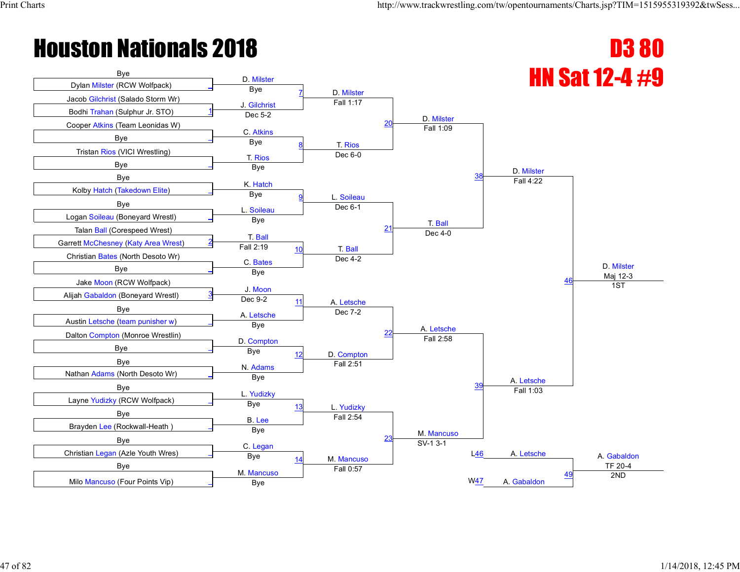# Houston Nationals 2018

## D3 80

## HN Sat 12-4 #9

### First Round

| Bout | Wrestler 1 | Wrestler 2 | Winner | Result |
|---|---|---|---|---|
| | Bye | Dylan Milster (RCW Wolfpack) | D. Milster | Bye |
| 1 | Jacob Gilchrist (Salado Storm Wr) | Bodhi Trahan (Sulphur Jr. STO) | J. Gilchrist | Dec 5-2 |
| | Cooper Atkins (Team Leonidas W) | Bye | C. Atkins | Bye |
| | Tristan Rios (VICI Wrestling) | Bye | T. Rios | Bye |
| | Bye | Kolby Hatch (Takedown Elite) | K. Hatch | Bye |
| | Bye | Logan Soileau (Boneyard Wrestl) | L. Soileau | Bye |
| 2 | Talan Ball (Corespeed Wrest) | Garrett McChesney (Katy Area Wrest) | T. Ball | Fall 2:19 |
| | Christian Bates (North Desoto Wr) | Bye | C. Bates | Bye |
| 3 | Jake Moon (RCW Wolfpack) | Alijah Gabaldon (Boneyard Wrestl) | J. Moon | Dec 9-2 |
| | Bye | Austin Letsche (team punisher w) | A. Letsche | Bye |
| | Dalton Compton (Monroe Wrestlin) | Bye | D. Compton | Bye |
| | Bye | Nathan Adams (North Desoto Wr) | N. Adams | Bye |
| | Bye | Layne Yudizky (RCW Wolfpack) | L. Yudizky | Bye |
| | Bye | Brayden Lee (Rockwall-Heath ) | B. Lee | Bye |
| | Bye | Christian Legan (Azle Youth Wres) | C. Legan | Bye |
| | Bye | Milo Mancuso (Four Points Vip) | M. Mancuso | Bye |

### Second Round

| Bout | Winner | Result |
|---|---|---|
| 7 | D. Milster | Fall 1:17 |
| 8 | T. Rios | Dec 6-0 |
| 9 | L. Soileau | Dec 6-1 |
| 10 | T. Ball | Dec 4-2 |
| 11 | A. Letsche | Dec 7-2 |
| 12 | D. Compton | Fall 2:51 |
| 13 | L. Yudizky | Fall 2:54 |
| 14 | M. Mancuso | Fall 0:57 |

### Quarterfinals

| Bout | Winner | Result |
|---|---|---|
| 20 | D. Milster | Fall 1:09 |
| 21 | T. Ball | Dec 4-0 |
| 22 | A. Letsche | Fall 2:58 |
| 23 | M. Mancuso | SV-1 3-1 |

### Semifinals

| Bout | Winner | Result |
|---|---|---|
| 38 | D. Milster | Fall 4:22 |
| 39 | A. Letsche | Fall 1:03 |

### Finals

| Bout | Winner | Result | Place |
|---|---|---|---|
| 46 | D. Milster | Maj 12-3 | 1ST |

### 2nd Place Match

| Bout | Wrestler 1 | Wrestler 2 | Winner | Result | Place |
|---|---|---|---|---|---|
| 49 | A. Letsche (L46) | A. Gabaldon (W47) | A. Gabaldon | TF 20-4 | 2ND |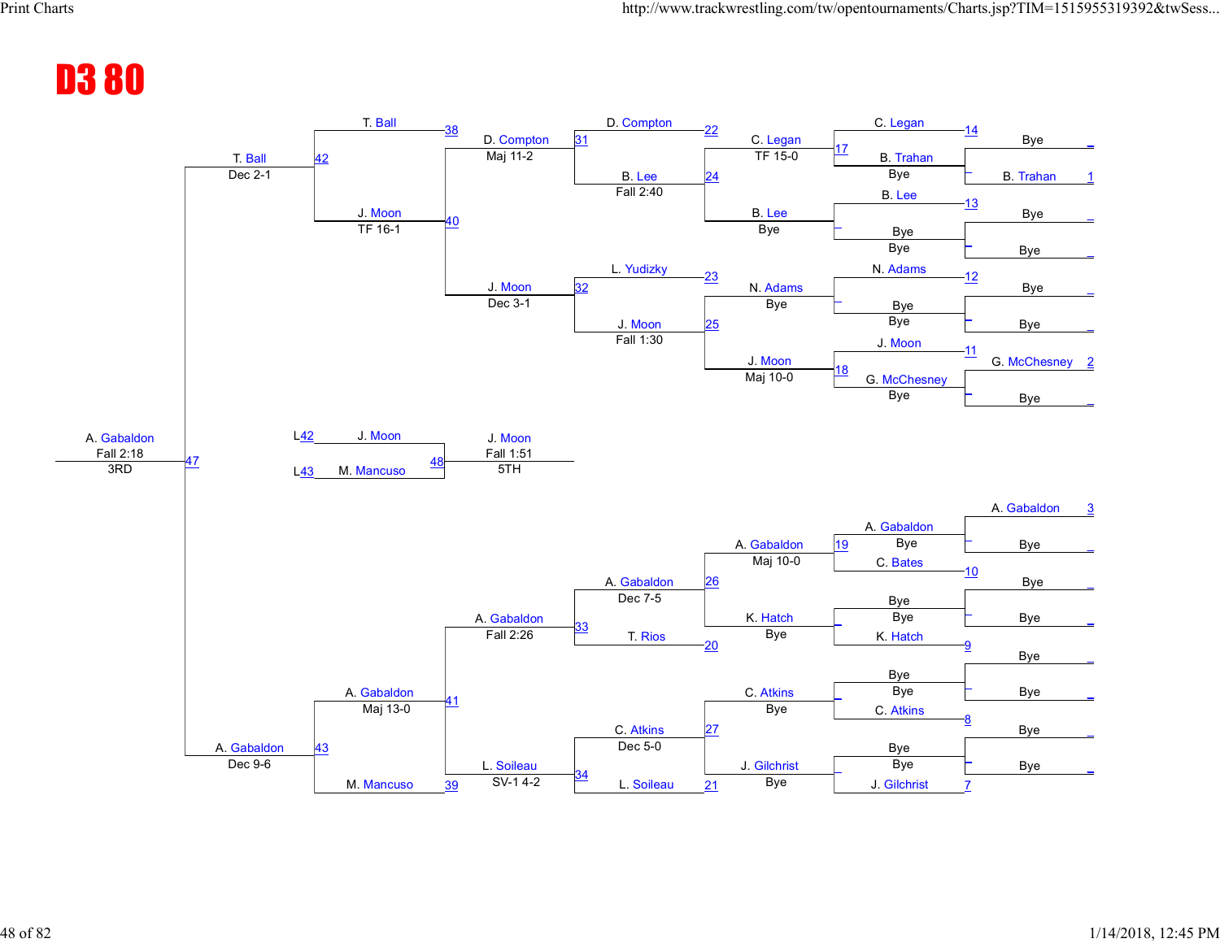# D3 80

## Championship Bracket (Top Half)

| Bout | Wrestler 1 | Wrestler 2 | Winner | Result |
|---|---|---|---|---|
| 14 | C. Legan | Bye | C. Legan | |
| 1 | Bye | B. Trahan | B. Trahan | |
| 13 | B. Lee | Bye | B. Lee | |
| | Bye | Bye | Bye | |
| 12 | N. Adams | Bye | N. Adams | |
| | Bye | Bye | Bye | |
| 11 | J. Moon | Bye | J. Moon | |
| 2 | G. McChesney | Bye | G. McChesney | |
| 17 | C. Legan | B. Trahan | C. Legan | TF 15-0 |
| | B. Lee | Bye | B. Lee | Bye |
| | N. Adams | Bye | N. Adams | Bye |
| 18 | J. Moon | G. McChesney | J. Moon | Maj 10-0 |
| 22 / 24 (31) | D. Compton | B. Lee | D. Compton | Fall 2:40 (B. Lee) |
| 23 / 25 (32) | L. Yudizky | J. Moon | J. Moon | Fall 1:30 |
| 31 | D. Compton | | D. Compton | Maj 11-2 |
| 32 | | J. Moon | J. Moon | Dec 3-1 |
| 38 / 40 | T. Ball | J. Moon | T. Ball | TF 16-1 (J. Moon) |
| 42 | T. Ball | | T. Ball | Dec 2-1 |

## Championship Bracket (Bottom Half)

| Bout | Wrestler 1 | Wrestler 2 | Winner | Result |
|---|---|---|---|---|
| 3 | A. Gabaldon | Bye | A. Gabaldon | Bye |
| 10 | C. Bates | Bye | C. Bates | |
| | Bye | Bye | Bye | |
| 9 | Bye | K. Hatch | K. Hatch | |
| | Bye | Bye | Bye | |
| 8 | Bye | C. Atkins | C. Atkins | |
| | Bye | Bye | Bye | |
| 7 | Bye | J. Gilchrist | J. Gilchrist | |
| 19 | A. Gabaldon | C. Bates | A. Gabaldon | Maj 10-0 |
| | Bye | K. Hatch | K. Hatch | Bye |
| | Bye | C. Atkins | C. Atkins | Bye |
| | Bye | J. Gilchrist | J. Gilchrist | Bye |
| 26 / 20 | A. Gabaldon | K. Hatch | A. Gabaldon | Dec 7-5 |
| 27 / 21 | C. Atkins | J. Gilchrist | C. Atkins | Dec 5-0 |
| 33 | A. Gabaldon | T. Rios | A. Gabaldon | Fall 2:26 |
| 34 | C. Atkins | L. Soileau | L. Soileau | SV-1 4-2 |
| 41 / 39 | A. Gabaldon | M. Mancuso | A. Gabaldon | Maj 13-0 |
| 43 | A. Gabaldon | | A. Gabaldon | Dec 9-6 |

## 3rd Place

| Bout | Wrestler 1 | Wrestler 2 | Winner | Result |
|---|---|---|---|---|
| 47 | T. Ball | A. Gabaldon | A. Gabaldon | Fall 2:18 — 3RD |

## 5th Place

| Bout | Wrestler 1 | Wrestler 2 | Winner | Result |
|---|---|---|---|---|
| 48 | J. Moon (L42) | M. Mancuso (L43) | J. Moon | Fall 1:51 — 5TH |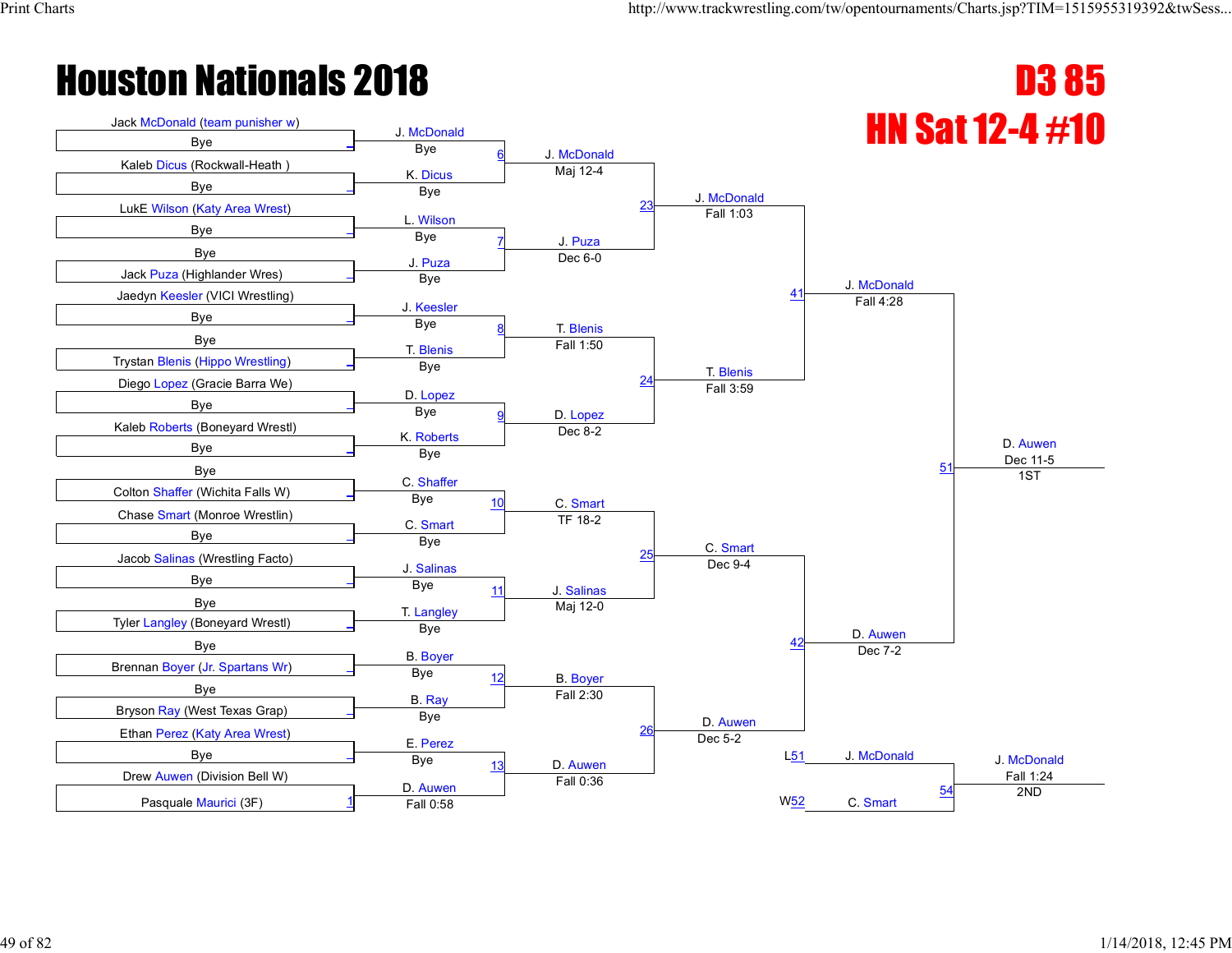# Houston Nationals 2018

## D3 85

## HN Sat 12-4 #10

### First Round

- Jack McDonald (team punisher w) vs Bye — J. McDonald, Bye
- Kaleb Dicus (Rockwall-Heath ) vs Bye — K. Dicus, Bye
- LukE Wilson (Katy Area Wrest) vs Bye — L. Wilson, Bye
- Bye vs Jack Puza (Highlander Wres) — J. Puza, Bye
- Jaedyn Keesler (VICI Wrestling) vs Bye — J. Keesler, Bye
- Bye vs Trystan Blenis (Hippo Wrestling) — T. Blenis, Bye
- Diego Lopez (Gracie Barra We) vs Bye — D. Lopez, Bye
- Kaleb Roberts (Boneyard Wrestl) vs Bye — K. Roberts, Bye
- Bye vs Colton Shaffer (Wichita Falls W) — C. Shaffer, Bye
- Chase Smart (Monroe Wrestlin) vs Bye — C. Smart, Bye
- Jacob Salinas (Wrestling Facto) vs Bye — J. Salinas, Bye
- Bye vs Tyler Langley (Boneyard Wrestl) — T. Langley, Bye
- Bye vs Brennan Boyer (Jr. Spartans Wr) — B. Boyer, Bye
- Bye vs Bryson Ray (West Texas Grap) — B. Ray, Bye
- Ethan Perez (Katy Area Wrest) vs Bye — E. Perez, Bye
- Drew Auwen (Division Bell W) vs Pasquale Maurici (3F) (Bout 1) — D. Auwen, Fall 0:58

### Second Round

- Bout 6: J. McDonald, Maj 12-4
- Bout 7: J. Puza, Dec 6-0
- Bout 8: T. Blenis, Fall 1:50
- Bout 9: D. Lopez, Dec 8-2
- Bout 10: C. Smart, TF 18-2
- Bout 11: J. Salinas, Maj 12-0
- Bout 12: B. Boyer, Fall 2:30
- Bout 13: D. Auwen, Fall 0:36

### Quarterfinals

- Bout 23: J. McDonald, Fall 1:03
- Bout 24: T. Blenis, Fall 3:59
- Bout 25: C. Smart, Dec 9-4
- Bout 26: D. Auwen, Dec 5-2

### Semifinals

- Bout 41: J. McDonald, Fall 4:28
- Bout 42: D. Auwen, Dec 7-2

### Final

- Bout 51: D. Auwen, Dec 11-5 — 1ST

### 2nd Place Match

- L51: J. McDonald
- W52: C. Smart
- Bout 54: J. McDonald, Fall 1:24 — 2ND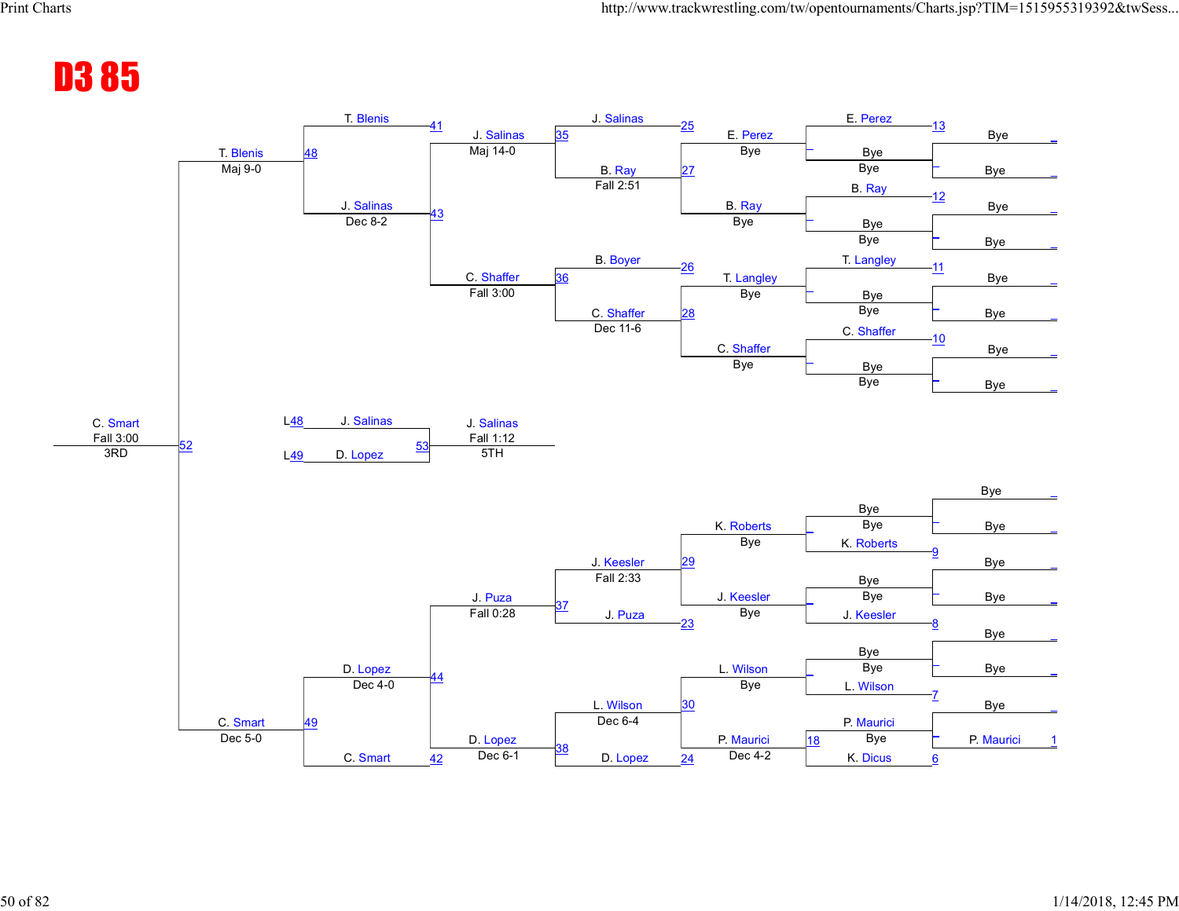# D3 85

**Championship Bracket — Top Half**

| Match | Wrestler 1 | Wrestler 2 | Winner | Result |
|---|---|---|---|---|
| 13 | E. Perez | Bye | E. Perez | Bye |
| 12 | B. Ray | Bye | B. Ray | Bye |
| 11 | T. Langley | Bye | T. Langley | Bye |
| 10 | C. Shaffer | Bye | C. Shaffer | Bye |
| 25 | J. Salinas | E. Perez | J. Salinas | |
| 27 | B. Ray | | B. Ray | |
| 26 | B. Boyer | T. Langley | B. Boyer | |
| 28 | C. Shaffer | | C. Shaffer | |
| 35 | J. Salinas | B. Ray | J. Salinas | Fall 2:51 |
| 36 | B. Boyer | C. Shaffer | C. Shaffer | Dec 11-6 |
| 41 | T. Blenis | | T. Blenis | |
| 43 | J. Salinas | C. Shaffer | J. Salinas | Maj 14-0 |
| 48 | T. Blenis | J. Salinas | T. Blenis | Dec 8-2 |

**Championship Bracket — Bottom Half**

| Match | Wrestler 1 | Wrestler 2 | Winner | Result |
|---|---|---|---|---|
| 9 | Bye | K. Roberts | K. Roberts | Bye |
| 8 | Bye | J. Keesler | J. Keesler | Bye |
| 7 | Bye | L. Wilson | L. Wilson | Bye |
| 6 | P. Mauricci | K. Dicus | P. Mauricci | Bye |
| 1 | Bye | P. Maurici | P. Maurici | |
| 29 | K. Roberts | J. Keesler | J. Keesler | Bye |
| 23 | J. Puza | | J. Puza | |
| 30 | L. Wilson | | L. Wilson | Bye |
| 18 / 24 | P. Mauricci | D. Lopez | D. Lopez | Dec 4-2 |
| 37 | J. Keesler | J. Puza | J. Puza | Fall 2:33 |
| 38 | L. Wilson | D. Lopez | D. Lopez | Dec 6-4 |
| 44 | J. Puza | D. Lopez | D. Lopez | Fall 0:28 / Dec 6-1 |
| 42 | C. Smart | | C. Smart | |
| 49 | D. Lopez | C. Smart | C. Smart | Dec 4-0 |

**Placement Matches**

| Match | Wrestler 1 | Wrestler 2 | Winner | Result | Place |
|---|---|---|---|---|---|
| 52 | T. Blenis (Maj 9-0) | C. Smart (Dec 5-0) | C. Smart | Fall 3:00 | 3RD |
| 53 | J. Salinas (L48) | D. Lopez (L49) | J. Salinas | Fall 1:12 | 5TH |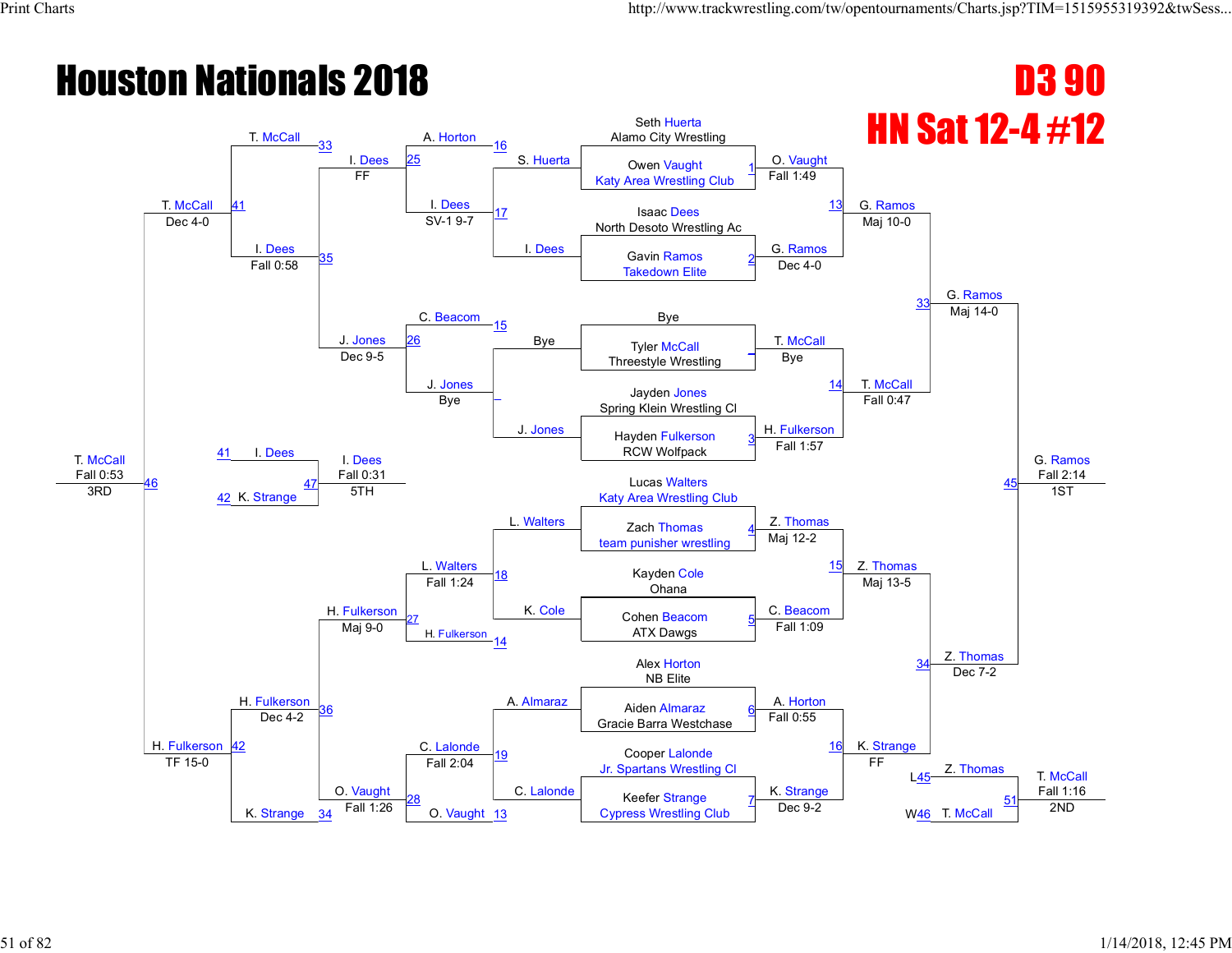# Houston Nationals 2018

## D3 90

## HN Sat 12-4 #12

### Championship Bracket

**First Round**

| Bout | Wrestler 1 | Wrestler 2 | Winner | Result |
|---|---|---|---|---|
| 1 | Seth Huerta (Alamo City Wrestling) | Owen Vaught (Katy Area Wrestling Club) | O. Vaught | Fall 1:49 |
| 2 | Isaac Dees (North Desoto Wrestling Ac) | Gavin Ramos (Takedown Elite) | G. Ramos | Dec 4-0 |
| – | Bye | Tyler McCall (Threestyle Wrestling) | T. McCall | Bye |
| 3 | Jayden Jones (Spring Klein Wrestling Cl) | Hayden Fulkerson (RCW Wolfpack) | H. Fulkerson | Fall 1:57 |
| 4 | Lucas Walters (Katy Area Wrestling Club) | Zach Thomas (team punisher wrestling) | Z. Thomas | Maj 12-2 |
| 5 | Kayden Cole (Ohana) | Cohen Beacom (ATX Dawgs) | C. Beacom | Fall 1:09 |
| 6 | Alex Horton (NB Elite) | Aiden Almaraz (Gracie Barra Westchase) | A. Horton | Fall 0:55 |
| 7 | Cooper Lalonde (Jr. Spartans Wrestling Cl) | Keefer Strange (Cypress Wrestling Club) | K. Strange | Dec 9-2 |

**Quarterfinals**

| Bout | Wrestler 1 | Wrestler 2 | Winner | Result |
|---|---|---|---|---|
| 13 | O. Vaught | G. Ramos | G. Ramos | Maj 10-0 |
| 14 | T. McCall | H. Fulkerson | T. McCall | Fall 0:47 |
| 15 | Z. Thomas | C. Beacom | Z. Thomas | Maj 13-5 |
| 16 | A. Horton | K. Strange | K. Strange | FF |

**Semifinals**

| Bout | Wrestler 1 | Wrestler 2 | Winner | Result |
|---|---|---|---|---|
| 33 | G. Ramos | T. McCall | G. Ramos | Maj 14-0 |
| 34 | Z. Thomas | K. Strange | Z. Thomas | Dec 7-2 |

**Final (1st)**

| Bout | Wrestler 1 | Wrestler 2 | Winner | Result |
|---|---|---|---|---|
| 45 | G. Ramos | Z. Thomas | G. Ramos | Fall 2:14 (1ST) |

**2nd Place Match**

| Bout | Wrestler 1 | Wrestler 2 | Winner | Result |
|---|---|---|---|---|
| 51 | Z. Thomas (L45) | T. McCall (W46) | T. McCall | Fall 1:16 (2ND) |

### Consolation Bracket

**Consolation Round 1**

| Bout | Wrestler 1 | Wrestler 2 | Winner | Result |
|---|---|---|---|---|
| 16 | A. Horton | S. Huerta | — | — |
| 17 | I. Dees | — | — | — |
| 15 | C. Beacom | Bye | — | — |
| – | J. Jones | — | — | — |
| 18 | L. Walters | K. Cole | — | — |
| 14 | H. Fulkerson | — | — | — |
| 19 | A. Almaraz | C. Lalonde | — | — |
| 13 | O. Vaught | — | — | — |

| Bout | Wrestler 1 | Wrestler 2 | Winner | Result |
|---|---|---|---|---|
| 25 | A. Horton | I. Dees | I. Dees | SV-1 9-7 |
| 26 | C. Beacom | J. Jones | J. Jones | Bye |
| 27 | L. Walters | H. Fulkerson | L. Walters | Fall 1:24 |
| 28 | C. Lalonde | O. Vaught | C. Lalonde | Fall 2:04 |

**Consolation Round 2**

| Bout | Wrestler 1 | Wrestler 2 | Winner | Result |
|---|---|---|---|---|
| 33 | T. McCall | I. Dees | I. Dees | FF |
| 35 | I. Dees | J. Jones | J. Jones | Dec 9-5 |
| 36 | H. Fulkerson | O. Vaught | H. Fulkerson | Maj 9-0 |
| 34 | K. Strange | O. Vaught | O. Vaught | Fall 1:26 |

**Consolation Semifinals**

| Bout | Wrestler 1 | Wrestler 2 | Winner | Result |
|---|---|---|---|---|
| 41 | T. McCall | I. Dees | T. McCall | Fall 0:58 |
| 42 | H. Fulkerson | K. Strange | H. Fulkerson | Dec 4-2 |

**Consolation Finals**

| Bout | Wrestler 1 | Wrestler 2 | Winner | Result |
|---|---|---|---|---|
| 46 | T. McCall | H. Fulkerson | T. McCall | Fall 0:53 (3RD) |

Round results: T. McCall Dec 4-0; H. Fulkerson TF 15-0.

**5th Place Match**

| Bout | Wrestler 1 | Wrestler 2 | Winner | Result |
|---|---|---|---|---|
| 47 | I. Dees (L41) | K. Strange (L42) | I. Dees | Fall 0:31 (5TH) |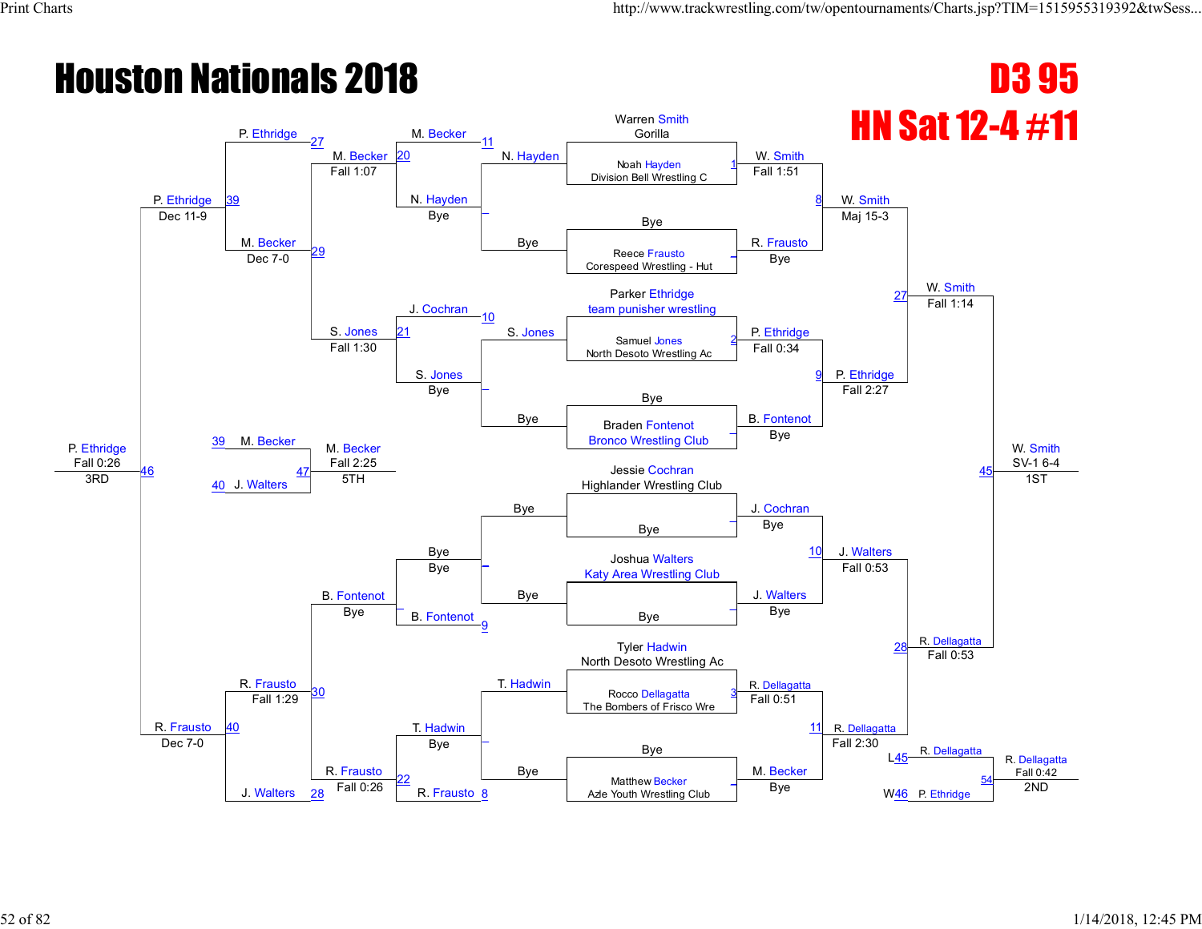# Houston Nationals 2018

## D3 95

## HN Sat 12-4 #11

### Championship Bracket

**Round 1 / First bouts**

- Warren Smith (Gorilla)
- Noah Hayden (Division Bell Wrestling C) — Bout 1
- Reece Frausto (Corespeed Wrestling - Hut) — Bye
- Parker Ethridge (team punisher wrestling)
- Samuel Jones (North Desoto Wrestling Ac) — Bout 2
- Braden Fontenot (Bronco Wrestling Club) — Bye
- Jessie Cochran (Highlander Wrestling Club) — Bye
- Joshua Walters (Katy Area Wrestling Club) — Bye
- Tyler Hadwin (North Desoto Wrestling Ac)
- Rocco Dellagatta (The Bombers of Frisco Wre) — Bout 3
- Matthew Becker (Azle Youth Wrestling Club) — Bye

**Quarterfinals**

- Bout 8: W. Smith over R. Frausto — Maj 15-3 (W. Smith: Fall 1:51; R. Frausto: Bye)
- Bout 9: P. Ethridge over B. Fontenot — Fall 2:27 (P. Ethridge: Fall 0:34; B. Fontenot: Bye)
- Bout 10: J. Walters over J. Cochran — Fall 0:53 (J. Cochran: Bye; J. Walters: Bye)
- Bout 11: R. Dellagatta over M. Becker — Fall 2:30 (R. Dellagatta: Fall 0:51; M. Becker: Bye)

**Semifinals**

- Bout 27: W. Smith over P. Ethridge — Fall 1:14
- Bout 28: R. Dellagatta over J. Walters — Fall 0:53

**Final**

- Bout 45: W. Smith over R. Dellagatta — SV-1 6-4 — **1ST: W. Smith**

**True Second**

- Bout 54: R. Dellagatta (L45) vs P. Ethridge (W46) — R. Dellagatta, Fall 0:42 — **2ND: R. Dellagatta**

### Consolation Bracket

**First round consolation**

- Bout 11 loser N. Hayden vs Bye — N. Hayden, Bye
- Bout 10 loser J. Cochran vs S. Jones — Bout 21: S. Jones, Fall 1:30 (S. Jones: Bye)
- Bye vs Bye — Bye
- Bout 9 loser B. Fontenot — B. Fontenot, Bye
- T. Hadwin vs Bye — T. Hadwin, Bye
- Bout 8 loser R. Frausto — Bout 22: R. Frausto, Fall 0:26

**Consolation rounds**

- Bout 20: M. Becker over N. Hayden — Fall 1:07
- Bout 29: M. Becker over S. Jones — Dec 7-0
- Bout 30: R. Frausto over B. Fontenot — Fall 1:29 (B. Fontenot: Bye)
- Bout 27 loser P. Ethridge vs M. Becker — Bout 39: P. Ethridge, Dec 11-9
- Bout 28 loser J. Walters vs R. Frausto — Bout 40: R. Frausto, Dec 7-0

**3rd Place**

- Bout 46: P. Ethridge over R. Frausto — Fall 0:26 — **3RD: P. Ethridge**

**5th Place**

- Bout 47: M. Becker (L39) over J. Walters (L40) — Fall 2:25 — **5TH: M. Becker**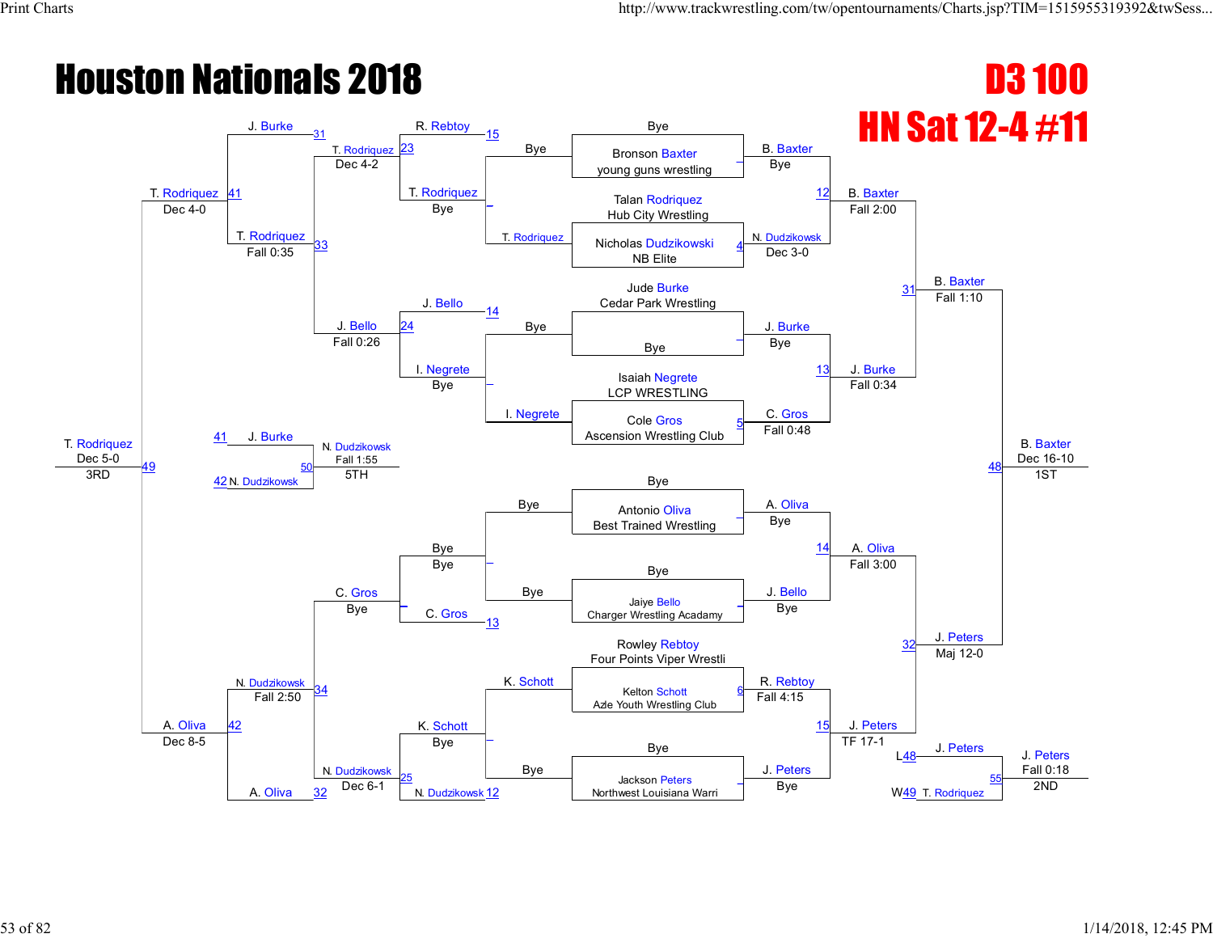# Houston Nationals 2018

## D3 100

## HN Sat 12-4 #11

### Championship Bracket

**Round 1**

| Bout | Wrestler 1 | Wrestler 2 | Winner | Result |
|---|---|---|---|---|
| | Bronson Baxter (young guns wrestling) | Bye | B. Baxter | Bye |
| 4 | Talan Rodriquez (Hub City Wrestling) | Nicholas Dudzikowski (NB Elite) | N. Dudzikowsk | Dec 3-0 |
| | Jude Burke (Cedar Park Wrestling) | Bye | J. Burke | Bye |
| 5 | Isaiah Negrete (LCP WRESTLING) | Cole Gros (Ascension Wrestling Club) | C. Gros | Fall 0:48 |
| | Antonio Oliva (Best Trained Wrestling) | Bye | A. Oliva | Bye |
| | Bye | Jaiye Bello (Charger Wrestling Acadamy) | J. Bello | Bye |
| 6 | Rowley Rebtoy (Four Points Viper Wrestli) | Kelton Schott (Azle Youth Wrestling Club) | R. Rebtoy | Fall 4:15 |
| | Bye | Jackson Peters (Northwest Louisiana Warri) | J. Peters | Bye |

**Quarterfinals**

| Bout | Wrestler 1 | Wrestler 2 | Winner | Result |
|---|---|---|---|---|
| 12 | B. Baxter | N. Dudzikowsk | B. Baxter | Fall 2:00 |
| 13 | J. Burke | C. Gros | J. Burke | Fall 0:34 |
| 14 | A. Oliva | J. Bello | A. Oliva | Fall 3:00 |
| 15 | R. Rebtoy | J. Peters | J. Peters | TF 17-1 |

**Semifinals**

| Bout | Wrestler 1 | Wrestler 2 | Winner | Result |
|---|---|---|---|---|
| 31 | B. Baxter | J. Burke | B. Baxter | Fall 1:10 |
| 32 | A. Oliva | J. Peters | J. Peters | Maj 12-0 |

**Final**

| Bout | Wrestler 1 | Wrestler 2 | Winner | Result | Place |
|---|---|---|---|---|---|
| 48 | B. Baxter | J. Peters | B. Baxter | Dec 16-10 | 1ST |

### Consolation Bracket

**Consolation Round 1**

| Bout | Wrestler 1 | Wrestler 2 | Winner | Result |
|---|---|---|---|---|
| | Bye | T. Rodriquez | T. Rodriquez | Bye |
| | Bye | I. Negrete | I. Negrete | – |
| | Bye | Bye | Bye | – |
| | K. Schott | Bye | K. Schott | – |

**Consolation Round 2**

| Bout | Wrestler 1 | Wrestler 2 | Winner | Result |
|---|---|---|---|---|
| 15 | R. Rebtoy | T. Rodriquez | T. Rodriquez | Bye |
| 14 | J. Bello | I. Negrete | I. Negrete | Bye |
| 13 | Bye | C. Gros | C. Gros | Bye |
| 12 | K. Schott | N. Dudzikowsk | K. Schott | Bye |

**Consolation Round 3**

| Bout | Wrestler 1 | Wrestler 2 | Winner | Result |
|---|---|---|---|---|
| 23 | R. Rebtoy | T. Rodriquez | T. Rodriquez | Dec 4-2 |
| 24 | J. Bello | I. Negrete | J. Bello | Fall 0:26 |
| | Bye | C. Gros | C. Gros | Bye |
| 25 | K. Schott | N. Dudzikowsk | N. Dudzikowsk | Dec 6-1 |

**Consolation Round 4**

| Bout | Wrestler 1 | Wrestler 2 | Winner | Result |
|---|---|---|---|---|
| 33 | T. Rodriquez | J. Bello | T. Rodriquez | Fall 0:35 |
| 34 | C. Gros | N. Dudzikowsk | N. Dudzikowsk | Fall 2:50 |

**Consolation Semifinals**

| Bout | Wrestler 1 | Wrestler 2 | Winner | Result |
|---|---|---|---|---|
| 41 | J. Burke (31) | T. Rodriquez (33) | T. Rodriquez | Dec 4-0 |
| 42 | N. Dudzikowsk (34) | A. Oliva (32) | A. Oliva | Dec 8-5 |

**3rd Place**

| Bout | Wrestler 1 | Wrestler 2 | Winner | Result | Place |
|---|---|---|---|---|---|
| 49 | T. Rodriquez | A. Oliva | T. Rodriquez | Dec 5-0 | 3RD |

**5th Place**

| Bout | Wrestler 1 | Wrestler 2 | Winner | Result | Place |
|---|---|---|---|---|---|
| 50 | J. Burke (L41) | N. Dudzikowsk (L42) | N. Dudzikowsk | Fall 1:55 | 5TH |

**2nd Place (True Second)**

| Bout | Wrestler 1 | Wrestler 2 | Winner | Result | Place |
|---|---|---|---|---|---|
| 55 | J. Peters (L48) | T. Rodriquez (W49) | J. Peters | Fall 0:18 | 2ND |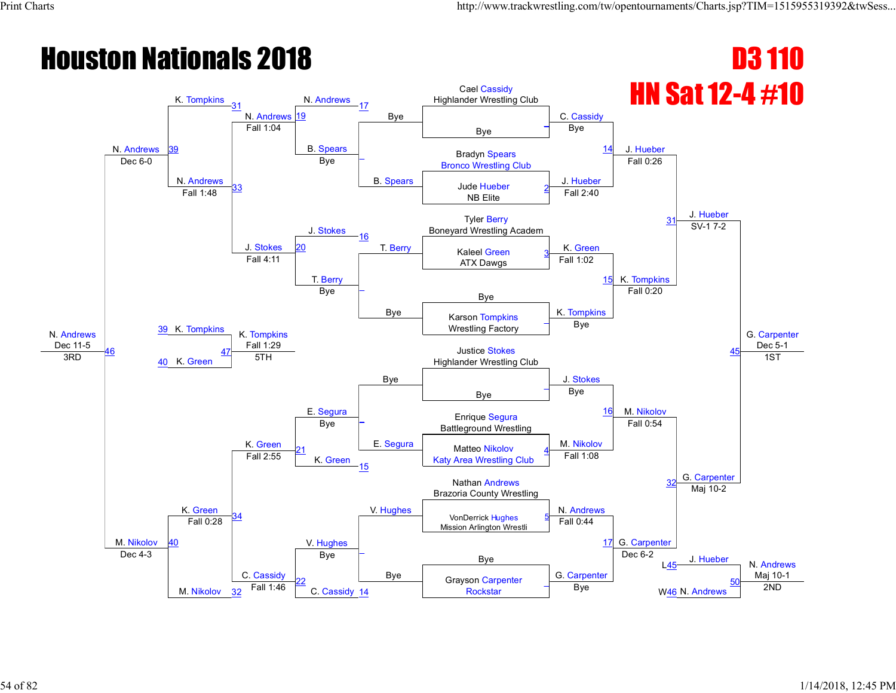# Houston Nationals 2018

## D3 110

## HN Sat 12-4 #10

### Championship Bracket

**First Round / Quarterfinals**

| Match | Wrestler 1 | Wrestler 2 | Winner | Result |
|---|---|---|---|---|
| 1 | Cael Cassidy, Highlander Wrestling Club | Bye | C. Cassidy | Bye |
| 2 | Bradyn Spears, Bronco Wrestling Club | Jude Hueber, NB Elite | J. Hueber | Fall 2:40 |
| 3 | Tyler Berry, Boneyard Wrestling Academ | Kaleel Green, ATX Dawgs | K. Green | Fall 1:02 |
| | Bye | Karson Tompkins, Wrestling Factory | K. Tompkins | Bye |
| | Justice Stokes, Highlander Wrestling Club | Bye | J. Stokes | Bye |
| 4 | Enrique Segura, Battleground Wrestling | Matteo Nikolov, Katy Area Wrestling Club | M. Nikolov | Fall 1:08 |
| 5 | Nathan Andrews, Brazoria County Wrestling | VonDerrick Hughes, Mission Arlington Wrestli | N. Andrews | Fall 0:44 |
| | Bye | Grayson Carpenter, Rockstar | G. Carpenter | Bye |

**Match 14:** C. Cassidy vs J. Hueber — J. Hueber, Fall 0:26

**Match 15:** K. Green vs K. Tompkins — K. Tompkins, Fall 0:20

**Match 16:** J. Stokes vs M. Nikolov — M. Nikolov, Fall 0:54

**Match 17:** N. Andrews vs G. Carpenter — G. Carpenter, Dec 6-2

**Semifinals**

**Match 31:** J. Hueber vs K. Tompkins — J. Hueber, SV-1 7-2

**Match 32:** M. Nikolov vs G. Carpenter — G. Carpenter, Maj 10-2

**Final**

**Match 45:** J. Hueber vs G. Carpenter — G. Carpenter, Dec 5-1 — **1ST**

### Consolation Bracket

**Match 17:** N. Andrews vs Bye — N. Andrews

**Match 19:** K. Tompkins vs N. Andrews — N. Andrews, Fall 1:04

**Match 16:** J. Stokes vs T. Berry

**Match 20:** J. Stokes vs T. Berry (Bye) — J. Stokes

**Match 33:** N. Andrews vs J. Stokes — N. Andrews, Fall 1:48

**Match 39:** K. Tompkins vs N. Andrews — N. Andrews, Dec 6-0

**Match 15:** E. Segura vs K. Green

**Match 21:** E. Segura (Bye) vs K. Green — K. Green, Fall 2:55

**Match 14:** V. Hughes vs C. Cassidy

**Match 22:** V. Hughes (Bye) vs C. Cassidy — C. Cassidy, Fall 1:46

**Match 34:** K. Green vs C. Cassidy — K. Green, Fall 0:28

**Match 40:** K. Green vs M. Nikolov — M. Nikolov, Dec 4-3

**Match 46:** N. Andrews vs M. Nikolov — N. Andrews, Dec 11-5 — **3RD**

**Match 47:** K. Tompkins (L39) vs K. Green (L40) — K. Tompkins, Fall 1:29 — **5TH**

**Match 50:** J. Hueber (L45) vs N. Andrews (W46) — N. Andrews, Maj 10-1 — **2ND**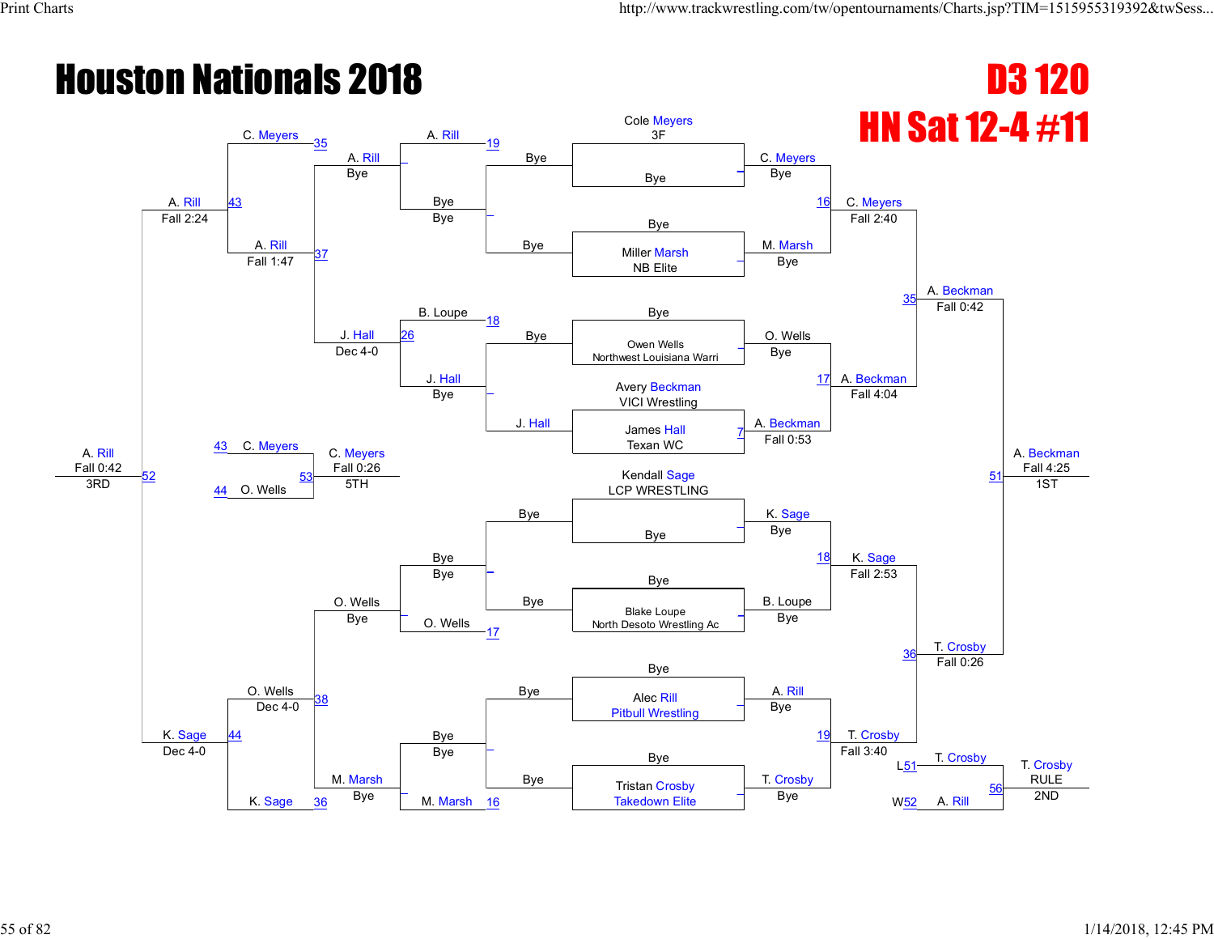# Houston Nationals 2018

## D3 120

## HN Sat 12-4 #11

### Championship Bracket

**Top half**

- Cole Meyers (3F) vs Bye → C. Meyers (Bye)
- Bye vs Miller Marsh (NB Elite) → M. Marsh (Bye)
- Bout 16: C. Meyers vs M. Marsh → C. Meyers, Fall 2:40
- Bye vs Owen Wells (Northwest Louisiana Warri) → O. Wells (Bye)
- Bout 7: Avery Beckman (VICI Wrestling) vs James Hall (Texan WC) → A. Beckman, Fall 0:53
- Bout 17: O. Wells vs A. Beckman → A. Beckman, Fall 4:04
- Bout 35: C. Meyers vs A. Beckman → A. Beckman, Fall 0:42

**Bottom half**

- Kendall Sage (LCP WRESTLING) vs Bye → K. Sage (Bye)
- Bye vs Blake Loupe (North Desoto Wrestling Ac) → B. Loupe (Bye)
- Bout 18: K. Sage vs B. Loupe → K. Sage, Fall 2:53
- Bye vs Alec Rill (Pitbull Wrestling) → A. Rill (Bye)
- Bye vs Tristan Crosby (Takedown Elite) → T. Crosby (Bye)
- Bout 19: A. Rill vs T. Crosby → T. Crosby, Fall 3:40
- Bout 36: K. Sage vs T. Crosby → T. Crosby, Fall 0:26

**Final**

- Bout 51: A. Beckman vs T. Crosby → A. Beckman, Fall 4:25 — 1ST
- Bout 56: L51 T. Crosby vs W52 A. Rill → T. Crosby, RULE — 2ND

### Consolation Bracket

**Top half**

- Bye vs Bye (Bye)
- Bye vs J. Hall → J. Hall
- Bout 19: A. Rill (Bye)
- Bout 18: B. Loupe vs J. Hall (Bye) → J. Hall
- Bout 26: J. Hall → J. Hall, Dec 4-0
- Bout 35: C. Meyers vs A. Rill (Bye) → A. Rill
- Bout 37: A. Rill vs J. Hall → A. Rill, Fall 1:47
- Bout 43: C. Meyers vs A. Rill → A. Rill, Fall 2:24

**Bottom half**

- Bye vs Bye (Bye)
- Bout 17: O. Wells → O. Wells (Bye)
- Bye vs Bye (Bye)
- Bout 16: M. Marsh → M. Marsh (Bye)
- Bout 38: O. Wells vs M. Marsh → O. Wells, Dec 4-0
- Bout 36: K. Sage
- Bout 44: O. Wells vs K. Sage → K. Sage, Dec 4-0

**3rd Place**

- Bout 52: A. Rill vs K. Sage → A. Rill, Fall 0:42 — 3RD

**5th Place**

- Bout 53: L43 C. Meyers vs L44 O. Wells → C. Meyers, Fall 0:26 — 5TH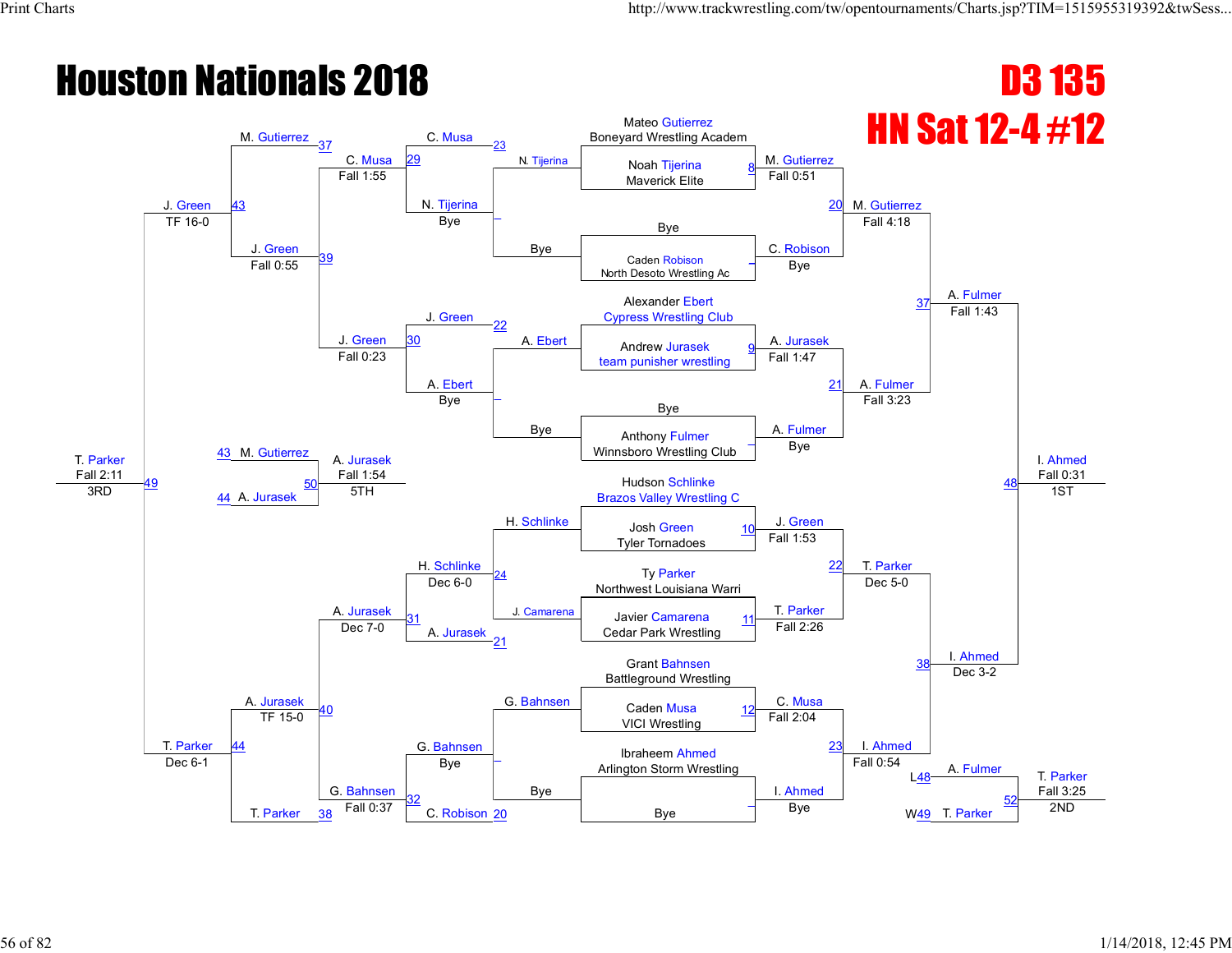# Houston Nationals 2018

## D3 135

## HN Sat 12-4 #12

### Championship Bracket

| Match | Wrestler 1 | Wrestler 2 | Winner | Result |
|---|---|---|---|---|
| 8 | Mateo Gutierrez (Boneyard Wrestling Academ) | Noah Tijerina (Maverick Elite) | M. Gutierrez | Fall 0:51 |
| – | Bye | Caden Robison (North Desoto Wrestling Ac) | C. Robison | Bye |
| 9 | Alexander Ebert (Cypress Wrestling Club) | Andrew Jurasek (team punisher wrestling) | A. Jurasek | Fall 1:47 |
| – | Bye | Anthony Fulmer (Winnsboro Wrestling Club) | A. Fulmer | Bye |
| 10 | Hudson Schlinke (Brazos Valley Wrestling C) | Josh Green (Tyler Tornadoes) | J. Green | Fall 1:53 |
| 11 | Ty Parker (Northwest Louisiana Warri) | Javier Camarena (Cedar Park Wrestling) | T. Parker | Fall 2:26 |
| 12 | Grant Bahnsen (Battleground Wrestling) | Caden Musa (VICI Wrestling) | C. Musa | Fall 2:04 |
| – | Ibraheem Ahmed (Arlington Storm Wrestling) | Bye | I. Ahmed | Bye |
| 20 | M. Gutierrez | C. Robison | M. Gutierrez | Fall 4:18 |
| 21 | A. Jurasek | A. Fulmer | A. Fulmer | Fall 3:23 |
| 22 | J. Green | T. Parker | T. Parker | Dec 5-0 |
| 23 | C. Musa | I. Ahmed | I. Ahmed | Fall 0:54 |
| 37 | M. Gutierrez | A. Fulmer | A. Fulmer | Fall 1:43 |
| 38 | T. Parker | I. Ahmed | I. Ahmed | Dec 3-2 |
| 48 | A. Fulmer | I. Ahmed | I. Ahmed | Fall 0:31 (1ST) |
| 52 | A. Fulmer (L48) | T. Parker (W49) | T. Parker | Fall 3:25 (2ND) |

### Consolation Bracket

| Match | Wrestler 1 | Wrestler 2 | Winner | Result |
|---|---|---|---|---|
| – | N. Tijerina | Bye | N. Tijerina | Bye |
| – | A. Ebert | Bye | A. Ebert | Bye |
| 24 | H. Schlinke | J. Camarena | H. Schlinke | Dec 6-0 |
| – | G. Bahnsen | Bye | G. Bahnsen | Bye |
| 29 | C. Musa | N. Tijerina | C. Musa | Fall 1:55 |
| 30 | J. Green | A. Ebert | J. Green | Fall 0:23 |
| 31 | H. Schlinke | A. Jurasek | A. Jurasek | Dec 7-0 |
| 32 | G. Bahnsen | C. Robison | G. Bahnsen | Fall 0:37 |
| 39 | M. Gutierrez | C. Musa | J. Green (vs J. Green) | Fall 0:55 |
| 40 | A. Jurasek | G. Bahnsen | A. Jurasek | TF 15-0 |
| 43 | M. Gutierrez | J. Green | J. Green | TF 16-0 |
| 44 | A. Jurasek | T. Parker | T. Parker | Dec 6-1 |
| 49 | J. Green | T. Parker | T. Parker | Fall 2:11 (3RD) |
| 50 | M. Gutierrez (L43) | A. Jurasek (L44) | A. Jurasek | Fall 1:54 (5TH) |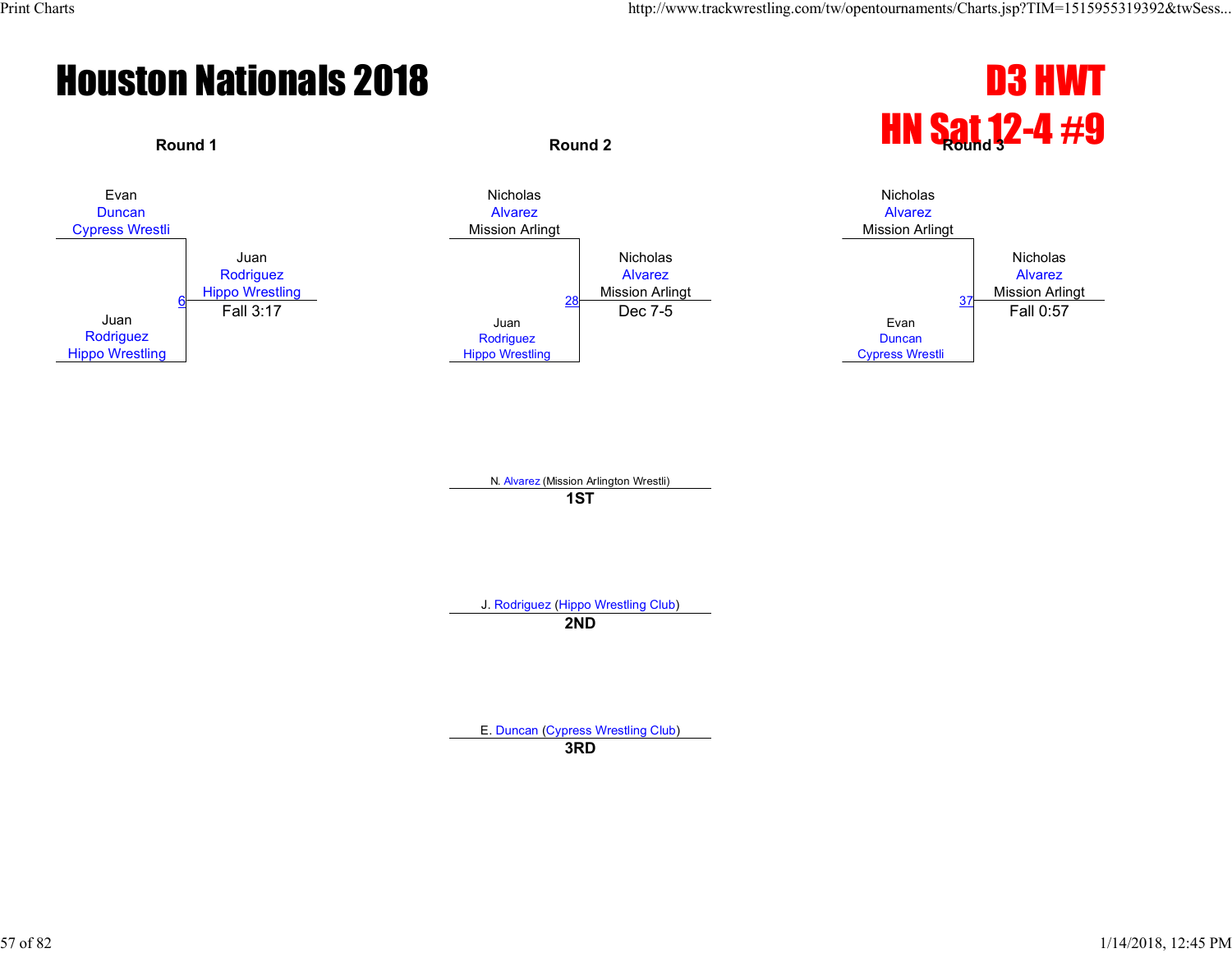# Houston Nationals 2018

## D3 HWT
## HN Sat 12-4 #9

### Round 1

Evan Duncan, Cypress Wrestli
vs.
Juan Rodriguez, Hippo Wrestling

Match 6 — Winner: Juan Rodriguez, Hippo Wrestling — Fall 3:17

### Round 2

Nicholas Alvarez, Mission Arlingt
vs.
Juan Rodriguez, Hippo Wrestling

Match 28 — Winner: Nicholas Alvarez, Mission Arlingt — Dec 7-5

### Round 3

Nicholas Alvarez, Mission Arlingt
vs.
Evan Duncan, Cypress Wrestli

Match 37 — Winner: Nicholas Alvarez, Mission Arlingt — Fall 0:57

### Placements

**1ST** — N. Alvarez (Mission Arlington Wrestli)

**2ND** — J. Rodriguez (Hippo Wrestling Club)

**3RD** — E. Duncan (Cypress Wrestling Club)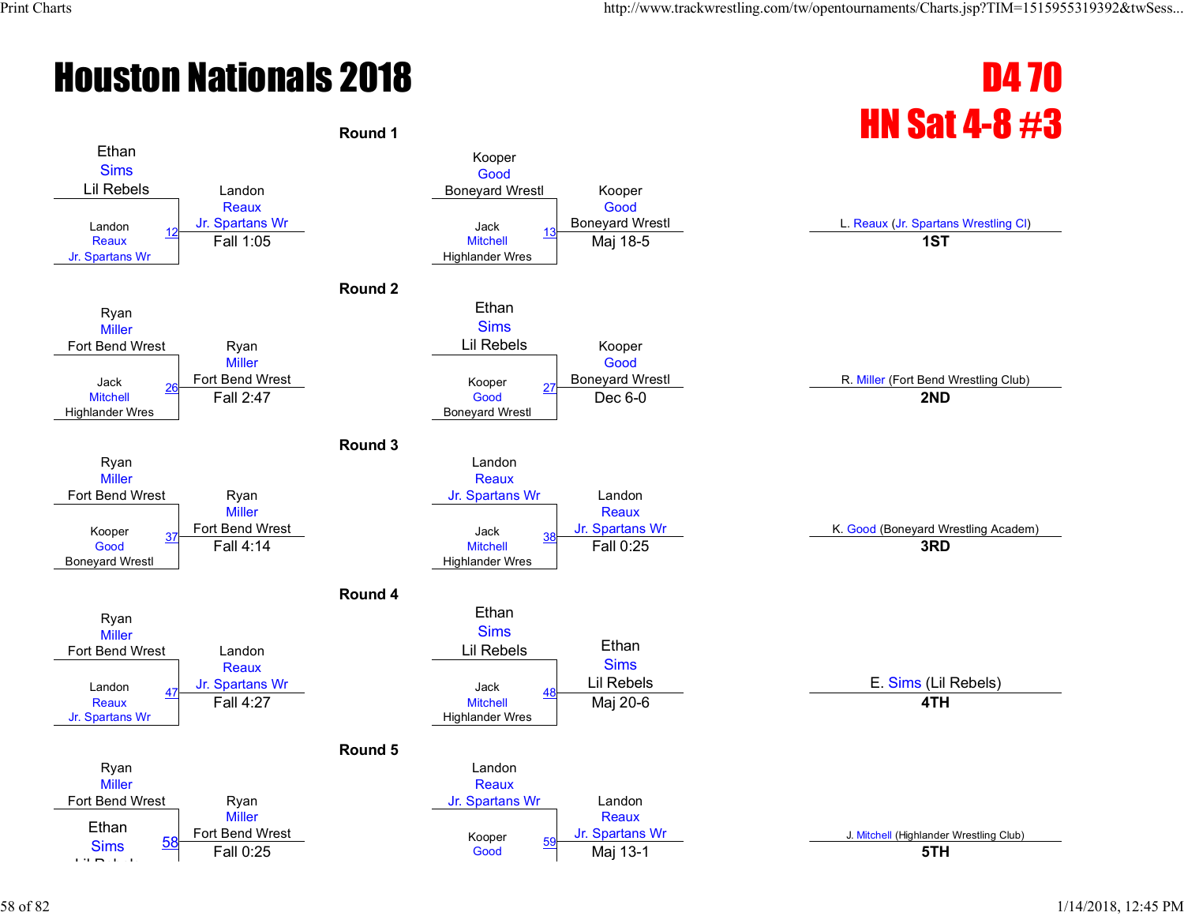# Houston Nationals 2018

## D4 70
## HN Sat 4-8 #3

### Round 1

| Wrestler 1 | Wrestler 2 | Bout | Winner | Result |
|---|---|---|---|---|
| Ethan Sims (Lil Rebels) | Landon Reaux (Jr. Spartans Wr) | 12 | Landon Reaux (Jr. Spartans Wr) | Fall 1:05 |
| Kooper Good (Boneyard Wrestl) | Jack Mitchell (Highlander Wres) | 13 | Kooper Good (Boneyard Wrestl) | Maj 18-5 |

### Round 2

| Wrestler 1 | Wrestler 2 | Bout | Winner | Result |
|---|---|---|---|---|
| Ryan Miller (Fort Bend Wrest) | Jack Mitchell (Highlander Wres) | 26 | Ryan Miller (Fort Bend Wrest) | Fall 2:47 |
| Ethan Sims (Lil Rebels) | Kooper Good (Boneyard Wrestl) | 27 | Kooper Good (Boneyard Wrestl) | Dec 6-0 |

### Round 3

| Wrestler 1 | Wrestler 2 | Bout | Winner | Result |
|---|---|---|---|---|
| Ryan Miller (Fort Bend Wrest) | Kooper Good (Boneyard Wrestl) | 37 | Ryan Miller (Fort Bend Wrest) | Fall 4:14 |
| Landon Reaux (Jr. Spartans Wr) | Jack Mitchell (Highlander Wres) | 38 | Landon Reaux (Jr. Spartans Wr) | Fall 0:25 |

### Round 4

| Wrestler 1 | Wrestler 2 | Bout | Winner | Result |
|---|---|---|---|---|
| Ryan Miller (Fort Bend Wrest) | Landon Reaux (Jr. Spartans Wr) | 47 | Landon Reaux (Jr. Spartans Wr) | Fall 4:27 |
| Ethan Sims (Lil Rebels) | Jack Mitchell (Highlander Wres) | 48 | Ethan Sims (Lil Rebels) | Maj 20-6 |

### Round 5

| Wrestler 1 | Wrestler 2 | Bout | Winner | Result |
|---|---|---|---|---|
| Ryan Miller (Fort Bend Wrest) | Ethan Sims (Lil Rebels) | 58 | Ryan Miller (Fort Bend Wrest) | Fall 0:25 |
| Landon Reaux (Jr. Spartans Wr) | Kooper Good | 59 | Landon Reaux (Jr. Spartans Wr) | Maj 13-1 |

### Placings

| Place | Wrestler |
|---|---|
| 1ST | L. Reaux (Jr. Spartans Wrestling Cl) |
| 2ND | R. Miller (Fort Bend Wrestling Club) |
| 3RD | K. Good (Boneyard Wrestling Academ) |
| 4TH | E. Sims (Lil Rebels) |
| 5TH | J. Mitchell (Highlander Wrestling Club) |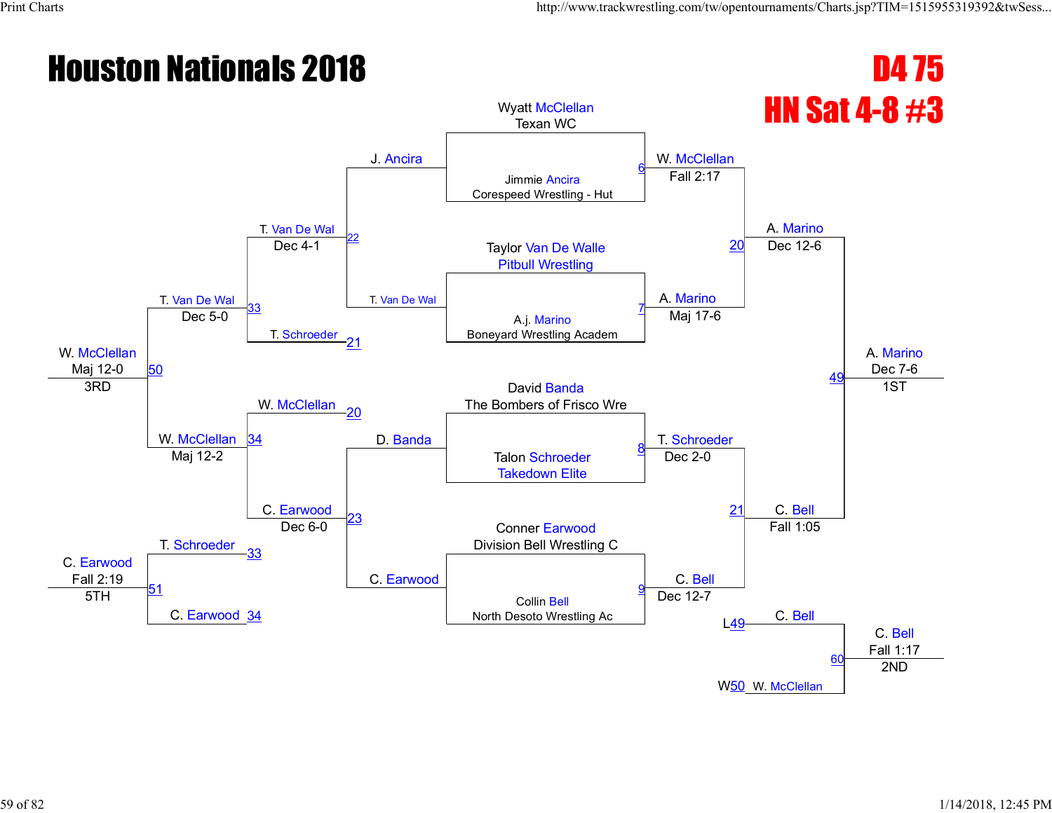# Houston Nationals 2018

## D4 75
## HN Sat 4-8 #3

### Championship Bracket

| Bout | Wrestler 1 | Wrestler 2 | Winner | Result |
|---|---|---|---|---|
| 6 | Wyatt McClellan (Texan WC) | Jimmie Ancira (Corespeed Wrestling - Hut) | W. McClellan | Fall 2:17 |
| 7 | Taylor Van De Walle (Pitbull Wrestling) | A.j. Marino (Boneyard Wrestling Academ) | A. Marino | Maj 17-6 |
| 8 | David Banda (The Bombers of Frisco Wre) | Talon Schroeder (Takedown Elite) | T. Schroeder | Dec 2-0 |
| 9 | Conner Earwood (Division Bell Wrestling C) | Collin Bell (North Desoto Wrestling Ac) | C. Bell | Dec 12-7 |
| 20 | W. McClellan | A. Marino | A. Marino | Dec 12-6 |
| 21 | T. Schroeder | C. Bell | C. Bell | Fall 1:05 |
| 49 | A. Marino | C. Bell | A. Marino | Dec 7-6 (1ST) |
| 60 | C. Bell (L49) | W. McClellan (W50) | C. Bell | Fall 1:17 (2ND) |

### Consolation Bracket

| Bout | Wrestler 1 | Wrestler 2 | Winner | Result |
|---|---|---|---|---|
| 22 | J. Ancira | T. Van De Wal | T. Van De Wal | Dec 4-1 |
| 23 | D. Banda | C. Earwood | C. Earwood | Dec 6-0 |
| 33 | T. Van De Wal | T. Schroeder (21) | T. Van De Wal | Dec 5-0 |
| 34 | W. McClellan (20) | C. Earwood | W. McClellan | Maj 12-2 |
| 50 | T. Van De Wal | W. McClellan | W. McClellan | Maj 12-0 (3RD) |
| 51 | T. Schroeder (33) | C. Earwood (34) | C. Earwood | Fall 2:19 (5TH) |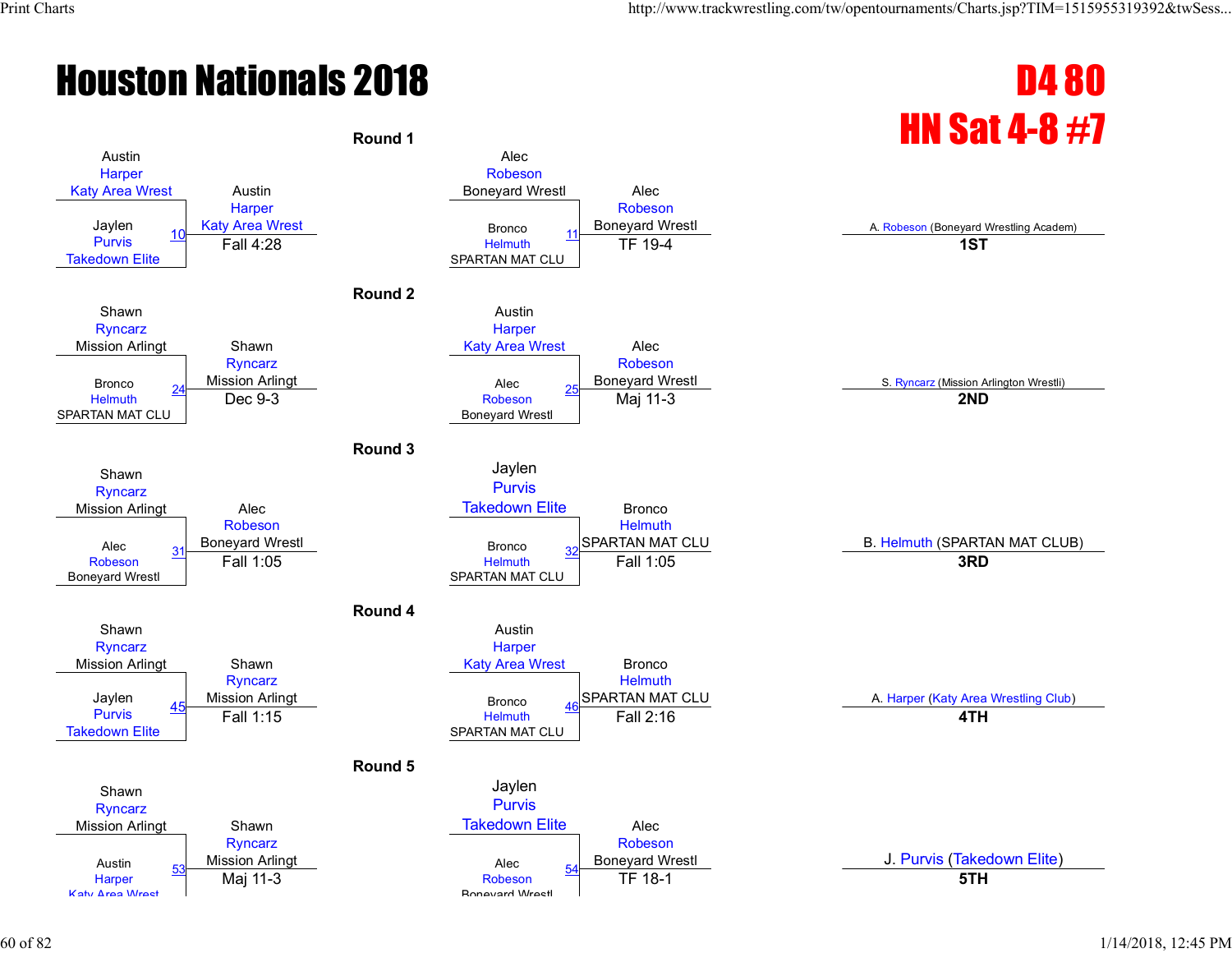# Houston Nationals 2018

## D4 80
## HN Sat 4-8 #7

### Round 1

| Match | Wrestler 1 | Wrestler 2 | Winner | Result |
|---|---|---|---|---|
| 10 | Austin Harper (Katy Area Wrest) | Jaylen Purvis (Takedown Elite) | Austin Harper (Katy Area Wrest) | Fall 4:28 |
| 11 | Alec Robeson (Boneyard Wrestl) | Bronco Helmuth (SPARTAN MAT CLU) | Alec Robeson (Boneyard Wrestl) | TF 19-4 |

### Round 2

| Match | Wrestler 1 | Wrestler 2 | Winner | Result |
|---|---|---|---|---|
| 24 | Shawn Ryncarz (Mission Arlingt) | Bronco Helmuth (SPARTAN MAT CLU) | Shawn Ryncarz (Mission Arlingt) | Dec 9-3 |
| 25 | Austin Harper (Katy Area Wrest) | Alec Robeson (Boneyard Wrestl) | Alec Robeson (Boneyard Wrestl) | Maj 11-3 |

### Round 3

| Match | Wrestler 1 | Wrestler 2 | Winner | Result |
|---|---|---|---|---|
| 31 | Shawn Ryncarz (Mission Arlingt) | Alec Robeson (Boneyard Wrestl) | Alec Robeson (Boneyard Wrestl) | Fall 1:05 |
| 32 | Jaylen Purvis (Takedown Elite) | Bronco Helmuth (SPARTAN MAT CLU) | Bronco Helmuth (SPARTAN MAT CLU) | Fall 1:05 |

### Round 4

| Match | Wrestler 1 | Wrestler 2 | Winner | Result |
|---|---|---|---|---|
| 45 | Shawn Ryncarz (Mission Arlingt) | Jaylen Purvis (Takedown Elite) | Shawn Ryncarz (Mission Arlingt) | Fall 1:15 |
| 46 | Austin Harper (Katy Area Wrest) | Bronco Helmuth (SPARTAN MAT CLU) | Bronco Helmuth (SPARTAN MAT CLU) | Fall 2:16 |

### Round 5

| Match | Wrestler 1 | Wrestler 2 | Winner | Result |
|---|---|---|---|---|
| 53 | Shawn Ryncarz (Mission Arlingt) | Austin Harper (Katy Area Wrest) | Shawn Ryncarz (Mission Arlingt) | Maj 11-3 |
| 54 | Jaylen Purvis (Takedown Elite) | Alec Robeson (Boneyard Wrestl) | Alec Robeson (Boneyard Wrestl) | TF 18-1 |

### Placings

| Place | Wrestler |
|---|---|
| 1ST | A. Robeson (Boneyard Wrestling Academ) |
| 2ND | S. Ryncarz (Mission Arlington Wrestli) |
| 3RD | B. Helmuth (SPARTAN MAT CLUB) |
| 4TH | A. Harper (Katy Area Wrestling Club) |
| 5TH | J. Purvis (Takedown Elite) |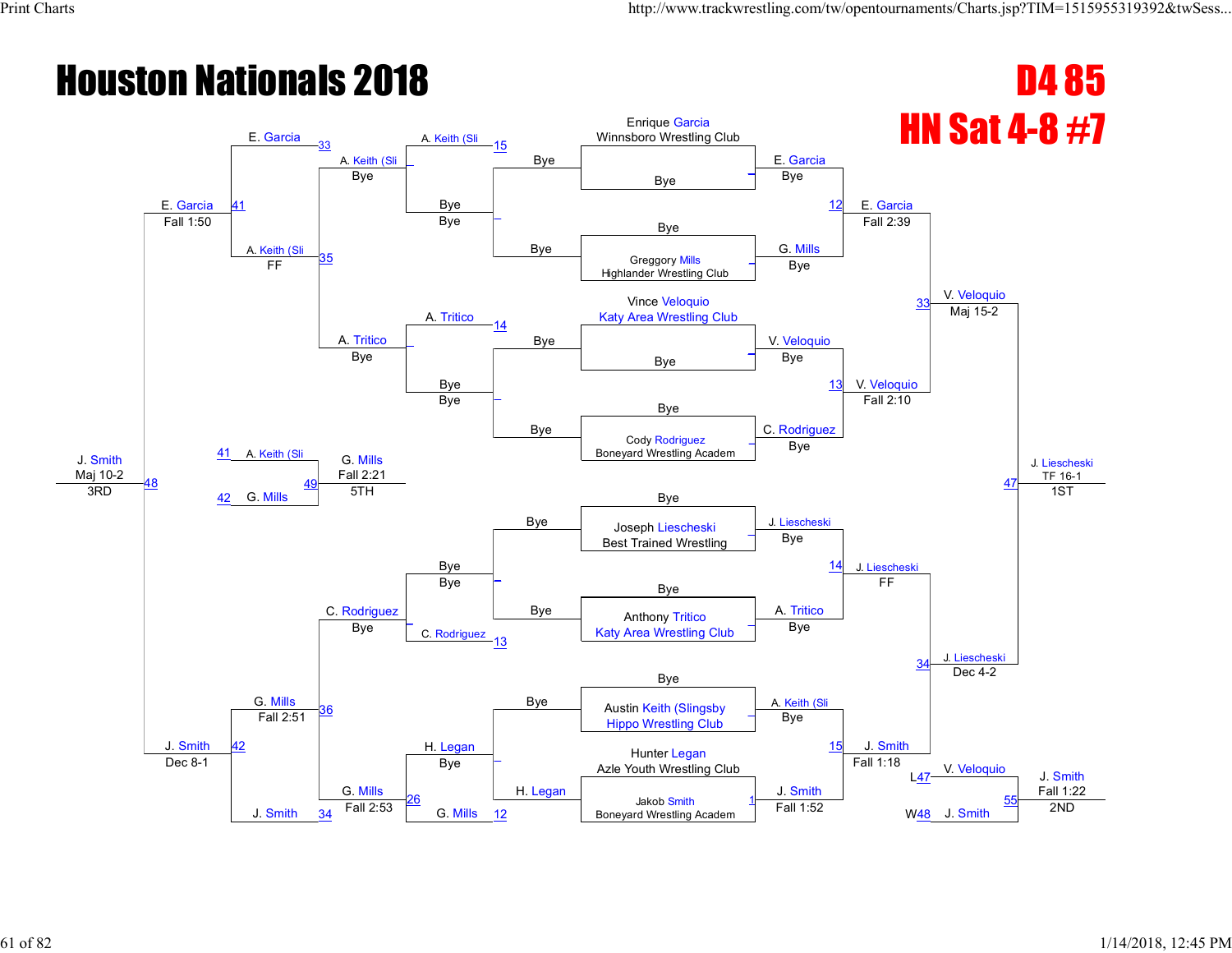# Houston Nationals 2018

## D4 85

## HN Sat 4-8 #7

### Championship Bracket

**First Round**

- Enrique Garcia (Winnsboro Wrestling Club) — Bye
- Greggory Mills (Highlander Wrestling Club) — Bye
- Vince Veloquio (Katy Area Wrestling Club) — Bye
- Cody Rodriguez (Boneyard Wrestling Academ) — Bye
- Joseph Liescheski (Best Trained Wrestling) — Bye
- Anthony Tritico (Katy Area Wrestling Club) — Bye
- Austin Keith (Slingsby Hippo Wrestling Club) — Bye
- Hunter Legan (Azle Youth Wrestling Club) vs Jakob Smith (Boneyard Wrestling Academ) — Bout 1: J. Smith, Fall 1:52

**Quarterfinals**

- Bout 12: E. Garcia over G. Mills, Fall 2:39
- Bout 13: V. Veloquio over C. Rodriguez, Fall 2:10
- Bout 14: J. Liescheski over A. Tritico, FF
- Bout 15: J. Smith over A. Keith (Sli), Fall 1:18

**Semifinals**

- Bout 33: V. Veloquio over E. Garcia, Maj 15-2
- Bout 34: J. Liescheski over J. Smith, Dec 4-2

**Finals**

- Bout 47: J. Liescheski over V. Veloquio, TF 16-1 — 1ST

**2nd Place Match**

- Bout 55: J. Smith (W48) over V. Veloquio (L47), Fall 1:22 — 2ND

### Consolation Bracket

**Consolation Round 1**

- Bout 12: G. Mills — Bye
- Bout 13: C. Rodriguez — Bye
- Bout 14: A. Tritico — Bye
- Bout 15: A. Keith (Sli) — Bye

**Consolation Round 2**

- Bout 26: G. Mills over H. Legan, Fall 2:53

**Consolation Round 3**

- Bout 35: A. Keith (Sli) over A. Tritico, FF
- Bout 36: G. Mills over C. Rodriguez, Fall 2:51

**Consolation Semifinals**

- Bout 41: E. Garcia over A. Keith (Sli), Fall 1:50
- Bout 42: J. Smith over G. Mills, Dec 8-1

**3rd Place Match**

- Bout 48: J. Smith over E. Garcia, Maj 10-2 — 3RD

**5th Place Match**

- Bout 49: G. Mills (L42) over A. Keith (Sli) (L41), Fall 2:21 — 5TH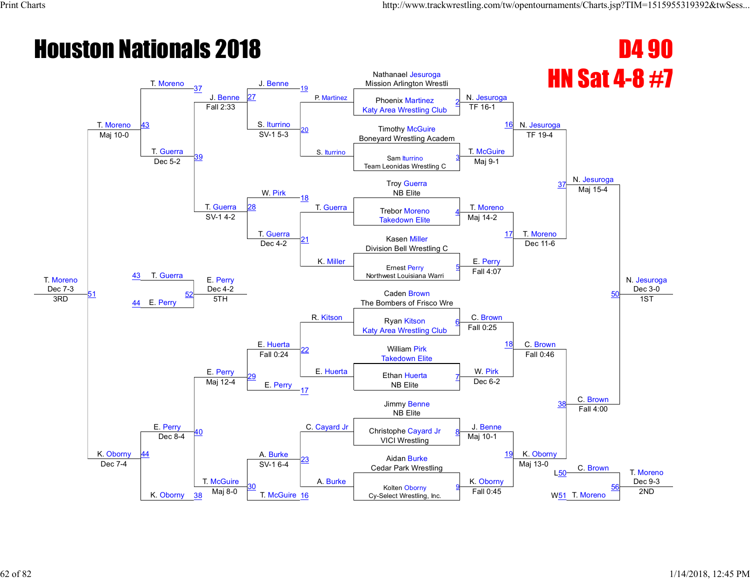# Houston Nationals 2018

## D4 90

## HN Sat 4-8 #7

### Championship Bracket

| Bout | Wrestler 1 | Wrestler 2 | Winner | Result |
|---|---|---|---|---|
| 2 | Nathanael Jesuroga (Mission Arlington Wrestli) | Phoenix Martinez (Katy Area Wrestling Club) | N. Jesuroga | TF 16-1 |
| 3 | Timothy McGuire (Boneyard Wrestling Academ) | Sam Iturrino (Team Leonidas Wrestling C) | T. McGuire | Maj 9-1 |
| 4 | Troy Guerra (NB Elite) | Trebor Moreno (Takedown Elite) | T. Moreno | Maj 14-2 |
| 5 | Kasen Miller (Division Bell Wrestling C) | Ernest Perry (Northwest Louisiana Warri) | E. Perry | Fall 4:07 |
| 6 | Caden Brown (The Bombers of Frisco Wre) | Ryan Kitson (Katy Area Wrestling Club) | C. Brown | Fall 0:25 |
| 7 | William Pirk (Takedown Elite) | Ethan Huerta (NB Elite) | W. Pirk | Dec 6-2 |
| 8 | Jimmy Benne (NB Elite) | Christophe Cayard Jr (VICI Wrestling) | J. Benne | Maj 10-1 |
| 9 | Aidan Burke (Cedar Park Wrestling) | Kolten Oborny (Cy-Select Wrestling, Inc.) | K. Oborny | Fall 0:45 |
| 16 | N. Jesuroga | T. McGuire | N. Jesuroga | TF 19-4 |
| 17 | T. Moreno | E. Perry | T. Moreno | Dec 11-6 |
| 18 | C. Brown | W. Pirk | C. Brown | Fall 0:46 |
| 19 | J. Benne | K. Oborny | K. Oborny | Maj 13-0 |
| 37 | N. Jesuroga | T. Moreno | N. Jesuroga | Maj 15-4 |
| 38 | C. Brown | K. Oborny | C. Brown | Fall 4:00 |
| 50 | N. Jesuroga | C. Brown | N. Jesuroga | Dec 3-0 (1ST) |

### Consolation Bracket

| Bout | Wrestler 1 | Wrestler 2 | Winner | Result |
|---|---|---|---|---|
| 20 | P. Martinez | S. Iturrino | S. Iturrino | SV-1 5-3 |
| 21 | T. Guerra | K. Miller | T. Guerra | Dec 4-2 |
| 22 | R. Kitson | E. Huerta | E. Huerta | Fall 0:24 |
| 23 | C. Cayard Jr | A. Burke | A. Burke | SV-1 6-4 |
| 27 | J. Benne | S. Iturrino | J. Benne | Fall 2:33 |
| 28 | W. Pirk | T. Guerra | T. Guerra | SV-1 4-2 |
| 29 | E. Huerta | E. Perry | E. Perry | Maj 12-4 |
| 30 | A. Burke | T. McGuire | T. McGuire | Maj 8-0 |
| 39 | T. Guerra | J. Benne | T. Guerra | Dec 5-2 |
| 40 | E. Perry | T. McGuire | E. Perry | Dec 8-4 |
| 43 | T. Moreno | T. Guerra | T. Moreno | Maj 10-0 |
| 44 | E. Perry | K. Oborny | K. Oborny | Dec 7-4 |
| 51 | T. Moreno | K. Oborny | T. Moreno | Dec 7-3 (3RD) |
| 52 | T. Guerra | E. Perry | E. Perry | Dec 4-2 (5TH) |
| 56 | C. Brown (L50) | T. Moreno (W51) | T. Moreno | Dec 9-3 (2ND) |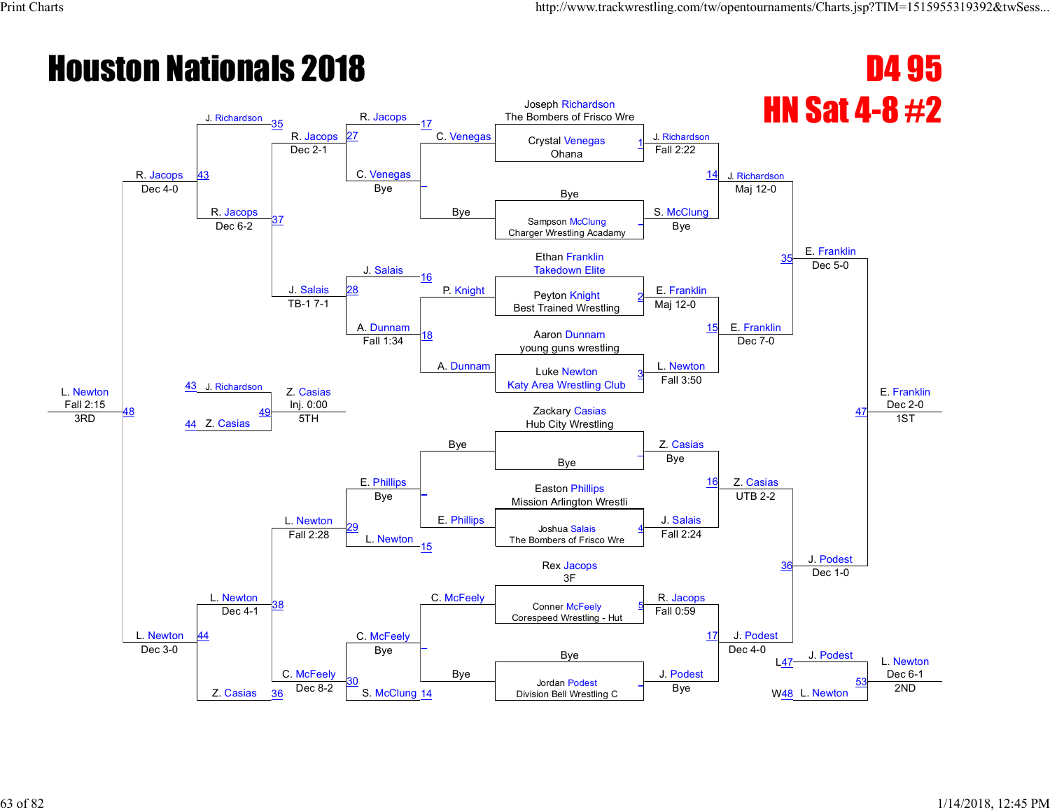# Houston Nationals 2018

## D4 95

## HN Sat 4-8 #2

### Championship Bracket

**Round 1**

- Joseph Richardson (The Bombers of Frisco Wre) vs. Crystal Venegas (Ohana) — Match 1 — J. Richardson, Fall 2:22
- Bye vs. Sampson McClung (Charger Wrestling Acadamy) — S. McClung, Bye
- Ethan Franklin (Takedown Elite) vs. Peyton Knight (Best Trained Wrestling) — Match 2 — E. Franklin, Maj 12-0
- Aaron Dunnam (young guns wrestling) vs. Luke Newton (Katy Area Wrestling Club) — Match 3 — L. Newton, Fall 3:50
- Zackary Casias (Hub City Wrestling) vs. Bye — Z. Casias, Bye
- Easton Phillips (Mission Arlington Wrestli) vs. Joshua Salais (The Bombers of Frisco Wre) — Match 4 — J. Salais, Fall 2:24
- Rex Jacops (3F) vs. Conner McFeely (Corespeed Wrestling - Hut) — Match 5 — R. Jacops, Fall 0:59
- Bye vs. Jordan Podest (Division Bell Wrestling C) — J. Podest, Bye

**Quarterfinals**

- Match 14: J. Richardson vs. S. McClung — J. Richardson, Maj 12-0
- Match 15: E. Franklin vs. L. Newton — E. Franklin, Dec 7-0
- Match 16: Z. Casias vs. J. Salais — Z. Casias, UTB 2-2
- Match 17: R. Jacops vs. J. Podest — J. Podest, Dec 4-0

**Semifinals**

- Match 35: J. Richardson vs. E. Franklin — E. Franklin, Dec 5-0
- Match 36: Z. Casias vs. J. Podest — J. Podest, Dec 1-0

**Final**

- Match 47: E. Franklin vs. J. Podest — E. Franklin, Dec 2-0 — 1ST

**2nd Place**

- Match 53: L47 J. Podest vs. W48 L. Newton — L. Newton, Dec 6-1 — 2ND

### Consolation Bracket

**Consolation Round 1**

- Match 17: C. Venegas vs. Bye — C. Venegas
- Match 16: P. Knight vs. A. Dunnam — A. Dunnam
- Bye vs. E. Phillips — E. Phillips
- C. McFeely vs. Bye — C. McFeely

**Consolation Round 2**

- Match 27: R. Jacops vs. C. Venegas — R. Jacops (C. Venegas: Bye)
- Match 28: J. Salais vs. A. Dunnam (Match 18) — A. Dunnam, Fall 1:34
- Match 29: E. Phillips vs. L. Newton (Match 15) — L. Newton (E. Phillips: Bye)
- Match 30: C. McFeely vs. S. McClung (Match 14) — C. McFeely (Bye)

**Consolation Round 3**

- Match 37: R. Jacops (Dec 2-1) vs. J. Salais (TB-1 7-1) — R. Jacops, Dec 6-2
- Match 38: L. Newton (Fall 2:28) vs. C. McFeely (Dec 8-2) — L. Newton, Dec 4-1

**Consolation Semifinals**

- Match 43: J. Richardson (35) vs. R. Jacops — R. Jacops, Dec 4-0
- Match 44: L. Newton vs. Z. Casias (36) — L. Newton, Dec 3-0

**3rd Place**

- Match 48: R. Jacops vs. L. Newton — L. Newton, Fall 2:15 — 3RD

**5th Place**

- Match 49: 43 J. Richardson vs. 44 Z. Casias — Z. Casias, Inj. 0:00 — 5TH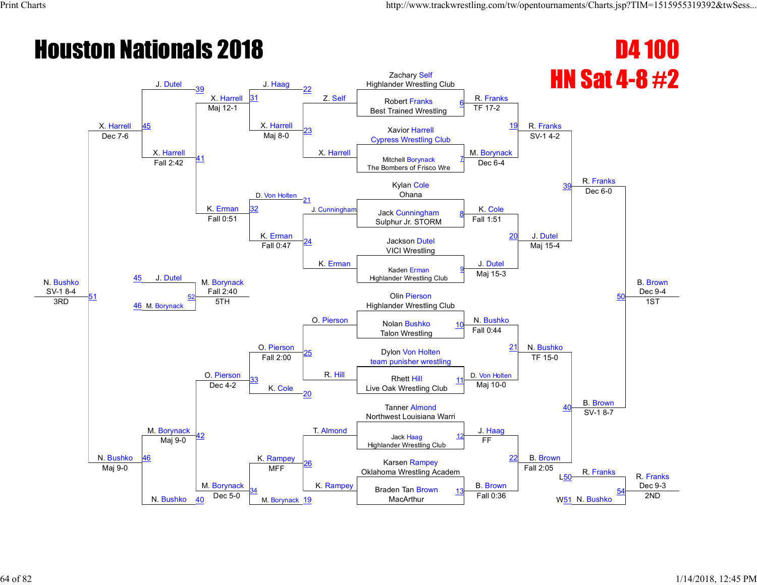# Houston Nationals 2018

## D4 100

## HN Sat 4-8 #2

### Championship Bracket

**Round 1**

- Zachary Self (Highlander Wrestling Club) vs Robert Franks (Best Trained Wrestling) — Bout 6: R. Franks, TF 17-2
- Xavior Harrell (Cypress Wrestling Club) vs Mitchell Borynack (The Bombers of Frisco Wre) — Bout 7: M. Borynack, Dec 6-4
- Kylan Cole (Ohana) vs Jack Cunningham (Sulphur Jr. STORM) — Bout 8: K. Cole, Fall 1:51
- Jackson Dutel (VICI Wrestling) vs Kaden Erman (Highlander Wrestling Club) — Bout 9: J. Dutel, Maj 15-3
- Olin Pierson (Highlander Wrestling Club) vs Nolan Bushko (Talon Wrestling) — Bout 10: N. Bushko, Fall 0:44
- Dylon Von Holten (team punisher wrestling) vs Rhett Hill (Live Oak Wrestling Club) — Bout 11: D. Von Holten, Maj 10-0
- Tanner Almond (Northwest Louisiana Warri) vs Jack Haag (Highlander Wrestling Club) — Bout 12: J. Haag, FF
- Karsen Rampey (Oklahoma Wrestling Academ) vs Braden Tan Brown (MacArthur) — Bout 13: B. Brown, Fall 0:36

**Quarterfinals**

- Bout 19: R. Franks vs M. Borynack — R. Franks, SV-1 4-2
- Bout 20: K. Cole vs J. Dutel — J. Dutel, Maj 15-4
- Bout 21: N. Bushko vs D. Von Holten — N. Bushko, TF 15-0
- Bout 22: J. Haag vs B. Brown — B. Brown, Fall 2:05

**Semifinals**

- Bout 39: R. Franks vs J. Dutel — R. Franks, Dec 6-0
- Bout 40: N. Bushko vs B. Brown — B. Brown, SV-1 8-7

**Final**

- Bout 50: R. Franks vs B. Brown — B. Brown, Dec 9-4 — 1ST

**2nd Place**

- Bout 54: R. Franks (L50) vs N. Bushko (W51) — R. Franks, Dec 9-3 — 2ND

### Consolation Bracket

**Consolation Round 1**

- Bout 23: Z. Self vs X. Harrell — X. Harrell, Maj 8-0
- Bout 24: J. Cunningham vs K. Erman — K. Erman, Fall 0:47
- Bout 25: O. Pierson vs R. Hill — O. Pierson, Fall 2:00
- Bout 26: T. Almond vs K. Rampey — K. Rampey, MFF

**Consolation Round 2**

- Bout 31: J. Haag (22) vs X. Harrell — X. Harrell, Maj 12-1
- Bout 32: D. Von Holten (21) vs K. Erman — K. Erman, Fall 0:51
- Bout 33: O. Pierson vs K. Cole (20) — O. Pierson, Dec 4-2
- Bout 34: K. Rampey vs M. Borynack (19) — M. Borynack, Dec 5-0

**Consolation Round 3**

- Bout 41: X. Harrell vs K. Erman — X. Harrell, Fall 2:42
- Bout 42: O. Pierson vs M. Borynack — M. Borynack, Maj 9-0

**Consolation Semifinals**

- Bout 45: J. Dutel (39) vs X. Harrell — X. Harrell, Dec 7-6
- Bout 46: M. Borynack vs N. Bushko (40) — N. Bushko, Maj 9-0

**3rd Place**

- Bout 51: X. Harrell vs N. Bushko — N. Bushko, SV-1 8-4 — 3RD

**5th Place**

- Bout 52: J. Dutel (45) vs M. Borynack (46) — M. Borynack, Fall 2:40 — 5TH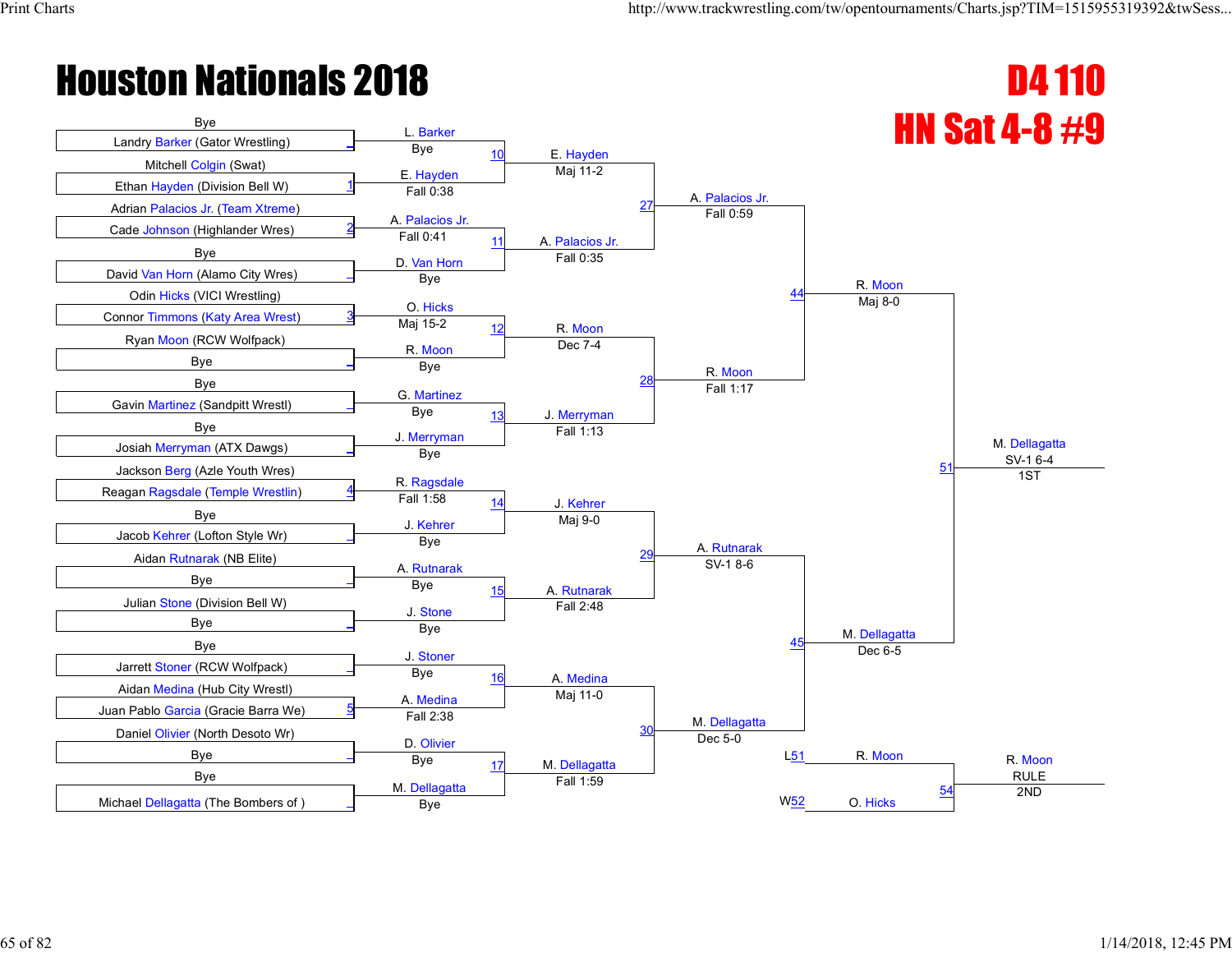# Houston Nationals 2018

## D4 110

## HN Sat 4-8 #9

### Round 1 (First Round Pairings)

| Top | Bottom | Bout | Winner | Result |
|---|---|---|---|---|
| Bye | Landry Barker (Gator Wrestling) | | L. Barker | Bye |
| Mitchell Colgin (Swat) | Ethan Hayden (Division Bell W) | 1 | E. Hayden | Fall 0:38 |
| Adrian Palacios Jr. (Team Xtreme) | Cade Johnson (Highlander Wres) | 2 | A. Palacios Jr. | Fall 0:41 |
| Bye | David Van Horn (Alamo City Wres) | | D. Van Horn | Bye |
| Odin Hicks (VICI Wrestling) | Connor Timmons (Katy Area Wrest) | 3 | O. Hicks | Maj 15-2 |
| Ryan Moon (RCW Wolfpack) | Bye | | R. Moon | Bye |
| Bye | Gavin Martinez (Sandpitt Wrestl) | | G. Martinez | Bye |
| Bye | Josiah Merryman (ATX Dawgs) | | J. Merryman | Bye |
| Jackson Berg (Azle Youth Wres) | Reagan Ragsdale (Temple Wrestlin) | 4 | R. Ragsdale | Fall 1:58 |
| Bye | Jacob Kehrer (Lofton Style Wr) | | J. Kehrer | Bye |
| Aidan Rutnarak (NB Elite) | Bye | | A. Rutnarak | Bye |
| Julian Stone (Division Bell W) | Bye | | J. Stone | Bye |
| Bye | Jarrett Stoner (RCW Wolfpack) | | J. Stoner | Bye |
| Aidan Medina (Hub City Wrestl) | Juan Pablo Garcia (Gracie Barra We) | 5 | A. Medina | Fall 2:38 |
| Daniel Olivier (North Desoto Wr) | Bye | | D. Olivier | Bye |
| Bye | Michael Dellagatta (The Bombers of ) | | M. Dellagatta | Bye |

### Round 2

| Bout | Winner | Result |
|---|---|---|
| 10 | E. Hayden | Maj 11-2 |
| 11 | A. Palacios Jr. | Fall 0:35 |
| 12 | R. Moon | Dec 7-4 |
| 13 | J. Merryman | Fall 1:13 |
| 14 | J. Kehrer | Maj 9-0 |
| 15 | A. Rutnarak | Fall 2:48 |
| 16 | A. Medina | Maj 11-0 |
| 17 | M. Dellagatta | Fall 1:59 |

### Quarterfinals

| Bout | Winner | Result |
|---|---|---|
| 27 | A. Palacios Jr. | Fall 0:59 |
| 28 | R. Moon | Fall 1:17 |
| 29 | A. Rutnarak | SV-1 8-6 |
| 30 | M. Dellagatta | Dec 5-0 |

### Semifinals

| Bout | Winner | Result |
|---|---|---|
| 44 | R. Moon | Maj 8-0 |
| 45 | M. Dellagatta | Dec 6-5 |

### Final

| Bout | Winner | Result | Place |
|---|---|---|---|
| 51 | M. Dellagatta | SV-1 6-4 | 1ST |

### 2nd Place Match

| Bout | Participants | Winner | Result | Place |
|---|---|---|---|---|
| 54 | L51: R. Moon vs. W52: O. Hicks | R. Moon | RULE | 2ND |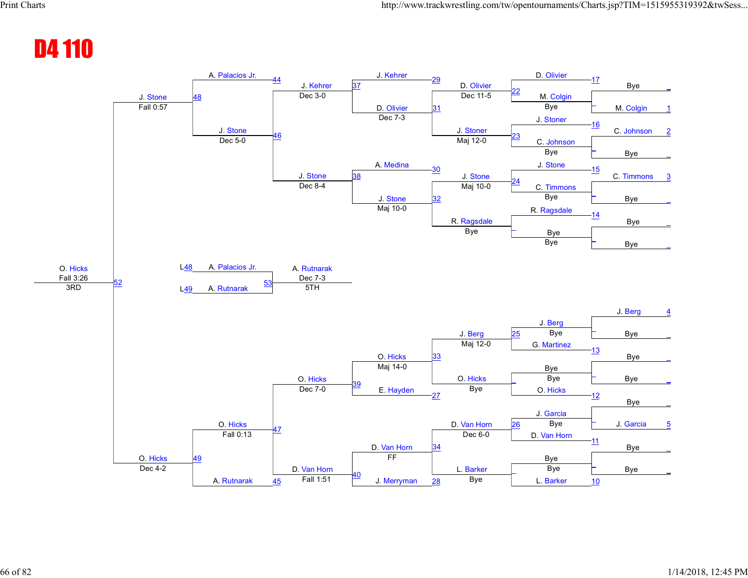# D4 110

**Round 1 (Bouts 10–17)**

| Bout | Wrestler | Wrestler | Winner |
|---|---|---|---|
| 17 | Bye | M. Colgin (1) | M. Colgin |
| 16 | C. Johnson (2) | Bye | C. Johnson |
| 15 | C. Timmons (3) | Bye | C. Timmons |
| 14 | Bye | Bye | Bye |
| 13 | J. Berg (4) | Bye | J. Berg |
| 12 | Bye | Bye | Bye |
| 11 | Bye | J. Garcia (5) | J. Garcia |
| 10 | Bye | Bye | Bye |

**Round 2 (Bouts 22–28)**

| Bout | Wrestler | Wrestler | Winner | Result |
|---|---|---|---|---|
| 22 | D. Olivier | M. Colgin | M. Colgin | Bye |
| 23 | J. Stoner | C. Johnson | C. Johnson | Bye |
| 24 | J. Stone | C. Timmons | C. Timmons | Bye |
| – | R. Ragsdale | Bye | Bye | Bye |
| 25 | J. Berg | G. Martinez | J. Berg | Bye |
| – | Bye | O. Hicks | Bye | Bye |
| 26 | J. Garcia | D. Van Horn | J. Garcia | Bye |
| – | Bye | L. Barker | Bye | Bye |

**Round 3 (Bouts 29–34)**

| Bout | Wrestler | Wrestler | Winner | Result |
|---|---|---|---|---|
| 29/31 | J. Kehrer | D. Olivier | D. Olivier | Dec 11-5 |
| 31/23 | D. Olivier | J. Stoner | J. Stoner | Maj 12-0 |
| 30/32 | A. Medina | J. Stone | J. Stone | Maj 10-0 |
| 32 | J. Stone | R. Ragsdale | R. Ragsdale | Bye |
| 33 | J. Berg | O. Hicks | J. Berg | Maj 12-0 |
| 27 | O. Hicks | E. Hayden | O. Hicks | Bye |
| 34 | D. Van Horn | L. Barker | D. Van Horn | Dec 6-0 |
| 28 | L. Barker | J. Merryman | L. Barker | Bye |

**Quarterfinals (Bouts 37–40)**

| Bout | Wrestler | Wrestler | Winner | Result |
|---|---|---|---|---|
| 37 | J. Kehrer | D. Olivier | J. Kehrer / D. Olivier | Dec 7-3 |
| 38 | A. Medina | J. Stone | J. Stone | Maj 10-0 |
| 39 | O. Hicks | E. Hayden | O. Hicks | Maj 14-0 |
| 40 | D. Van Horn | J. Merryman | D. Van Horn | FF |

**Semifinals (Bouts 44–47)**

| Bout | Wrestler | Wrestler | Winner | Result |
|---|---|---|---|---|
| 44/46 | J. Kehrer | J. Stone | J. Kehrer | Dec 3-0 |
| 46 | J. Kehrer | J. Stone | J. Stone | Dec 8-4 |
| 47 | O. Hicks | D. Van Horn | O. Hicks | Dec 7-0 |
| 45 | D. Van Horn | A. Rutnarak | D. Van Horn | Fall 1:51 |

**Bouts 48–49**

| Bout | Wrestler | Wrestler | Winner | Result |
|---|---|---|---|---|
| 48 | A. Palacios Jr. | J. Stone | J. Stone | Dec 5-0 |
| 49 | O. Hicks | A. Rutnarak | O. Hicks | Fall 0:13 |

**3rd Place (Bout 52)**

| Bout | Wrestler | Wrestler | Winner | Result |
|---|---|---|---|---|
| 48 | J. Stone | | J. Stone | Fall 0:57 |
| 49 | O. Hicks | | O. Hicks | Dec 4-2 |
| 52 | J. Stone | O. Hicks | O. Hicks | Fall 3:26 — 3RD |

**5th Place (Bout 53)**

| Bout | Wrestler | Wrestler | Winner | Result |
|---|---|---|---|---|
| 53 | A. Palacios Jr. (L48) | A. Rutnarak (L49) | A. Rutnarak | Dec 7-3 — 5TH |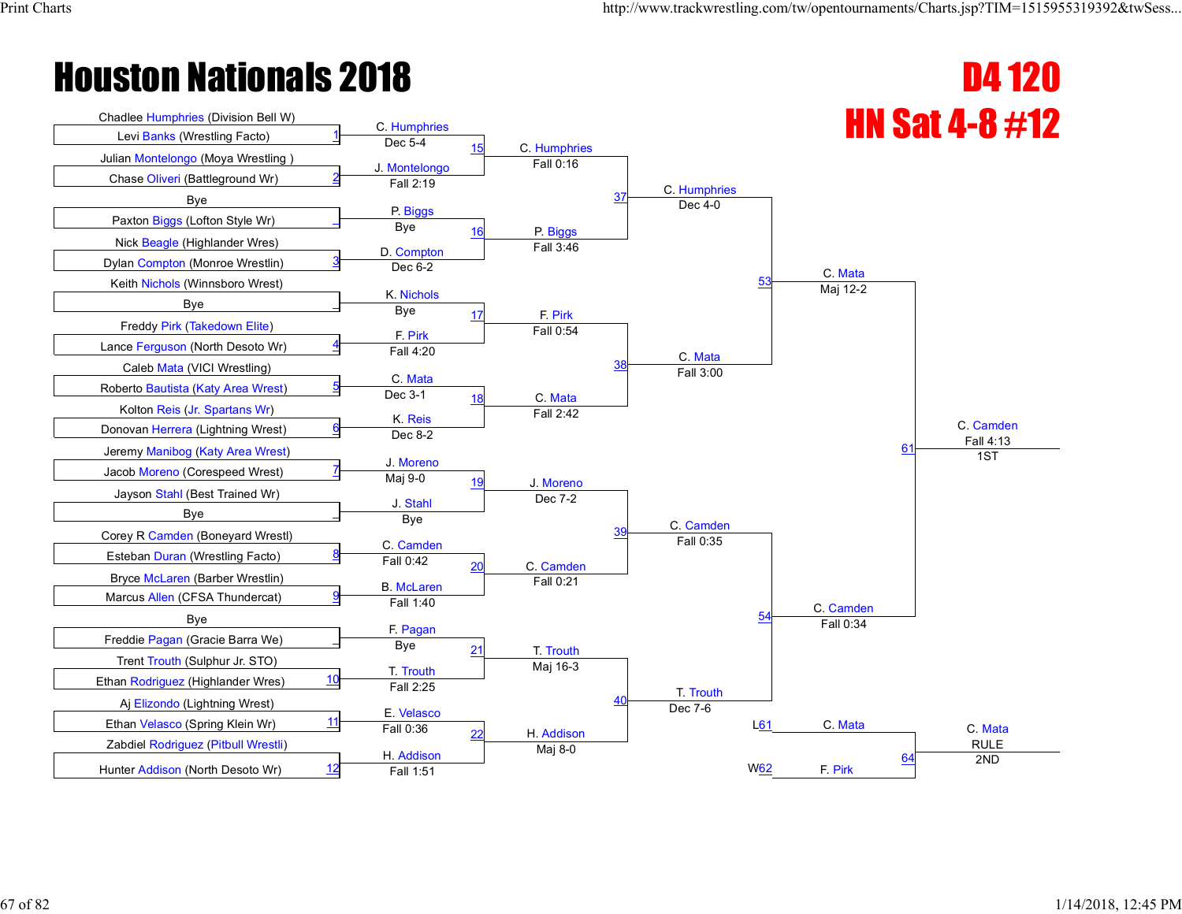# Houston Nationals 2018

## D4 120
## HN Sat 4-8 #12

### First Round

| Bout | Wrestler | Wrestler | Winner | Result |
|---|---|---|---|---|
| 1 | Chadlee Humphries (Division Bell W) | Levi Banks (Wrestling Facto) | C. Humphries | Dec 5-4 |
| 2 | Julian Montelongo (Moya Wrestling ) | Chase Oliveri (Battleground Wr) | J. Montelongo | Fall 2:19 |
| | Bye | Paxton Biggs (Lofton Style Wr) | P. Biggs | Bye |
| 3 | Nick Beagle (Highlander Wres) | Dylan Compton (Monroe Wrestlin) | D. Compton | Dec 6-2 |
| | Keith Nichols (Winnsboro Wrest) | Bye | K. Nichols | Bye |
| 4 | Freddy Pirk (Takedown Elite) | Lance Ferguson (North Desoto Wr) | F. Pirk | Fall 4:20 |
| 5 | Caleb Mata (VICI Wrestling) | Roberto Bautista (Katy Area Wrest) | C. Mata | Dec 3-1 |
| 6 | Kolton Reis (Jr. Spartans Wr) | Donovan Herrera (Lightning Wrest) | K. Reis | Dec 8-2 |
| 7 | Jeremy Manibog (Katy Area Wrest) | Jacob Moreno (Corespeed Wrest) | J. Moreno | Maj 9-0 |
| | Jayson Stahl (Best Trained Wr) | Bye | J. Stahl | Bye |
| 8 | Corey R Camden (Boneyard Wrestl) | Esteban Duran (Wrestling Facto) | C. Camden | Fall 0:42 |
| 9 | Bryce McLaren (Barber Wrestlin) | Marcus Allen (CFSA Thundercat) | B. McLaren | Fall 1:40 |
| | Bye | Freddie Pagan (Gracie Barra We) | F. Pagan | Bye |
| 10 | Trent Trouth (Sulphur Jr. STO) | Ethan Rodriguez (Highlander Wres) | T. Trouth | Fall 2:25 |
| 11 | Aj Elizondo (Lightning Wrest) | Ethan Velasco (Spring Klein Wr) | E. Velasco | Fall 0:36 |
| 12 | Zabdiel Rodriguez (Pitbull Wrestli) | Hunter Addison (North Desoto Wr) | H. Addison | Fall 1:51 |

### Second Round

| Bout | Winner | Result |
|---|---|---|
| 15 | C. Humphries | Fall 0:16 |
| 16 | P. Biggs | Fall 3:46 |
| 17 | F. Pirk | Fall 0:54 |
| 18 | C. Mata | Fall 2:42 |
| 19 | J. Moreno | Dec 7-2 |
| 20 | C. Camden | Fall 0:21 |
| 21 | T. Trouth | Maj 16-3 |
| 22 | H. Addison | Maj 8-0 |

### Quarterfinals

| Bout | Winner | Result |
|---|---|---|
| 37 | C. Humphries | Dec 4-0 |
| 38 | C. Mata | Fall 3:00 |
| 39 | C. Camden | Fall 0:35 |
| 40 | T. Trouth | Dec 7-6 |

### Semifinals

| Bout | Winner | Result |
|---|---|---|
| 53 | C. Mata | Maj 12-2 |
| 54 | C. Camden | Fall 0:34 |

### Final

| Bout | Winner | Result | Place |
|---|---|---|---|
| 61 | C. Camden | Fall 4:13 | 1ST |

### 2nd Place Match

| Bout | Wrestler | Wrestler | Winner | Result | Place |
|---|---|---|---|---|---|
| 64 | C. Mata (L61) | F. Pirk (W62) | C. Mata | RULE | 2ND |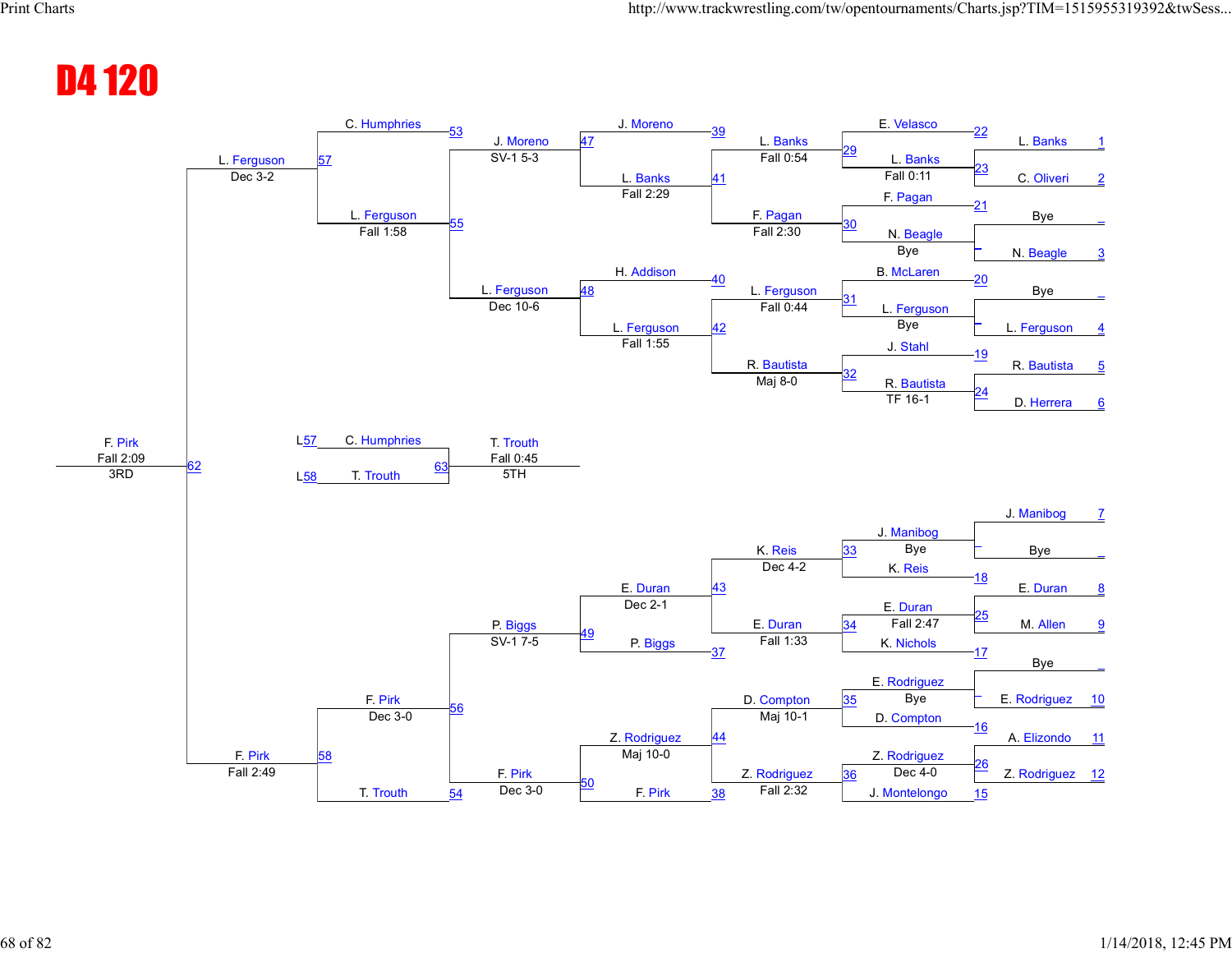# D4 120

## Championship Bracket (Top Half)

| Bout | Wrestler 1 | Wrestler 2 | Winner | Result |
|---|---|---|---|---|
| 22 | E. Velasco | L. Banks (1) | L. Banks | |
| 23 | L. Banks | C. Oliveri (2) | L. Banks | Fall 0:11 |
| 21 | F. Pagan | Bye | F. Pagan | |
| — | Bye | N. Beagle (3) | N. Beagle | Bye |
| 20 | B. McLaren | Bye | B. McLaren | |
| — | Bye | L. Ferguson (4) | L. Ferguson | Bye |
| 19 | J. Stahl | R. Bautista (5) | R. Bautista | |
| 24 | R. Bautista | D. Herrera (6) | R. Bautista | TF 16-1 |
| 29 | E. Velasco | L. Banks | L. Banks | Fall 0:54 |
| 30 | F. Pagan | N. Beagle | F. Pagan | Fall 2:30 |
| 31 | B. McLaren | L. Ferguson | L. Ferguson | Fall 0:44 |
| 32 | J. Stahl | R. Bautista | R. Bautista | Maj 8-0 |
| 39 | J. Moreno | L. Banks | | |
| 41 | L. Banks | F. Pagan | L. Banks | Fall 2:29 |
| 40 | H. Addison | L. Ferguson | | |
| 42 | L. Ferguson | R. Bautista | L. Ferguson | Fall 1:55 |
| 47 | J. Moreno | L. Banks | J. Moreno | SV-1 5-3 |
| 48 | H. Addison | L. Ferguson | L. Ferguson | Dec 10-6 |
| 53 | C. Humphries | J. Moreno | | |
| 55 | L. Ferguson | L. Ferguson | L. Ferguson | Fall 1:58 |
| 57 | C. Humphries | L. Ferguson | L. Ferguson | Dec 3-2 |

## Championship Bracket (Bottom Half)

| Bout | Wrestler 1 | Wrestler 2 | Winner | Result |
|---|---|---|---|---|
| — | J. Manibog (7) | Bye | J. Manibog | Bye |
| 18 | K. Reis | E. Duran (8) | | |
| 25 | E. Duran | M. Allen (9) | E. Duran | Fall 2:47 |
| 17 | K. Nichols | Bye | | |
| — | Bye | E. Rodriguez (10) | E. Rodriguez | Bye |
| 16 | D. Compton | A. Elizondo (11) | | |
| 26 | Z. Rodriguez | Z. Rodriguez (12) | Z. Rodriguez | Dec 4-0 |
| 15 | J. Montelongo | | | |
| 33 | J. Manibog | K. Reis | K. Reis | Dec 4-2 |
| 34 | E. Duran | K. Nichols | E. Duran | Fall 1:33 |
| 35 | E. Rodriguez | D. Compton | D. Compton | Maj 10-1 |
| 36 | Z. Rodriguez | J. Montelongo | Z. Rodriguez | Fall 2:32 |
| 43 | K. Reis | E. Duran | E. Duran | Dec 2-1 |
| 37 | P. Biggs | | | |
| 44 | D. Compton | Z. Rodriguez | Z. Rodriguez | Maj 10-0 |
| 38 | F. Pirk | | | |
| 49 | E. Duran | P. Biggs | P. Biggs | SV-1 7-5 |
| 50 | Z. Rodriguez | F. Pirk | F. Pirk | Dec 3-0 |
| 56 | P. Biggs | F. Pirk | F. Pirk | Dec 3-0 |
| 54 | T. Trouth | | | |
| 58 | F. Pirk | T. Trouth | F. Pirk | Fall 2:49 |

## Placement Matches

| Bout | Wrestler 1 | Wrestler 2 | Winner | Result | Place |
|---|---|---|---|---|---|
| 62 | L. Ferguson | F. Pirk | F. Pirk | Fall 2:09 | 3RD |
| 63 | C. Humphries (L57) | T. Trouth (L58) | T. Trouth | Fall 0:45 | 5TH |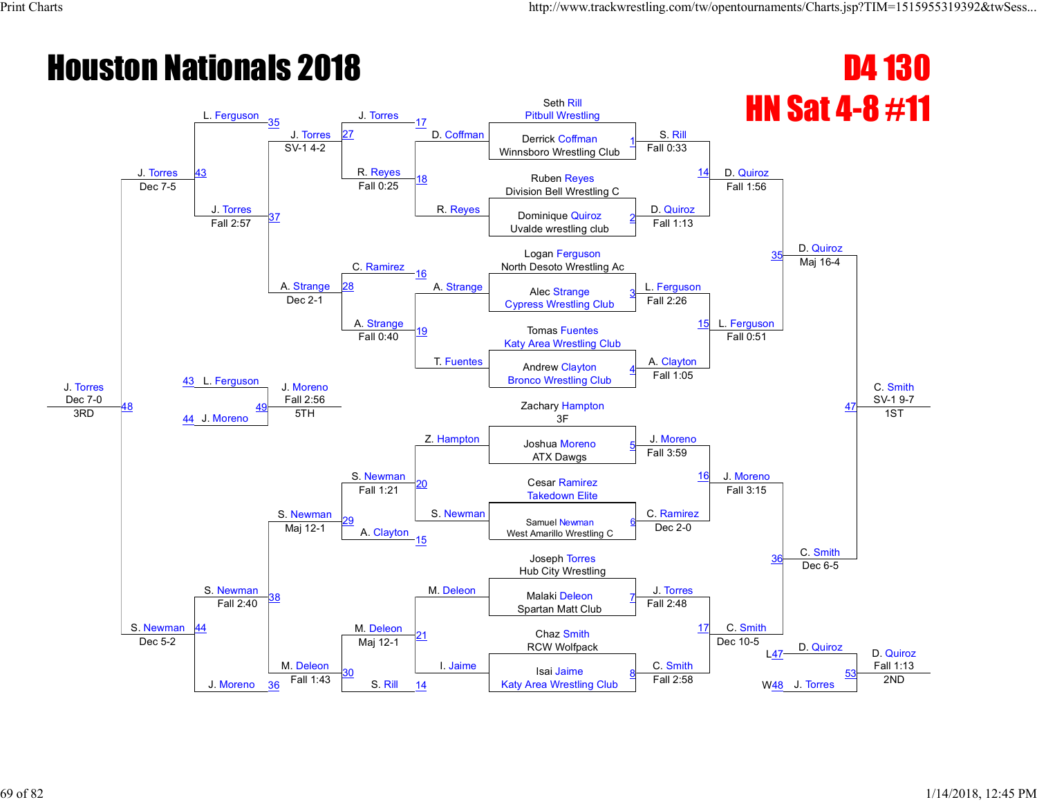# Houston Nationals 2018

# D4 130

# HN Sat 4-8 #11

## Championship Bracket

| Bout | Wrestler 1 | Wrestler 2 | Winner | Result |
|---|---|---|---|---|
| 1 | Seth Rill (Pitbull Wrestling) | Derrick Coffman (Winnsboro Wrestling Club) | S. Rill | Fall 0:33 |
| 2 | Ruben Reyes (Division Bell Wrestling C) | Dominique Quiroz (Uvalde wrestling club) | D. Quiroz | Fall 1:13 |
| 3 | Logan Ferguson (North Desoto Wrestling Ac) | Alec Strange (Cypress Wrestling Club) | L. Ferguson | Fall 2:26 |
| 4 | Tomas Fuentes (Katy Area Wrestling Club) | Andrew Clayton (Bronco Wrestling Club) | A. Clayton | Fall 1:05 |
| 5 | Zachary Hampton (3F) | Joshua Moreno (ATX Dawgs) | J. Moreno | Fall 3:59 |
| 6 | Cesar Ramirez (Takedown Elite) | Samuel Newman (West Amarillo Wrestling C) | C. Ramirez | Dec 2-0 |
| 7 | Joseph Torres (Hub City Wrestling) | Malaki Deleon (Spartan Matt Club) | J. Torres | Fall 2:48 |
| 8 | Chaz Smith (RCW Wolfpack) | Isai Jaime (Katy Area Wrestling Club) | C. Smith | Fall 2:58 |
| 14 | S. Rill | D. Quiroz | D. Quiroz | Fall 1:56 |
| 15 | L. Ferguson | A. Clayton | L. Ferguson | Fall 0:51 |
| 16 | J. Moreno | C. Ramirez | J. Moreno | Fall 3:15 |
| 17 | J. Torres | C. Smith | C. Smith | Dec 10-5 |
| 35 | D. Quiroz | L. Ferguson | D. Quiroz | Maj 16-4 |
| 36 | J. Moreno | C. Smith | C. Smith | Dec 6-5 |
| 47 | D. Quiroz | C. Smith | C. Smith | SV-1 9-7 (1ST) |

## Consolation Bracket

| Bout | Wrestler 1 | Wrestler 2 | Winner | Result |
|---|---|---|---|---|
| 17 | D. Coffman | R. Reyes | R. Reyes | Fall 0:25 |
| 16 | A. Strange | T. Fuentes | A. Strange | Fall 0:40 |
| 20 | Z. Hampton | S. Newman | S. Newman | Fall 1:21 |
| 21 | M. Deleon | I. Jaime | M. Deleon | Maj 12-1 |
| 27 | J. Torres (L17) | R. Reyes | J. Torres | SV-1 4-2 |
| 28 | C. Ramirez (L16) | A. Strange | A. Strange | Dec 2-1 |
| 29 | S. Newman | A. Clayton (L15) | S. Newman | Maj 12-1 |
| 30 | M. Deleon | S. Rill (L14) | M. Deleon | Fall 1:43 |
| 37 | J. Torres | A. Strange | J. Torres | Fall 2:57 |
| 38 | S. Newman | M. Deleon | S. Newman | Fall 2:40 |
| 43 | L. Ferguson (L35) | J. Torres | J. Torres | Dec 7-5 |
| 44 | S. Newman | J. Moreno (L36) | S. Newman | Dec 5-2 |
| 48 | J. Torres | S. Newman | J. Torres | Dec 7-0 (3RD) |
| 49 | L. Ferguson (L43) | J. Moreno (L44) | J. Moreno | Fall 2:56 (5TH) |
| 53 | D. Quiroz (L47) | J. Torres (W48) | D. Quiroz | Fall 1:13 (2ND) |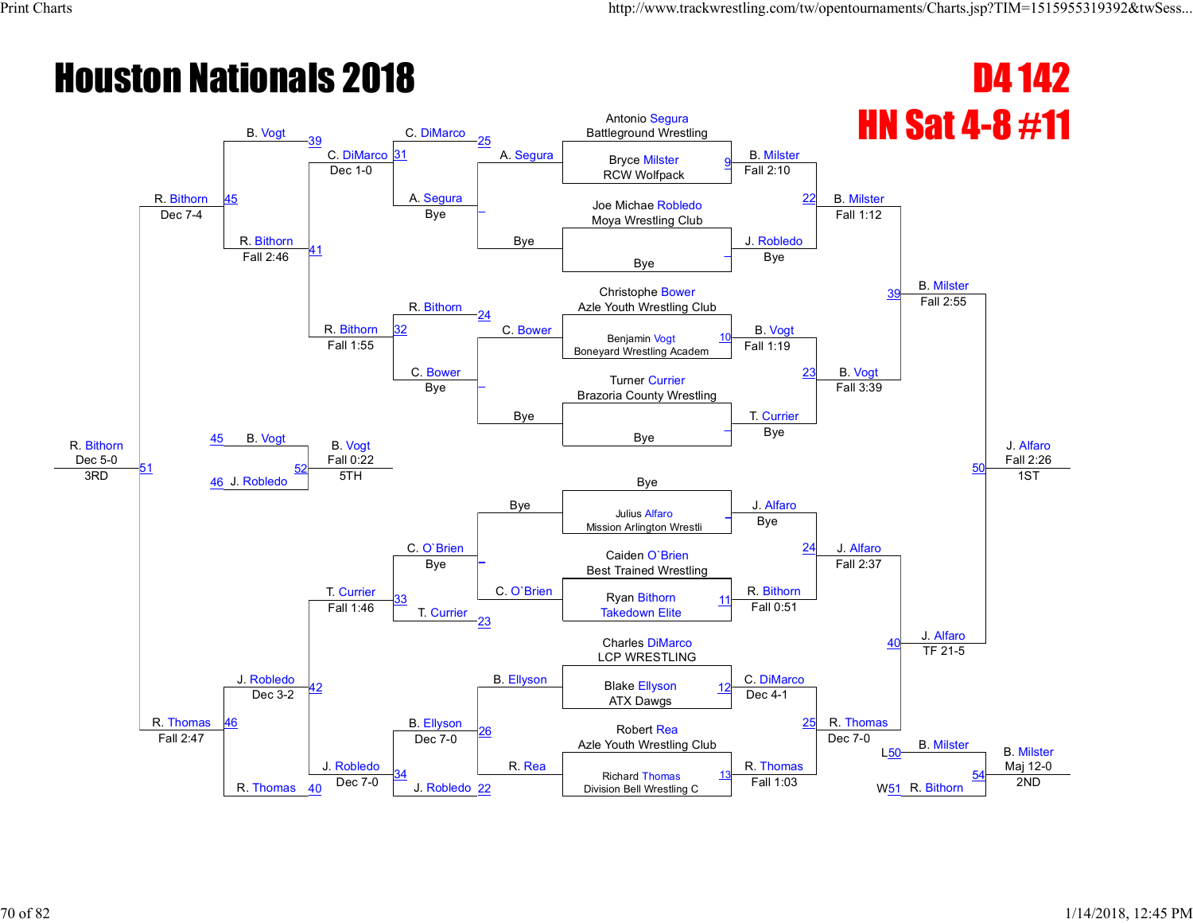# Houston Nationals 2018

## D4 142
## HN Sat 4-8 #11

### Championship Bracket

**First round / Byes (Top half)**
- Antonio Segura (Battleground Wrestling) — Bye
- Bryce Milster (RCW Wolfpack) vs Joe Michae Robledo (Moya Wrestling Club)... 

| Bout | Wrestlers | Winner | Result |
|---|---|---|---|
| 9 | Antonio Segura, Battleground Wrestling vs Bryce Milster, RCW Wolfpack | B. Milster | Fall 2:10 |
| – | Joe Michae Robledo, Moya Wrestling Club vs Bye | J. Robledo | Bye |
| 10 | Christophe Bower, Azle Youth Wrestling Club vs Benjamin Vogt, Boneyard Wrestling Academ | B. Vogt | Fall 1:19 |
| – | Turner Currier, Brazoria County Wrestling vs Bye | T. Currier | Bye |
| – | Bye vs Julius Alfaro, Mission Arlington Wrestli | J. Alfaro | Bye |
| 11 | Caiden O`Brien, Best Trained Wrestling vs Ryan Bithorn, Takedown Elite | R. Bithorn | Fall 0:51 |
| 12 | Charles DiMarco, LCP WRESTLING vs Blake Ellyson, ATX Dawgs | C. DiMarco | Dec 4-1 |
| 13 | Robert Rea, Azle Youth Wrestling Club vs Richard Thomas, Division Bell Wrestling C | R. Thomas | Fall 1:03 |
| 22 | B. Milster vs J. Robledo | B. Milster | Fall 1:12 |
| 23 | B. Vogt vs T. Currier | B. Vogt | Fall 3:39 |
| 24 | J. Alfaro vs R. Bithorn | J. Alfaro | Fall 2:37 |
| 25 | C. DiMarco vs R. Thomas | R. Thomas | Dec 7-0 |
| 39 | B. Milster vs B. Vogt | B. Milster | Fall 2:55 |
| 40 | J. Alfaro vs R. Thomas | J. Alfaro | TF 21-5 |
| 50 | B. Milster vs J. Alfaro | J. Alfaro | Fall 2:26 — 1ST |

### Consolation Bracket

| Bout | Wrestlers | Winner | Result |
|---|---|---|---|
| 25 / – | C. DiMarco vs A. Segura | A. Segura | Bye |
| 24 / – | R. Bithorn vs C. Bower | C. Bower | Bye |
| – / 23 | C. O`Brien vs T. Currier | C. O`Brien | Bye |
| 26 / 22 | B. Ellyson vs J. Robledo | B. Ellyson / R. Rea | – |
| 31 | C. DiMarco vs A. Segura | C. DiMarco | Bye |
| 32 | R. Bithorn vs C. Bower | R. Bithorn | Bye |
| 33 | C. O`Brien vs T. Currier | T. Currier | Bye |
| 34 | B. Ellyson vs J. Robledo | B. Ellyson | Dec 7-0 |
| 39 / 41 | B. Vogt vs C. DiMarco | C. DiMarco | Dec 1-0 |
| 41 | C. DiMarco vs R. Bithorn | R. Bithorn | Fall 1:55 |
| 42 | T. Currier vs J. Robledo | J. Robledo | Fall 1:46 |
| 40 / 42 | J. Robledo vs R. Thomas | J. Robledo | Dec 7-0 |
| 45 | B. Vogt vs R. Bithorn | R. Bithorn | Fall 2:46 |
| 46 | J. Robledo vs R. Thomas | R. Thomas | Dec 3-2 |
| 51 | R. Bithorn vs R. Thomas | R. Bithorn | Dec 7-4 / Fall 2:47 |
| 52 | B. Vogt vs J. Robledo | B. Vogt | Fall 0:22 — 5TH |
| 51 | R. Bithorn | R. Bithorn | Dec 5-0 — 3RD |
| 54 | B. Milster (L50) vs R. Bithorn (W51) | B. Milster | Maj 12-0 — 2ND |

### Placings
- 1ST: J. Alfaro (Fall 2:26)
- 2ND: B. Milster (Maj 12-0)
- 3RD: R. Bithorn (Dec 5-0)
- 5TH: B. Vogt (Fall 0:22)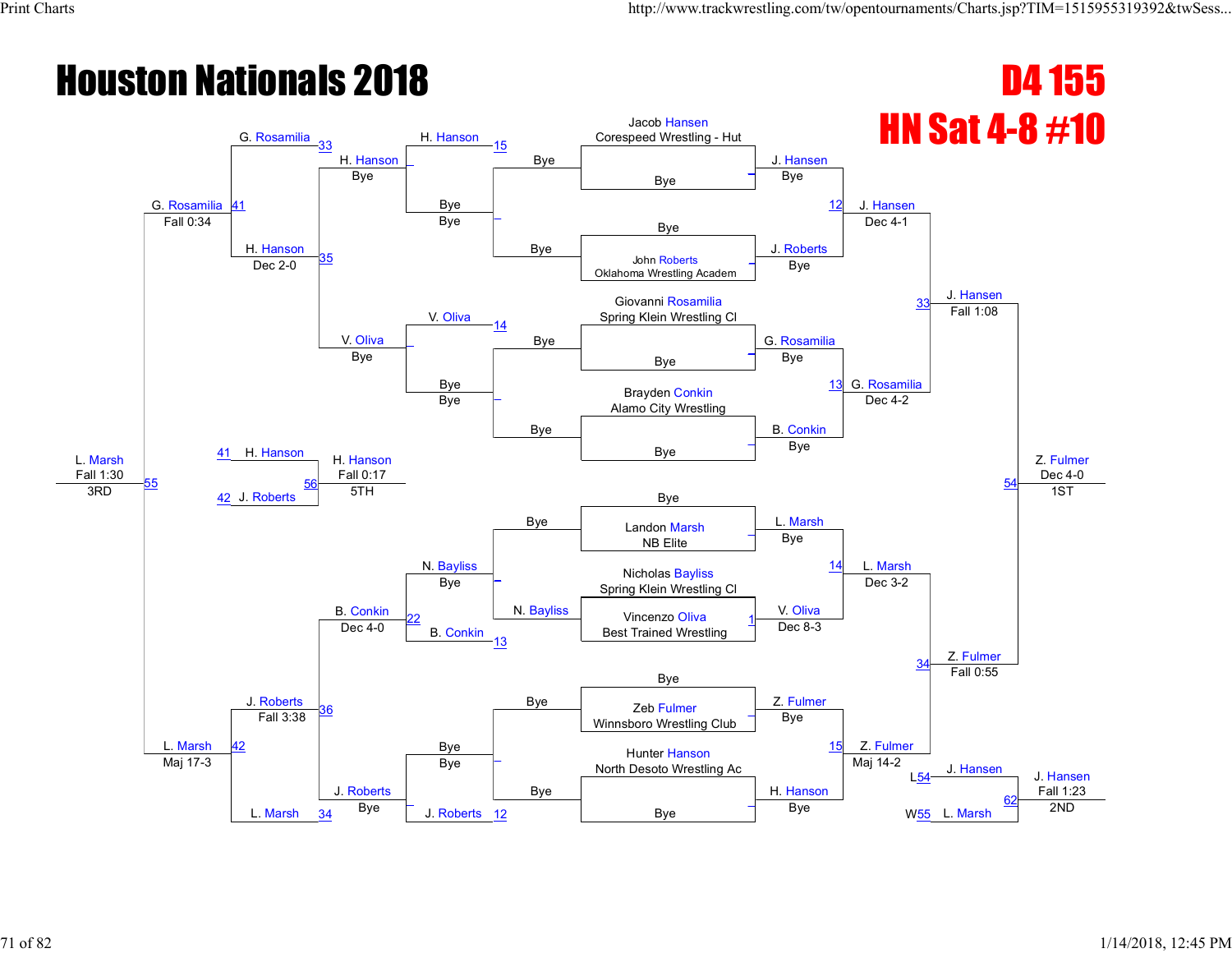# Houston Nationals 2018

## D4 155

## HN Sat 4-8 #10

### Championship Bracket

**First round / Quarterfinals (top half):**

- Jacob Hansen, Corespeed Wrestling - Hut vs Bye → J. Hansen (Bye)
- John Roberts, Oklahoma Wrestling Academ vs Bye → J. Roberts (Bye)
- Match 12: J. Hansen over J. Roberts → J. Hansen, Dec 4-1
- Giovanni Rosamilia, Spring Klein Wrestling Cl vs Bye → G. Rosamilia (Bye)
- Brayden Conkin, Alamo City Wrestling vs Bye → B. Conkin (Bye)
- Match 13: G. Rosamilia over B. Conkin → G. Rosamilia, Dec 4-2
- Match 33: J. Hansen over G. Rosamilia → J. Hansen, Fall 1:08

**First round / Quarterfinals (bottom half):**

- Landon Marsh, NB Elite vs Bye → L. Marsh (Bye)
- Nicholas Bayliss, Spring Klein Wrestling Cl vs Vincenzo Oliva, Best Trained Wrestling → Match 1: V. Oliva, Dec 8-3
- Match 14: L. Marsh over V. Oliva → L. Marsh, Dec 3-2
- Zeb Fulmer, Winnsboro Wrestling Club vs Bye → Z. Fulmer (Bye)
- Hunter Hanson, North Desoto Wrestling Ac vs Bye → H. Hanson (Bye)
- Match 15: Z. Fulmer over H. Hanson → Z. Fulmer, Maj 14-2
- Match 34: Z. Fulmer over L. Marsh → Z. Fulmer, Fall 0:55

**Final:**

- Match 54: Z. Fulmer, Dec 4-0 — **1ST**

**2nd Place Match:**

- L54 J. Hansen vs W55 L. Marsh
- Match 62: J. Hansen, Fall 1:23 — **2ND**

### Consolation Bracket

- Bye vs Bye; H. Hanson (Bye) — Match 15: H. Hanson (Bye)
- Bye vs Bye; V. Oliva — Match 14: V. Oliva
- Match 35: H. Hanson over V. Oliva → H. Hanson, Dec 2-0
- Match 33 loser G. Rosamilia
- Match 41: G. Rosamilia over H. Hanson → G. Rosamilia, Fall 0:34
- N. Bayliss (Bye) vs B. Conkin — Match 13; N. Bayliss (Bye)
- Match 22: B. Conkin, Dec 4-0
- Bye vs Bye; J. Roberts — Match 12: J. Roberts (Bye)
- Match 36: J. Roberts over B. Conkin → J. Roberts, Fall 3:38
- Match 34 loser L. Marsh
- Match 42: L. Marsh over J. Roberts → L. Marsh, Maj 17-3
- Match 55: L. Marsh over G. Rosamilia → L. Marsh, Fall 1:30 — **3RD**

**5th Place Match:**

- L41 H. Hanson vs L42 J. Roberts
- Match 56: H. Hanson, Fall 0:17 — **5TH**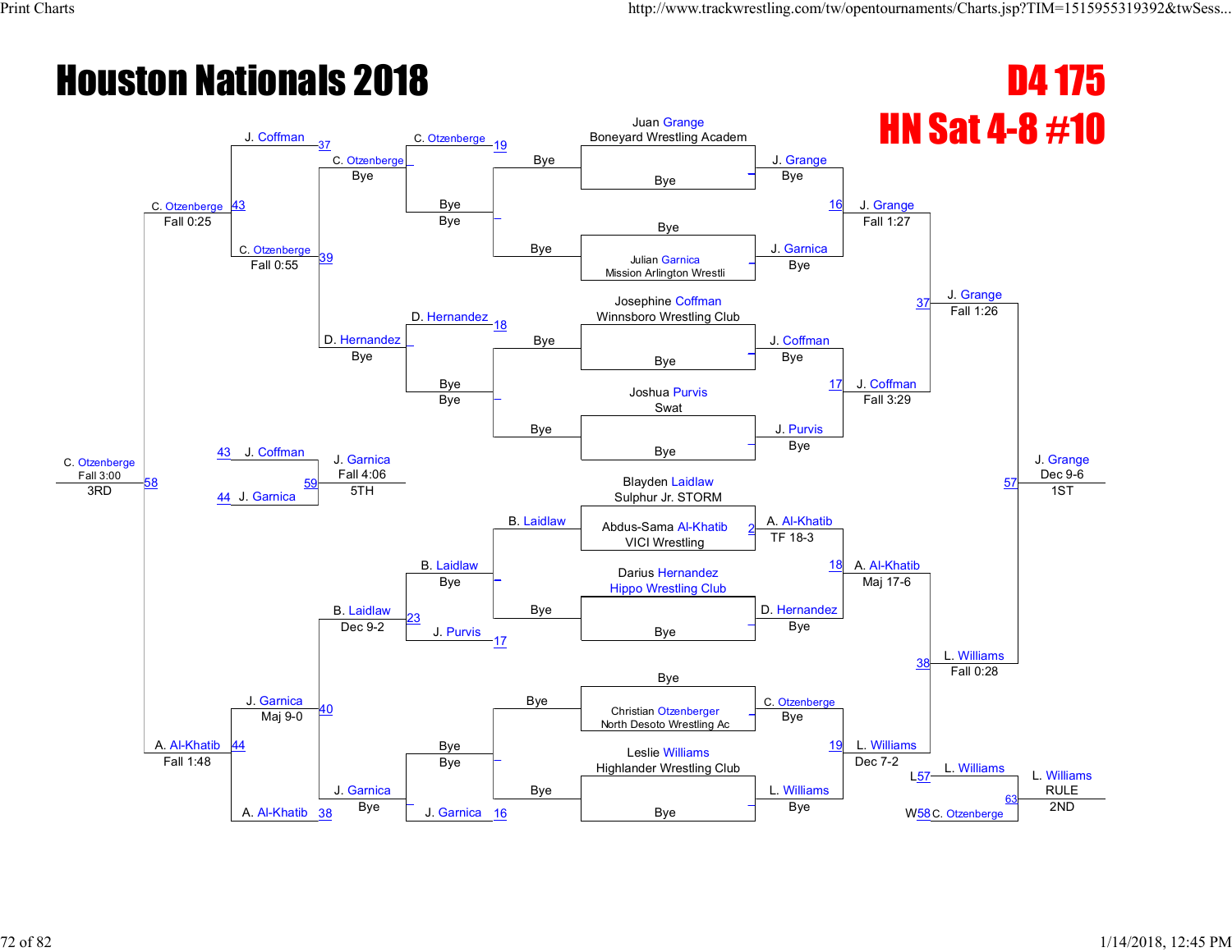# Houston Nationals 2018

## D4 175

## HN Sat 4-8 #10

### Championship Bracket

**First round:**

- Juan Grange (Boneyard Wrestling Academ) vs Bye — J. Grange, Bye
- Bye vs Julian Garnica (Mission Arlington Wrestli) — J. Garnica, Bye
- Josephine Coffman (Winnsboro Wrestling Club) vs Bye — J. Coffman, Bye
- Joshua Purvis (Swat) vs Bye — J. Purvis, Bye
- Blayden Laidlaw (Sulphur Jr. STORM) vs Abdus-Sama Al-Khatib (VICI Wrestling) — A. Al-Khatib, TF 18-3 (2)
- Darius Hernandez (Hippo Wrestling Club) vs Bye — D. Hernandez, Bye
- Bye vs Christian Otzenberger (North Desoto Wrestling Ac) — C. Otzenberge, Bye
- Leslie Williams (Highlander Wrestling Club) vs Bye — L. Williams, Bye

**Quarterfinals:**

- 16: J. Grange vs J. Garnica — J. Grange, Fall 1:27
- 17: J. Coffman vs J. Purvis — J. Coffman, Fall 3:29
- 18: A. Al-Khatib vs D. Hernandez — A. Al-Khatib, Maj 17-6
- 19: C. Otzenberge vs L. Williams — L. Williams, Dec 7-2

**Semifinals:**

- 37: J. Grange vs J. Coffman — J. Grange, Fall 1:26
- 38: A. Al-Khatib vs L. Williams — L. Williams, Fall 0:28

**Final:**

- 57: J. Grange vs L. Williams — J. Grange, Dec 9-6 — **1ST**

**2nd place match:**

- 63: L57 L. Williams vs W58 C. Otzenberge — L. Williams, RULE — **2ND**

### Consolation Bracket

**Consolation round 1:**

- 19: C. Otzenberge vs Bye — C. Otzenberge, Bye
- 18: D. Hernandez vs Bye — D. Hernandez, Bye
- B. Laidlaw vs Bye — B. Laidlaw, Bye
- Bye vs Bye
- 17: J. Purvis
- Bye vs Bye
- 16: J. Garnica

**Consolation round 2:**

- C. Otzenberge vs Bye — C. Otzenberge, Bye
- D. Hernandez vs Bye — D. Hernandez, Bye
- 23: B. Laidlaw vs J. Purvis — B. Laidlaw, Dec 9-2
- J. Garnica vs Bye — J. Garnica, Bye

**Consolation round 3:**

- 39: C. Otzenberge vs D. Hernandez — C. Otzenberge, Fall 0:55
- 40: B. Laidlaw vs J. Garnica — J. Garnica, Maj 9-0

**Consolation semifinals:**

- 43: J. Coffman vs C. Otzenberge — C. Otzenberge, Fall 0:25
- 44: J. Garnica vs A. Al-Khatib — A. Al-Khatib, Fall 1:48

**3rd place match:**

- 58: C. Otzenberge vs A. Al-Khatib — C. Otzenberge, Fall 3:00 — **3RD**

**5th place match:**

- 59: 43 J. Coffman vs 44 J. Garnica — J. Garnica, Fall 4:06 — **5TH**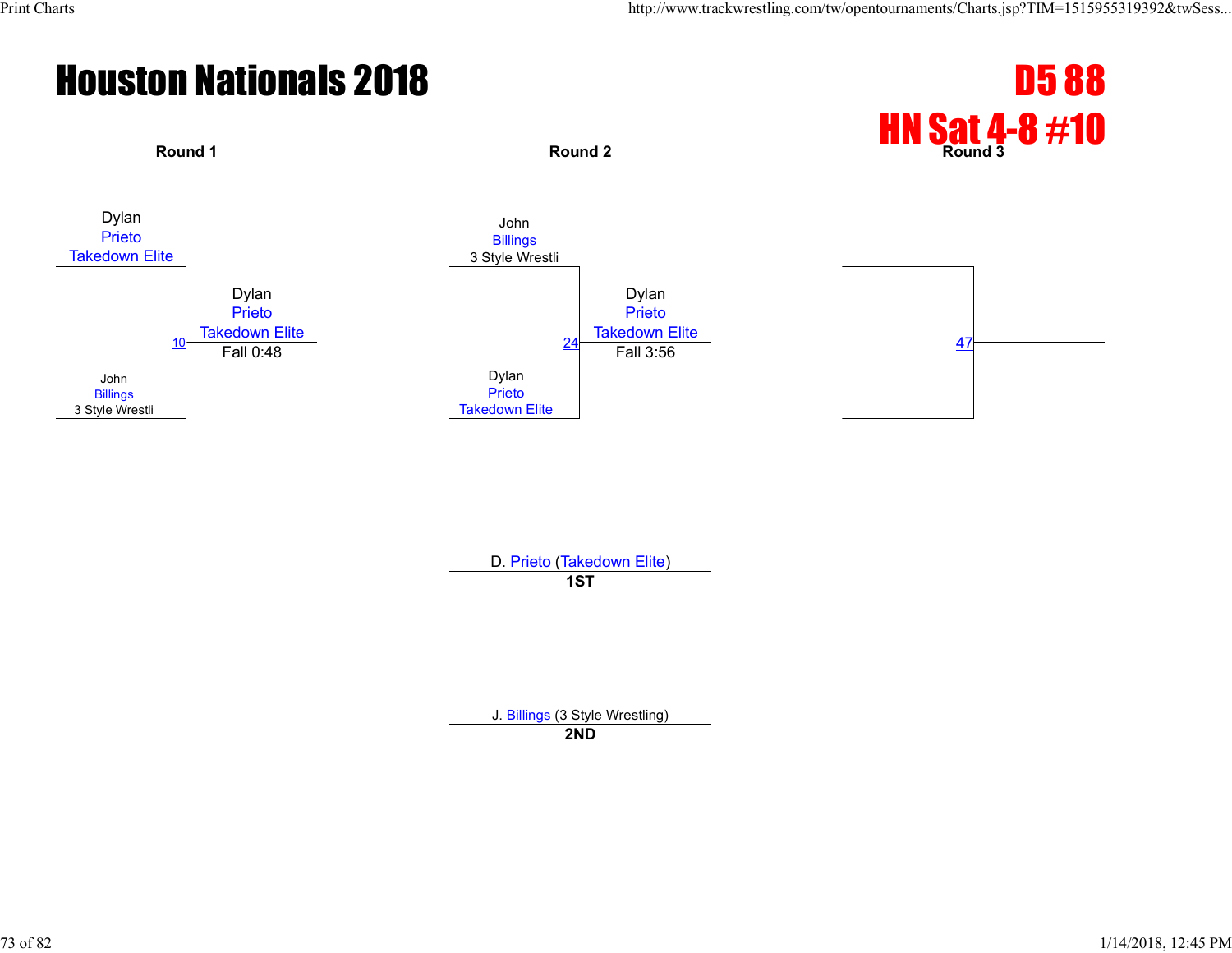# Houston Nationals 2018

## D5 88
## HN Sat 4-8 #10

**Round 1**

Dylan Prieto, Takedown Elite

10

John Billings, 3 Style Wrestli

Dylan Prieto, Takedown Elite — Fall 0:48

**Round 2**

John Billings, 3 Style Wrestli

24

Dylan Prieto, Takedown Elite

Dylan Prieto, Takedown Elite — Fall 3:56

**Round 3**

47

D. Prieto (Takedown Elite)
**1ST**

J. Billings (3 Style Wrestling)
**2ND**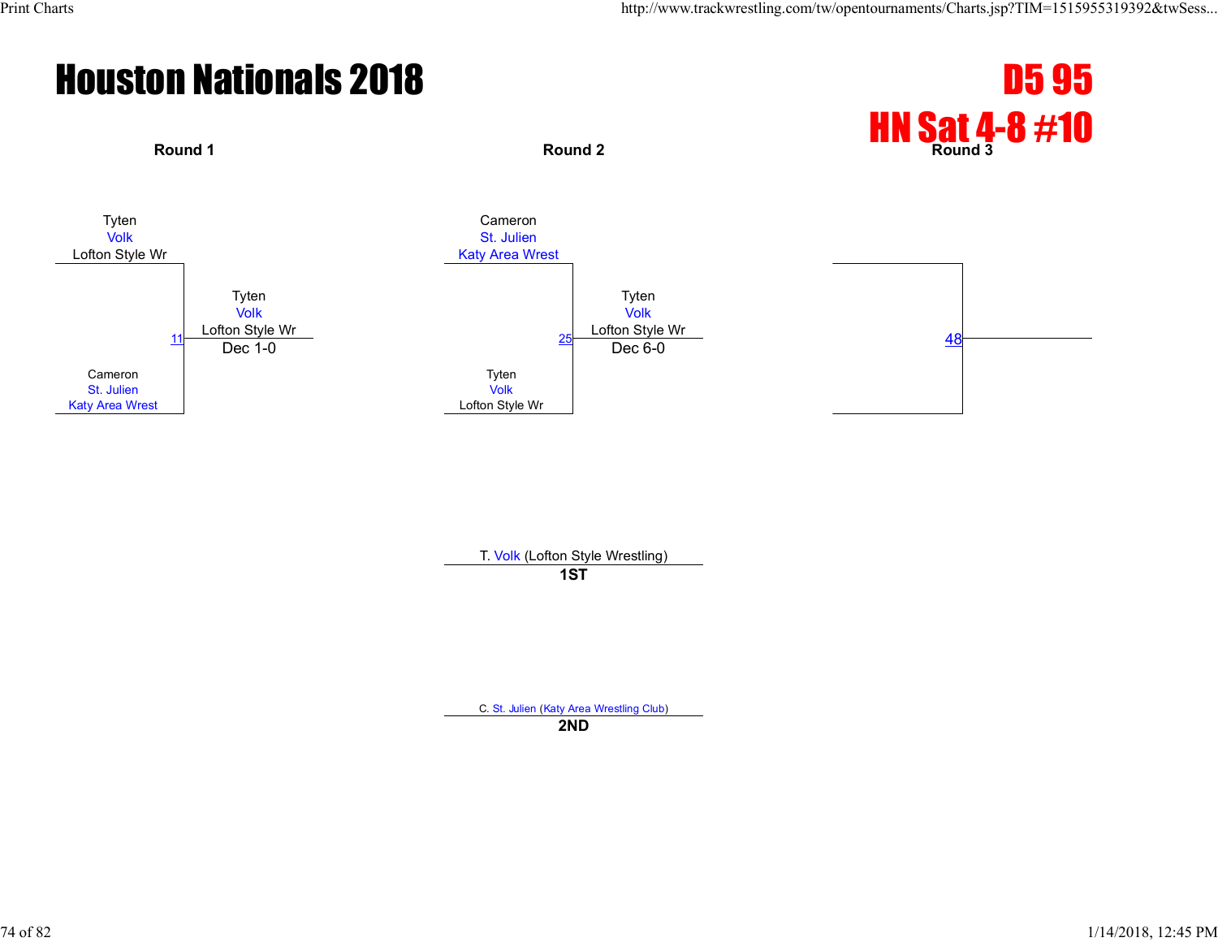# Houston Nationals 2018

## D5 95
## HN Sat 4-8 #10

### Round 1

Tyten
Volk
Lofton Style Wr

Cameron
St. Julien
Katy Area Wrest

11 — Tyten
Volk
Lofton Style Wr
Dec 1-0

### Round 2

Cameron
St. Julien
Katy Area Wrest

Tyten
Volk
Lofton Style Wr

25 — Tyten
Volk
Lofton Style Wr
Dec 6-0

### Round 3

48

T. Volk (Lofton Style Wrestling)
**1ST**

C. St. Julien (Katy Area Wrestling Club)
**2ND**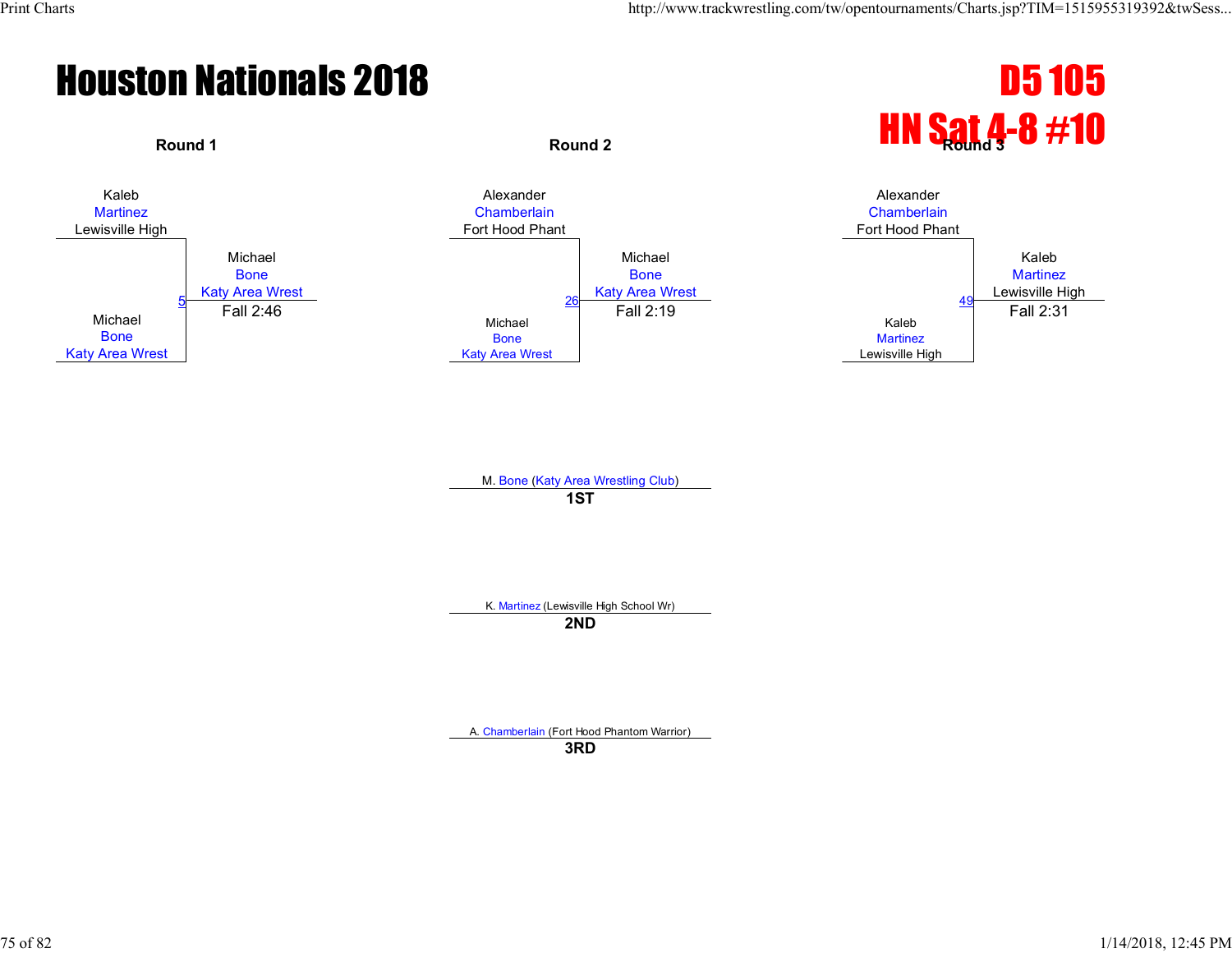# Houston Nationals 2018

# D5 105
# HN Sat 4-8 #10

## Round 1

Kaleb Martinez, Lewisville High
vs.
Michael Bone, Katy Area Wrest

Bout 5 — Winner: Michael Bone, Katy Area Wrest — Fall 2:46

## Round 2

Alexander Chamberlain, Fort Hood Phant
vs.
Michael Bone, Katy Area Wrest

Bout 26 — Winner: Michael Bone, Katy Area Wrest — Fall 2:19

## Round 3

Alexander Chamberlain, Fort Hood Phant
vs.
Kaleb Martinez, Lewisville High

Bout 49 — Winner: Kaleb Martinez, Lewisville High — Fall 2:31

## Placings

**1ST:** M. Bone (Katy Area Wrestling Club)

**2ND:** K. Martinez (Lewisville High School Wr)

**3RD:** A. Chamberlain (Fort Hood Phantom Warrior)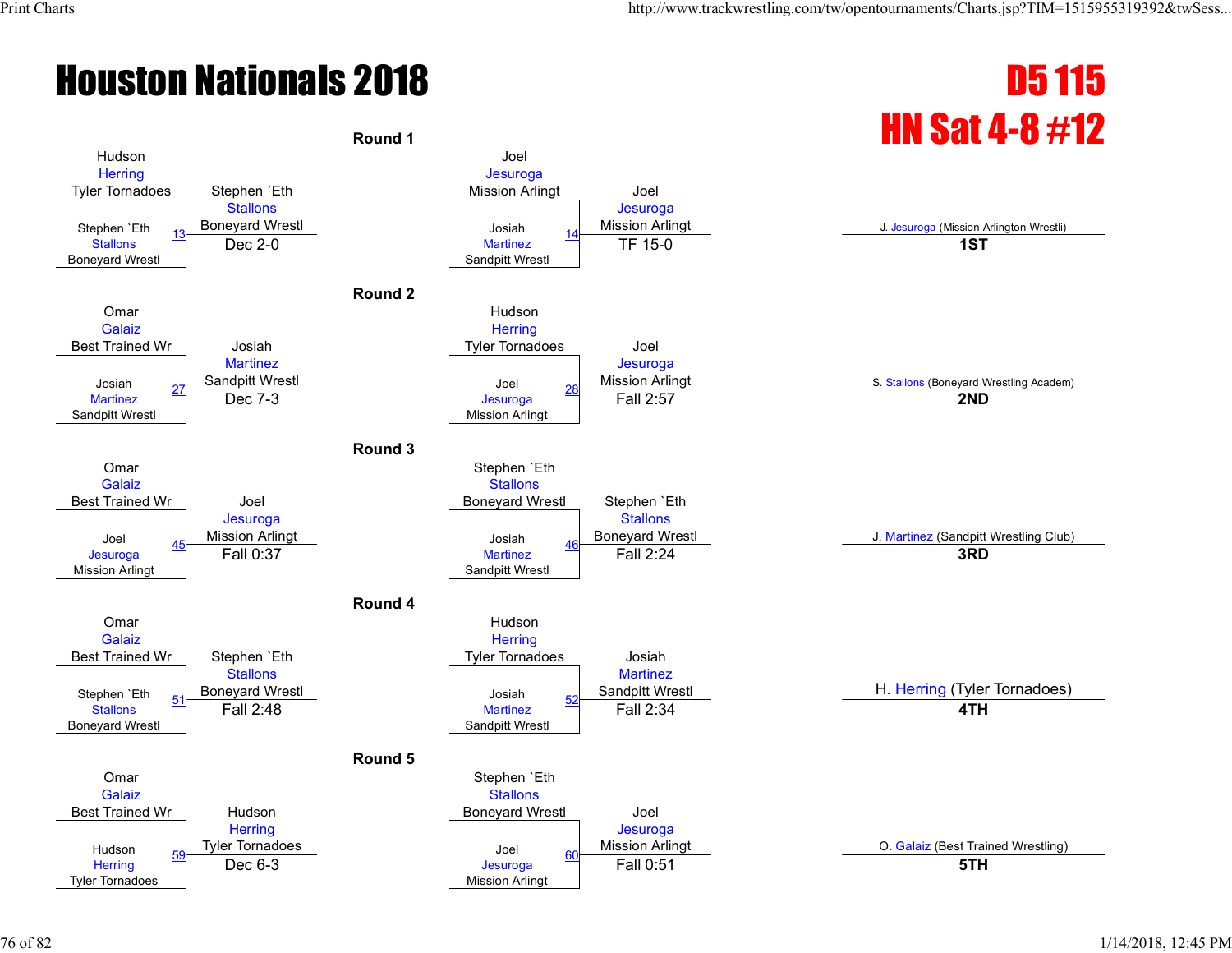# Houston Nationals 2018

## D5 115
## HN Sat 4-8 #12

### Round 1

| Match | Wrestler 1 | Wrestler 2 | Winner | Result |
|---|---|---|---|---|
| 13 | Hudson Herring (Tyler Tornadoes) | Stephen `Eth Stallons (Boneyard Wrestl) | Stephen `Eth Stallons (Boneyard Wrestl) | Dec 2-0 |
| 14 | Joel Jesuroga (Mission Arlingt) | Josiah Martinez (Sandpitt Wrestl) | Joel Jesuroga (Mission Arlingt) | TF 15-0 |

### Round 2

| Match | Wrestler 1 | Wrestler 2 | Winner | Result |
|---|---|---|---|---|
| 27 | Omar Galaiz (Best Trained Wr) | Josiah Martinez (Sandpitt Wrestl) | Josiah Martinez (Sandpitt Wrestl) | Dec 7-3 |
| 28 | Hudson Herring (Tyler Tornadoes) | Joel Jesuroga (Mission Arlingt) | Joel Jesuroga (Mission Arlingt) | Fall 2:57 |

### Round 3

| Match | Wrestler 1 | Wrestler 2 | Winner | Result |
|---|---|---|---|---|
| 45 | Omar Galaiz (Best Trained Wr) | Joel Jesuroga (Mission Arlingt) | Joel Jesuroga (Mission Arlingt) | Fall 0:37 |
| 46 | Stephen `Eth Stallons (Boneyard Wrestl) | Josiah Martinez (Sandpitt Wrestl) | Stephen `Eth Stallons (Boneyard Wrestl) | Fall 2:24 |

### Round 4

| Match | Wrestler 1 | Wrestler 2 | Winner | Result |
|---|---|---|---|---|
| 51 | Omar Galaiz (Best Trained Wr) | Stephen `Eth Stallons (Boneyard Wrestl) | Stephen `Eth Stallons (Boneyard Wrestl) | Fall 2:48 |
| 52 | Hudson Herring (Tyler Tornadoes) | Josiah Martinez (Sandpitt Wrestl) | Josiah Martinez (Sandpitt Wrestl) | Fall 2:34 |

### Round 5

| Match | Wrestler 1 | Wrestler 2 | Winner | Result |
|---|---|---|---|---|
| 59 | Omar Galaiz (Best Trained Wr) | Hudson Herring (Tyler Tornadoes) | Hudson Herring (Tyler Tornadoes) | Dec 6-3 |
| 60 | Stephen `Eth Stallons (Boneyard Wrestl) | Joel Jesuroga (Mission Arlingt) | Joel Jesuroga (Mission Arlingt) | Fall 0:51 |

### Placements

| Place | Wrestler |
|---|---|
| 1ST | J. Jesuroga (Mission Arlington Wrestli) |
| 2ND | S. Stallons (Boneyard Wrestling Academ) |
| 3RD | J. Martinez (Sandpitt Wrestling Club) |
| 4TH | H. Herring (Tyler Tornadoes) |
| 5TH | O. Galaiz (Best Trained Wrestling) |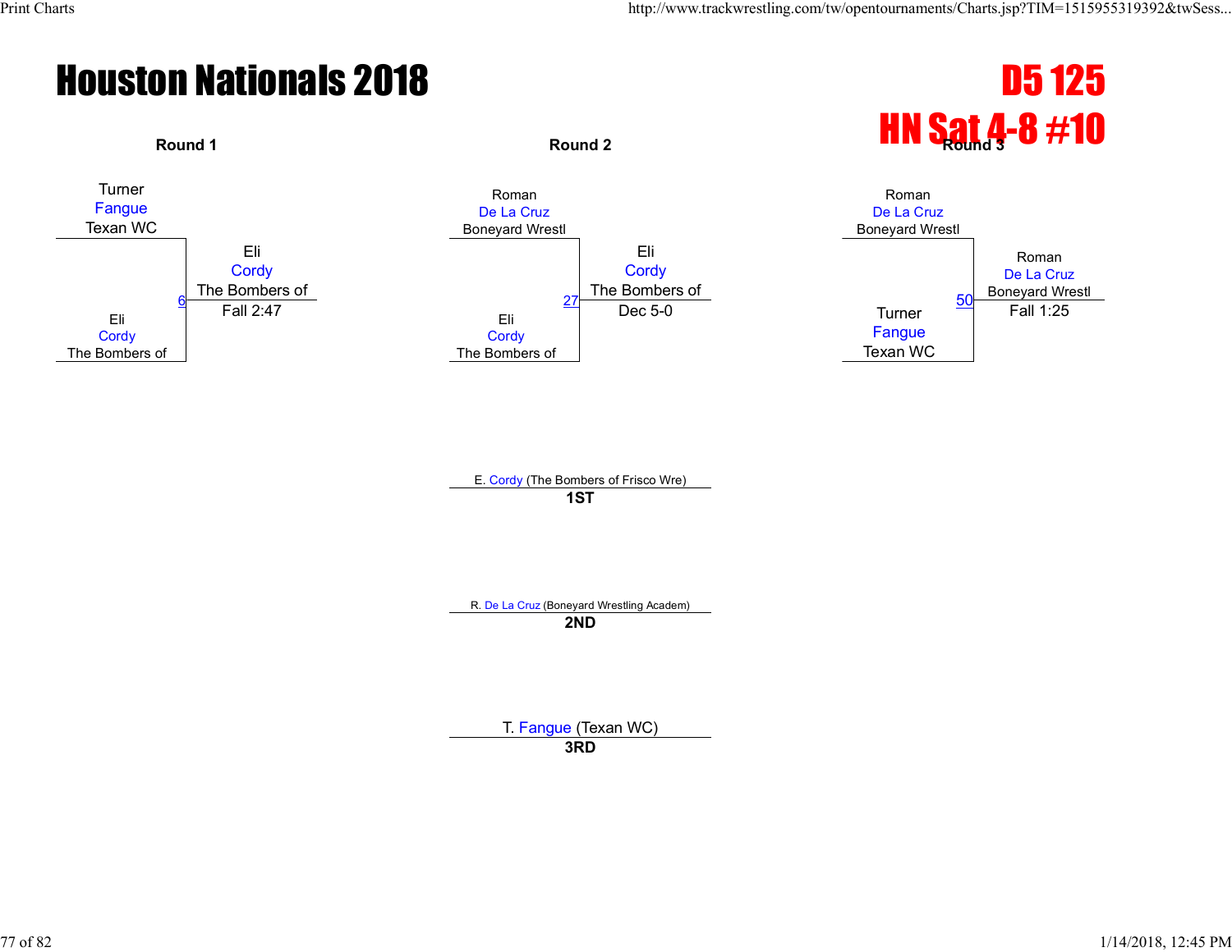# Houston Nationals 2018

## D5 125
## HN Sat 4-8 #10

### Round 1

Turner Fangue, Texan WC
vs.
Eli Cordy, The Bombers of

Bout 6 — Winner: Eli Cordy, The Bombers of — Fall 2:47

### Round 2

Roman De La Cruz, Boneyard Wrestl
vs.
Eli Cordy, The Bombers of

Bout 27 — Winner: Eli Cordy, The Bombers of — Dec 5-0

### Round 3

Roman De La Cruz, Boneyard Wrestl
vs.
Turner Fangue, Texan WC

Bout 50 — Winner: Roman De La Cruz, Boneyard Wrestl — Fall 1:25

### Placements

**1ST**: E. Cordy (The Bombers of Frisco Wre)

**2ND**: R. De La Cruz (Boneyard Wrestling Academ)

**3RD**: T. Fangue (Texan WC)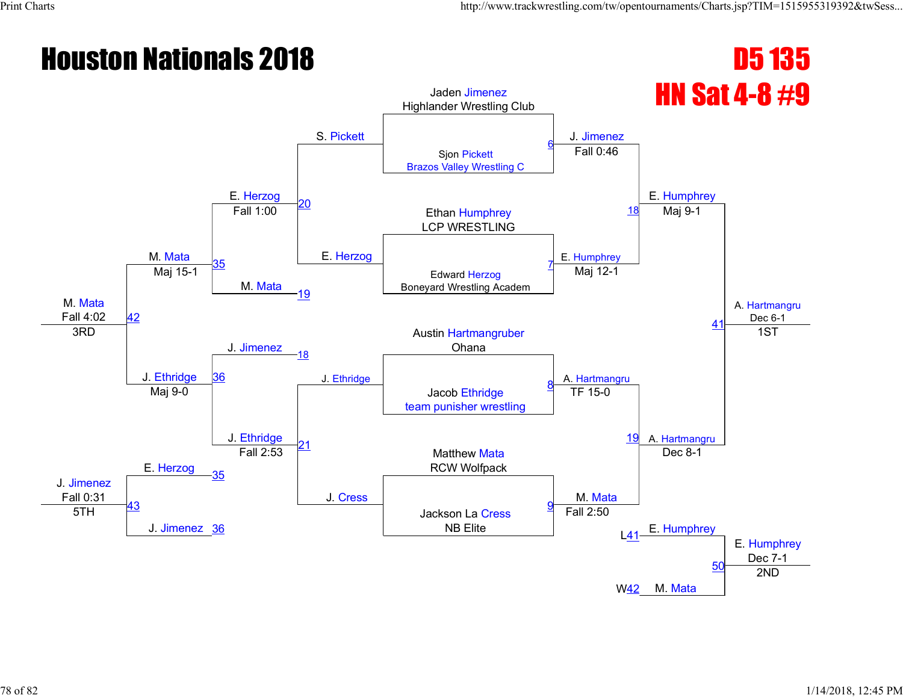# Houston Nationals 2018

## D5 135
## HN Sat 4-8 #9

### Championship Bracket

**First Round**

| Bout | Wrestler 1 | Wrestler 2 | Winner | Result |
|---|---|---|---|---|
| 6 | Jaden Jimenez, Highlander Wrestling Club | Sjon Pickett, Brazos Valley Wrestling C | J. Jimenez | Fall 0:46 |
| 7 | Ethan Humphrey, LCP WRESTLING | Edward Herzog, Boneyard Wrestling Academ | E. Humphrey | Maj 12-1 |
| 8 | Austin Hartmangruber, Ohana | Jacob Ethridge, team punisher wrestling | A. Hartmangru | TF 15-0 |
| 9 | Matthew Mata, RCW Wolfpack | Jackson La Cress, NB Elite | M. Mata | Fall 2:50 |

**Semifinals**

| Bout | Wrestler 1 | Wrestler 2 | Winner | Result |
|---|---|---|---|---|
| 18 | J. Jimenez | E. Humphrey | E. Humphrey | Maj 9-1 |
| 19 | A. Hartmangru | M. Mata | A. Hartmangru | Dec 8-1 |

**Final**

| Bout | Wrestler 1 | Wrestler 2 | Winner | Result |
|---|---|---|---|---|
| 41 | E. Humphrey | A. Hartmangru | A. Hartmangru | Dec 6-1 (1ST) |

**2nd Place Match**

| Bout | Wrestler 1 | Wrestler 2 | Winner | Result |
|---|---|---|---|---|
| 50 | E. Humphrey (L41) | M. Mata (W42) | E. Humphrey | Dec 7-1 (2ND) |

### Consolation Bracket

| Bout | Wrestler 1 | Wrestler 2 | Winner | Result |
|---|---|---|---|---|
| 20 | S. Pickett | E. Herzog | E. Herzog | Fall 1:00 |
| 21 | J. Ethridge | J. Cress | J. Ethridge | Fall 2:53 |
| 35 | E. Herzog | M. Mata (19) | M. Mata | Maj 15-1 |
| 36 | J. Jimenez (18) | J. Ethridge | J. Ethridge | Maj 9-0 |
| 42 | M. Mata | J. Ethridge | M. Mata | Fall 4:02 (3RD) |
| 43 | E. Herzog (35) | J. Jimenez (36) | J. Jimenez | Fall 0:31 (5TH) |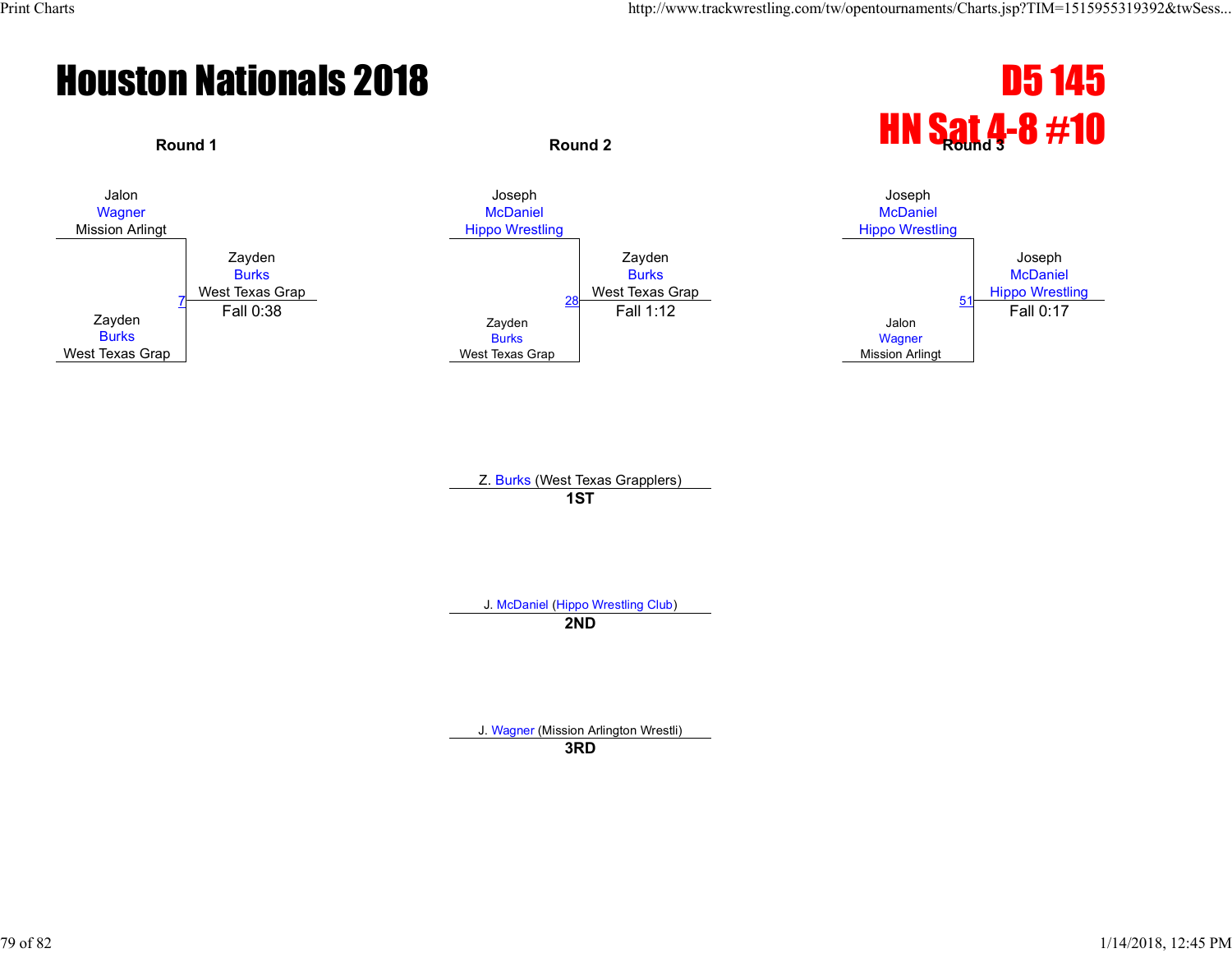# Houston Nationals 2018

## D5 145

## HN Sat 4-8 #10

### Round 1

Jalon
Wagner
Mission Arlingt

Zayden
Burks
West Texas Grap

7

Zayden
Burks
West Texas Grap
Fall 0:38

### Round 2

Joseph
McDaniel
Hippo Wrestling

Zayden
Burks
West Texas Grap

28

Zayden
Burks
West Texas Grap
Fall 1:12

### Round 3

Joseph
McDaniel
Hippo Wrestling

Jalon
Wagner
Mission Arlingt

51

Joseph
McDaniel
Hippo Wrestling
Fall 0:17

Z. Burks (West Texas Grapplers)
**1ST**

J. McDaniel (Hippo Wrestling Club)
**2ND**

J. Wagner (Mission Arlington Wrestli)
**3RD**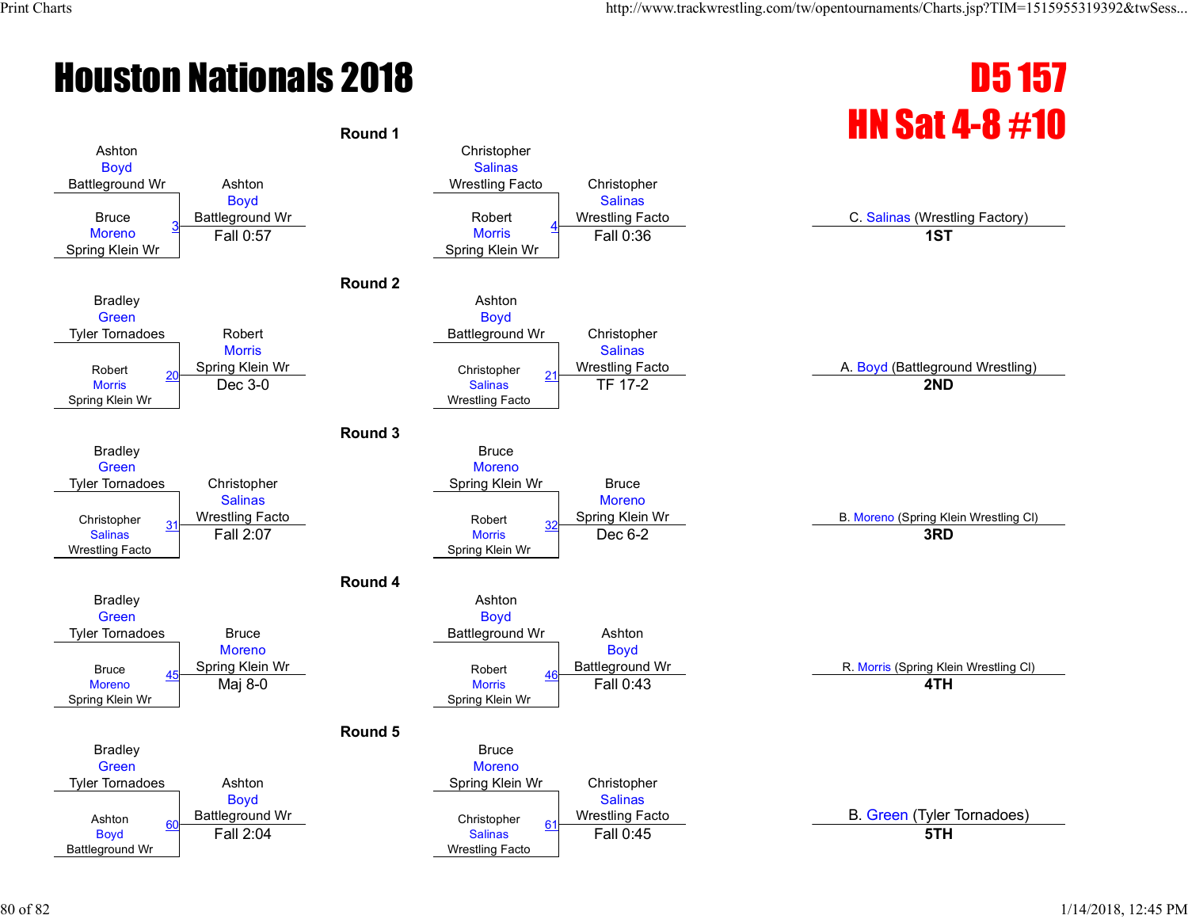# Houston Nationals 2018

# D5 157

# HN Sat 4-8 #10

## Round 1

| Bout | Wrestler 1 | Wrestler 2 | Winner | Result |
|---|---|---|---|---|
| 3 | Ashton Boyd (Battleground Wr) | Bruce Moreno (Spring Klein Wr) | Ashton Boyd (Battleground Wr) | Fall 0:57 |
| 4 | Christopher Salinas (Wrestling Facto) | Robert Morris (Spring Klein Wr) | Christopher Salinas (Wrestling Facto) | Fall 0:36 |

## Round 2

| Bout | Wrestler 1 | Wrestler 2 | Winner | Result |
|---|---|---|---|---|
| 20 | Bradley Green (Tyler Tornadoes) | Robert Morris (Spring Klein Wr) | Robert Morris (Spring Klein Wr) | Dec 3-0 |
| 21 | Ashton Boyd (Battleground Wr) | Christopher Salinas (Wrestling Facto) | Christopher Salinas (Wrestling Facto) | TF 17-2 |

## Round 3

| Bout | Wrestler 1 | Wrestler 2 | Winner | Result |
|---|---|---|---|---|
| 31 | Bradley Green (Tyler Tornadoes) | Christopher Salinas (Wrestling Facto) | Christopher Salinas (Wrestling Facto) | Fall 2:07 |
| 32 | Bruce Moreno (Spring Klein Wr) | Robert Morris (Spring Klein Wr) | Bruce Moreno (Spring Klein Wr) | Dec 6-2 |

## Round 4

| Bout | Wrestler 1 | Wrestler 2 | Winner | Result |
|---|---|---|---|---|
| 45 | Bradley Green (Tyler Tornadoes) | Bruce Moreno (Spring Klein Wr) | Bruce Moreno (Spring Klein Wr) | Maj 8-0 |
| 46 | Ashton Boyd (Battleground Wr) | Robert Morris (Spring Klein Wr) | Ashton Boyd (Battleground Wr) | Fall 0:43 |

## Round 5

| Bout | Wrestler 1 | Wrestler 2 | Winner | Result |
|---|---|---|---|---|
| 60 | Bradley Green (Tyler Tornadoes) | Ashton Boyd (Battleground Wr) | Ashton Boyd (Battleground Wr) | Fall 2:04 |
| 61 | Bruce Moreno (Spring Klein Wr) | Christopher Salinas (Wrestling Facto) | Christopher Salinas (Wrestling Facto) | Fall 0:45 |

## Placings

| Place | Wrestler |
|---|---|
| 1ST | C. Salinas (Wrestling Factory) |
| 2ND | A. Boyd (Battleground Wrestling) |
| 3RD | B. Moreno (Spring Klein Wrestling Cl) |
| 4TH | R. Morris (Spring Klein Wrestling Cl) |
| 5TH | B. Green (Tyler Tornadoes) |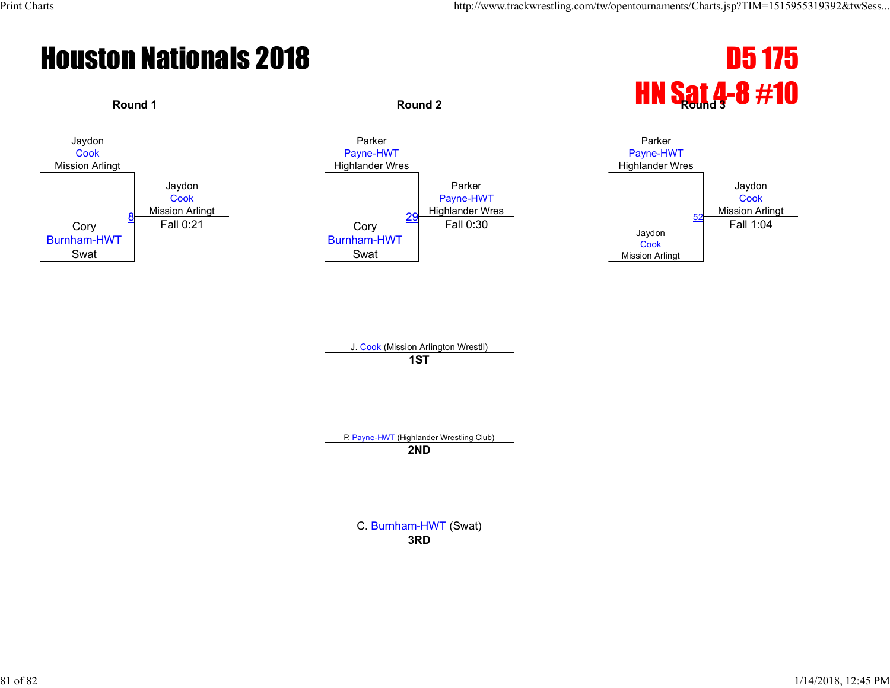# Houston Nationals 2018

## D5 175
## HN Sat 4-8 #10

### Round 1

Jaydon Cook, Mission Arlingt
vs.
Cory Burnham-HWT, Swat

Bout 8 — Winner: Jaydon Cook, Mission Arlingt — Fall 0:21

### Round 2

Parker Payne-HWT, Highlander Wres
vs.
Cory Burnham-HWT, Swat

Bout 29 — Winner: Parker Payne-HWT, Highlander Wres — Fall 0:30

### Round 3

Parker Payne-HWT, Highlander Wres
vs.
Jaydon Cook, Mission Arlingt

Bout 52 — Winner: Jaydon Cook, Mission Arlingt — Fall 1:04

---

J. Cook (Mission Arlington Wrestli)
**1ST**

P. Payne-HWT (Highlander Wrestling Club)
**2ND**

C. Burnham-HWT (Swat)
**3RD**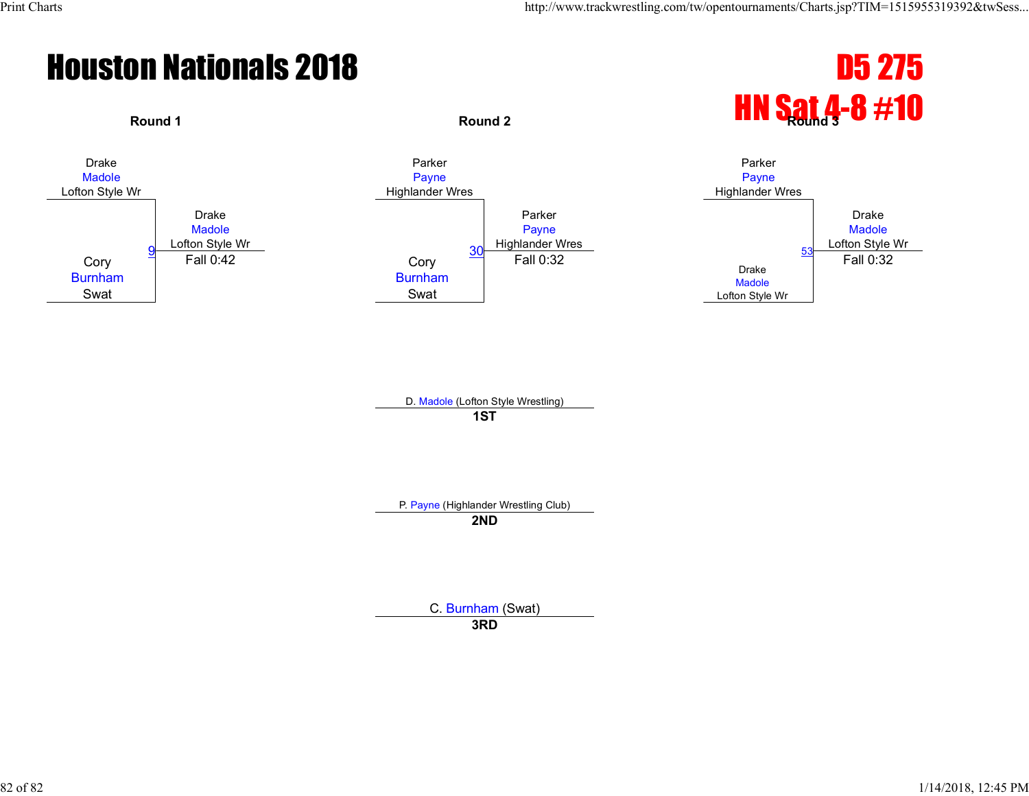# Houston Nationals 2018

# D5 275
# HN Sat 4-8 #10

**Round 1**

Drake
Madole
Lofton Style Wr

9

Cory
Burnham
Swat

Drake
Madole
Lofton Style Wr
Fall 0:42

**Round 2**

Parker
Payne
Highlander Wres

30

Cory
Burnham
Swat

Parker
Payne
Highlander Wres
Fall 0:32

**Round 3**

Parker
Payne
Highlander Wres

53

Drake
Madole
Lofton Style Wr

Drake
Madole
Lofton Style Wr
Fall 0:32

D. Madole (Lofton Style Wrestling)
**1ST**

P. Payne (Highlander Wrestling Club)
**2ND**

C. Burnham (Swat)
**3RD**